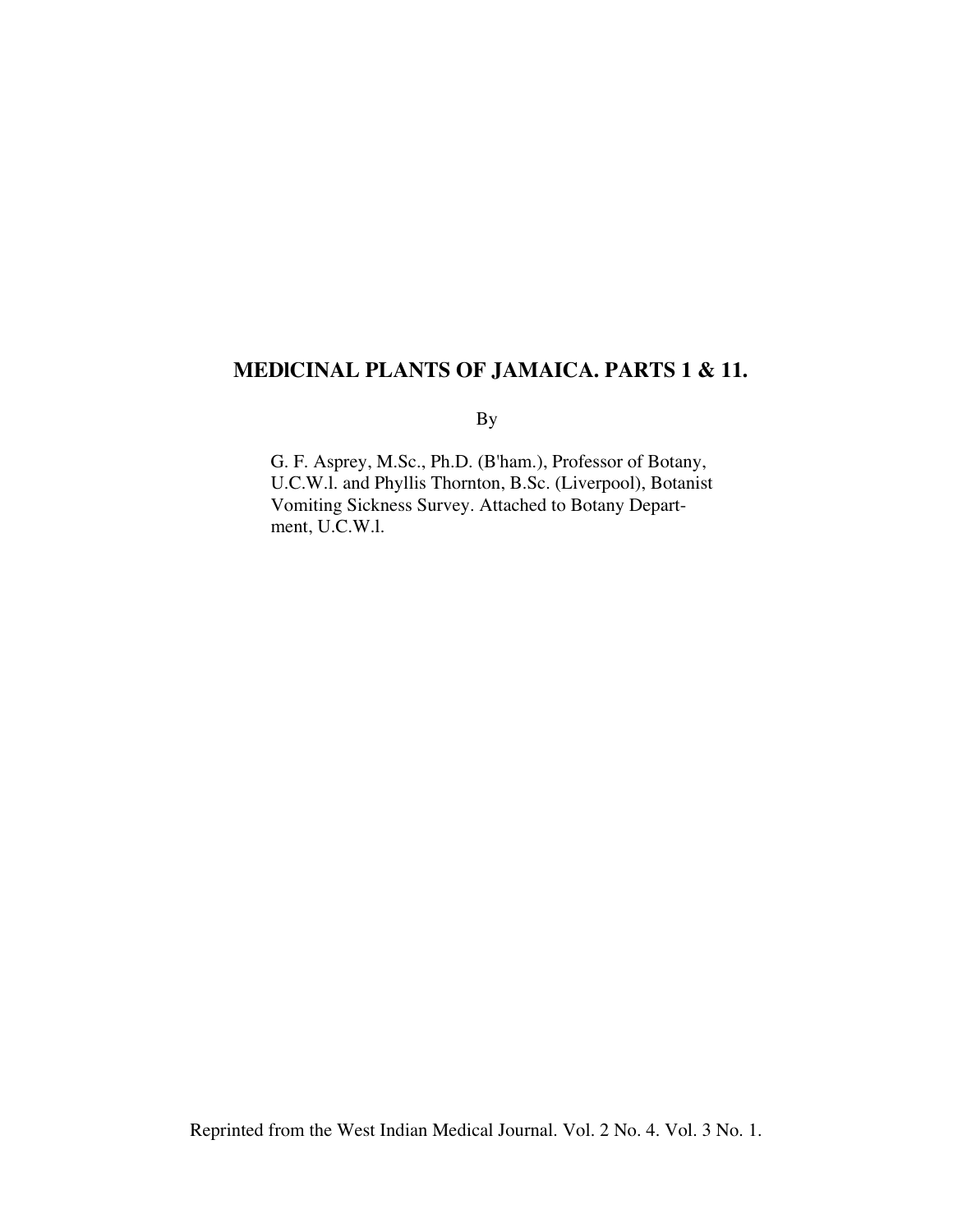# MEDICINAL PLANTS OF JAMAICA. PARTS 1 & 11.

By

G. F. Asprey, M.Sc., Ph.D. (B'ham.), Professor of Botany, U.C.W.l. and Phyllis Thornton, B.Sc. (Liverpool), Botanist Vomiting Sickness Survey. Attached to Botany Department, U.C.W.l.

Reprinted from the West Indian Medical Journal. Vol. 2 No. 4. Vol. 3 No. 1.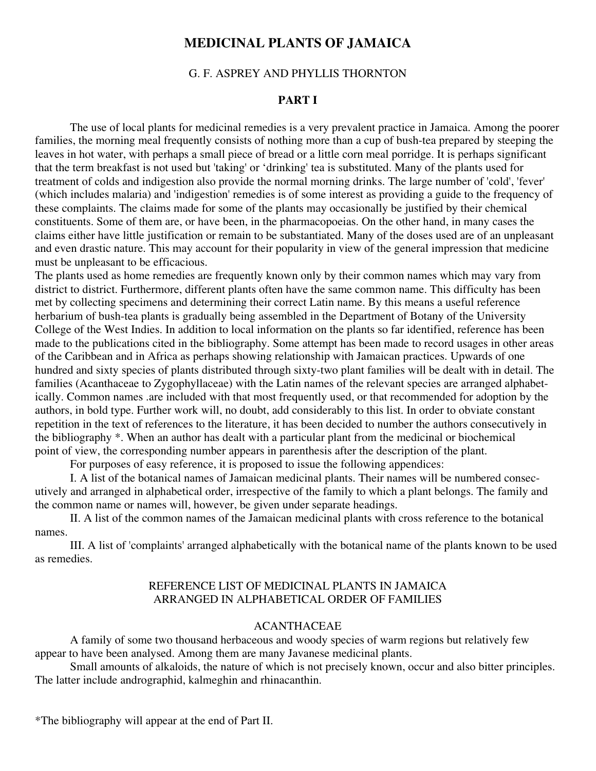# MEDICINAL PLANTS OF JAMAICA

G. F. ASPREY AND PHYLLIS THORNTON

## PART I

The use of local plants for medicinal remedies is a very prevalent practice in Jamaica. Among the poorer families, the morning meal frequently consists of nothing more than a cup of bush-tea prepared by steeping the leaves in hot water, with perhaps a small piece of bread or a little corn meal porridge. It is perhaps significant that the term breakfast is not used but 'taking' or 'drinking' tea is substituted. Many of the plants used for treatment of colds and indigestion also provide the normal morning drinks. The large number of 'cold', 'fever' (which includes malaria) and 'indigestion' remedies is of some interest as providing a guide to the frequency of these complaints. The claims made for some of the plants may occasionally be justified by their chemical constituents. Some of them are, or have been, in the pharmacopoeias. On the other hand, in many cases the claims either have little justification or remain to be substantiated. Many of the doses used are of an unpleasant and even drastic nature. This may account for their popularity in view of the general impression that medicine must be unpleasant to be efficacious.

The plants used as home remedies are frequently known only by their common names which may vary from district to district. Furthermore, different plants often have the same common name. This difficulty has been met by collecting specimens and determining their correct Latin name. By this means a useful reference herbarium of bush-tea plants is gradually being assembled in the Department of Botany of the University College of the West Indies. In addition to local information on the plants so far identified, reference has been made to the publications cited in the bibliography. Some attempt has been made to record usages in other areas of the Caribbean and in Africa as perhaps showing relationship with Jamaican practices. Upwards of one hundred and sixty species of plants distributed through sixty-two plant families will be dealt with in detail. The families (Acanthaceae to Zygophyllaceae) with the Latin names of the relevant species are arranged alphabetically. Common names .are included with that most frequently used, or that recommended for adoption by the authors, in bold type. Further work will, no doubt, add considerably to this list. In order to obviate constant repetition in the text of references to the literature, it has been decided to number the authors consecutively in the bibliography *. When an author has dealt with a particular plant from the medicinal or biochemical point of view, the corresponding number appears in parenthesis after the description of the plant.

For purposes of easy reference, it is proposed to issue the following appendices:

I. A list of the botanical names of Jamaican medicinal plants. Their names will be numbered consecutively and arranged in alphabetical order, irrespective of the family to which a plant belongs. The family and the common name or names will, however, be given under separate headings.

II. A list of the common names of the Jamaican medicinal plants with cross reference to the botanical names.

III. A list of 'complaints' arranged alphabetically with the botanical name of the plants known to be used as remedies.

## REFERENCE LIST OF MEDICINAL PLANTS IN JAMAICA ARRANGED IN ALPHABETICAL ORDER OF FAMILIES

### ACANTHACEAE

A family of some two thousand herbaceous and woody species of warm regions but relatively few appear to have been analysed. Among them are many Javanese medicinal plants.

Small amounts of alkaloids, the nature of which is not precisely known, occur and also bitter principles. The latter include andrographid, kalmeghin and rhinacanthin.

*The bibliography will appear at the end of Part II.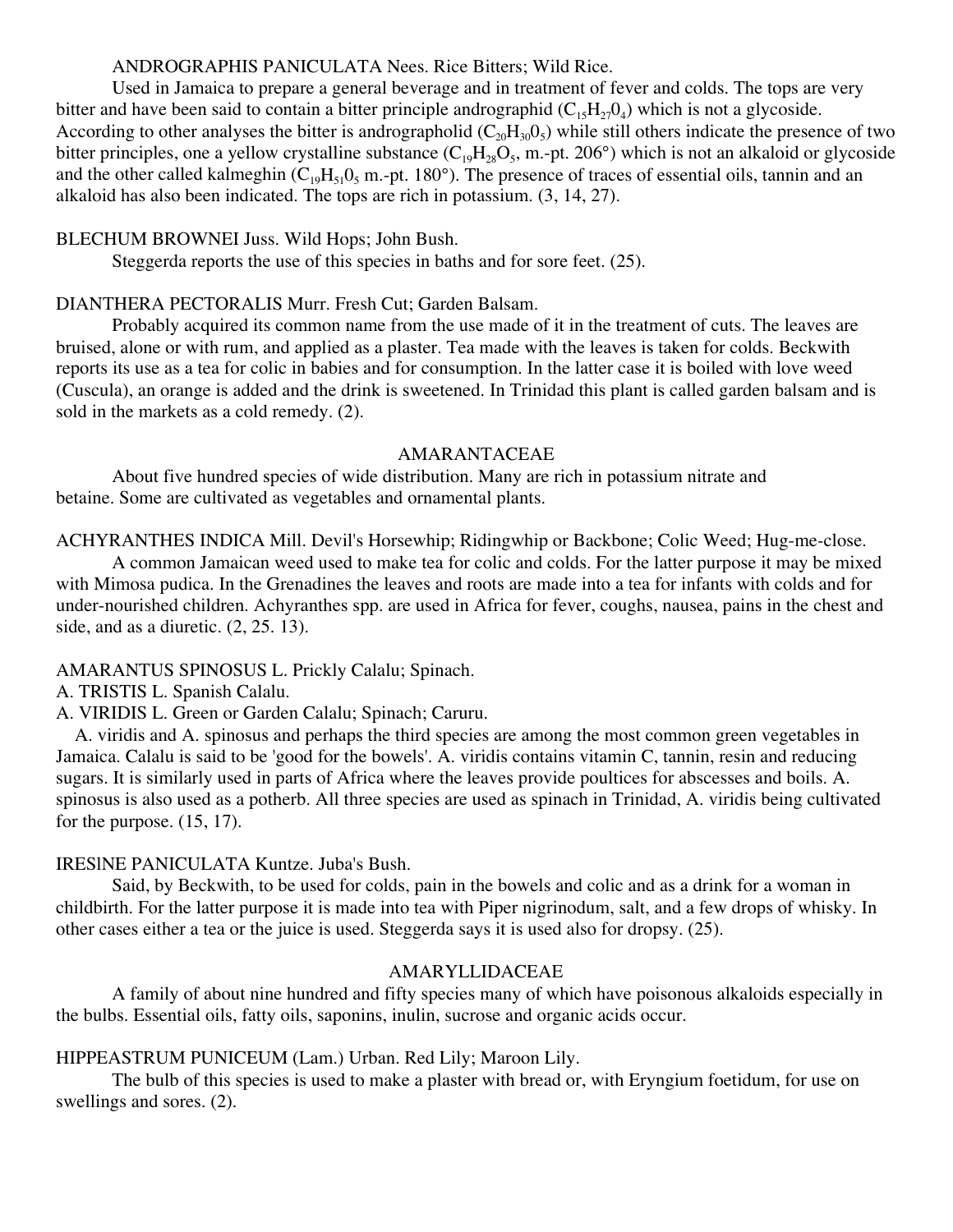ANDROGRAPHIS PANICULATA Nees. Rice Bitters; Wild Rice.

Used in Jamaica to prepare a general beverage and in treatment of fever and colds. The tops are very bitter and have been said to contain a bitter principle andrographid ($C_{15}H_{27}0_4$) which is not a glycoside. According to other analyses the bitter is andrographolid ($C_{20}H_{30}0_5$) while still others indicate the presence of two bitter principles, one a yellow crystalline substance ($C_{19}H_{28}O_5$, m.-pt. 206°) which is not an alkaloid or glycoside and the other called kalmeghin ($C_{19}H_{51}0_5$ m.-pt. 180°). The presence of traces of essential oils, tannin and an alkaloid has also been indicated. The tops are rich in potassium. (3, 14, 27).

BLECHUM BROWNEI Juss. Wild Hops; John Bush.

Steggerda reports the use of this species in baths and for sore feet. (25).

DIANTHERA PECTORALIS Murr. Fresh Cut; Garden Balsam.

Probably acquired its common name from the use made of it in the treatment of cuts. The leaves are bruised, alone or with rum, and applied as a plaster. Tea made with the leaves is taken for colds. Beckwith reports its use as a tea for colic in babies and for consumption. In the latter case it is boiled with love weed (Cuscula), an orange is added and the drink is sweetened. In Trinidad this plant is called garden balsam and is sold in the markets as a cold remedy. (2).

## AMARANTACEAE

About five hundred species of wide distribution. Many are rich in potassium nitrate and betaine. Some are cultivated as vegetables and ornamental plants.

ACHYRANTHES INDICA Mill. Devil's Horsewhip; Ridingwhip or Backbone; Colic Weed; Hug-me-close.

A common Jamaican weed used to make tea for colic and colds. For the latter purpose it may be mixed with Mimosa pudica. In the Grenadines the leaves and roots are made into a tea for infants with colds and for under-nourished children. Achyranthes spp. are used in Africa for fever, coughs, nausea, pains in the chest and side, and as a diuretic. (2, 25. 13).

AMARANTUS SPINOSUS L. Prickly Calalu; Spinach.
A. TRISTIS L. Spanish Calalu.
A. VIRIDIS L. Green or Garden Calalu; Spinach; Caruru.

A. viridis and A. spinosus and perhaps the third species are among the most common green vegetables in Jamaica. Calalu is said to be 'good for the bowels'. A. viridis contains vitamin C, tannin, resin and reducing sugars. It is similarly used in parts of Africa where the leaves provide poultices for abscesses and boils. A. spinosus is also used as a potherb. All three species are used as spinach in Trinidad, A. viridis being cultivated for the purpose. (15, 17).

IRESlNE PANICULATA Kuntze. Juba's Bush.

Said, by Beckwith, to be used for colds, pain in the bowels and colic and as a drink for a woman in childbirth. For the latter purpose it is made into tea with Piper nigrinodum, salt, and a few drops of whisky. In other cases either a tea or the juice is used. Steggerda says it is used also for dropsy. (25).

## AMARYLLIDACEAE

A family of about nine hundred and fifty species many of which have poisonous alkaloids especially in the bulbs. Essential oils, fatty oils, saponins, inulin, sucrose and organic acids occur.

HIPPEASTRUM PUNICEUM (Lam.) Urban. Red Lily; Maroon Lily.

The bulb of this species is used to make a plaster with bread or, with Eryngium foetidum, for use on swellings and sores. (2).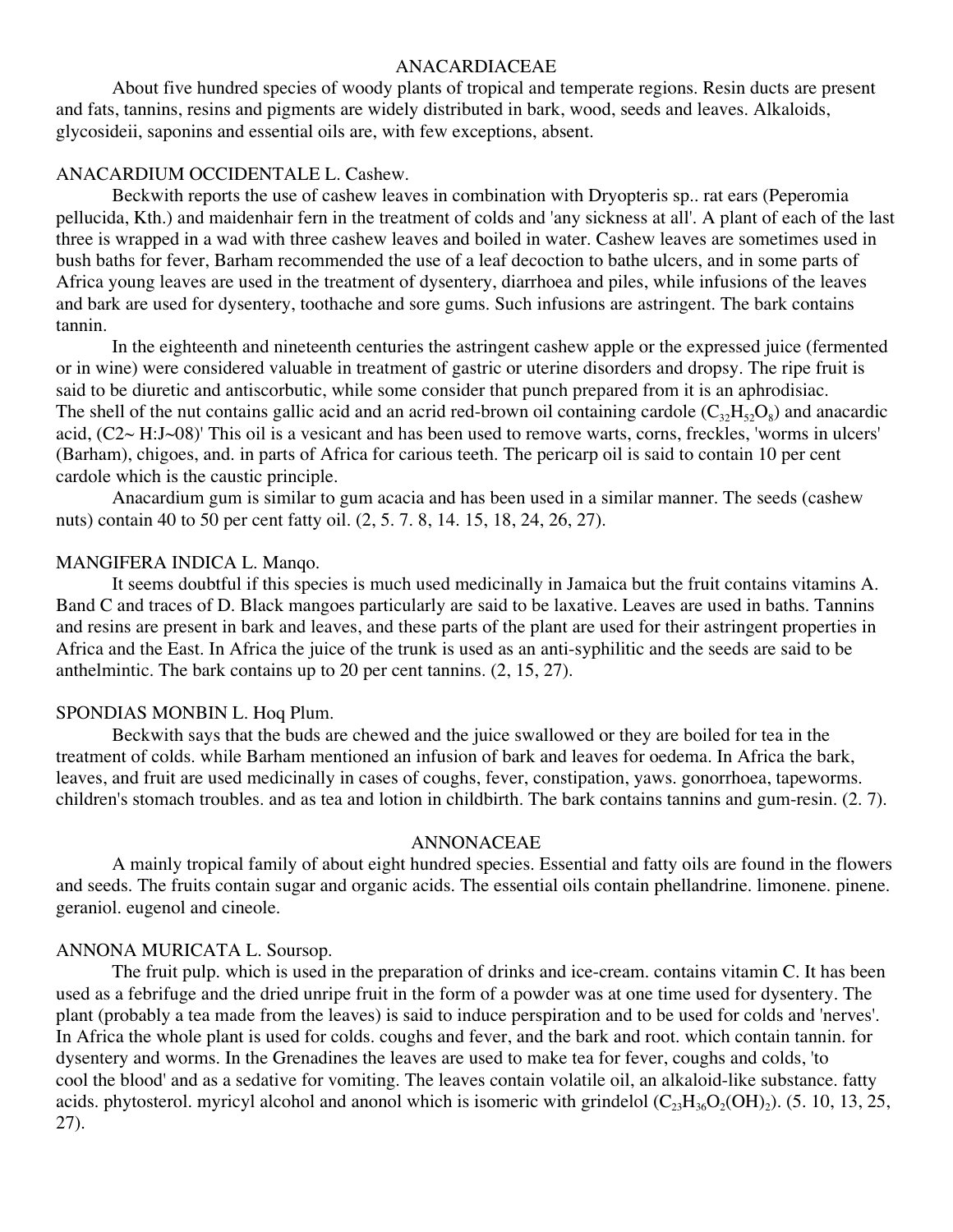## ANACARDIACEAE

About five hundred species of woody plants of tropical and temperate regions. Resin ducts are present and fats, tannins, resins and pigments are widely distributed in bark, wood, seeds and leaves. Alkaloids, glycosideii, saponins and essential oils are, with few exceptions, absent.

### ANACARDIUM OCCIDENTALE L. Cashew.

Beckwith reports the use of cashew leaves in combination with Dryopteris sp.. rat ears (Peperomia pellucida, Kth.) and maidenhair fern in the treatment of colds and 'any sickness at all'. A plant of each of the last three is wrapped in a wad with three cashew leaves and boiled in water. Cashew leaves are sometimes used in bush baths for fever, Barham recommended the use of a leaf decoction to bathe ulcers, and in some parts of Africa young leaves are used in the treatment of dysentery, diarrhoea and piles, while infusions of the leaves and bark are used for dysentery, toothache and sore gums. Such infusions are astringent. The bark contains tannin.

In the eighteenth and nineteenth centuries the astringent cashew apple or the expressed juice (fermented or in wine) were considered valuable in treatment of gastric or uterine disorders and dropsy. The ripe fruit is said to be diuretic and antiscorbutic, while some consider that punch prepared from it is an aphrodisiac. The shell of the nut contains gallic acid and an acrid red-brown oil containing cardole ($C_{32}H_{52}O_8$) and anacardic acid, (C2~ H:J~08)' This oil is a vesicant and has been used to remove warts, corns, freckles, 'worms in ulcers' (Barham), chigoes, and. in parts of Africa for carious teeth. The pericarp oil is said to contain 10 per cent cardole which is the caustic principle.

Anacardium gum is similar to gum acacia and has been used in a similar manner. The seeds (cashew nuts) contain 40 to 50 per cent fatty oil. (2, 5. 7. 8, 14. 15, 18, 24, 26, 27).

### MANGIFERA INDICA L. Manqo.

It seems doubtful if this species is much used medicinally in Jamaica but the fruit contains vitamins A. Band C and traces of D. Black mangoes particularly are said to be laxative. Leaves are used in baths. Tannins and resins are present in bark and leaves, and these parts of the plant are used for their astringent properties in Africa and the East. In Africa the juice of the trunk is used as an anti-syphilitic and the seeds are said to be anthelmintic. The bark contains up to 20 per cent tannins. (2, 15, 27).

### SPONDIAS MONBIN L. Hoq Plum.

Beckwith says that the buds are chewed and the juice swallowed or they are boiled for tea in the treatment of colds. while Barham mentioned an infusion of bark and leaves for oedema. In Africa the bark, leaves, and fruit are used medicinally in cases of coughs, fever, constipation, yaws. gonorrhoea, tapeworms. children's stomach troubles. and as tea and lotion in childbirth. The bark contains tannins and gum-resin. (2. 7).

## ANNONACEAE

A mainly tropical family of about eight hundred species. Essential and fatty oils are found in the flowers and seeds. The fruits contain sugar and organic acids. The essential oils contain phellandrine. limonene. pinene. geraniol. eugenol and cineole.

### ANNONA MURICATA L. Soursop.

The fruit pulp. which is used in the preparation of drinks and ice-cream. contains vitamin C. It has been used as a febrifuge and the dried unripe fruit in the form of a powder was at one time used for dysentery. The plant (probably a tea made from the leaves) is said to induce perspiration and to be used for colds and 'nerves'. In Africa the whole plant is used for colds. coughs and fever, and the bark and root. which contain tannin. for dysentery and worms. In the Grenadines the leaves are used to make tea for fever, coughs and colds, 'to cool the blood' and as a sedative for vomiting. The leaves contain volatile oil, an alkaloid-like substance. fatty acids. phytosterol. myricyl alcohol and anonol which is isomeric with grindelol ($C_{23}H_{36}O_2(OH)_2$). (5. 10, 13, 25, 27).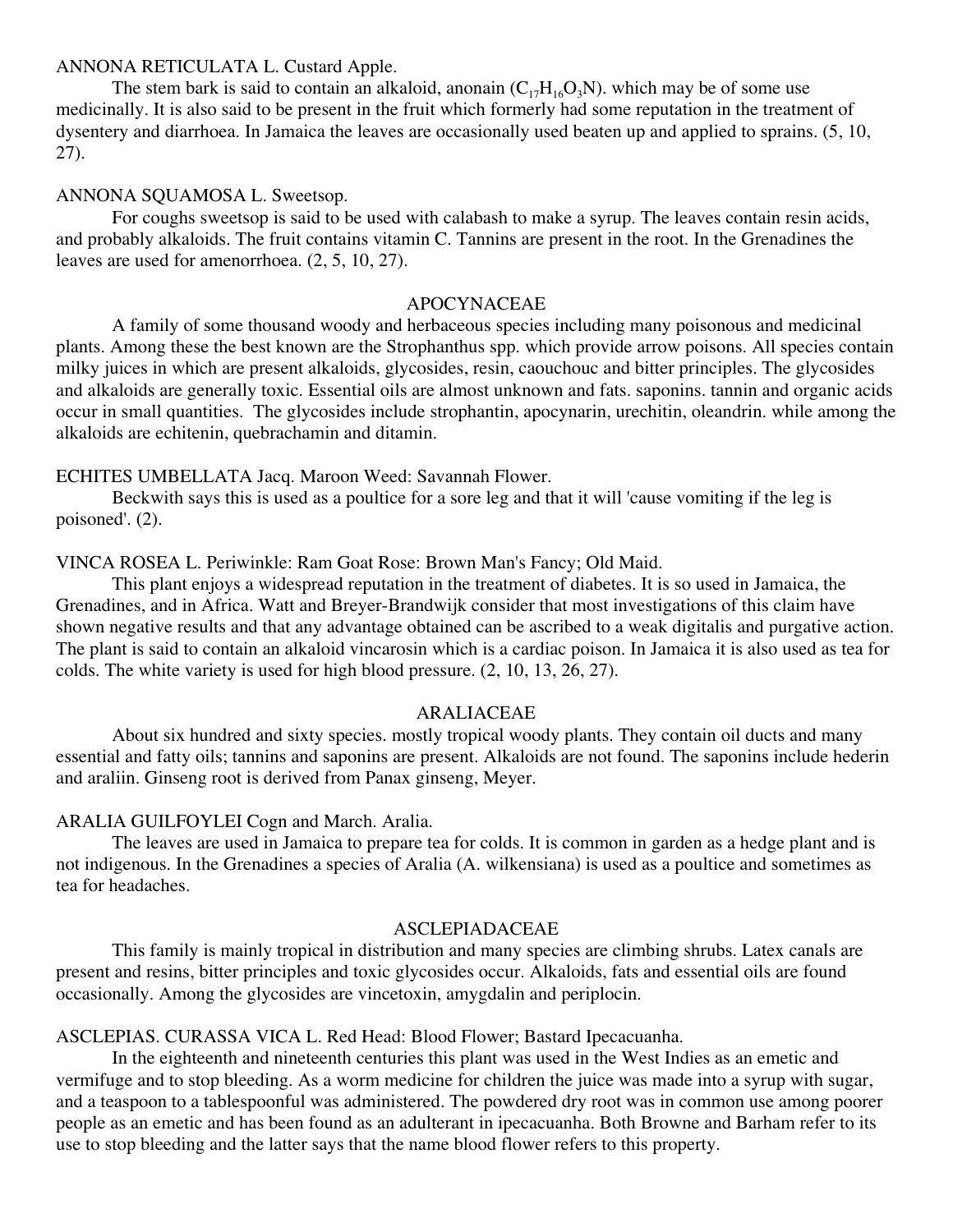ANNONA RETICULATA L. Custard Apple.

The stem bark is said to contain an alkaloid, anonain ($C_{17}H_{16}O_3N$). which may be of some use medicinally. It is also said to be present in the fruit which formerly had some reputation in the treatment of dysentery and diarrhoea. In Jamaica the leaves are occasionally used beaten up and applied to sprains. (5, 10, 27).

ANNONA SQUAMOSA L. Sweetsop.

For coughs sweetsop is said to be used with calabash to make a syrup. The leaves contain resin acids, and probably alkaloids. The fruit contains vitamin C. Tannins are present in the root. In the Grenadines the leaves are used for amenorrhoea. (2, 5, 10, 27).

## APOCYNACEAE

A family of some thousand woody and herbaceous species including many poisonous and medicinal plants. Among these the best known are the Strophanthus spp. which provide arrow poisons. All species contain milky juices in which are present alkaloids, glycosides, resin, caouchouc and bitter principles. The glycosides and alkaloids are generally toxic. Essential oils are almost unknown and fats. saponins. tannin and organic acids occur in small quantities. The glycosides include strophantin, apocynarin, urechitin, oleandrin. while among the alkaloids are echitenin, quebrachamin and ditamin.

ECHITES UMBELLATA Jacq. Maroon Weed: Savannah Flower.

Beckwith says this is used as a poultice for a sore leg and that it will 'cause vomiting if the leg is poisoned'. (2).

VINCA ROSEA L. Periwinkle: Ram Goat Rose: Brown Man's Fancy; Old Maid.

This plant enjoys a widespread reputation in the treatment of diabetes. It is so used in Jamaica, the Grenadines, and in Africa. Watt and Breyer-Brandwijk consider that most investigations of this claim have shown negative results and that any advantage obtained can be ascribed to a weak digitalis and purgative action. The plant is said to contain an alkaloid vincarosin which is a cardiac poison. In Jamaica it is also used as tea for colds. The white variety is used for high blood pressure. (2, 10, 13, 26, 27).

## ARALIACEAE

About six hundred and sixty species. mostly tropical woody plants. They contain oil ducts and many essential and fatty oils; tannins and saponins are present. Alkaloids are not found. The saponins include hederin and araliin. Ginseng root is derived from Panax ginseng, Meyer.

ARALIA GUILFOYLEI Cogn and March. Aralia.

The leaves are used in Jamaica to prepare tea for colds. It is common in garden as a hedge plant and is not indigenous. In the Grenadines a species of Aralia (A. wilkensiana) is used as a poultice and sometimes as tea for headaches.

## ASCLEPIADACEAE

This family is mainly tropical in distribution and many species are climbing shrubs. Latex canals are present and resins, bitter principles and toxic glycosides occur. Alkaloids, fats and essential oils are found occasionally. Among the glycosides are vincetoxin, amygdalin and periplocin.

ASCLEPIAS. CURASSA VICA L. Red Head: Blood Flower; Bastard Ipecacuanha.

In the eighteenth and nineteenth centuries this plant was used in the West Indies as an emetic and vermifuge and to stop bleeding. As a worm medicine for children the juice was made into a syrup with sugar, and a teaspoon to a tablespoonful was administered. The powdered dry root was in common use among poorer people as an emetic and has been found as an adulterant in ipecacuanha. Both Browne and Barham refer to its use to stop bleeding and the latter says that the name blood flower refers to this property.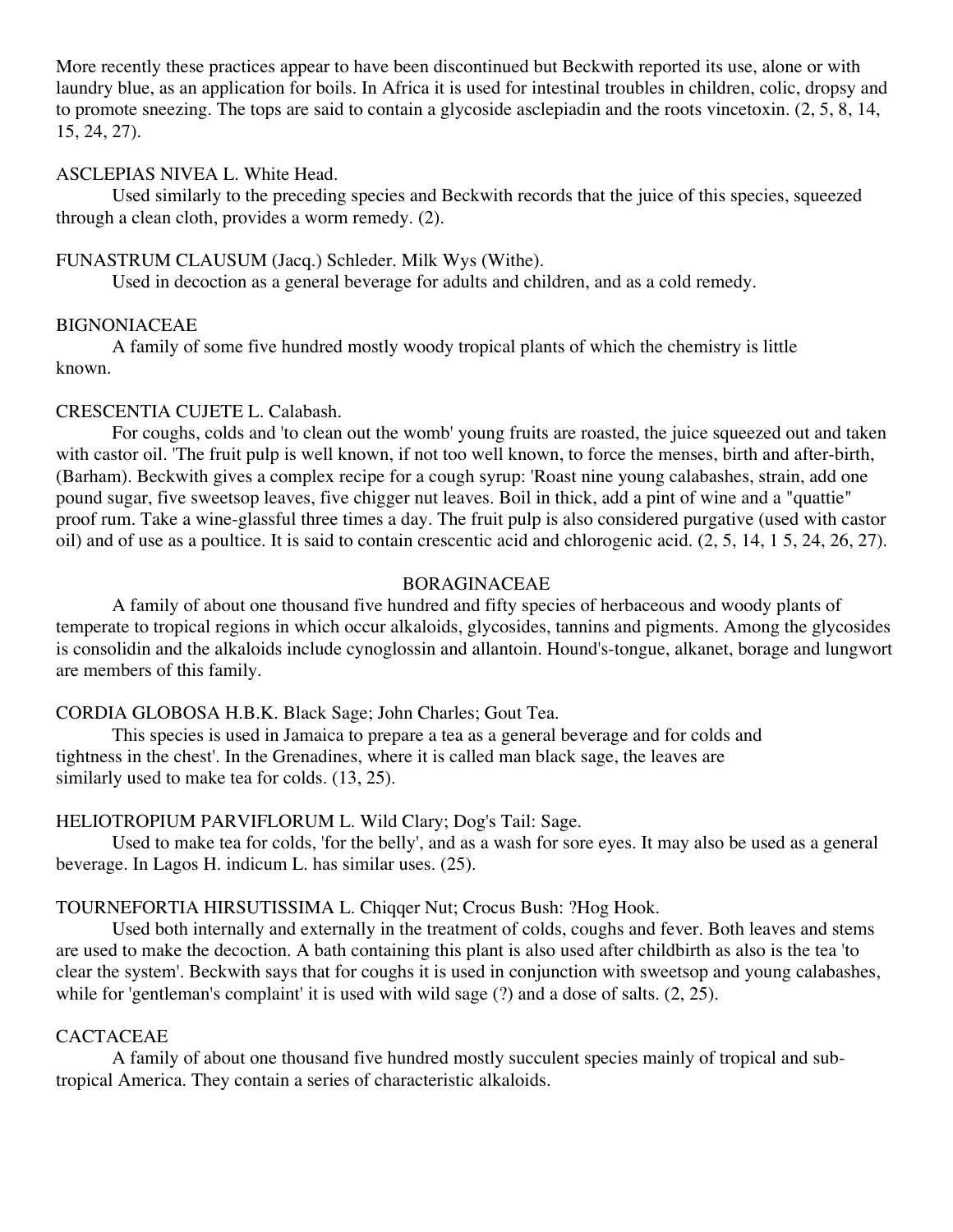More recently these practices appear to have been discontinued but Beckwith reported its use, alone or with laundry blue, as an application for boils. In Africa it is used for intestinal troubles in children, colic, dropsy and to promote sneezing. The tops are said to contain a glycoside asclepiadin and the roots vincetoxin. (2, 5, 8, 14, 15, 24, 27).

ASCLEPIAS NIVEA L. White Head.

Used similarly to the preceding species and Beckwith records that the juice of this species, squeezed through a clean cloth, provides a worm remedy. (2).

FUNASTRUM CLAUSUM (Jacq.) Schleder. Milk Wys (Withe).

Used in decoction as a general beverage for adults and children, and as a cold remedy.

BIGNONIACEAE

A family of some five hundred mostly woody tropical plants of which the chemistry is little known.

CRESCENTIA CUJETE L. Calabash.

For coughs, colds and 'to clean out the womb' young fruits are roasted, the juice squeezed out and taken with castor oil. 'The fruit pulp is well known, if not too well known, to force the menses, birth and after-birth, (Barham). Beckwith gives a complex recipe for a cough syrup: 'Roast nine young calabashes, strain, add one pound sugar, five sweetsop leaves, five chigger nut leaves. Boil in thick, add a pint of wine and a "quattie" proof rum. Take a wine-glassful three times a day. The fruit pulp is also considered purgative (used with castor oil) and of use as a poultice. It is said to contain crescentic acid and chlorogenic acid. (2, 5, 14, 1 5, 24, 26, 27).

BORAGINACEAE

A family of about one thousand five hundred and fifty species of herbaceous and woody plants of temperate to tropical regions in which occur alkaloids, glycosides, tannins and pigments. Among the glycosides is consolidin and the alkaloids include cynoglossin and allantoin. Hound's-tongue, alkanet, borage and lungwort are members of this family.

CORDIA GLOBOSA H.B.K. Black Sage; John Charles; Gout Tea.

This species is used in Jamaica to prepare a tea as a general beverage and for colds and tightness in the chest'. In the Grenadines, where it is called man black sage, the leaves are similarly used to make tea for colds. (13, 25).

HELIOTROPIUM PARVIFLORUM L. Wild Clary; Dog's Tail: Sage.

Used to make tea for colds, 'for the belly', and as a wash for sore eyes. It may also be used as a general beverage. In Lagos H. indicum L. has similar uses. (25).

TOURNEFORTIA HIRSUTISSIMA L. Chiqqer Nut; Crocus Bush: ?Hog Hook.

Used both internally and externally in the treatment of colds, coughs and fever. Both leaves and stems are used to make the decoction. A bath containing this plant is also used after childbirth as also is the tea 'to clear the system'. Beckwith says that for coughs it is used in conjunction with sweetsop and young calabashes, while for 'gentleman's complaint' it is used with wild sage (?) and a dose of salts. (2, 25).

CACTACEAE

A family of about one thousand five hundred mostly succulent species mainly of tropical and sub-tropical America. They contain a series of characteristic alkaloids.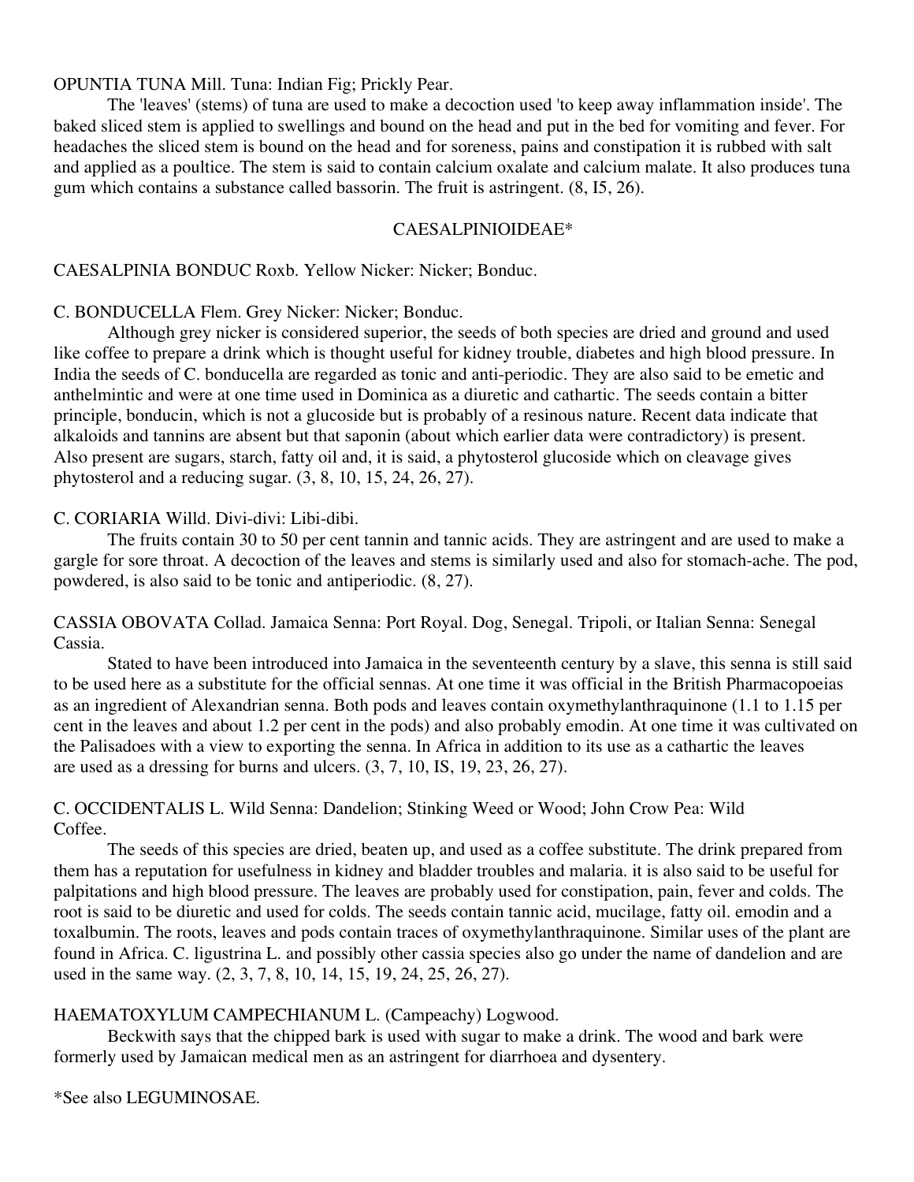OPUNTIA TUNA Mill. Tuna: Indian Fig; Prickly Pear.

The 'leaves' (stems) of tuna are used to make a decoction used 'to keep away inflammation inside'. The baked sliced stem is applied to swellings and bound on the head and put in the bed for vomiting and fever. For headaches the sliced stem is bound on the head and for soreness, pains and constipation it is rubbed with salt and applied as a poultice. The stem is said to contain calcium oxalate and calcium malate. It also produces tuna gum which contains a substance called bassorin. The fruit is astringent. (8, I5, 26).

## CAESALPINIOIDEAE*

CAESALPINIA BONDUC Roxb. Yellow Nicker: Nicker; Bonduc.

C. BONDUCELLA Flem. Grey Nicker: Nicker; Bonduc.

Although grey nicker is considered superior, the seeds of both species are dried and ground and used like coffee to prepare a drink which is thought useful for kidney trouble, diabetes and high blood pressure. In India the seeds of C. bonducella are regarded as tonic and anti-periodic. They are also said to be emetic and anthelmintic and were at one time used in Dominica as a diuretic and cathartic. The seeds contain a bitter principle, bonducin, which is not a glucoside but is probably of a resinous nature. Recent data indicate that alkaloids and tannins are absent but that saponin (about which earlier data were contradictory) is present. Also present are sugars, starch, fatty oil and, it is said, a phytosterol glucoside which on cleavage gives phytosterol and a reducing sugar. (3, 8, 10, 15, 24, 26, 27).

C. CORIARIA Willd. Divi-divi: Libi-dibi.

The fruits contain 30 to 50 per cent tannin and tannic acids. They are astringent and are used to make a gargle for sore throat. A decoction of the leaves and stems is similarly used and also for stomach-ache. The pod, powdered, is also said to be tonic and antiperiodic. (8, 27).

CASSIA OBOVATA Collad. Jamaica Senna: Port Royal. Dog, Senegal. Tripoli, or Italian Senna: Senegal Cassia.

Stated to have been introduced into Jamaica in the seventeenth century by a slave, this senna is still said to be used here as a substitute for the official sennas. At one time it was official in the British Pharmacopoeias as an ingredient of Alexandrian senna. Both pods and leaves contain oxymethylanthraquinone (1.1 to 1.15 per cent in the leaves and about 1.2 per cent in the pods) and also probably emodin. At one time it was cultivated on the Palisadoes with a view to exporting the senna. In Africa in addition to its use as a cathartic the leaves are used as a dressing for burns and ulcers. (3, 7, 10, IS, 19, 23, 26, 27).

C. OCCIDENTALIS L. Wild Senna: Dandelion; Stinking Weed or Wood; John Crow Pea: Wild Coffee.

The seeds of this species are dried, beaten up, and used as a coffee substitute. The drink prepared from them has a reputation for usefulness in kidney and bladder troubles and malaria. it is also said to be useful for palpitations and high blood pressure. The leaves are probably used for constipation, pain, fever and colds. The root is said to be diuretic and used for colds. The seeds contain tannic acid, mucilage, fatty oil. emodin and a toxalbumin. The roots, leaves and pods contain traces of oxymethylanthraquinone. Similar uses of the plant are found in Africa. C. ligustrina L. and possibly other cassia species also go under the name of dandelion and are used in the same way. (2, 3, 7, 8, 10, 14, 15, 19, 24, 25, 26, 27).

HAEMATOXYLUM CAMPECHIANUM L. (Campeachy) Logwood.

Beckwith says that the chipped bark is used with sugar to make a drink. The wood and bark were formerly used by Jamaican medical men as an astringent for diarrhoea and dysentery.

*See also LEGUMINOSAE.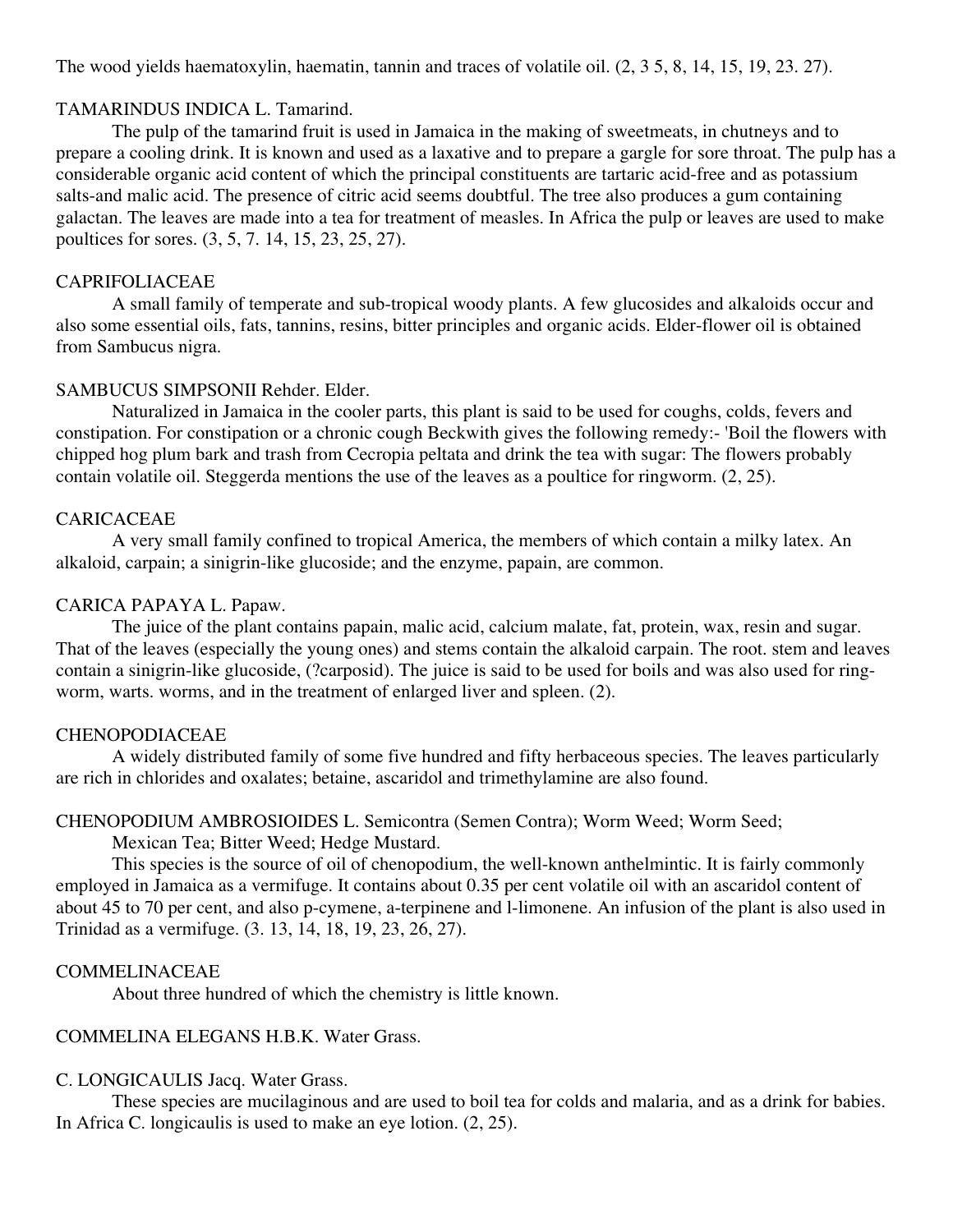The wood yields haematoxylin, haematin, tannin and traces of volatile oil. (2, 3 5, 8, 14, 15, 19, 23. 27).

## TAMARINDUS INDICA L. Tamarind.

The pulp of the tamarind fruit is used in Jamaica in the making of sweetmeats, in chutneys and to prepare a cooling drink. It is known and used as a laxative and to prepare a gargle for sore throat. The pulp has a considerable organic acid content of which the principal constituents are tartaric acid-free and as potassium salts-and malic acid. The presence of citric acid seems doubtful. The tree also produces a gum containing galactan. The leaves are made into a tea for treatment of measles. In Africa the pulp or leaves are used to make poultices for sores. (3, 5, 7. 14, 15, 23, 25, 27).

## CAPRIFOLIACEAE

A small family of temperate and sub-tropical woody plants. A few glucosides and alkaloids occur and also some essential oils, fats, tannins, resins, bitter principles and organic acids. Elder-flower oil is obtained from Sambucus nigra.

## SAMBUCUS SIMPSONII Rehder. Elder.

Naturalized in Jamaica in the cooler parts, this plant is said to be used for coughs, colds, fevers and constipation. For constipation or a chronic cough Beckwith gives the following remedy:- 'Boil the flowers with chipped hog plum bark and trash from Cecropia peltata and drink the tea with sugar: The flowers probably contain volatile oil. Steggerda mentions the use of the leaves as a poultice for ringworm. (2, 25).

## CARICACEAE

A very small family confined to tropical America, the members of which contain a milky latex. An alkaloid, carpain; a sinigrin-like glucoside; and the enzyme, papain, are common.

## CARICA PAPAYA L. Papaw.

The juice of the plant contains papain, malic acid, calcium malate, fat, protein, wax, resin and sugar. That of the leaves (especially the young ones) and stems contain the alkaloid carpain. The root. stem and leaves contain a sinigrin-like glucoside, (?carposid). The juice is said to be used for boils and was also used for ring-worm, warts. worms, and in the treatment of enlarged liver and spleen. (2).

## CHENOPODIACEAE

A widely distributed family of some five hundred and fifty herbaceous species. The leaves particularly are rich in chlorides and oxalates; betaine, ascaridol and trimethylamine are also found.

## CHENOPODIUM AMBROSIOIDES L. Semicontra (Semen Contra); Worm Weed; Worm Seed; Mexican Tea; Bitter Weed; Hedge Mustard.

This species is the source of oil of chenopodium, the well-known anthelmintic. It is fairly commonly employed in Jamaica as a vermifuge. It contains about 0.35 per cent volatile oil with an ascaridol content of about 45 to 70 per cent, and also p-cymene, a-terpinene and l-limonene. An infusion of the plant is also used in Trinidad as a vermifuge. (3. 13, 14, 18, 19, 23, 26, 27).

## COMMELINACEAE

About three hundred of which the chemistry is little known.

## COMMELINA ELEGANS H.B.K. Water Grass.

## C. LONGICAULIS Jacq. Water Grass.

These species are mucilaginous and are used to boil tea for colds and malaria, and as a drink for babies. In Africa C. longicaulis is used to make an eye lotion. (2, 25).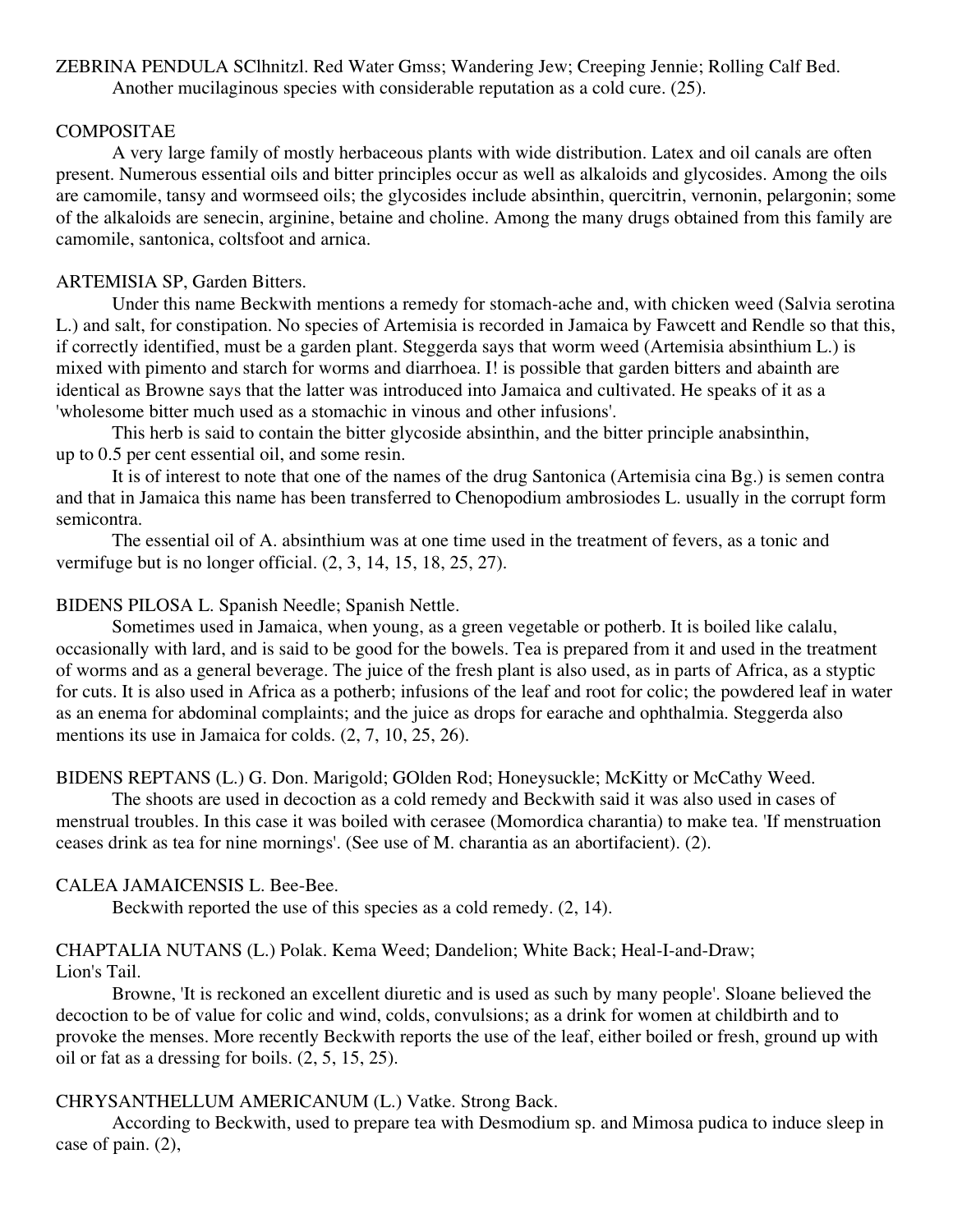ZEBRINA PENDULA SClhnitzl. Red Water Gmss; Wandering Jew; Creeping Jennie; Rolling Calf Bed.

Another mucilaginous species with considerable reputation as a cold cure. (25).

## COMPOSITAE

A very large family of mostly herbaceous plants with wide distribution. Latex and oil canals are often present. Numerous essential oils and bitter principles occur as well as alkaloids and glycosides. Among the oils are camomile, tansy and wormseed oils; the glycosides include absinthin, quercitrin, vernonin, pelargonin; some of the alkaloids are senecin, arginine, betaine and choline. Among the many drugs obtained from this family are camomile, santonica, coltsfoot and arnica.

ARTEMISIA SP, Garden Bitters.

Under this name Beckwith mentions a remedy for stomach-ache and, with chicken weed (Salvia serotina L.) and salt, for constipation. No species of Artemisia is recorded in Jamaica by Fawcett and Rendle so that this, if correctly identified, must be a garden plant. Steggerda says that worm weed (Artemisia absinthium L.) is mixed with pimento and starch for worms and diarrhoea. I! is possible that garden bitters and abainth are identical as Browne says that the latter was introduced into Jamaica and cultivated. He speaks of it as a 'wholesome bitter much used as a stomachic in vinous and other infusions'.

This herb is said to contain the bitter glycoside absinthin, and the bitter principle anabsinthin, up to 0.5 per cent essential oil, and some resin.

It is of interest to note that one of the names of the drug Santonica (Artemisia cina Bg.) is semen contra and that in Jamaica this name has been transferred to Chenopodium ambrosiodes L. usually in the corrupt form semicontra.

The essential oil of A. absinthium was at one time used in the treatment of fevers, as a tonic and vermifuge but is no longer official. (2, 3, 14, 15, 18, 25, 27).

BIDENS PILOSA L. Spanish Needle; Spanish Nettle.

Sometimes used in Jamaica, when young, as a green vegetable or potherb. It is boiled like calalu, occasionally with lard, and is said to be good for the bowels. Tea is prepared from it and used in the treatment of worms and as a general beverage. The juice of the fresh plant is also used, as in parts of Africa, as a styptic for cuts. It is also used in Africa as a potherb; infusions of the leaf and root for colic; the powdered leaf in water as an enema for abdominal complaints; and the juice as drops for earache and ophthalmia. Steggerda also mentions its use in Jamaica for colds. (2, 7, 10, 25, 26).

BIDENS REPTANS (L.) G. Don. Marigold; GOlden Rod; Honeysuckle; McKitty or McCathy Weed.

The shoots are used in decoction as a cold remedy and Beckwith said it was also used in cases of menstrual troubles. In this case it was boiled with cerasee (Momordica charantia) to make tea. 'If menstruation ceases drink as tea for nine mornings'. (See use of M. charantia as an abortifacient). (2).

CALEA JAMAICENSIS L. Bee-Bee.

Beckwith reported the use of this species as a cold remedy. (2, 14).

CHAPTALIA NUTANS (L.) Polak. Kema Weed; Dandelion; White Back; Heal-I-and-Draw; Lion's Tail.

Browne, 'It is reckoned an excellent diuretic and is used as such by many people'. Sloane believed the decoction to be of value for colic and wind, colds, convulsions; as a drink for women at childbirth and to provoke the menses. More recently Beckwith reports the use of the leaf, either boiled or fresh, ground up with oil or fat as a dressing for boils. (2, 5, 15, 25).

CHRYSANTHELLUM AMERICANUM (L.) Vatke. Strong Back.

According to Beckwith, used to prepare tea with Desmodium sp. and Mimosa pudica to induce sleep in case of pain. (2),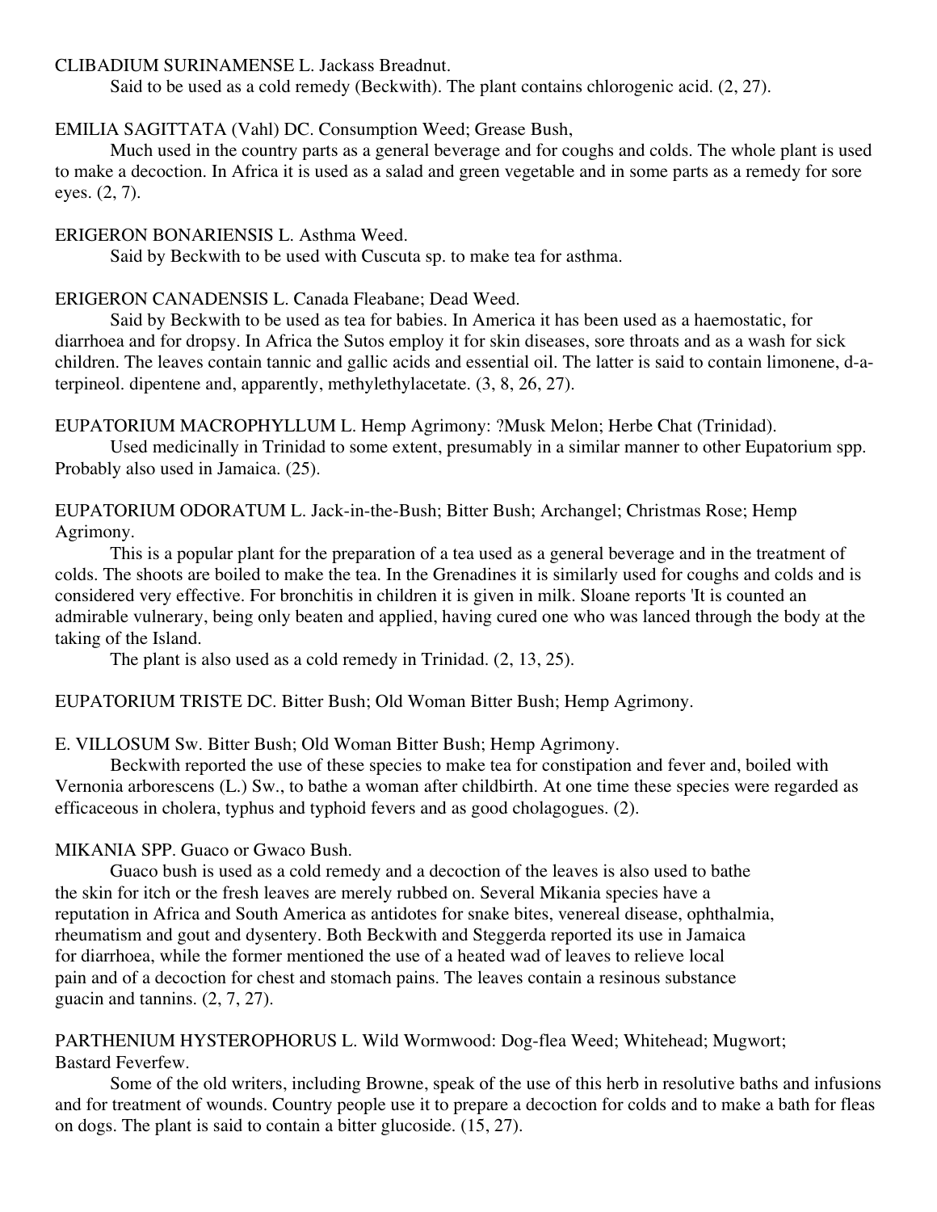CLIBADIUM SURINAMENSE L. Jackass Breadnut.

Said to be used as a cold remedy (Beckwith). The plant contains chlorogenic acid. (2, 27).

EMILIA SAGITTATA (Vahl) DC. Consumption Weed; Grease Bush,

Much used in the country parts as a general beverage and for coughs and colds. The whole plant is used to make a decoction. In Africa it is used as a salad and green vegetable and in some parts as a remedy for sore eyes. (2, 7).

ERIGERON BONARIENSIS L. Asthma Weed.

Said by Beckwith to be used with Cuscuta sp. to make tea for asthma.

ERIGERON CANADENSIS L. Canada Fleabane; Dead Weed.

Said by Beckwith to be used as tea for babies. In America it has been used as a haemostatic, for diarrhoea and for dropsy. In Africa the Sutos employ it for skin diseases, sore throats and as a wash for sick children. The leaves contain tannic and gallic acids and essential oil. The latter is said to contain limonene, d-a-terpineol. dipentene and, apparently, methylethylacetate. (3, 8, 26, 27).

EUPATORIUM MACROPHYLLUM L. Hemp Agrimony: ?Musk Melon; Herbe Chat (Trinidad).

Used medicinally in Trinidad to some extent, presumably in a similar manner to other Eupatorium spp. Probably also used in Jamaica. (25).

EUPATORIUM ODORATUM L. Jack-in-the-Bush; Bitter Bush; Archangel; Christmas Rose; Hemp Agrimony.

This is a popular plant for the preparation of a tea used as a general beverage and in the treatment of colds. The shoots are boiled to make the tea. In the Grenadines it is similarly used for coughs and colds and is considered very effective. For bronchitis in children it is given in milk. Sloane reports 'It is counted an admirable vulnerary, being only beaten and applied, having cured one who was lanced through the body at the taking of the Island.

The plant is also used as a cold remedy in Trinidad. (2, 13, 25).

EUPATORIUM TRISTE DC. Bitter Bush; Old Woman Bitter Bush; Hemp Agrimony.

E. VILLOSUM Sw. Bitter Bush; Old Woman Bitter Bush; Hemp Agrimony.

Beckwith reported the use of these species to make tea for constipation and fever and, boiled with Vernonia arborescens (L.) Sw., to bathe a woman after childbirth. At one time these species were regarded as efficaceous in cholera, typhus and typhoid fevers and as good cholagogues. (2).

MIKANIA SPP. Guaco or Gwaco Bush.

Guaco bush is used as a cold remedy and a decoction of the leaves is also used to bathe the skin for itch or the fresh leaves are merely rubbed on. Several Mikania species have a reputation in Africa and South America as antidotes for snake bites, venereal disease, ophthalmia, rheumatism and gout and dysentery. Both Beckwith and Steggerda reported its use in Jamaica for diarrhoea, while the former mentioned the use of a heated wad of leaves to relieve local pain and of a decoction for chest and stomach pains. The leaves contain a resinous substance guacin and tannins. (2, 7, 27).

PARTHENIUM HYSTEROPHORUS L. Wild Wormwood: Dog-flea Weed; Whitehead; Mugwort; Bastard Feverfew.

Some of the old writers, including Browne, speak of the use of this herb in resolutive baths and infusions and for treatment of wounds. Country people use it to prepare a decoction for colds and to make a bath for fleas on dogs. The plant is said to contain a bitter glucoside. (15, 27).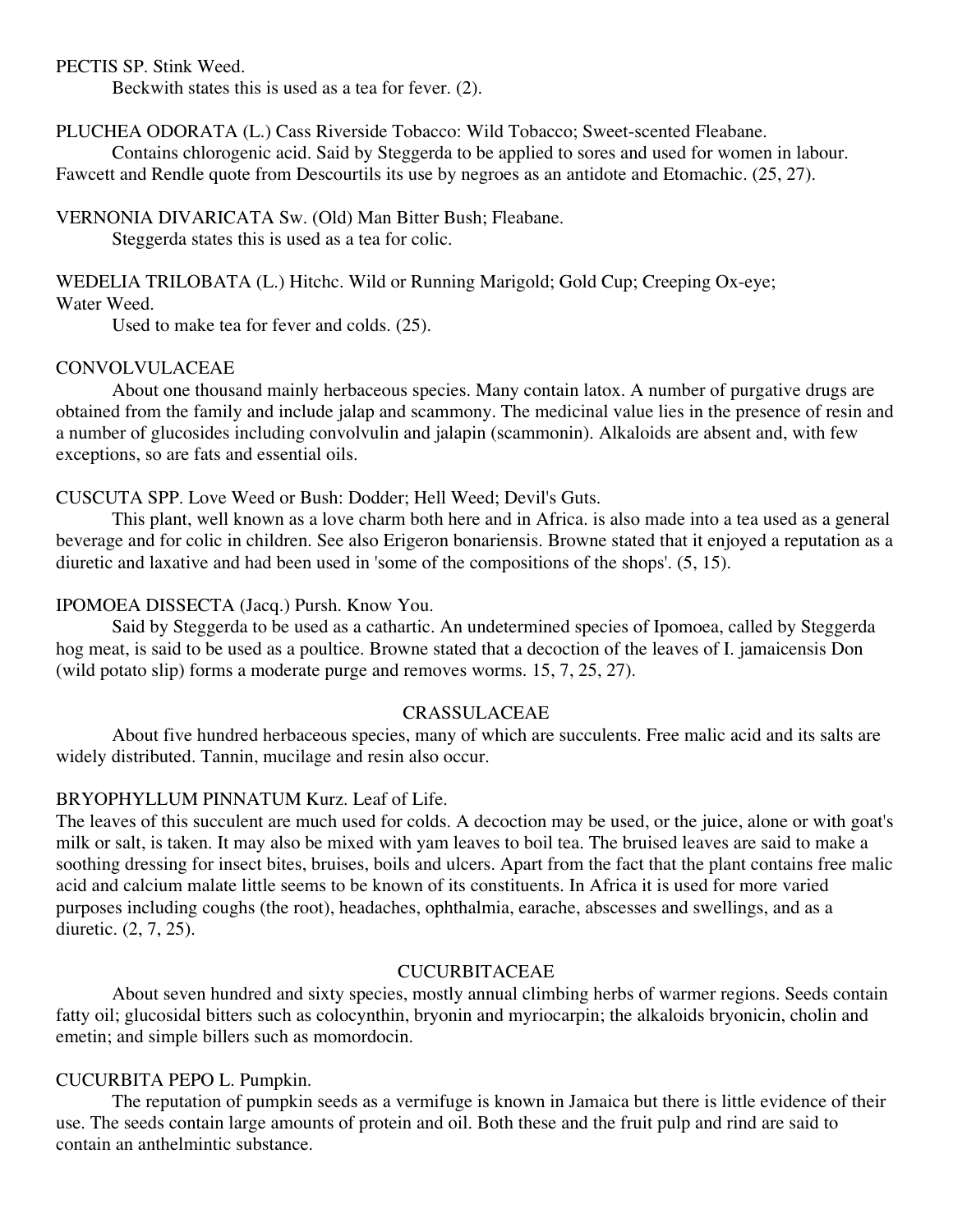PECTIS SP. Stink Weed.

Beckwith states this is used as a tea for fever. (2).

PLUCHEA ODORATA (L.) Cass Riverside Tobacco: Wild Tobacco; Sweet-scented Fleabane.

Contains chlorogenic acid. Said by Steggerda to be applied to sores and used for women in labour. Fawcett and Rendle quote from Descourtils its use by negroes as an antidote and Etomachic. (25, 27).

VERNONIA DIVARICATA Sw. (Old) Man Bitter Bush; Fleabane.

Steggerda states this is used as a tea for colic.

WEDELIA TRILOBATA (L.) Hitchc. Wild or Running Marigold; Gold Cup; Creeping Ox-eye; Water Weed.

Used to make tea for fever and colds. (25).

## CONVOLVULACEAE

About one thousand mainly herbaceous species. Many contain latox. A number of purgative drugs are obtained from the family and include jalap and scammony. The medicinal value lies in the presence of resin and a number of glucosides including convolvulin and jalapin (scammonin). Alkaloids are absent and, with few exceptions, so are fats and essential oils.

CUSCUTA SPP. Love Weed or Bush: Dodder; Hell Weed; Devil's Guts.

This plant, well known as a love charm both here and in Africa. is also made into a tea used as a general beverage and for colic in children. See also Erigeron bonariensis. Browne stated that it enjoyed a reputation as a diuretic and laxative and had been used in 'some of the compositions of the shops'. (5, 15).

IPOMOEA DISSECTA (Jacq.) Pursh. Know You.

Said by Steggerda to be used as a cathartic. An undetermined species of Ipomoea, called by Steggerda hog meat, is said to be used as a poultice. Browne stated that a decoction of the leaves of I. jamaicensis Don (wild potato slip) forms a moderate purge and removes worms. 15, 7, 25, 27).

## CRASSULACEAE

About five hundred herbaceous species, many of which are succulents. Free malic acid and its salts are widely distributed. Tannin, mucilage and resin also occur.

BRYOPHYLLUM PINNATUM Kurz. Leaf of Life.

The leaves of this succulent are much used for colds. A decoction may be used, or the juice, alone or with goat's milk or salt, is taken. It may also be mixed with yam leaves to boil tea. The bruised leaves are said to make a soothing dressing for insect bites, bruises, boils and ulcers. Apart from the fact that the plant contains free malic acid and calcium malate little seems to be known of its constituents. In Africa it is used for more varied purposes including coughs (the root), headaches, ophthalmia, earache, abscesses and swellings, and as a diuretic. (2, 7, 25).

## CUCURBITACEAE

About seven hundred and sixty species, mostly annual climbing herbs of warmer regions. Seeds contain fatty oil; glucosidal bitters such as colocynthin, bryonin and myriocarpin; the alkaloids bryonicin, cholin and emetin; and simple billers such as momordocin.

CUCURBITA PEPO L. Pumpkin.

The reputation of pumpkin seeds as a vermifuge is known in Jamaica but there is little evidence of their use. The seeds contain large amounts of protein and oil. Both these and the fruit pulp and rind are said to contain an anthelmintic substance.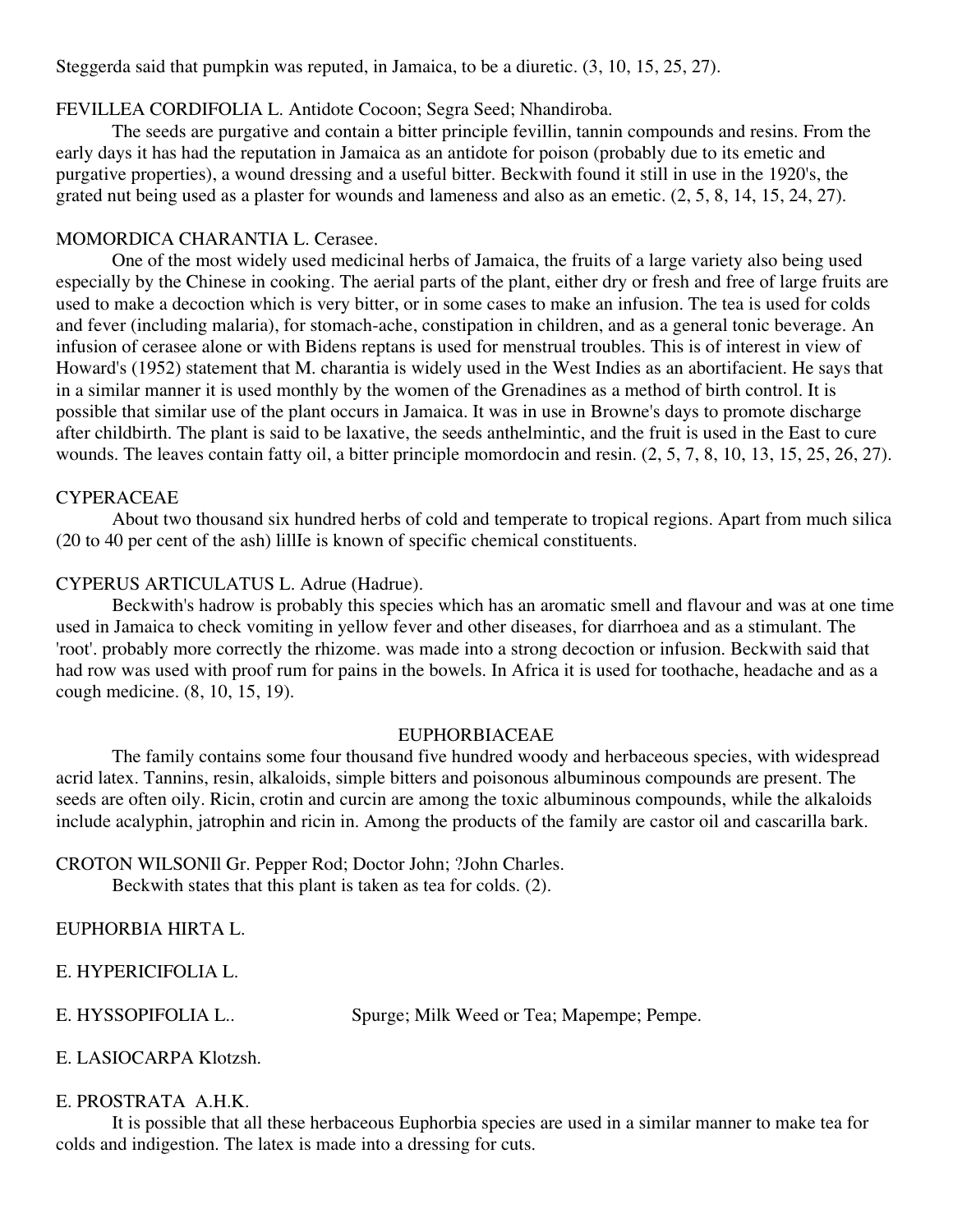Steggerda said that pumpkin was reputed, in Jamaica, to be a diuretic. (3, 10, 15, 25, 27).

FEVILLEA CORDIFOLIA L. Antidote Cocoon; Segra Seed; Nhandiroba.

The seeds are purgative and contain a bitter principle fevillin, tannin compounds and resins. From the early days it has had the reputation in Jamaica as an antidote for poison (probably due to its emetic and purgative properties), a wound dressing and a useful bitter. Beckwith found it still in use in the 1920's, the grated nut being used as a plaster for wounds and lameness and also as an emetic. (2, 5, 8, 14, 15, 24, 27).

MOMORDICA CHARANTIA L. Cerasee.

One of the most widely used medicinal herbs of Jamaica, the fruits of a large variety also being used especially by the Chinese in cooking. The aerial parts of the plant, either dry or fresh and free of large fruits are used to make a decoction which is very bitter, or in some cases to make an infusion. The tea is used for colds and fever (including malaria), for stomach-ache, constipation in children, and as a general tonic beverage. An infusion of cerasee alone or with Bidens reptans is used for menstrual troubles. This is of interest in view of Howard's (1952) statement that M. charantia is widely used in the West Indies as an abortifacient. He says that in a similar manner it is used monthly by the women of the Grenadines as a method of birth control. It is possible that similar use of the plant occurs in Jamaica. It was in use in Browne's days to promote discharge after childbirth. The plant is said to be laxative, the seeds anthelmintic, and the fruit is used in the East to cure wounds. The leaves contain fatty oil, a bitter principle momordocin and resin. (2, 5, 7, 8, 10, 13, 15, 25, 26, 27).

CYPERACEAE

About two thousand six hundred herbs of cold and temperate to tropical regions. Apart from much silica (20 to 40 per cent of the ash) lillIe is known of specific chemical constituents.

CYPERUS ARTICULATUS L. Adrue (Hadrue).

Beckwith's hadrow is probably this species which has an aromatic smell and flavour and was at one time used in Jamaica to check vomiting in yellow fever and other diseases, for diarrhoea and as a stimulant. The 'root'. probably more correctly the rhizome. was made into a strong decoction or infusion. Beckwith said that had row was used with proof rum for pains in the bowels. In Africa it is used for toothache, headache and as a cough medicine. (8, 10, 15, 19).

## EUPHORBIACEAE

The family contains some four thousand five hundred woody and herbaceous species, with widespread acrid latex. Tannins, resin, alkaloids, simple bitters and poisonous albuminous compounds are present. The seeds are often oily. Ricin, crotin and curcin are among the toxic albuminous compounds, while the alkaloids include acalyphin, jatrophin and ricin in. Among the products of the family are castor oil and cascarilla bark.

CROTON WILSONIl Gr. Pepper Rod; Doctor John; ?John Charles.

Beckwith states that this plant is taken as tea for colds. (2).

EUPHORBIA HIRTA L.

E. HYPERICIFOLIA L.

E. HYSSOPIFOLIA L.. Spurge; Milk Weed or Tea; Mapempe; Pempe.

E. LASIOCARPA Klotzsh.

E. PROSTRATA A.H.K.

It is possible that all these herbaceous Euphorbia species are used in a similar manner to make tea for colds and indigestion. The latex is made into a dressing for cuts.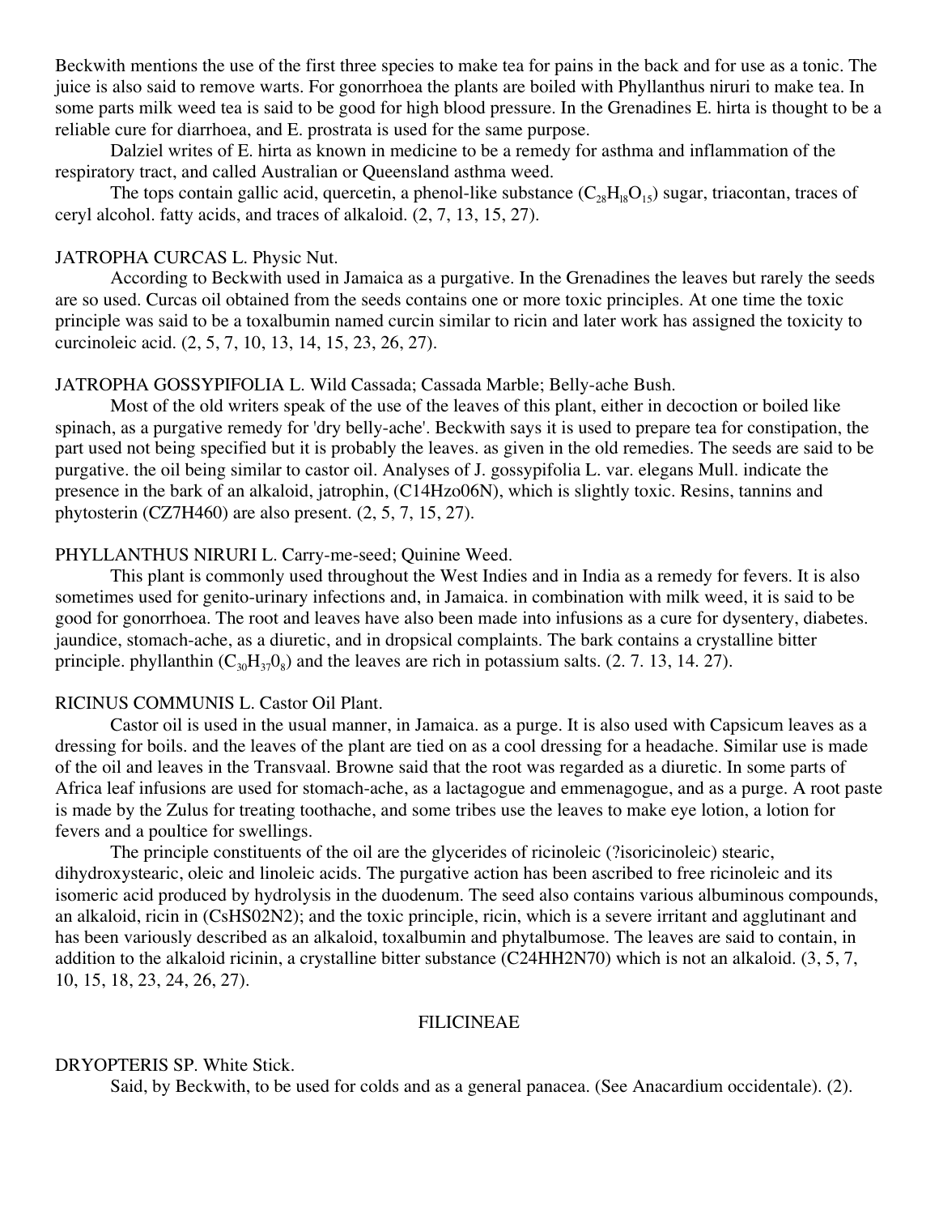Beckwith mentions the use of the first three species to make tea for pains in the back and for use as a tonic. The juice is also said to remove warts. For gonorrhoea the plants are boiled with Phyllanthus niruri to make tea. In some parts milk weed tea is said to be good for high blood pressure. In the Grenadines E. hirta is thought to be a reliable cure for diarrhoea, and E. prostrata is used for the same purpose.

Dalziel writes of E. hirta as known in medicine to be a remedy for asthma and inflammation of the respiratory tract, and called Australian or Queensland asthma weed.

The tops contain gallic acid, quercetin, a phenol-like substance ($C_{28}H_{18}O_{15}$) sugar, triacontan, traces of ceryl alcohol. fatty acids, and traces of alkaloid. (2, 7, 13, 15, 27).

JATROPHA CURCAS L. Physic Nut.

According to Beckwith used in Jamaica as a purgative. In the Grenadines the leaves but rarely the seeds are so used. Curcas oil obtained from the seeds contains one or more toxic principles. At one time the toxic principle was said to be a toxalbumin named curcin similar to ricin and later work has assigned the toxicity to curcinoleic acid. (2, 5, 7, 10, 13, 14, 15, 23, 26, 27).

JATROPHA GOSSYPIFOLIA L. Wild Cassada; Cassada Marble; Belly-ache Bush.

Most of the old writers speak of the use of the leaves of this plant, either in decoction or boiled like spinach, as a purgative remedy for 'dry belly-ache'. Beckwith says it is used to prepare tea for constipation, the part used not being specified but it is probably the leaves. as given in the old remedies. The seeds are said to be purgative. the oil being similar to castor oil. Analyses of J. gossypifolia L. var. elegans Mull. indicate the presence in the bark of an alkaloid, jatrophin, (C14Hzo06N), which is slightly toxic. Resins, tannins and phytosterin (CZ7H460) are also present. (2, 5, 7, 15, 27).

PHYLLANTHUS NIRURI L. Carry-me-seed; Quinine Weed.

This plant is commonly used throughout the West Indies and in India as a remedy for fevers. It is also sometimes used for genito-urinary infections and, in Jamaica. in combination with milk weed, it is said to be good for gonorrhoea. The root and leaves have also been made into infusions as a cure for dysentery, diabetes. jaundice, stomach-ache, as a diuretic, and in dropsical complaints. The bark contains a crystalline bitter principle. phyllanthin ($C_{30}H_{37}O_8$) and the leaves are rich in potassium salts. (2. 7. 13, 14. 27).

RICINUS COMMUNIS L. Castor Oil Plant.

Castor oil is used in the usual manner, in Jamaica. as a purge. It is also used with Capsicum leaves as a dressing for boils. and the leaves of the plant are tied on as a cool dressing for a headache. Similar use is made of the oil and leaves in the Transvaal. Browne said that the root was regarded as a diuretic. In some parts of Africa leaf infusions are used for stomach-ache, as a lactagogue and emmenagogue, and as a purge. A root paste is made by the Zulus for treating toothache, and some tribes use the leaves to make eye lotion, a lotion for fevers and a poultice for swellings.

The principle constituents of the oil are the glycerides of ricinoleic (?isoricinoleic) stearic, dihydroxystearic, oleic and linoleic acids. The purgative action has been ascribed to free ricinoleic and its isomeric acid produced by hydrolysis in the duodenum. The seed also contains various albuminous compounds, an alkaloid, ricin in (CsHS02N2); and the toxic principle, ricin, which is a severe irritant and agglutinant and has been variously described as an alkaloid, toxalbumin and phytalbumose. The leaves are said to contain, in addition to the alkaloid ricinin, a crystalline bitter substance (C24HH2N70) which is not an alkaloid. (3, 5, 7, 10, 15, 18, 23, 24, 26, 27).

## FILICINEAE

DRYOPTERIS SP. White Stick.

Said, by Beckwith, to be used for colds and as a general panacea. (See Anacardium occidentale). (2).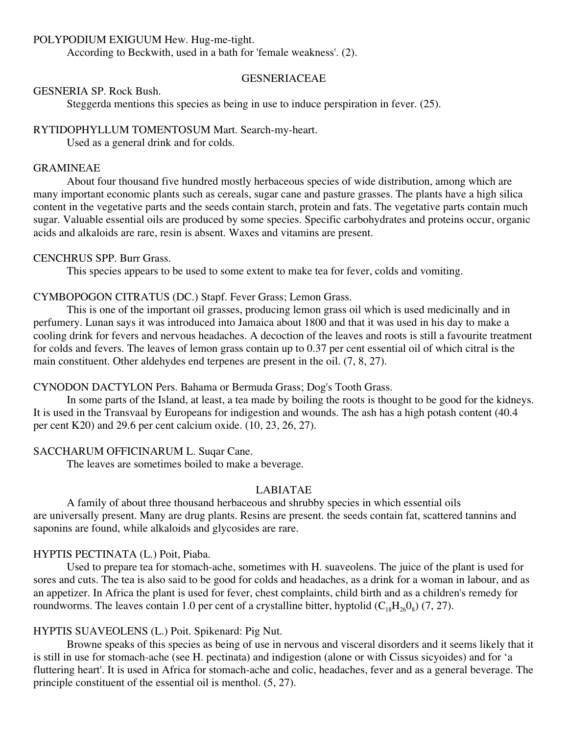POLYPODIUM EXIGUUM Hew. Hug-me-tight.

According to Beckwith, used in a bath for 'female weakness'. (2).

## GESNERIACEAE

GESNERIA SP. Rock Bush.

Steggerda mentions this species as being in use to induce perspiration in fever. (25).

RYTIDOPHYLLUM TOMENTOSUM Mart. Search-my-heart.

Used as a general drink and for colds.

## GRAMINEAE

About four thousand five hundred mostly herbaceous species of wide distribution, among which are many important economic plants such as cereals, sugar cane and pasture grasses. The plants have a high silica content in the vegetative parts and the seeds contain starch, protein and fats. The vegetative parts contain much sugar. Valuable essential oils are produced by some species. Specific carbohydrates and proteins occur, organic acids and alkaloids are rare, resin is absent. Waxes and vitamins are present.

CENCHRUS SPP. Burr Grass.

This species appears to be used to some extent to make tea for fever, colds and vomiting.

CYMBOPOGON CITRATUS (DC.) Stapf. Fever Grass; Lemon Grass.

This is one of the important oil grasses, producing lemon grass oil which is used medicinally and in perfumery. Lunan says it was introduced into Jamaica about 1800 and that it was used in his day to make a cooling drink for fevers and nervous headaches. A decoction of the leaves and roots is still a favourite treatment for colds and fevers. The leaves of lemon grass contain up to 0.37 per cent essential oil of which citral is the main constituent. Other aldehydes end terpenes are present in the oil. (7, 8, 27).

CYNODON DACTYLON Pers. Bahama or Bermuda Grass; Dog's Tooth Grass.

In some parts of the Island, at least, a tea made by boiling the roots is thought to be good for the kidneys. It is used in the Transvaal by Europeans for indigestion and wounds. The ash has a high potash content (40.4 per cent K20) and 29.6 per cent calcium oxide. (10, 23, 26, 27).

SACCHARUM OFFICINARUM L. Suqar Cane.

The leaves are sometimes boiled to make a beverage.

## LABIATAE

A family of about three thousand herbaceous and shrubby species in which essential oils are universally present. Many are drug plants. Resins are present. the seeds contain fat, scattered tannins and saponins are found, while alkaloids and glycosides are rare.

HYPTIS PECTINATA (L.) Poit, Piaba.

Used to prepare tea for stomach-ache, sometimes with H. suaveolens. The juice of the plant is used for sores and cuts. The tea is also said to be good for colds and headaches, as a drink for a woman in labour, and as an appetizer. In Africa the plant is used for fever, chest complaints, child birth and as a children's remedy for roundworms. The leaves contain 1.0 per cent of a crystalline bitter, hyptolid ($C_{18}H_{26}0_8$) (7, 27).

HYPTIS SUAVEOLENS (L.) Poit. Spikenard: Pig Nut.

Browne speaks of this species as being of use in nervous and visceral disorders and it seems likely that it is still in use for stomach-ache (see H. pectinata) and indigestion (alone or with Cissus sicyoides) and for 'a fluttering heart'. It is used in Africa for stomach-ache and colic, headaches, fever and as a general beverage. The principle constituent of the essential oil is menthol. (5, 27).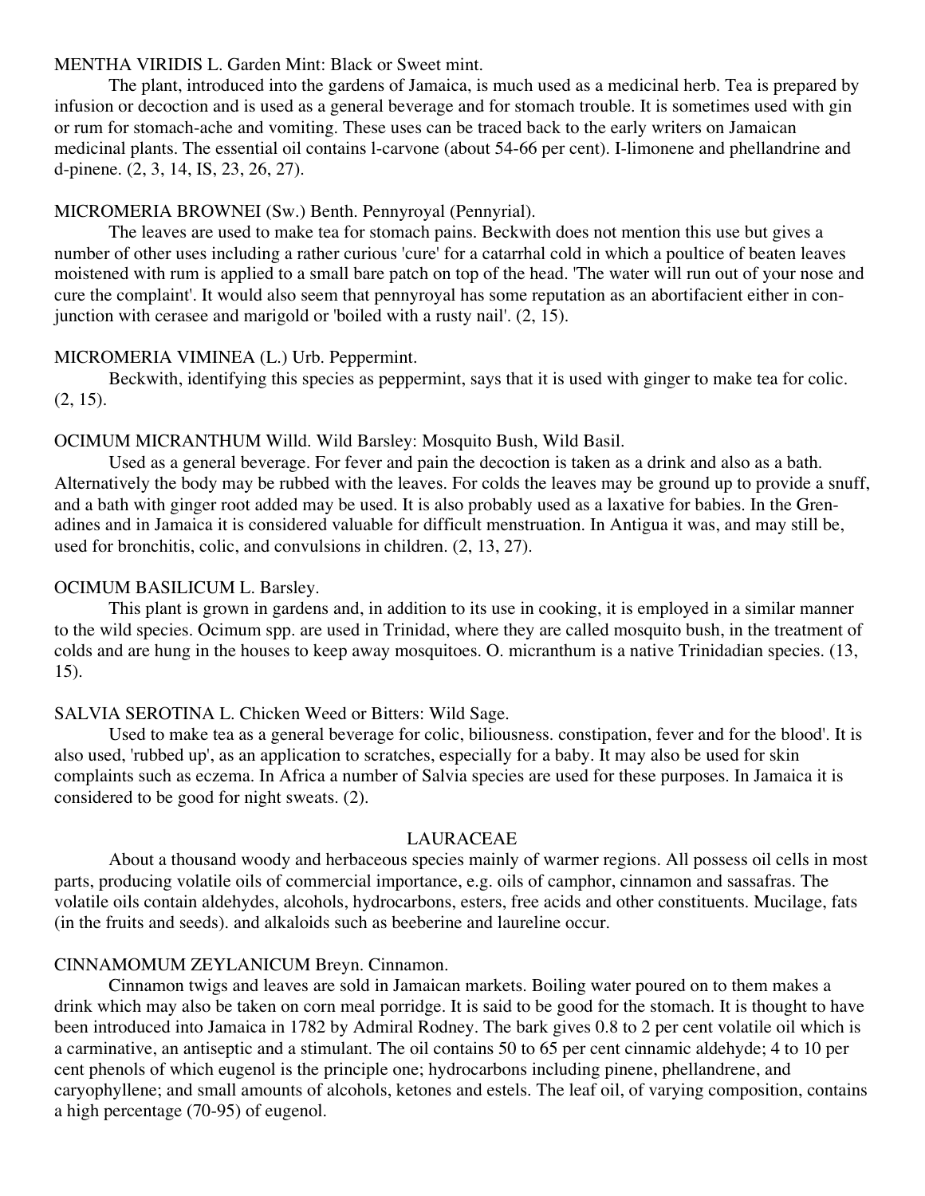MENTHA VIRIDIS L. Garden Mint: Black or Sweet mint.

The plant, introduced into the gardens of Jamaica, is much used as a medicinal herb. Tea is prepared by infusion or decoction and is used as a general beverage and for stomach trouble. It is sometimes used with gin or rum for stomach-ache and vomiting. These uses can be traced back to the early writers on Jamaican medicinal plants. The essential oil contains l-carvone (about 54-66 per cent). I-limonene and phellandrine and d-pinene. (2, 3, 14, IS, 23, 26, 27).

MICROMERIA BROWNEI (Sw.) Benth. Pennyroyal (Pennyrial).

The leaves are used to make tea for stomach pains. Beckwith does not mention this use but gives a number of other uses including a rather curious 'cure' for a catarrhal cold in which a poultice of beaten leaves moistened with rum is applied to a small bare patch on top of the head. 'The water will run out of your nose and cure the complaint'. It would also seem that pennyroyal has some reputation as an abortifacient either in conjunction with cerasee and marigold or 'boiled with a rusty nail'. (2, 15).

MICROMERIA VIMINEA (L.) Urb. Peppermint.

Beckwith, identifying this species as peppermint, says that it is used with ginger to make tea for colic. (2, 15).

OCIMUM MICRANTHUM Willd. Wild Barsley: Mosquito Bush, Wild Basil.

Used as a general beverage. For fever and pain the decoction is taken as a drink and also as a bath. Alternatively the body may be rubbed with the leaves. For colds the leaves may be ground up to provide a snuff, and a bath with ginger root added may be used. It is also probably used as a laxative for babies. In the Grenadines and in Jamaica it is considered valuable for difficult menstruation. In Antigua it was, and may still be, used for bronchitis, colic, and convulsions in children. (2, 13, 27).

OCIMUM BASILICUM L. Barsley.

This plant is grown in gardens and, in addition to its use in cooking, it is employed in a similar manner to the wild species. Ocimum spp. are used in Trinidad, where they are called mosquito bush, in the treatment of colds and are hung in the houses to keep away mosquitoes. O. micranthum is a native Trinidadian species. (13, 15).

SALVIA SEROTINA L. Chicken Weed or Bitters: Wild Sage.

Used to make tea as a general beverage for colic, biliousness. constipation, fever and for the blood'. It is also used, 'rubbed up', as an application to scratches, especially for a baby. It may also be used for skin complaints such as eczema. In Africa a number of Salvia species are used for these purposes. In Jamaica it is considered to be good for night sweats. (2).

## LAURACEAE

About a thousand woody and herbaceous species mainly of warmer regions. All possess oil cells in most parts, producing volatile oils of commercial importance, e.g. oils of camphor, cinnamon and sassafras. The volatile oils contain aldehydes, alcohols, hydrocarbons, esters, free acids and other constituents. Mucilage, fats (in the fruits and seeds). and alkaloids such as beeberine and laureline occur.

CINNAMOMUM ZEYLANICUM Breyn. Cinnamon.

Cinnamon twigs and leaves are sold in Jamaican markets. Boiling water poured on to them makes a drink which may also be taken on corn meal porridge. It is said to be good for the stomach. It is thought to have been introduced into Jamaica in 1782 by Admiral Rodney. The bark gives 0.8 to 2 per cent volatile oil which is a carminative, an antiseptic and a stimulant. The oil contains 50 to 65 per cent cinnamic aldehyde; 4 to 10 per cent phenols of which eugenol is the principle one; hydrocarbons including pinene, phellandrene, and caryophyllene; and small amounts of alcohols, ketones and estels. The leaf oil, of varying composition, contains a high percentage (70-95) of eugenol.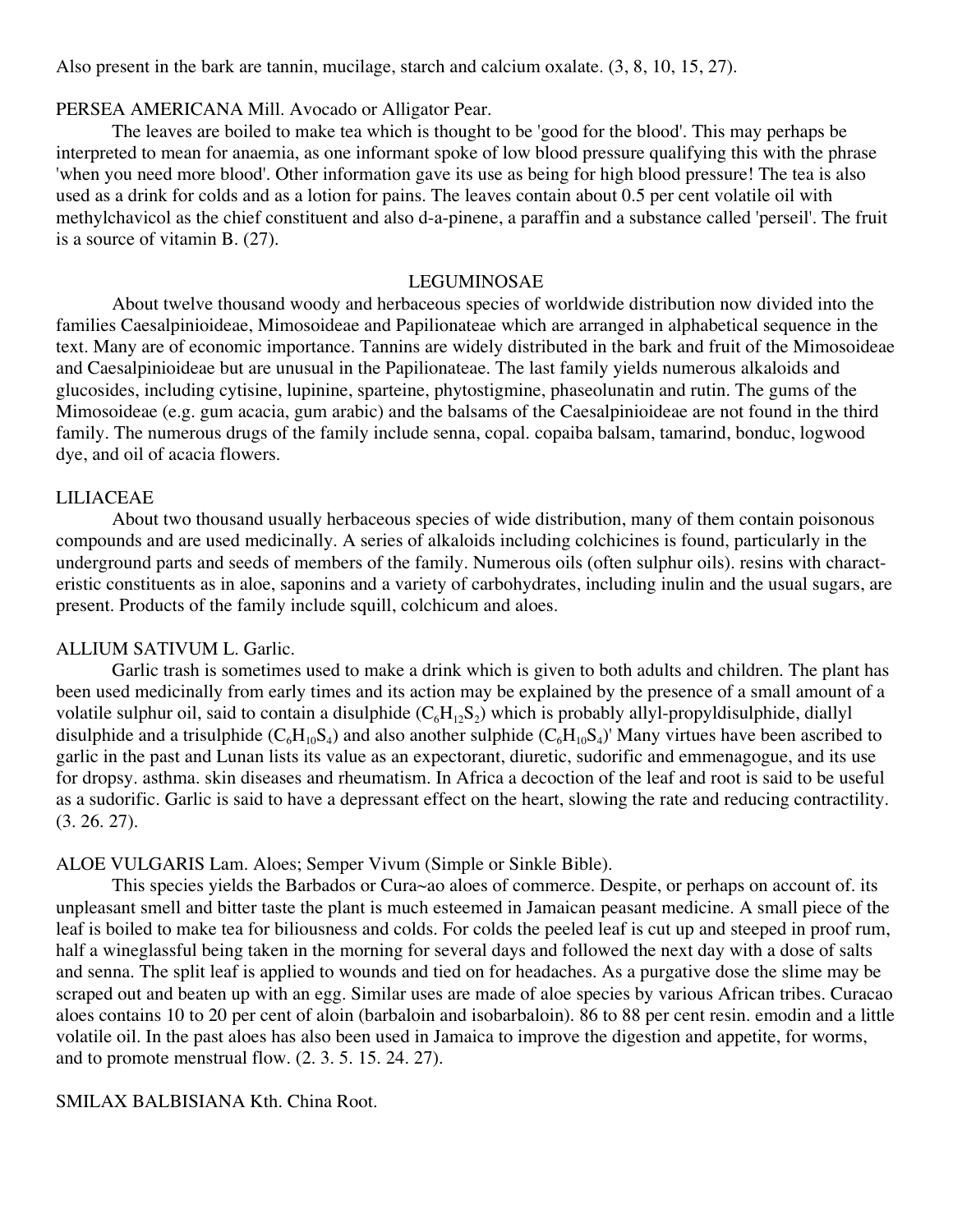Also present in the bark are tannin, mucilage, starch and calcium oxalate. (3, 8, 10, 15, 27).

PERSEA AMERICANA Mill. Avocado or Alligator Pear.

The leaves are boiled to make tea which is thought to be 'good for the blood'. This may perhaps be interpreted to mean for anaemia, as one informant spoke of low blood pressure qualifying this with the phrase 'when you need more blood'. Other information gave its use as being for high blood pressure! The tea is also used as a drink for colds and as a lotion for pains. The leaves contain about 0.5 per cent volatile oil with methylchavicol as the chief constituent and also d-a-pinene, a paraffin and a substance called 'perseil'. The fruit is a source of vitamin B. (27).

## LEGUMINOSAE

About twelve thousand woody and herbaceous species of worldwide distribution now divided into the families Caesalpinioideae, Mimosoideae and Papilionateae which are arranged in alphabetical sequence in the text. Many are of economic importance. Tannins are widely distributed in the bark and fruit of the Mimosoideae and Caesalpinioideae but are unusual in the Papilionateae. The last family yields numerous alkaloids and glucosides, including cytisine, lupinine, sparteine, phytostigmine, phaseolunatin and rutin. The gums of the Mimosoideae (e.g. gum acacia, gum arabic) and the balsams of the Caesalpinioideae are not found in the third family. The numerous drugs of the family include senna, copal. copaiba balsam, tamarind, bonduc, logwood dye, and oil of acacia flowers.

## LILIACEAE

About two thousand usually herbaceous species of wide distribution, many of them contain poisonous compounds and are used medicinally. A series of alkaloids including colchicines is found, particularly in the underground parts and seeds of members of the family. Numerous oils (often sulphur oils). resins with characteristic constituents as in aloe, saponins and a variety of carbohydrates, including inulin and the usual sugars, are present. Products of the family include squill, colchicum and aloes.

ALLIUM SATIVUM L. Garlic.

Garlic trash is sometimes used to make a drink which is given to both adults and children. The plant has been used medicinally from early times and its action may be explained by the presence of a small amount of a volatile sulphur oil, said to contain a disulphide ($C_6H_{12}S_2$) which is probably allyl-propyldisulphide, diallyl disulphide and a trisulphide ($C_6H_{10}S_4$) and also another sulphide ($C_6H_{10}S_4$)' Many virtues have been ascribed to garlic in the past and Lunan lists its value as an expectorant, diuretic, sudorific and emmenagogue, and its use for dropsy. asthma. skin diseases and rheumatism. In Africa a decoction of the leaf and root is said to be useful as a sudorific. Garlic is said to have a depressant effect on the heart, slowing the rate and reducing contractility. (3. 26. 27).

ALOE VULGARIS Lam. Aloes; Semper Vivum (Simple or Sinkle Bible).

This species yields the Barbados or Cura~ao aloes of commerce. Despite, or perhaps on account of. its unpleasant smell and bitter taste the plant is much esteemed in Jamaican peasant medicine. A small piece of the leaf is boiled to make tea for biliousness and colds. For colds the peeled leaf is cut up and steeped in proof rum, half a wineglassful being taken in the morning for several days and followed the next day with a dose of salts and senna. The split leaf is applied to wounds and tied on for headaches. As a purgative dose the slime may be scraped out and beaten up with an egg. Similar uses are made of aloe species by various African tribes. Curacao aloes contains 10 to 20 per cent of aloin (barbaloin and isobarbaloin). 86 to 88 per cent resin. emodin and a little volatile oil. In the past aloes has also been used in Jamaica to improve the digestion and appetite, for worms, and to promote menstrual flow. (2. 3. 5. 15. 24. 27).

SMILAX BALBISIANA Kth. China Root.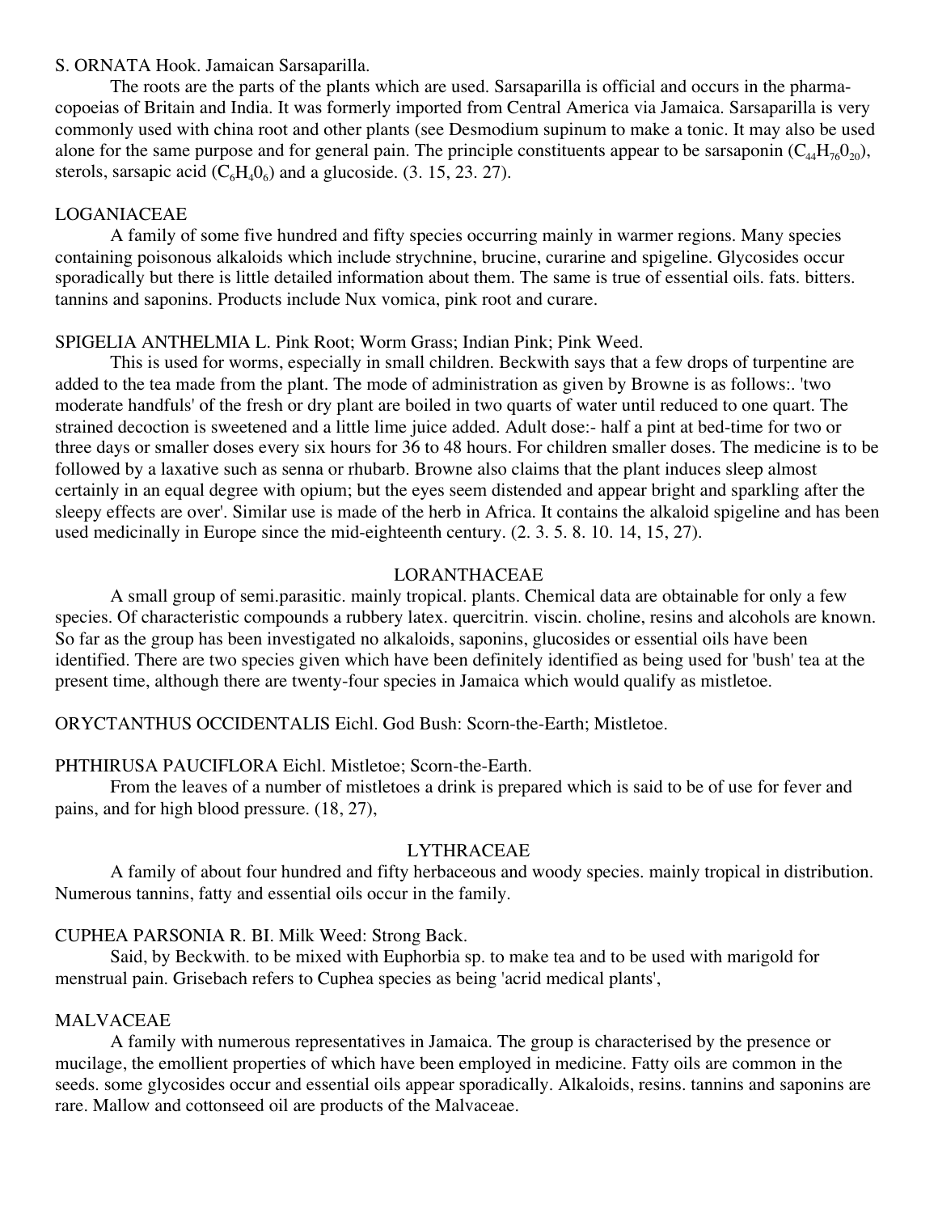S. ORNATA Hook. Jamaican Sarsaparilla.

The roots are the parts of the plants which are used. Sarsaparilla is official and occurs in the pharmacopoeias of Britain and India. It was formerly imported from Central America via Jamaica. Sarsaparilla is very commonly used with china root and other plants (see Desmodium supinum to make a tonic. It may also be used alone for the same purpose and for general pain. The principle constituents appear to be sarsaponin ($C_{44}H_{76}0_{20}$), sterols, sarsapic acid ($C_6H_40_6$) and a glucoside. (3. 15, 23. 27).

## LOGANIACEAE

A family of some five hundred and fifty species occurring mainly in warmer regions. Many species containing poisonous alkaloids which include strychnine, brucine, curarine and spigeline. Glycosides occur sporadically but there is little detailed information about them. The same is true of essential oils. fats. bitters. tannins and saponins. Products include Nux vomica, pink root and curare.

SPIGELIA ANTHELMIA L. Pink Root; Worm Grass; Indian Pink; Pink Weed.

This is used for worms, especially in small children. Beckwith says that a few drops of turpentine are added to the tea made from the plant. The mode of administration as given by Browne is as follows:. 'two moderate handfuls' of the fresh or dry plant are boiled in two quarts of water until reduced to one quart. The strained decoction is sweetened and a little lime juice added. Adult dose:- half a pint at bed-time for two or three days or smaller doses every six hours for 36 to 48 hours. For children smaller doses. The medicine is to be followed by a laxative such as senna or rhubarb. Browne also claims that the plant induces sleep almost certainly in an equal degree with opium; but the eyes seem distended and appear bright and sparkling after the sleepy effects are over'. Similar use is made of the herb in Africa. It contains the alkaloid spigeline and has been used medicinally in Europe since the mid-eighteenth century. (2. 3. 5. 8. 10. 14, 15, 27).

## LORANTHACEAE

A small group of semi.parasitic. mainly tropical. plants. Chemical data are obtainable for only a few species. Of characteristic compounds a rubbery latex. quercitrin. viscin. choline, resins and alcohols are known. So far as the group has been investigated no alkaloids, saponins, glucosides or essential oils have been identified. There are two species given which have been definitely identified as being used for 'bush' tea at the present time, although there are twenty-four species in Jamaica which would qualify as mistletoe.

ORYCTANTHUS OCCIDENTALIS Eichl. God Bush: Scorn-the-Earth; Mistletoe.

PHTHIRUSA PAUCIFLORA Eichl. Mistletoe; Scorn-the-Earth.

From the leaves of a number of mistletoes a drink is prepared which is said to be of use for fever and pains, and for high blood pressure. (18, 27),

## LYTHRACEAE

A family of about four hundred and fifty herbaceous and woody species. mainly tropical in distribution. Numerous tannins, fatty and essential oils occur in the family.

CUPHEA PARSONIA R. BI. Milk Weed: Strong Back.

Said, by Beckwith. to be mixed with Euphorbia sp. to make tea and to be used with marigold for menstrual pain. Grisebach refers to Cuphea species as being 'acrid medical plants',

## MALVACEAE

A family with numerous representatives in Jamaica. The group is characterised by the presence or mucilage, the emollient properties of which have been employed in medicine. Fatty oils are common in the seeds. some glycosides occur and essential oils appear sporadically. Alkaloids, resins. tannins and saponins are rare. Mallow and cottonseed oil are products of the Malvaceae.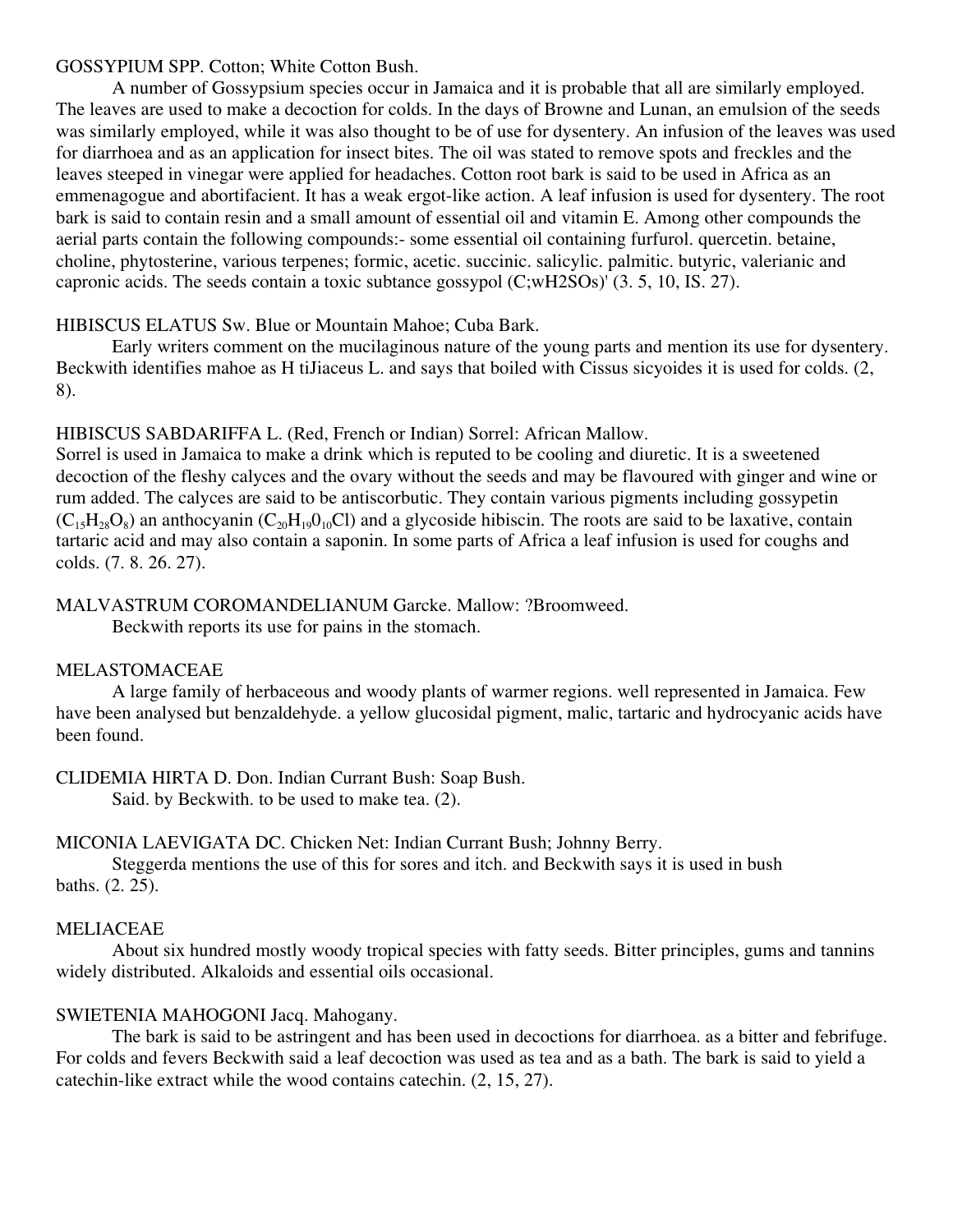GOSSYPIUM SPP. Cotton; White Cotton Bush.

A number of Gossypsium species occur in Jamaica and it is probable that all are similarly employed. The leaves are used to make a decoction for colds. In the days of Browne and Lunan, an emulsion of the seeds was similarly employed, while it was also thought to be of use for dysentery. An infusion of the leaves was used for diarrhoea and as an application for insect bites. The oil was stated to remove spots and freckles and the leaves steeped in vinegar were applied for headaches. Cotton root bark is said to be used in Africa as an emmenagogue and abortifacient. It has a weak ergot-like action. A leaf infusion is used for dysentery. The root bark is said to contain resin and a small amount of essential oil and vitamin E. Among other compounds the aerial parts contain the following compounds:- some essential oil containing furfurol. quercetin. betaine, choline, phytosterine, various terpenes; formic, acetic. succinic. salicylic. palmitic. butyric, valerianic and capronic acids. The seeds contain a toxic subtance gossypol (C;wH2SOs)' (3. 5, 10, IS. 27).

HIBISCUS ELATUS Sw. Blue or Mountain Mahoe; Cuba Bark.

Early writers comment on the mucilaginous nature of the young parts and mention its use for dysentery. Beckwith identifies mahoe as H tiJiaceus L. and says that boiled with Cissus sicyoides it is used for colds. (2, 8).

HIBISCUS SABDARIFFA L. (Red, French or Indian) Sorrel: African Mallow.

Sorrel is used in Jamaica to make a drink which is reputed to be cooling and diuretic. It is a sweetened decoction of the fleshy calyces and the ovary without the seeds and may be flavoured with ginger and wine or rum added. The calyces are said to be antiscorbutic. They contain various pigments including gossypetin ($C_{15}H_{28}O_8$) an anthocyanin ($C_{20}H_{19}0_{10}Cl$) and a glycoside hibiscin. The roots are said to be laxative, contain tartaric acid and may also contain a saponin. In some parts of Africa a leaf infusion is used for coughs and colds. (7. 8. 26. 27).

MALVASTRUM COROMANDELIANUM Garcke. Mallow: ?Broomweed.

Beckwith reports its use for pains in the stomach.

MELASTOMACEAE

A large family of herbaceous and woody plants of warmer regions. well represented in Jamaica. Few have been analysed but benzaldehyde. a yellow glucosidal pigment, malic, tartaric and hydrocyanic acids have been found.

CLIDEMIA HIRTA D. Don. Indian Currant Bush: Soap Bush.

Said. by Beckwith. to be used to make tea. (2).

MICONIA LAEVIGATA DC. Chicken Net: Indian Currant Bush; Johnny Berry.

Steggerda mentions the use of this for sores and itch. and Beckwith says it is used in bush baths. (2. 25).

MELIACEAE

About six hundred mostly woody tropical species with fatty seeds. Bitter principles, gums and tannins widely distributed. Alkaloids and essential oils occasional.

SWIETENIA MAHOGONI Jacq. Mahogany.

The bark is said to be astringent and has been used in decoctions for diarrhoea. as a bitter and febrifuge. For colds and fevers Beckwith said a leaf decoction was used as tea and as a bath. The bark is said to yield a catechin-like extract while the wood contains catechin. (2, 15, 27).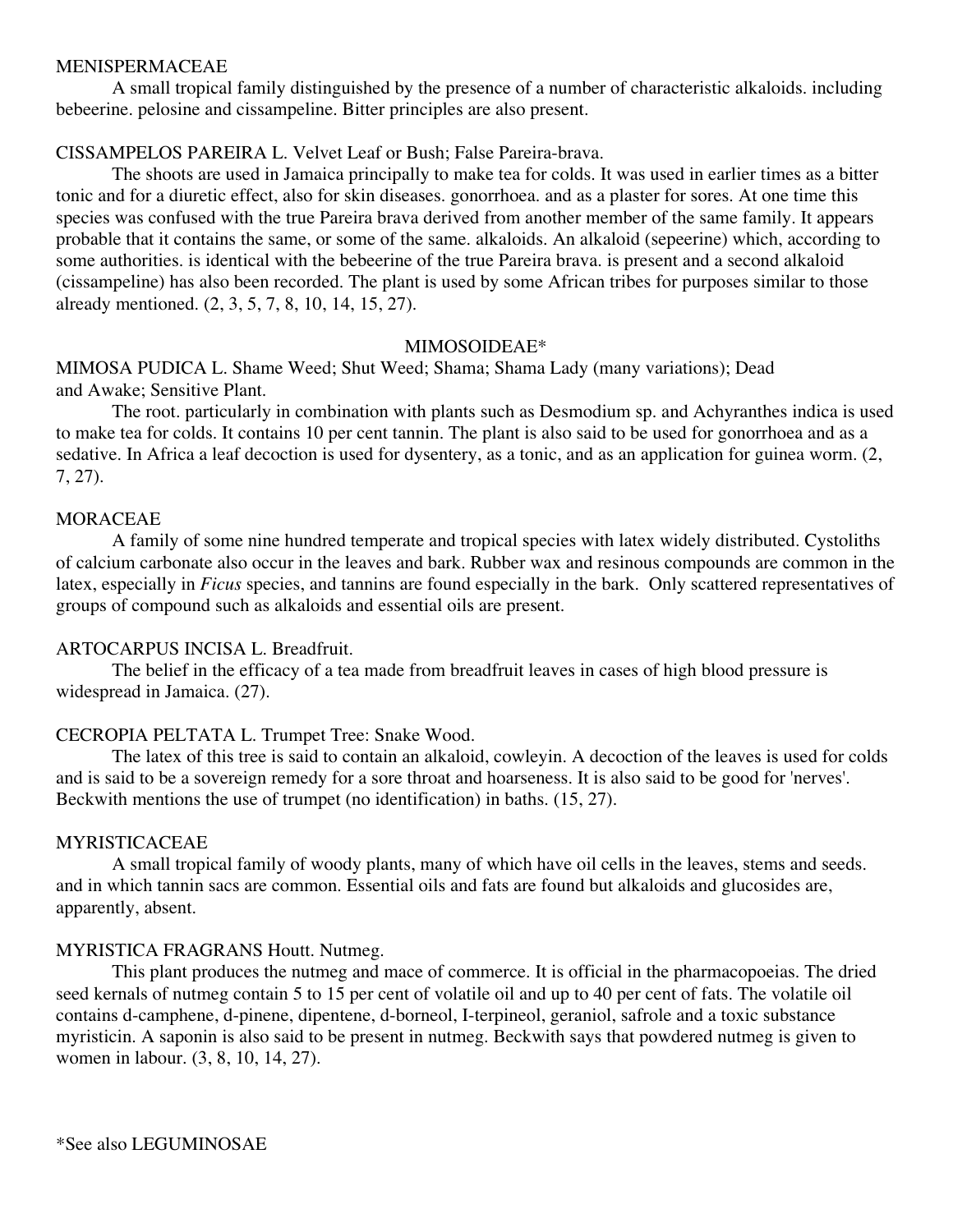## MENISPERMACEAE

A small tropical family distinguished by the presence of a number of characteristic alkaloids. including bebeerine. pelosine and cissampeline. Bitter principles are also present.

### CISSAMPELOS PAREIRA L. Velvet Leaf or Bush; False Pareira-brava.

The shoots are used in Jamaica principally to make tea for colds. It was used in earlier times as a bitter tonic and for a diuretic effect, also for skin diseases. gonorrhoea. and as a plaster for sores. At one time this species was confused with the true Pareira brava derived from another member of the same family. It appears probable that it contains the same, or some of the same. alkaloids. An alkaloid (sepeerine) which, according to some authorities. is identical with the bebeerine of the true Pareira brava. is present and a second alkaloid (cissampeline) has also been recorded. The plant is used by some African tribes for purposes similar to those already mentioned. (2, 3, 5, 7, 8, 10, 14, 15, 27).

## MIMOSOIDEAE*

### MIMOSA PUDICA L. Shame Weed; Shut Weed; Shama; Shama Lady (many variations); Dead and Awake; Sensitive Plant.

The root. particularly in combination with plants such as Desmodium sp. and Achyranthes indica is used to make tea for colds. It contains 10 per cent tannin. The plant is also said to be used for gonorrhoea and as a sedative. In Africa a leaf decoction is used for dysentery, as a tonic, and as an application for guinea worm. (2, 7, 27).

## MORACEAE

A family of some nine hundred temperate and tropical species with latex widely distributed. Cystoliths of calcium carbonate also occur in the leaves and bark. Rubber wax and resinous compounds are common in the latex, especially in *Ficus* species, and tannins are found especially in the bark. Only scattered representatives of groups of compound such as alkaloids and essential oils are present.

### ARTOCARPUS INCISA L. Breadfruit.

The belief in the efficacy of a tea made from breadfruit leaves in cases of high blood pressure is widespread in Jamaica. (27).

### CECROPIA PELTATA L. Trumpet Tree: Snake Wood.

The latex of this tree is said to contain an alkaloid, cowleyin. A decoction of the leaves is used for colds and is said to be a sovereign remedy for a sore throat and hoarseness. It is also said to be good for 'nerves'. Beckwith mentions the use of trumpet (no identification) in baths. (15, 27).

## MYRISTICACEAE

A small tropical family of woody plants, many of which have oil cells in the leaves, stems and seeds. and in which tannin sacs are common. Essential oils and fats are found but alkaloids and glucosides are, apparently, absent.

### MYRISTICA FRAGRANS Houtt. Nutmeg.

This plant produces the nutmeg and mace of commerce. It is official in the pharmacopoeias. The dried seed kernals of nutmeg contain 5 to 15 per cent of volatile oil and up to 40 per cent of fats. The volatile oil contains d-camphene, d-pinene, dipentene, d-borneol, I-terpineol, geraniol, safrole and a toxic substance myristicin. A saponin is also said to be present in nutmeg. Beckwith says that powdered nutmeg is given to women in labour. (3, 8, 10, 14, 27).

*See also LEGUMINOSAE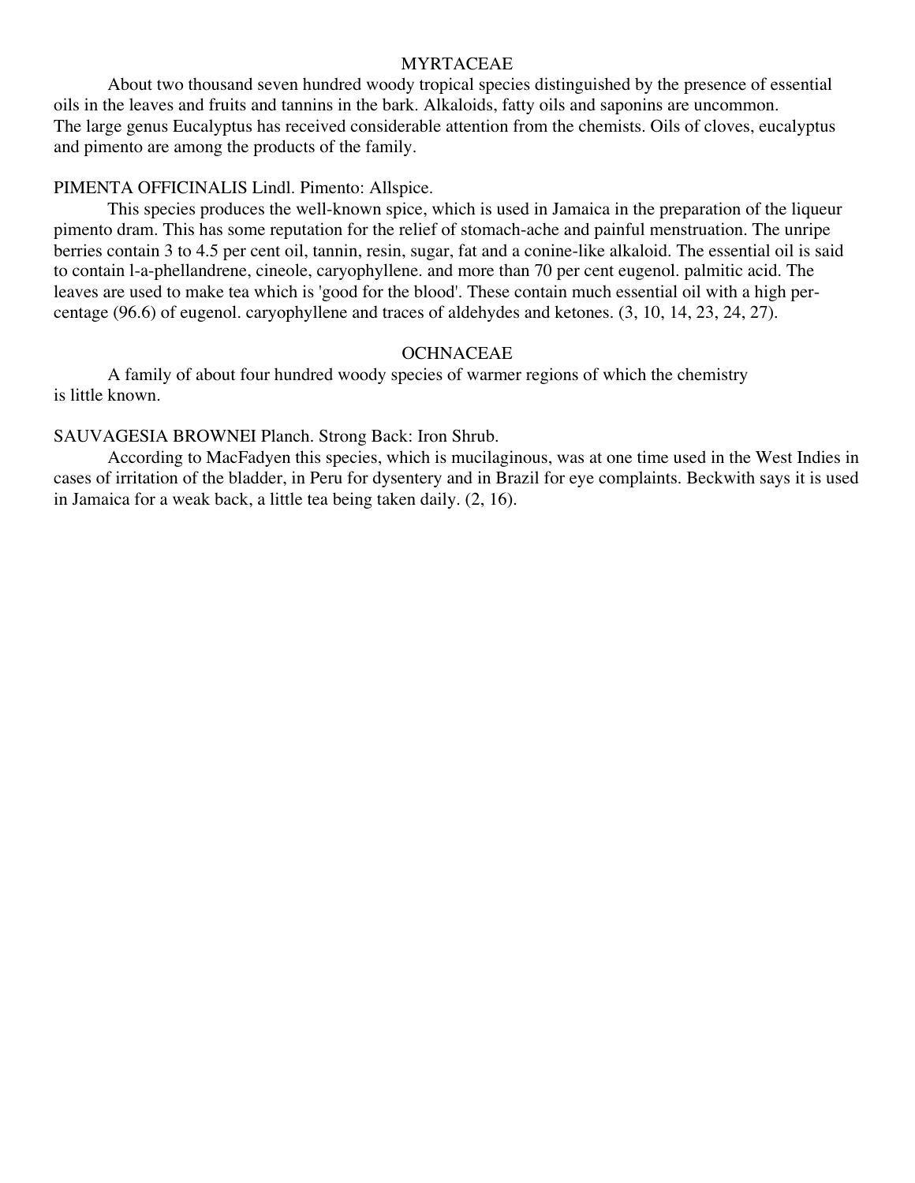## MYRTACEAE

About two thousand seven hundred woody tropical species distinguished by the presence of essential oils in the leaves and fruits and tannins in the bark. Alkaloids, fatty oils and saponins are uncommon. The large genus Eucalyptus has received considerable attention from the chemists. Oils of cloves, eucalyptus and pimento are among the products of the family.

### PIMENTA OFFICINALIS Lindl. Pimento: Allspice.

This species produces the well-known spice, which is used in Jamaica in the preparation of the liqueur pimento dram. This has some reputation for the relief of stomach-ache and painful menstruation. The unripe berries contain 3 to 4.5 per cent oil, tannin, resin, sugar, fat and a conine-like alkaloid. The essential oil is said to contain l-a-phellandrene, cineole, caryophyllene. and more than 70 per cent eugenol. palmitic acid. The leaves are used to make tea which is 'good for the blood'. These contain much essential oil with a high percentage (96.6) of eugenol. caryophyllene and traces of aldehydes and ketones. (3, 10, 14, 23, 24, 27).

## OCHNACEAE

A family of about four hundred woody species of warmer regions of which the chemistry is little known.

### SAUVAGESIA BROWNEI Planch. Strong Back: Iron Shrub.

According to MacFadyen this species, which is mucilaginous, was at one time used in the West Indies in cases of irritation of the bladder, in Peru for dysentery and in Brazil for eye complaints. Beckwith says it is used in Jamaica for a weak back, a little tea being taken daily. (2, 16).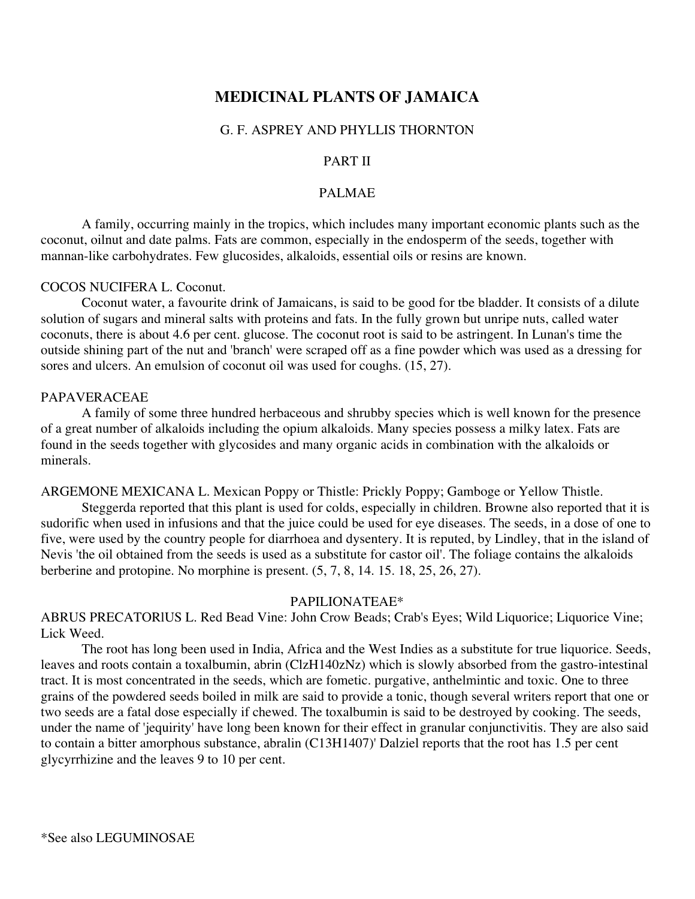# MEDICINAL PLANTS OF JAMAICA

G. F. ASPREY AND PHYLLIS THORNTON

PART II

## PALMAE

A family, occurring mainly in the tropics, which includes many important economic plants such as the coconut, oilnut and date palms. Fats are common, especially in the endosperm of the seeds, together with mannan-like carbohydrates. Few glucosides, alkaloids, essential oils or resins are known.

COCOS NUCIFERA L. Coconut.

Coconut water, a favourite drink of Jamaicans, is said to be good for tbe bladder. It consists of a dilute solution of sugars and mineral salts with proteins and fats. In the fully grown but unripe nuts, called water coconuts, there is about 4.6 per cent. glucose. The coconut root is said to be astringent. In Lunan's time the outside shining part of the nut and 'branch' were scraped off as a fine powder which was used as a dressing for sores and ulcers. An emulsion of coconut oil was used for coughs. (15, 27).

## PAPAVERACEAE

A family of some three hundred herbaceous and shrubby species which is well known for the presence of a great number of alkaloids including the opium alkaloids. Many species possess a milky latex. Fats are found in the seeds together with glycosides and many organic acids in combination with the alkaloids or minerals.

ARGEMONE MEXICANA L. Mexican Poppy or Thistle: Prickly Poppy; Gamboge or Yellow Thistle.

Steggerda reported that this plant is used for colds, especially in children. Browne also reported that it is sudorific when used in infusions and that the juice could be used for eye diseases. The seeds, in a dose of one to five, were used by the country people for diarrhoea and dysentery. It is reputed, by Lindley, that in the island of Nevis 'the oil obtained from the seeds is used as a substitute for castor oil'. The foliage contains the alkaloids berberine and protopine. No morphine is present. (5, 7, 8, 14. 15. 18, 25, 26, 27).

## PAPILIONATEAE*

ABRUS PRECATORIUS L. Red Bead Vine: John Crow Beads; Crab's Eyes; Wild Liquorice; Liquorice Vine; Lick Weed.

The root has long been used in India, Africa and the West Indies as a substitute for true liquorice. Seeds, leaves and roots contain a toxalbumin, abrin (ClzH140zNz) which is slowly absorbed from the gastro-intestinal tract. It is most concentrated in the seeds, which are fometic. purgative, anthelmintic and toxic. One to three grains of the powdered seeds boiled in milk are said to provide a tonic, though several writers report that one or two seeds are a fatal dose especially if chewed. The toxalbumin is said to be destroyed by cooking. The seeds, under the name of 'jequirity' have long been known for their effect in granular conjunctivitis. They are also said to contain a bitter amorphous substance, abralin (C13H1407)' Dalziel reports that the root has 1.5 per cent glycyrrhizine and the leaves 9 to 10 per cent.

*See also LEGUMINOSAE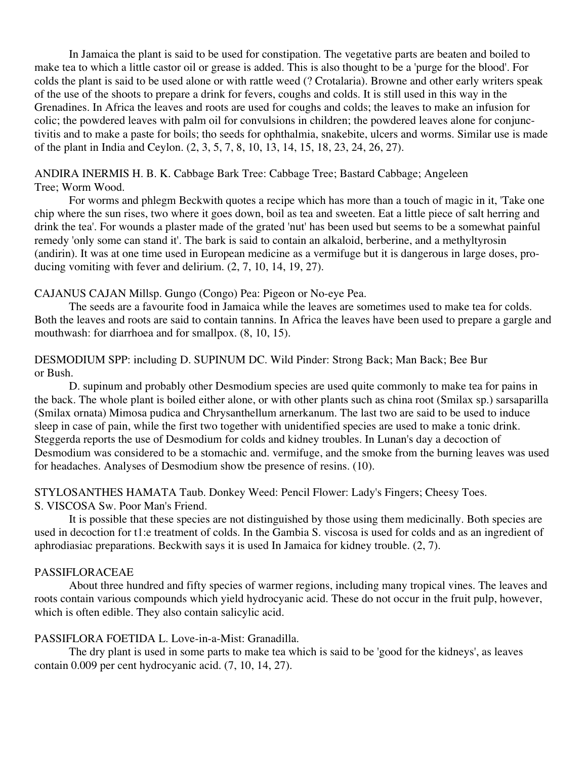In Jamaica the plant is said to be used for constipation. The vegetative parts are beaten and boiled to make tea to which a little castor oil or grease is added. This is also thought to be a 'purge for the blood'. For colds the plant is said to be used alone or with rattle weed (? Crotalaria). Browne and other early writers speak of the use of the shoots to prepare a drink for fevers, coughs and colds. It is still used in this way in the Grenadines. In Africa the leaves and roots are used for coughs and colds; the leaves to make an infusion for colic; the powdered leaves with palm oil for convulsions in children; the powdered leaves alone for conjunctivitis and to make a paste for boils; tho seeds for ophthalmia, snakebite, ulcers and worms. Similar use is made of the plant in India and Ceylon. (2, 3, 5, 7, 8, 10, 13, 14, 15, 18, 23, 24, 26, 27).

ANDIRA INERMIS H. B. K. Cabbage Bark Tree: Cabbage Tree; Bastard Cabbage; Angeleen Tree; Worm Wood.

For worms and phlegm Beckwith quotes a recipe which has more than a touch of magic in it, 'Take one chip where the sun rises, two where it goes down, boil as tea and sweeten. Eat a little piece of salt herring and drink the tea'. For wounds a plaster made of the grated 'nut' has been used but seems to be a somewhat painful remedy 'only some can stand it'. The bark is said to contain an alkaloid, berberine, and a methyltyrosin (andirin). It was at one time used in European medicine as a vermifuge but it is dangerous in large doses, producing vomiting with fever and delirium. (2, 7, 10, 14, 19, 27).

CAJANUS CAJAN Millsp. Gungo (Congo) Pea: Pigeon or No-eye Pea.

The seeds are a favourite food in Jamaica while the leaves are sometimes used to make tea for colds. Both the leaves and roots are said to contain tannins. In Africa the leaves have been used to prepare a gargle and mouthwash: for diarrhoea and for smallpox. (8, 10, 15).

DESMODIUM SPP: including D. SUPINUM DC. Wild Pinder: Strong Back; Man Back; Bee Bur or Bush.

D. supinum and probably other Desmodium species are used quite commonly to make tea for pains in the back. The whole plant is boiled either alone, or with other plants such as china root (Smilax sp.) sarsaparilla (Smilax ornata) Mimosa pudica and Chrysanthellum arnerkanum. The last two are said to be used to induce sleep in case of pain, while the first two together with unidentified species are used to make a tonic drink. Steggerda reports the use of Desmodium for colds and kidney troubles. In Lunan's day a decoction of Desmodium was considered to be a stomachic and. vermifuge, and the smoke from the burning leaves was used for headaches. Analyses of Desmodium show tbe presence of resins. (10).

STYLOSANTHES HAMATA Taub. Donkey Weed: Pencil Flower: Lady's Fingers; Cheesy Toes.
S. VISCOSA Sw. Poor Man's Friend.

It is possible that these species are not distinguished by those using them medicinally. Both species are used in decoction for t1:e treatment of colds. In the Gambia S. viscosa is used for colds and as an ingredient of aphrodiasiac preparations. Beckwith says it is used In Jamaica for kidney trouble. (2, 7).

PASSIFLORACEAE

About three hundred and fifty species of warmer regions, including many tropical vines. The leaves and roots contain various compounds which yield hydrocyanic acid. These do not occur in the fruit pulp, however, which is often edible. They also contain salicylic acid.

PASSIFLORA FOETIDA L. Love-in-a-Mist: Granadilla.

The dry plant is used in some parts to make tea which is said to be 'good for the kidneys', as leaves contain 0.009 per cent hydrocyanic acid. (7, 10, 14, 27).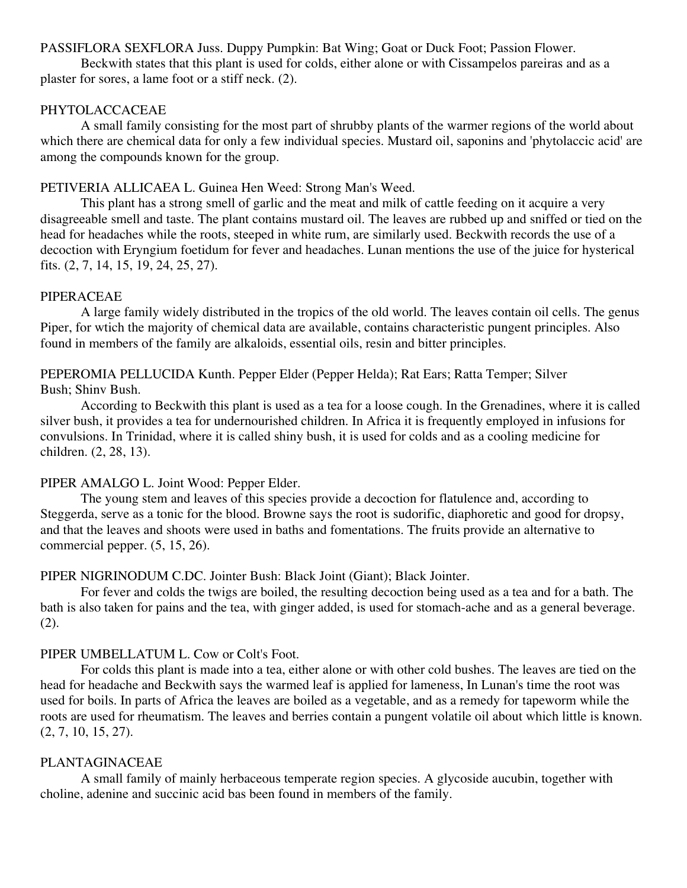PASSIFLORA SEXFLORA Juss. Duppy Pumpkin: Bat Wing; Goat or Duck Foot; Passion Flower.

Beckwith states that this plant is used for colds, either alone or with Cissampelos pareiras and as a plaster for sores, a lame foot or a stiff neck. (2).

## PHYTOLACCACEAE

A small family consisting for the most part of shrubby plants of the warmer regions of the world about which there are chemical data for only a few individual species. Mustard oil, saponins and 'phytolaccic acid' are among the compounds known for the group.

PETIVERIA ALLICAEA L. Guinea Hen Weed: Strong Man's Weed.

This plant has a strong smell of garlic and the meat and milk of cattle feeding on it acquire a very disagreeable smell and taste. The plant contains mustard oil. The leaves are rubbed up and sniffed or tied on the head for headaches while the roots, steeped in white rum, are similarly used. Beckwith records the use of a decoction with Eryngium foetidum for fever and headaches. Lunan mentions the use of the juice for hysterical fits. (2, 7, 14, 15, 19, 24, 25, 27).

## PIPERACEAE

A large family widely distributed in the tropics of the old world. The leaves contain oil cells. The genus Piper, for wtich the majority of chemical data are available, contains characteristic pungent principles. Also found in members of the family are alkaloids, essential oils, resin and bitter principles.

PEPEROMIA PELLUCIDA Kunth. Pepper Elder (Pepper Helda); Rat Ears; Ratta Temper; Silver Bush; Shinv Bush.

According to Beckwith this plant is used as a tea for a loose cough. In the Grenadines, where it is called silver bush, it provides a tea for undernourished children. In Africa it is frequently employed in infusions for convulsions. In Trinidad, where it is called shiny bush, it is used for colds and as a cooling medicine for children. (2, 28, 13).

PIPER AMALGO L. Joint Wood: Pepper Elder.

The young stem and leaves of this species provide a decoction for flatulence and, according to Steggerda, serve as a tonic for the blood. Browne says the root is sudorific, diaphoretic and good for dropsy, and that the leaves and shoots were used in baths and fomentations. The fruits provide an alternative to commercial pepper. (5, 15, 26).

PIPER NIGRINODUM C.DC. Jointer Bush: Black Joint (Giant); Black Jointer.

For fever and colds the twigs are boiled, the resulting decoction being used as a tea and for a bath. The bath is also taken for pains and the tea, with ginger added, is used for stomach-ache and as a general beverage. (2).

PIPER UMBELLATUM L. Cow or Colt's Foot.

For colds this plant is made into a tea, either alone or with other cold bushes. The leaves are tied on the head for headache and Beckwith says the warmed leaf is applied for lameness, In Lunan's time the root was used for boils. In parts of Africa the leaves are boiled as a vegetable, and as a remedy for tapeworm while the roots are used for rheumatism. The leaves and berries contain a pungent volatile oil about which little is known. (2, 7, 10, 15, 27).

## PLANTAGINACEAE

A small family of mainly herbaceous temperate region species. A glycoside aucubin, together with choline, adenine and succinic acid bas been found in members of the family.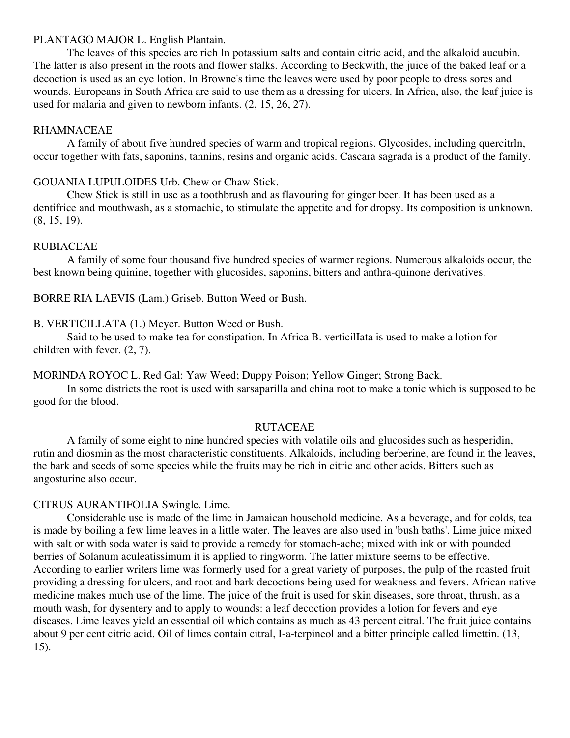PLANTAGO MAJOR L. English Plantain.

The leaves of this species are rich In potassium salts and contain citric acid, and the alkaloid aucubin. The latter is also present in the roots and flower stalks. According to Beckwith, the juice of the baked leaf or a decoction is used as an eye lotion. In Browne's time the leaves were used by poor people to dress sores and wounds. Europeans in South Africa are said to use them as a dressing for ulcers. In Africa, also, the leaf juice is used for malaria and given to newborn infants. (2, 15, 26, 27).

RHAMNACEAE

A family of about five hundred species of warm and tropical regions. Glycosides, including quercitrln, occur together with fats, saponins, tannins, resins and organic acids. Cascara sagrada is a product of the family.

GOUANIA LUPULOIDES Urb. Chew or Chaw Stick.

Chew Stick is still in use as a toothbrush and as flavouring for ginger beer. It has been used as a dentifrice and mouthwash, as a stomachic, to stimulate the appetite and for dropsy. Its composition is unknown. (8, 15, 19).

RUBIACEAE

A family of some four thousand five hundred species of warmer regions. Numerous alkaloids occur, the best known being quinine, together with glucosides, saponins, bitters and anthra-quinone derivatives.

BORRE RIA LAEVIS (Lam.) Griseb. Button Weed or Bush.

B. VERTICILLATA (1.) Meyer. Button Weed or Bush.

Said to be used to make tea for constipation. In Africa B. verticilIata is used to make a lotion for children with fever. (2, 7).

MORlNDA ROYOC L. Red Gal: Yaw Weed; Duppy Poison; Yellow Ginger; Strong Back.

In some districts the root is used with sarsaparilla and china root to make a tonic which is supposed to be good for the blood.

RUTACEAE

A family of some eight to nine hundred species with volatile oils and glucosides such as hesperidin, rutin and diosmin as the most characteristic constituents. Alkaloids, including berberine, are found in the leaves, the bark and seeds of some species while the fruits may be rich in citric and other acids. Bitters such as angosturine also occur.

CITRUS AURANTIFOLIA Swingle. Lime.

Considerable use is made of the lime in Jamaican household medicine. As a beverage, and for colds, tea is made by boiling a few lime leaves in a little water. The leaves are also used in 'bush baths'. Lime juice mixed with salt or with soda water is said to provide a remedy for stomach-ache; mixed with ink or with pounded berries of Solanum aculeatissimum it is applied to ringworm. The latter mixture seems to be effective. According to earlier writers lime was formerly used for a great variety of purposes, the pulp of the roasted fruit providing a dressing for ulcers, and root and bark decoctions being used for weakness and fevers. African native medicine makes much use of the lime. The juice of the fruit is used for skin diseases, sore throat, thrush, as a mouth wash, for dysentery and to apply to wounds: a leaf decoction provides a lotion for fevers and eye diseases. Lime leaves yield an essential oil which contains as much as 43 percent citral. The fruit juice contains about 9 per cent citric acid. Oil of limes contain citral, I-a-terpineol and a bitter principle called limettin. (13, 15).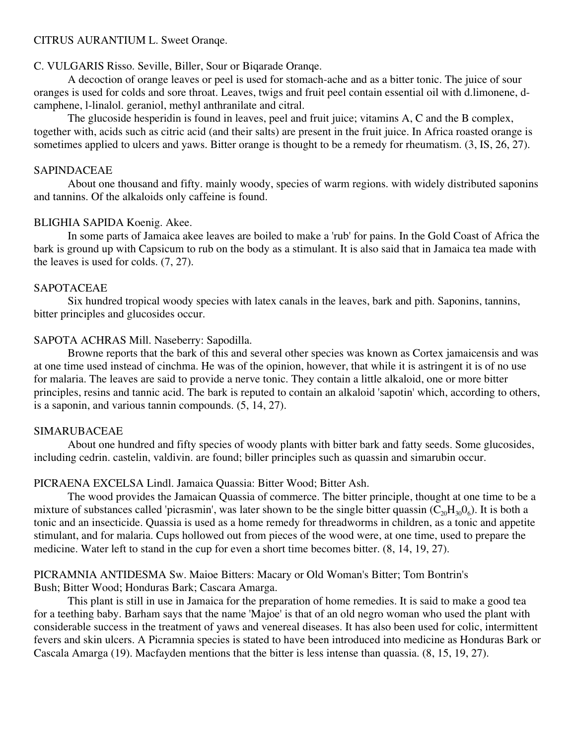CITRUS AURANTIUM L. Sweet Oranqe.

C. VULGARIS Risso. Seville, Biller, Sour or Biqarade Oranqe.

A decoction of orange leaves or peel is used for stomach-ache and as a bitter tonic. The juice of sour oranges is used for colds and sore throat. Leaves, twigs and fruit peel contain essential oil with d.limonene, d-camphene, l-linalol. geraniol, methyl anthranilate and citral.

The glucoside hesperidin is found in leaves, peel and fruit juice; vitamins A, C and the B complex, together with, acids such as citric acid (and their salts) are present in the fruit juice. In Africa roasted orange is sometimes applied to ulcers and yaws. Bitter orange is thought to be a remedy for rheumatism. (3, IS, 26, 27).

SAPINDACEAE

About one thousand and fifty. mainly woody, species of warm regions. with widely distributed saponins and tannins. Of the alkaloids only caffeine is found.

BLIGHIA SAPIDA Koenig. Akee.

In some parts of Jamaica akee leaves are boiled to make a 'rub' for pains. In the Gold Coast of Africa the bark is ground up with Capsicum to rub on the body as a stimulant. It is also said that in Jamaica tea made with the leaves is used for colds. (7, 27).

SAPOTACEAE

Six hundred tropical woody species with latex canals in the leaves, bark and pith. Saponins, tannins, bitter principles and glucosides occur.

SAPOTA ACHRAS Mill. Naseberry: Sapodilla.

Browne reports that the bark of this and several other species was known as Cortex jamaicensis and was at one time used instead of cinchma. He was of the opinion, however, that while it is astringent it is of no use for malaria. The leaves are said to provide a nerve tonic. They contain a little alkaloid, one or more bitter principles, resins and tannic acid. The bark is reputed to contain an alkaloid 'sapotin' which, according to others, is a saponin, and various tannin compounds. (5, 14, 27).

SIMARUBACEAE

About one hundred and fifty species of woody plants with bitter bark and fatty seeds. Some glucosides, including cedrin. castelin, valdivin. are found; biller principles such as quassin and simarubin occur.

PICRAENA EXCELSA Lindl. Jamaica Quassia: Bitter Wood; Bitter Ash.

The wood provides the Jamaican Quassia of commerce. The bitter principle, thought at one time to be a mixture of substances called 'picrasmin', was later shown to be the single bitter quassin ($C_{20}H_{30}O_6$). It is both a tonic and an insecticide. Quassia is used as a home remedy for threadworms in children, as a tonic and appetite stimulant, and for malaria. Cups hollowed out from pieces of the wood were, at one time, used to prepare the medicine. Water left to stand in the cup for even a short time becomes bitter. (8, 14, 19, 27).

PICRAMNIA ANTIDESMA Sw. Maioe Bitters: Macary or Old Woman's Bitter; Tom Bontrin's Bush; Bitter Wood; Honduras Bark; Cascara Amarga.

This plant is still in use in Jamaica for the preparation of home remedies. It is said to make a good tea for a teething baby. Barham says that the name 'Majoe' is that of an old negro woman who used the plant with considerable success in the treatment of yaws and venereal diseases. It has also been used for colic, intermittent fevers and skin ulcers. A Picramnia species is stated to have been introduced into medicine as Honduras Bark or Cascala Amarga (19). Macfayden mentions that the bitter is less intense than quassia. (8, 15, 19, 27).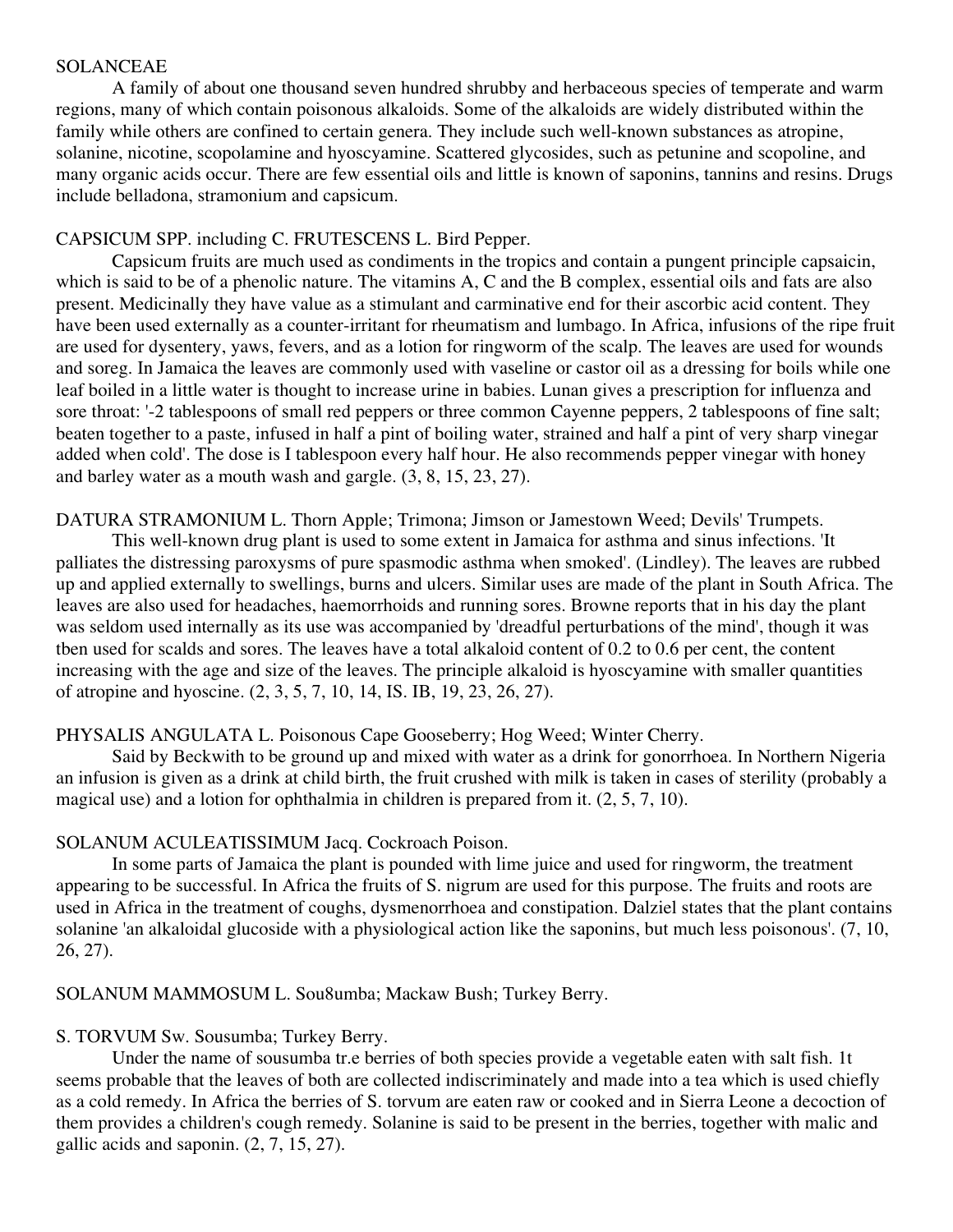SOLANCEAE

A family of about one thousand seven hundred shrubby and herbaceous species of temperate and warm regions, many of which contain poisonous alkaloids. Some of the alkaloids are widely distributed within the family while others are confined to certain genera. They include such well-known substances as atropine, solanine, nicotine, scopolamine and hyoscyamine. Scattered glycosides, such as petunine and scopoline, and many organic acids occur. There are few essential oils and little is known of saponins, tannins and resins. Drugs include belladona, stramonium and capsicum.

CAPSICUM SPP. including C. FRUTESCENS L. Bird Pepper.

Capsicum fruits are much used as condiments in the tropics and contain a pungent principle capsaicin, which is said to be of a phenolic nature. The vitamins A, C and the B complex, essential oils and fats are also present. Medicinally they have value as a stimulant and carminative end for their ascorbic acid content. They have been used externally as a counter-irritant for rheumatism and lumbago. In Africa, infusions of the ripe fruit are used for dysentery, yaws, fevers, and as a lotion for ringworm of the scalp. The leaves are used for wounds and soreg. In Jamaica the leaves are commonly used with vaseline or castor oil as a dressing for boils while one leaf boiled in a little water is thought to increase urine in babies. Lunan gives a prescription for influenza and sore throat: '-2 tablespoons of small red peppers or three common Cayenne peppers, 2 tablespoons of fine salt; beaten together to a paste, infused in half a pint of boiling water, strained and half a pint of very sharp vinegar added when cold'. The dose is I tablespoon every half hour. He also recommends pepper vinegar with honey and barley water as a mouth wash and gargle. (3, 8, 15, 23, 27).

DATURA STRAMONIUM L. Thorn Apple; Trimona; Jimson or Jamestown Weed; Devils' Trumpets.

This well-known drug plant is used to some extent in Jamaica for asthma and sinus infections. 'It palliates the distressing paroxysms of pure spasmodic asthma when smoked'. (Lindley). The leaves are rubbed up and applied externally to swellings, burns and ulcers. Similar uses are made of the plant in South Africa. The leaves are also used for headaches, haemorrhoids and running sores. Browne reports that in his day the plant was seldom used internally as its use was accompanied by 'dreadful perturbations of the mind', though it was tben used for scalds and sores. The leaves have a total alkaloid content of 0.2 to 0.6 per cent, the content increasing with the age and size of the leaves. The principle alkaloid is hyoscyamine with smaller quantities of atropine and hyoscine. (2, 3, 5, 7, 10, 14, IS. IB, 19, 23, 26, 27).

PHYSALIS ANGULATA L. Poisonous Cape Gooseberry; Hog Weed; Winter Cherry.

Said by Beckwith to be ground up and mixed with water as a drink for gonorrhoea. In Northern Nigeria an infusion is given as a drink at child birth, the fruit crushed with milk is taken in cases of sterility (probably a magical use) and a lotion for ophthalmia in children is prepared from it. (2, 5, 7, 10).

SOLANUM ACULEATISSIMUM Jacq. Cockroach Poison.

In some parts of Jamaica the plant is pounded with lime juice and used for ringworm, the treatment appearing to be successful. In Africa the fruits of S. nigrum are used for this purpose. The fruits and roots are used in Africa in the treatment of coughs, dysmenorrhoea and constipation. Dalziel states that the plant contains solanine 'an alkaloidal glucoside with a physiological action like the saponins, but much less poisonous'. (7, 10, 26, 27).

SOLANUM MAMMOSUM L. Sou8umba; Mackaw Bush; Turkey Berry.

S. TORVUM Sw. Sousumba; Turkey Berry.

Under the name of sousumba tr.e berries of both species provide a vegetable eaten with salt fish. 1t seems probable that the leaves of both are collected indiscriminately and made into a tea which is used chiefly as a cold remedy. In Africa the berries of S. torvum are eaten raw or cooked and in Sierra Leone a decoction of them provides a children's cough remedy. Solanine is said to be present in the berries, together with malic and gallic acids and saponin. (2, 7, 15, 27).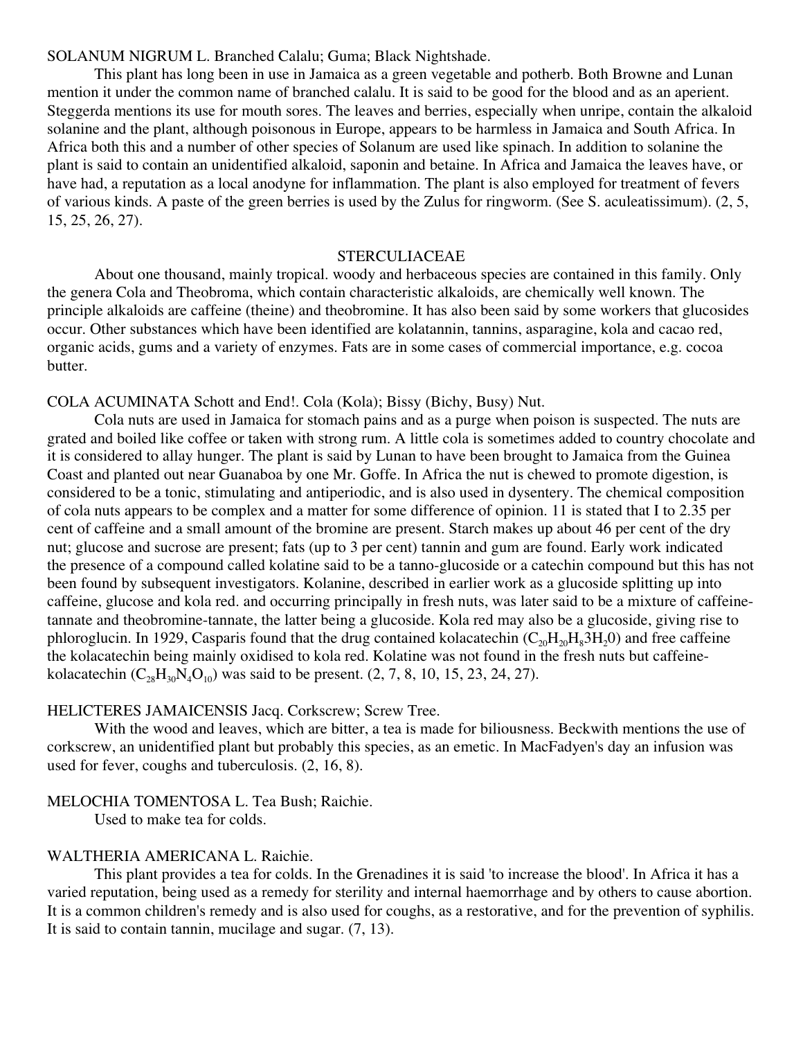SOLANUM NIGRUM L. Branched Calalu; Guma; Black Nightshade.

This plant has long been in use in Jamaica as a green vegetable and potherb. Both Browne and Lunan mention it under the common name of branched calalu. It is said to be good for the blood and as an aperient. Steggerda mentions its use for mouth sores. The leaves and berries, especially when unripe, contain the alkaloid solanine and the plant, although poisonous in Europe, appears to be harmless in Jamaica and South Africa. In Africa both this and a number of other species of Solanum are used like spinach. In addition to solanine the plant is said to contain an unidentified alkaloid, saponin and betaine. In Africa and Jamaica the leaves have, or have had, a reputation as a local anodyne for inflammation. The plant is also employed for treatment of fevers of various kinds. A paste of the green berries is used by the Zulus for ringworm. (See S. aculeatissimum). (2, 5, 15, 25, 26, 27).

## STERCULIACEAE

About one thousand, mainly tropical. woody and herbaceous species are contained in this family. Only the genera Cola and Theobroma, which contain characteristic alkaloids, are chemically well known. The principle alkaloids are caffeine (theine) and theobromine. It has also been said by some workers that glucosides occur. Other substances which have been identified are kolatannin, tannins, asparagine, kola and cacao red, organic acids, gums and a variety of enzymes. Fats are in some cases of commercial importance, e.g. cocoa butter.

COLA ACUMINATA Schott and End!. Cola (Kola); Bissy (Bichy, Busy) Nut.

Cola nuts are used in Jamaica for stomach pains and as a purge when poison is suspected. The nuts are grated and boiled like coffee or taken with strong rum. A little cola is sometimes added to country chocolate and it is considered to allay hunger. The plant is said by Lunan to have been brought to Jamaica from the Guinea Coast and planted out near Guanaboa by one Mr. Goffe. In Africa the nut is chewed to promote digestion, is considered to be a tonic, stimulating and antiperiodic, and is also used in dysentery. The chemical composition of cola nuts appears to be complex and a matter for some difference of opinion. 11 is stated that I to 2.35 per cent of caffeine and a small amount of the bromine are present. Starch makes up about 46 per cent of the dry nut; glucose and sucrose are present; fats (up to 3 per cent) tannin and gum are found. Early work indicated the presence of a compound called kolatine said to be a tanno-glucoside or a catechin compound but this has not been found by subsequent investigators. Kolanine, described in earlier work as a glucoside splitting up into caffeine, glucose and kola red. and occurring principally in fresh nuts, was later said to be a mixture of caffeine-tannate and theobromine-tannate, the latter being a glucoside. Kola red may also be a glucoside, giving rise to phloroglucin. In 1929, Casparis found that the drug contained kolacatechin ($C_{20}H_{20}H_8 3H_20$) and free caffeine the kolacatechin being mainly oxidised to kola red. Kolatine was not found in the fresh nuts but caffeine-kolacatechin ($C_{28}H_{30}N_4O_{10}$) was said to be present. (2, 7, 8, 10, 15, 23, 24, 27).

HELICTERES JAMAICENSIS Jacq. Corkscrew; Screw Tree.

With the wood and leaves, which are bitter, a tea is made for biliousness. Beckwith mentions the use of corkscrew, an unidentified plant but probably this species, as an emetic. In MacFadyen's day an infusion was used for fever, coughs and tuberculosis. (2, 16, 8).

MELOCHIA TOMENTOSA L. Tea Bush; Raichie.

Used to make tea for colds.

WALTHERIA AMERICANA L. Raichie.

This plant provides a tea for colds. In the Grenadines it is said 'to increase the blood'. In Africa it has a varied reputation, being used as a remedy for sterility and internal haemorrhage and by others to cause abortion. It is a common children's remedy and is also used for coughs, as a restorative, and for the prevention of syphilis. It is said to contain tannin, mucilage and sugar. (7, 13).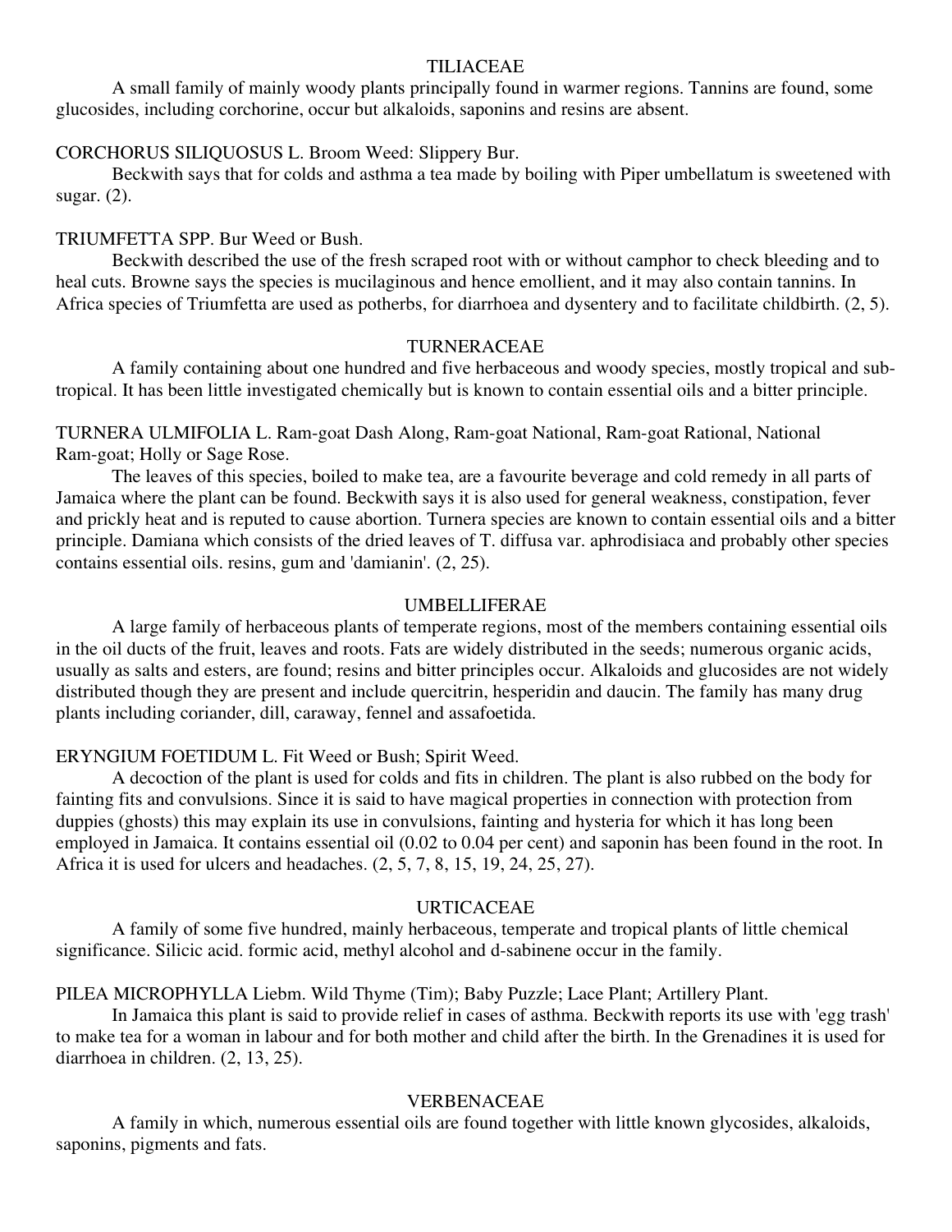## TILIACEAE

A small family of mainly woody plants principally found in warmer regions. Tannins are found, some glucosides, including corchorine, occur but alkaloids, saponins and resins are absent.

### CORCHORUS SILIQUOSUS L. Broom Weed: Slippery Bur.

Beckwith says that for colds and asthma a tea made by boiling with Piper umbellatum is sweetened with sugar. (2).

### TRIUMFETTA SPP. Bur Weed or Bush.

Beckwith described the use of the fresh scraped root with or without camphor to check bleeding and to heal cuts. Browne says the species is mucilaginous and hence emollient, and it may also contain tannins. In Africa species of Triumfetta are used as potherbs, for diarrhoea and dysentery and to facilitate childbirth. (2, 5).

## TURNERACEAE

A family containing about one hundred and five herbaceous and woody species, mostly tropical and sub-tropical. It has been little investigated chemically but is known to contain essential oils and a bitter principle.

### TURNERA ULMIFOLIA L. Ram-goat Dash Along, Ram-goat National, Ram-goat Rational, National Ram-goat; Holly or Sage Rose.

The leaves of this species, boiled to make tea, are a favourite beverage and cold remedy in all parts of Jamaica where the plant can be found. Beckwith says it is also used for general weakness, constipation, fever and prickly heat and is reputed to cause abortion. Turnera species are known to contain essential oils and a bitter principle. Damiana which consists of the dried leaves of T. diffusa var. aphrodisiaca and probably other species contains essential oils. resins, gum and 'damianin'. (2, 25).

## UMBELLIFERAE

A large family of herbaceous plants of temperate regions, most of the members containing essential oils in the oil ducts of the fruit, leaves and roots. Fats are widely distributed in the seeds; numerous organic acids, usually as salts and esters, are found; resins and bitter principles occur. Alkaloids and glucosides are not widely distributed though they are present and include quercitrin, hesperidin and daucin. The family has many drug plants including coriander, dill, caraway, fennel and assafoetida.

### ERYNGIUM FOETIDUM L. Fit Weed or Bush; Spirit Weed.

A decoction of the plant is used for colds and fits in children. The plant is also rubbed on the body for fainting fits and convulsions. Since it is said to have magical properties in connection with protection from duppies (ghosts) this may explain its use in convulsions, fainting and hysteria for which it has long been employed in Jamaica. It contains essential oil (0.02 to 0.04 per cent) and saponin has been found in the root. In Africa it is used for ulcers and headaches. (2, 5, 7, 8, 15, 19, 24, 25, 27).

## URTICACEAE

A family of some five hundred, mainly herbaceous, temperate and tropical plants of little chemical significance. Silicic acid. formic acid, methyl alcohol and d-sabinene occur in the family.

### PILEA MICROPHYLLA Liebm. Wild Thyme (Tim); Baby Puzzle; Lace Plant; Artillery Plant.

In Jamaica this plant is said to provide relief in cases of asthma. Beckwith reports its use with 'egg trash' to make tea for a woman in labour and for both mother and child after the birth. In the Grenadines it is used for diarrhoea in children. (2, 13, 25).

## VERBENACEAE

A family in which, numerous essential oils are found together with little known glycosides, alkaloids, saponins, pigments and fats.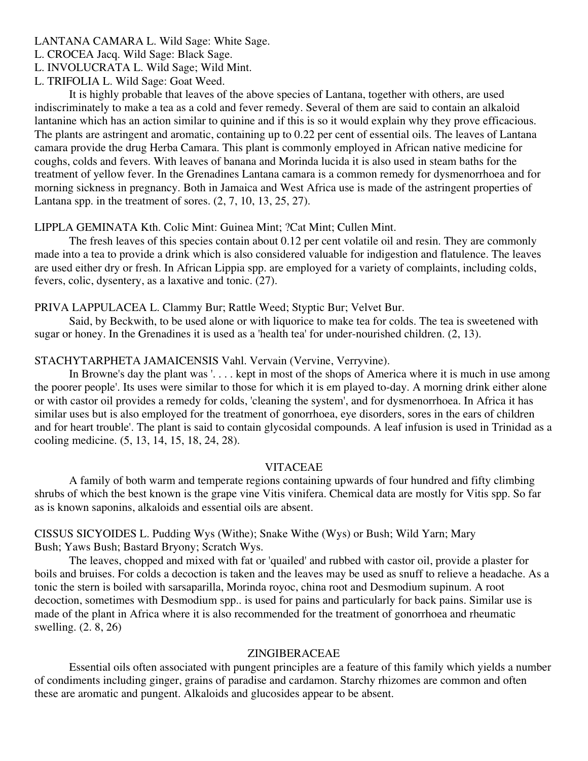LANTANA CAMARA L. Wild Sage: White Sage.
L. CROCEA Jacq. Wild Sage: Black Sage.
L. INVOLUCRATA L. Wild Sage; Wild Mint.
L. TRIFOLIA L. Wild Sage: Goat Weed.

It is highly probable that leaves of the above species of Lantana, together with others, are used indiscriminately to make a tea as a cold and fever remedy. Several of them are said to contain an alkaloid lantanine which has an action similar to quinine and if this is so it would explain why they prove efficacious. The plants are astringent and aromatic, containing up to 0.22 per cent of essential oils. The leaves of Lantana camara provide the drug Herba Camara. This plant is commonly employed in African native medicine for coughs, colds and fevers. With leaves of banana and Morinda lucida it is also used in steam baths for the treatment of yellow fever. In the Grenadines Lantana camara is a common remedy for dysmenorrhoea and for morning sickness in pregnancy. Both in Jamaica and West Africa use is made of the astringent properties of Lantana spp. in the treatment of sores. (2, 7, 10, 13, 25, 27).

LIPPLA GEMINATA Kth. Colic Mint: Guinea Mint; ?Cat Mint; Cullen Mint.

The fresh leaves of this species contain about 0.12 per cent volatile oil and resin. They are commonly made into a tea to provide a drink which is also considered valuable for indigestion and flatulence. The leaves are used either dry or fresh. In African Lippia spp. are employed for a variety of complaints, including colds, fevers, colic, dysentery, as a laxative and tonic. (27).

PRIVA LAPPULACEA L. Clammy Bur; Rattle Weed; Styptic Bur; Velvet Bur.

Said, by Beckwith, to be used alone or with liquorice to make tea for colds. The tea is sweetened with sugar or honey. In the Grenadines it is used as a 'health tea' for under-nourished children. (2, 13).

STACHYTARPHETA JAMAICENSIS Vahl. Vervain (Vervine, Verryvine).

In Browne's day the plant was '. . . . kept in most of the shops of America where it is much in use among the poorer people'. Its uses were similar to those for which it is em played to-day. A morning drink either alone or with castor oil provides a remedy for colds, 'cleaning the system', and for dysmenorrhoea. In Africa it has similar uses but is also employed for the treatment of gonorrhoea, eye disorders, sores in the ears of children and for heart trouble'. The plant is said to contain glycosidal compounds. A leaf infusion is used in Trinidad as a cooling medicine. (5, 13, 14, 15, 18, 24, 28).

## VITACEAE

A family of both warm and temperate regions containing upwards of four hundred and fifty climbing shrubs of which the best known is the grape vine Vitis vinifera. Chemical data are mostly for Vitis spp. So far as is known saponins, alkaloids and essential oils are absent.

CISSUS SICYOIDES L. Pudding Wys (Withe); Snake Withe (Wys) or Bush; Wild Yarn; Mary Bush; Yaws Bush; Bastard Bryony; Scratch Wys.

The leaves, chopped and mixed with fat or 'quailed' and rubbed with castor oil, provide a plaster for boils and bruises. For colds a decoction is taken and the leaves may be used as snuff to relieve a headache. As a tonic the stern is boiled with sarsaparilla, Morinda royoc, china root and Desmodium supinum. A root decoction, sometimes with Desmodium spp.. is used for pains and particularly for back pains. Similar use is made of the plant in Africa where it is also recommended for the treatment of gonorrhoea and rheumatic swelling. (2. 8, 26)

## ZINGIBERACEAE

Essential oils often associated with pungent principles are a feature of this family which yields a number of condiments including ginger, grains of paradise and cardamon. Starchy rhizomes are common and often these are aromatic and pungent. Alkaloids and glucosides appear to be absent.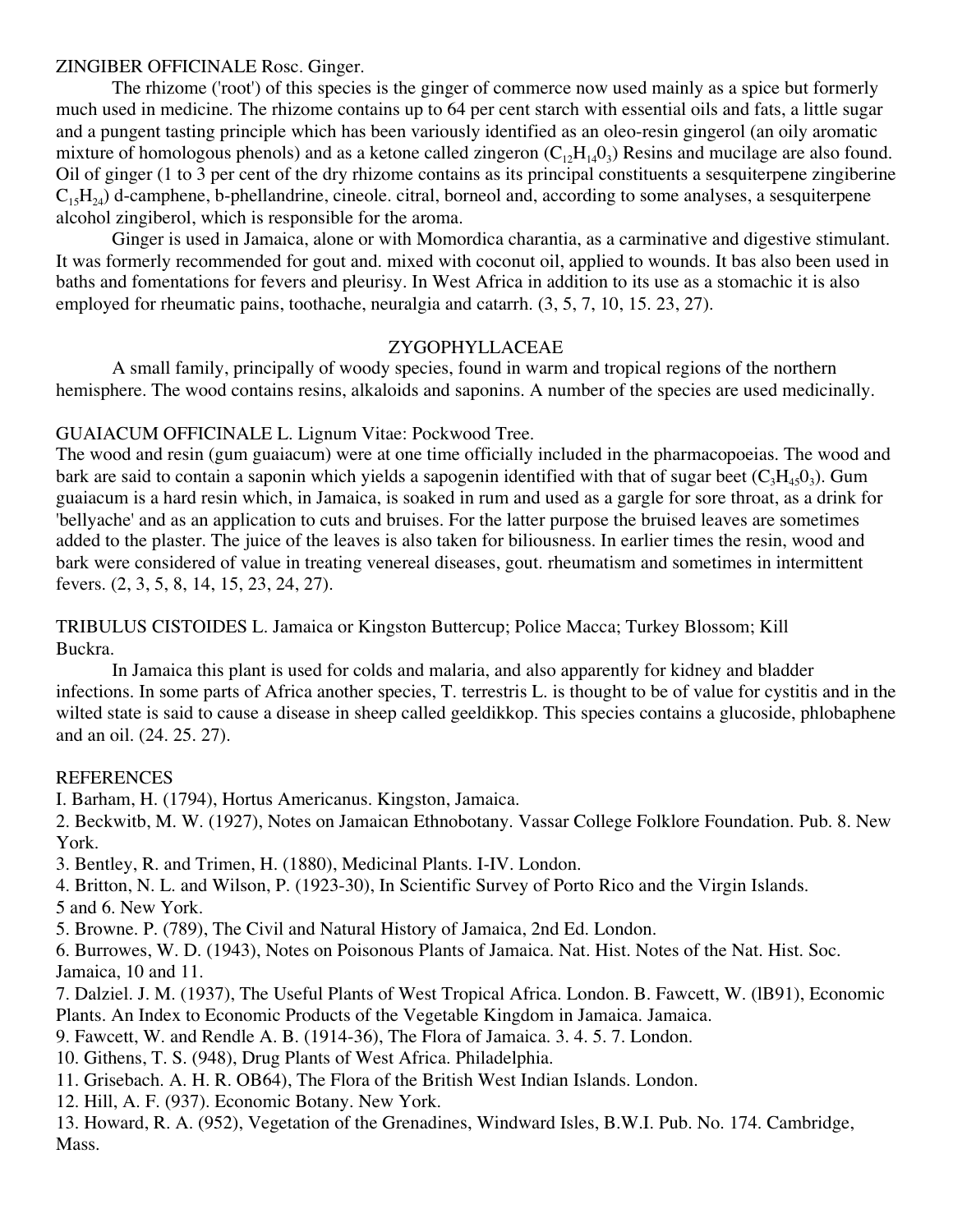ZINGIBER OFFICINALE Rosc. Ginger.

The rhizome ('root') of this species is the ginger of commerce now used mainly as a spice but formerly much used in medicine. The rhizome contains up to 64 per cent starch with essential oils and fats, a little sugar and a pungent tasting principle which has been variously identified as an oleo-resin gingerol (an oily aromatic mixture of homologous phenols) and as a ketone called zingeron ($C_{12}H_{14}0_3$) Resins and mucilage are also found. Oil of ginger (1 to 3 per cent of the dry rhizome contains as its principal constituents a sesquiterpene zingiberine $C_{15}H_{24}$) d-camphene, b-phellandrine, cineole. citral, borneol and, according to some analyses, a sesquiterpene alcohol zingiberol, which is responsible for the aroma.

Ginger is used in Jamaica, alone or with Momordica charantia, as a carminative and digestive stimulant. It was formerly recommended for gout and. mixed with coconut oil, applied to wounds. It bas also been used in baths and fomentations for fevers and pleurisy. In West Africa in addition to its use as a stomachic it is also employed for rheumatic pains, toothache, neuralgia and catarrh. (3, 5, 7, 10, 15. 23, 27).

## ZYGOPHYLLACEAE

A small family, principally of woody species, found in warm and tropical regions of the northern hemisphere. The wood contains resins, alkaloids and saponins. A number of the species are used medicinally.

GUAIACUM OFFICINALE L. Lignum Vitae: Pockwood Tree.

The wood and resin (gum guaiacum) were at one time officially included in the pharmacopoeias. The wood and bark are said to contain a saponin which yields a sapogenin identified with that of sugar beet ($C_3H_{45}0_3$). Gum guaiacum is a hard resin which, in Jamaica, is soaked in rum and used as a gargle for sore throat, as a drink for 'bellyache' and as an application to cuts and bruises. For the latter purpose the bruised leaves are sometimes added to the plaster. The juice of the leaves is also taken for biliousness. In earlier times the resin, wood and bark were considered of value in treating venereal diseases, gout. rheumatism and sometimes in intermittent fevers. (2, 3, 5, 8, 14, 15, 23, 24, 27).

TRIBULUS CISTOIDES L. Jamaica or Kingston Buttercup; Police Macca; Turkey Blossom; Kill Buckra.

In Jamaica this plant is used for colds and malaria, and also apparently for kidney and bladder infections. In some parts of Africa another species, T. terrestris L. is thought to be of value for cystitis and in the wilted state is said to cause a disease in sheep called geeldikkop. This species contains a glucoside, phlobaphene and an oil. (24. 25. 27).

## REFERENCES

I. Barham, H. (1794), Hortus Americanus. Kingston, Jamaica.

2. Beckwitb, M. W. (1927), Notes on Jamaican Ethnobotany. Vassar College Folklore Foundation. Pub. 8. New York.

3. Bentley, R. and Trimen, H. (1880), Medicinal Plants. I-IV. London.

4. Britton, N. L. and Wilson, P. (1923-30), In Scientific Survey of Porto Rico and the Virgin Islands. 5 and 6. New York.

5. Browne. P. (789), The Civil and Natural History of Jamaica, 2nd Ed. London.

6. Burrowes, W. D. (1943), Notes on Poisonous Plants of Jamaica. Nat. Hist. Notes of the Nat. Hist. Soc. Jamaica, 10 and 11.

7. Dalziel. J. M. (1937), The Useful Plants of West Tropical Africa. London. B. Fawcett, W. (lB91), Economic Plants. An Index to Economic Products of the Vegetable Kingdom in Jamaica. Jamaica.

9. Fawcett, W. and Rendle A. B. (1914-36), The Flora of Jamaica. 3. 4. 5. 7. London.

10. Githens, T. S. (948), Drug Plants of West Africa. Philadelphia.

11. Grisebach. A. H. R. OB64), The Flora of the British West Indian Islands. London.

12. Hill, A. F. (937). Economic Botany. New York.

13. Howard, R. A. (952), Vegetation of the Grenadines, Windward Isles, B.W.I. Pub. No. 174. Cambridge, Mass.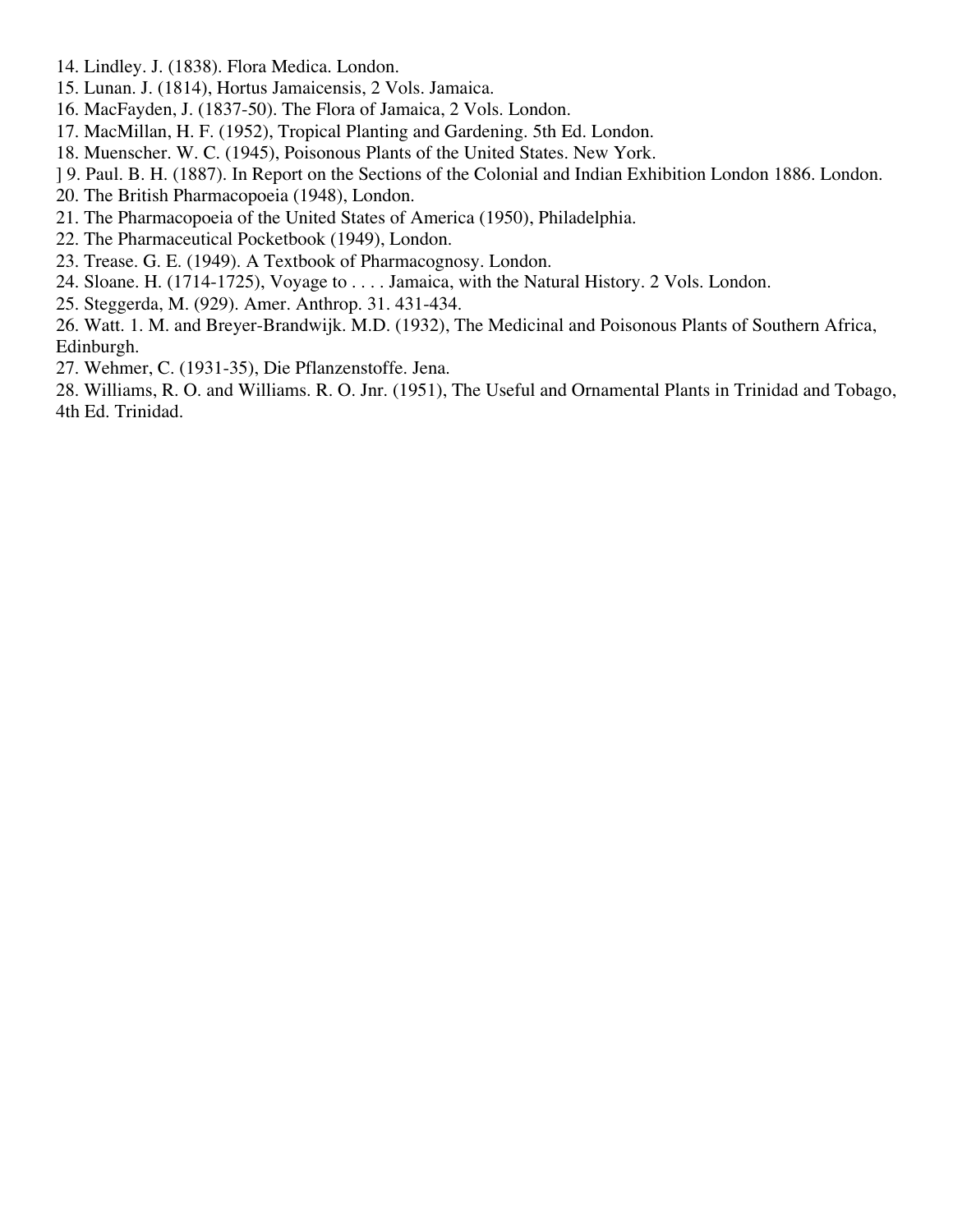14. Lindley. J. (1838). Flora Medica. London.
15. Lunan. J. (1814), Hortus Jamaicensis, 2 Vols. Jamaica.
16. MacFayden, J. (1837-50). The Flora of Jamaica, 2 Vols. London.
17. MacMillan, H. F. (1952), Tropical Planting and Gardening. 5th Ed. London.
18. Muenscher. W. C. (1945), Poisonous Plants of the United States. New York.
] 9. Paul. B. H. (1887). In Report on the Sections of the Colonial and Indian Exhibition London 1886. London.
20. The British Pharmacopoeia (1948), London.
21. The Pharmacopoeia of the United States of America (1950), Philadelphia.
22. The Pharmaceutical Pocketbook (1949), London.
23. Trease. G. E. (1949). A Textbook of Pharmacognosy. London.
24. Sloane. H. (1714-1725), Voyage to . . . . Jamaica, with the Natural History. 2 Vols. London.
25. Steggerda, M. (929). Amer. Anthrop. 31. 431-434.
26. Watt. 1. M. and Breyer-Brandwijk. M.D. (1932), The Medicinal and Poisonous Plants of Southern Africa, Edinburgh.
27. Wehmer, C. (1931-35), Die Pflanzenstoffe. Jena.
28. Williams, R. O. and Williams. R. O. Jnr. (1951), The Useful and Ornamental Plants in Trinidad and Tobago, 4th Ed. Trinidad.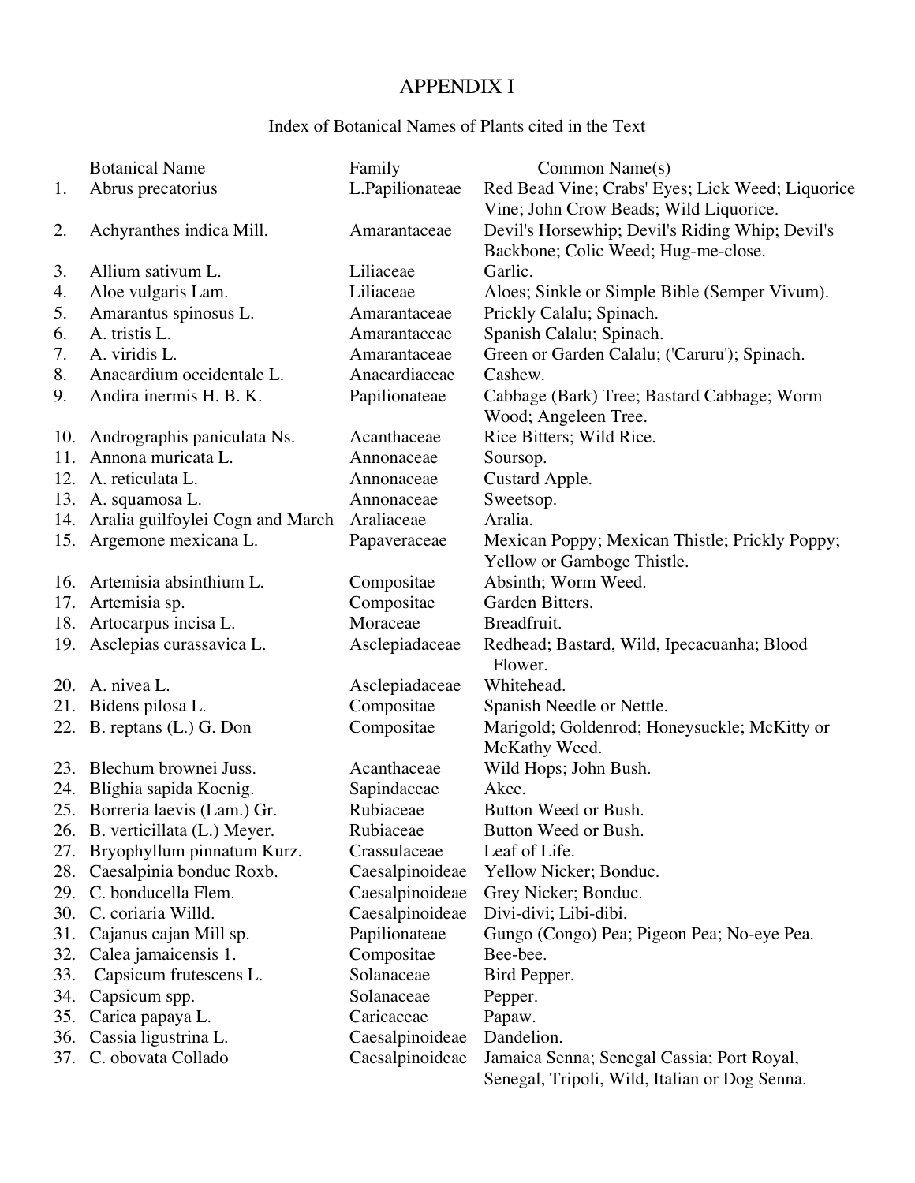# APPENDIX I

## Index of Botanical Names of Plants cited in the Text

| | Botanical Name | Family | Common Name(s) |
|---|---|---|---|
| 1. | Abrus precatorius | L.Papilionateae | Red Bead Vine; Crabs' Eyes; Lick Weed; Liquorice Vine; John Crow Beads; Wild Liquorice. |
| 2. | Achyranthes indica Mill. | Amarantaceae | Devil's Horsewhip; Devil's Riding Whip; Devil's Backbone; Colic Weed; Hug-me-close. |
| 3. | Allium sativum L. | Liliaceae | Garlic. |
| 4. | Aloe vulgaris Lam. | Liliaceae | Aloes; Sinkle or Simple Bible (Semper Vivum). |
| 5. | Amarantus spinosus L. | Amarantaceae | Prickly Calalu; Spinach. |
| 6. | A. tristis L. | Amarantaceae | Spanish Calalu; Spinach. |
| 7. | A. viridis L. | Amarantaceae | Green or Garden Calalu; ('Caruru'); Spinach. |
| 8. | Anacardium occidentale L. | Anacardiaceae | Cashew. |
| 9. | Andira inermis H. B. K. | Papilionateae | Cabbage (Bark) Tree; Bastard Cabbage; Worm Wood; Angeleen Tree. |
| 10. | Andrographis paniculata Ns. | Acanthaceae | Rice Bitters; Wild Rice. |
| 11. | Annona muricata L. | Annonaceae | Soursop. |
| 12. | A. reticulata L. | Annonaceae | Custard Apple. |
| 13. | A. squamosa L. | Annonaceae | Sweetsop. |
| 14. | Aralia guilfoylei Cogn and March | Araliaceae | Aralia. |
| 15. | Argemone mexicana L. | Papaveraceae | Mexican Poppy; Mexican Thistle; Prickly Poppy; Yellow or Gamboge Thistle. |
| 16. | Artemisia absinthium L. | Compositae | Absinth; Worm Weed. |
| 17. | Artemisia sp. | Compositae | Garden Bitters. |
| 18. | Artocarpus incisa L. | Moraceae | Breadfruit. |
| 19. | Asclepias curassavica L. | Asclepiadaceae | Redhead; Bastard, Wild, Ipecacuanha; Blood Flower. |
| 20. | A. nivea L. | Asclepiadaceae | Whitehead. |
| 21. | Bidens pilosa L. | Compositae | Spanish Needle or Nettle. |
| 22. | B. reptans (L.) G. Don | Compositae | Marigold; Goldenrod; Honeysuckle; McKitty or McKathy Weed. |
| 23. | Blechum brownei Juss. | Acanthaceae | Wild Hops; John Bush. |
| 24. | Blighia sapida Koenig. | Sapindaceae | Akee. |
| 25. | Borreria laevis (Lam.) Gr. | Rubiaceae | Button Weed or Bush. |
| 26. | B. verticillata (L.) Meyer. | Rubiaceae | Button Weed or Bush. |
| 27. | Bryophyllum pinnatum Kurz. | Crassulaceae | Leaf of Life. |
| 28. | Caesalpinia bonduc Roxb. | Caesalpinoideae | Yellow Nicker; Bonduc. |
| 29. | C. bonducella Flem. | Caesalpinoideae | Grey Nicker; Bonduc. |
| 30. | C. coriaria Willd. | Caesalpinoideae | Divi-divi; Libi-dibi. |
| 31. | Cajanus cajan Mill sp. | Papilionateae | Gungo (Congo) Pea; Pigeon Pea; No-eye Pea. |
| 32. | Calea jamaicensis 1. | Compositae | Bee-bee. |
| 33. | Capsicum frutescens L. | Solanaceae | Bird Pepper. |
| 34. | Capsicum spp. | Solanaceae | Pepper. |
| 35. | Carica papaya L. | Caricaceae | Papaw. |
| 36. | Cassia ligustrina L. | Caesalpinoideae | Dandelion. |
| 37. | C. obovata Collado | Caesalpinoideae | Jamaica Senna; Senegal Cassia; Port Royal, Senegal, Tripoli, Wild, Italian or Dog Senna. |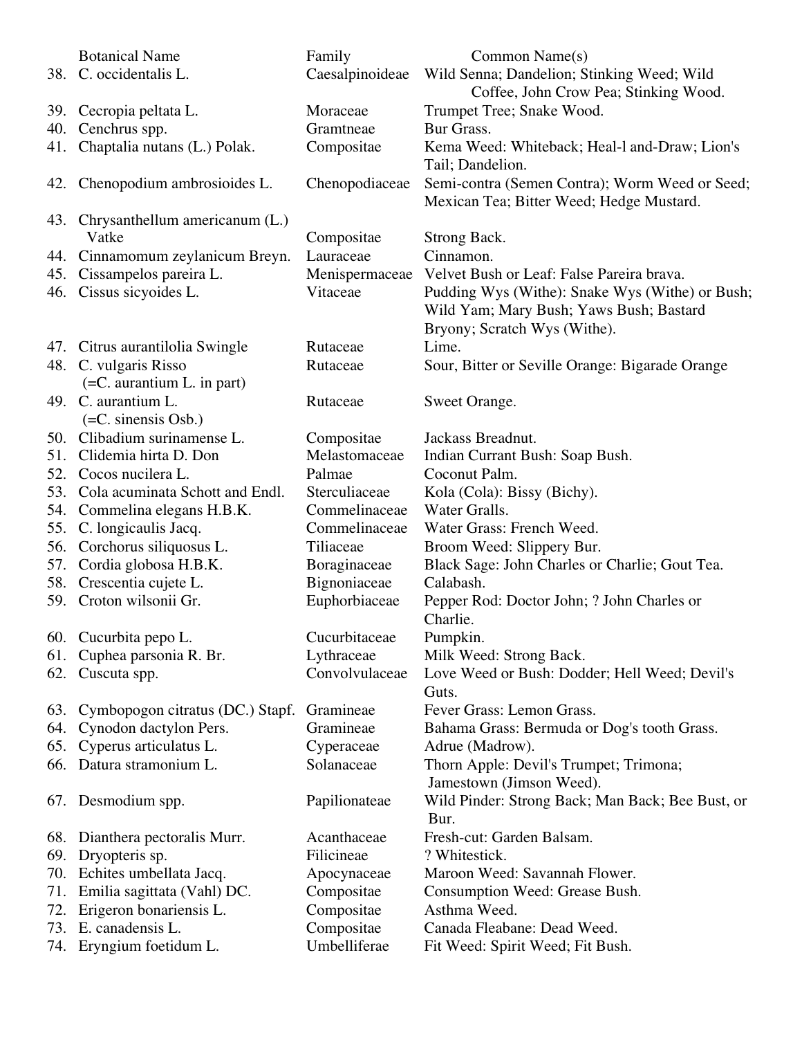| | Botanical Name | Family | Common Name(s) |
|---|---|---|---|
| 38. | C. occidentalis L. | Caesalpinoideae | Wild Senna; Dandelion; Stinking Weed; Wild Coffee, John Crow Pea; Stinking Wood. |
| 39. | Cecropia peltata L. | Moraceae | Trumpet Tree; Snake Wood. |
| 40. | Cenchrus spp. | Gramtneae | Bur Grass. |
| 41. | Chaptalia nutans (L.) Polak. | Compositae | Kema Weed: Whiteback; Heal-l and-Draw; Lion's Tail; Dandelion. |
| 42. | Chenopodium ambrosioides L. | Chenopodiaceae | Semi-contra (Semen Contra); Worm Weed or Seed; Mexican Tea; Bitter Weed; Hedge Mustard. |
| 43. | Chrysanthellum americanum (L.) Vatke | Compositae | Strong Back. |
| 44. | Cinnamomum zeylanicum Breyn. | Lauraceae | Cinnamon. |
| 45. | Cissampelos pareira L. | Menispermaceae | Velvet Bush or Leaf: False Pareira brava. |
| 46. | Cissus sicyoides L. | Vitaceae | Pudding Wys (Withe): Snake Wys (Withe) or Bush; Wild Yam; Mary Bush; Yaws Bush; Bastard Bryony; Scratch Wys (Withe). |
| 47. | Citrus aurantilolia Swingle | Rutaceae | Lime. |
| 48. | C. vulgaris Risso (=C. aurantium L. in part) | Rutaceae | Sour, Bitter or Seville Orange: Bigarade Orange |
| 49. | C. aurantium L. (=C. sinensis Osb.) | Rutaceae | Sweet Orange. |
| 50. | Clibadium surinamense L. | Compositae | Jackass Breadnut. |
| 51. | Clidemia hirta D. Don | Melastomaceae | Indian Currant Bush: Soap Bush. |
| 52. | Cocos nucilera L. | Palmae | Coconut Palm. |
| 53. | Cola acuminata Schott and Endl. | Sterculiaceae | Kola (Cola): Bissy (Bichy). |
| 54. | Commelina elegans H.B.K. | Commelinaceae | Water Gralls. |
| 55. | C. longicaulis Jacq. | Commelinaceae | Water Grass: French Weed. |
| 56. | Corchorus siliquosus L. | Tiliaceae | Broom Weed: Slippery Bur. |
| 57. | Cordia globosa H.B.K. | Boraginaceae | Black Sage: John Charles or Charlie; Gout Tea. |
| 58. | Crescentia cujete L. | Bignoniaceae | Calabash. |
| 59. | Croton wilsonii Gr. | Euphorbiaceae | Pepper Rod: Doctor John; ? John Charles or Charlie. |
| 60. | Cucurbita pepo L. | Cucurbitaceae | Pumpkin. |
| 61. | Cuphea parsonia R. Br. | Lythraceae | Milk Weed: Strong Back. |
| 62. | Cuscuta spp. | Convolvulaceae | Love Weed or Bush: Dodder; Hell Weed; Devil's Guts. |
| 63. | Cymbopogon citratus (DC.) Stapf. | Gramineae | Fever Grass: Lemon Grass. |
| 64. | Cynodon dactylon Pers. | Gramineae | Bahama Grass: Bermuda or Dog's tooth Grass. |
| 65. | Cyperus articulatus L. | Cyperaceae | Adrue (Madrow). |
| 66. | Datura stramonium L. | Solanaceae | Thorn Apple: Devil's Trumpet; Trimona; Jamestown (Jimson Weed). |
| 67. | Desmodium spp. | Papilionateae | Wild Pinder: Strong Back; Man Back; Bee Bust, or Bur. |
| 68. | Dianthera pectoralis Murr. | Acanthaceae | Fresh-cut: Garden Balsam. |
| 69. | Dryopteris sp. | Filicineae | ? Whitestick. |
| 70. | Echites umbellata Jacq. | Apocynaceae | Maroon Weed: Savannah Flower. |
| 71. | Emilia sagittata (Vahl) DC. | Compositae | Consumption Weed: Grease Bush. |
| 72. | Erigeron bonariensis L. | Compositae | Asthma Weed. |
| 73. | E. canadensis L. | Compositae | Canada Fleabane: Dead Weed. |
| 74. | Eryngium foetidum L. | Umbelliferae | Fit Weed: Spirit Weed; Fit Bush. |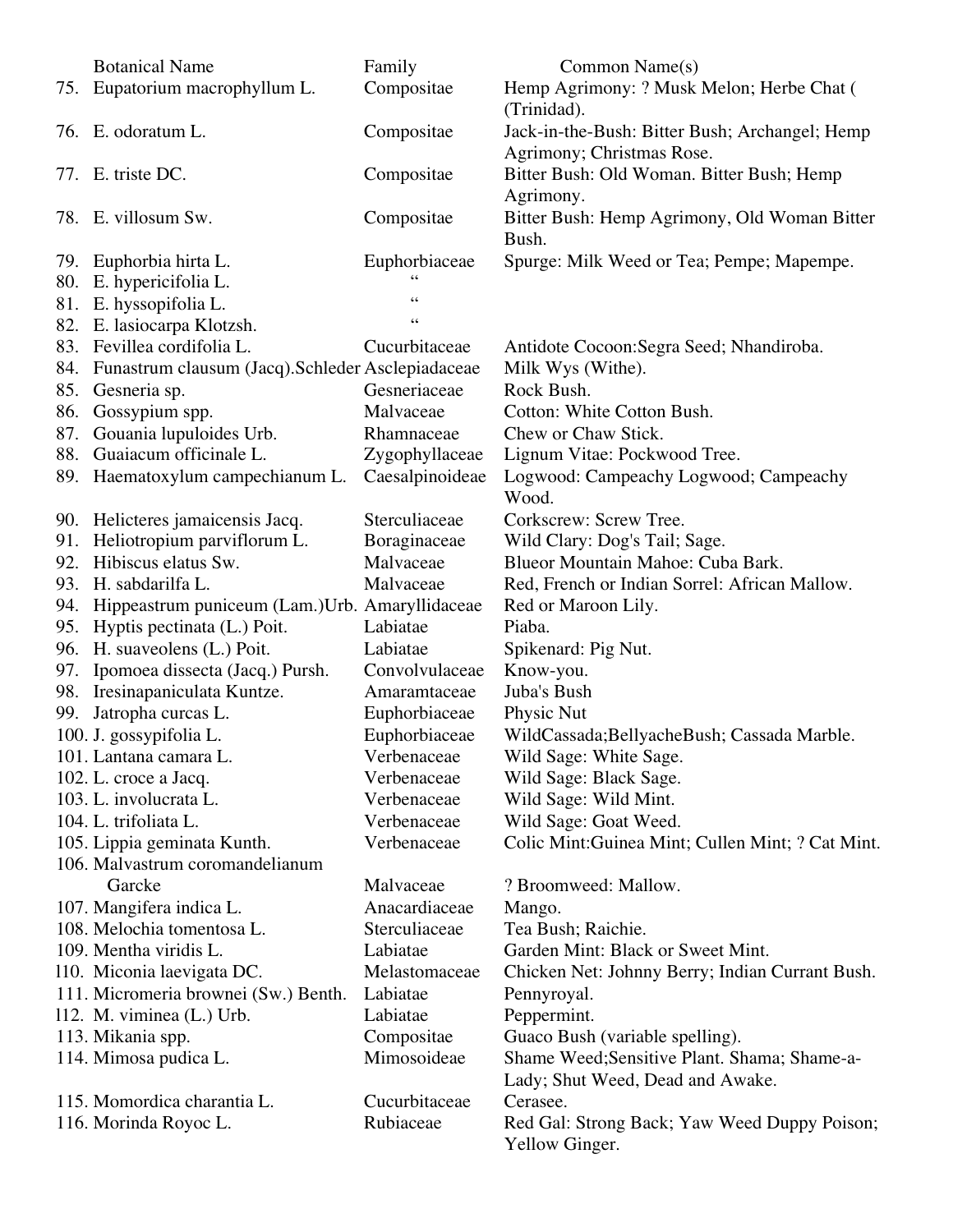| | Botanical Name | Family | Common Name(s) |
|---|---|---|---|
| 75. | Eupatorium macrophyllum L. | Compositae | Hemp Agrimony: ? Musk Melon; Herbe Chat ( (Trinidad). |
| 76. | E. odoratum L. | Compositae | Jack-in-the-Bush: Bitter Bush; Archangel; Hemp Agrimony; Christmas Rose. |
| 77. | E. triste DC. | Compositae | Bitter Bush: Old Woman. Bitter Bush; Hemp Agrimony. |
| 78. | E. villosum Sw. | Compositae | Bitter Bush: Hemp Agrimony, Old Woman Bitter Bush. |
| 79. | Euphorbia hirta L. | Euphorbiaceae | Spurge: Milk Weed or Tea; Pempe; Mapempe. |
| 80. | E. hypericifolia L. | " | |
| 81. | E. hyssopifolia L. | " | |
| 82. | E. lasiocarpa Klotzsh. | " | |
| 83. | Fevillea cordifolia L. | Cucurbitaceae | Antidote Cocoon:Segra Seed; Nhandiroba. |
| 84. | Funastrum clausum (Jacq).Schleder | Asclepiadaceae | Milk Wys (Withe). |
| 85. | Gesneria sp. | Gesneriaceae | Rock Bush. |
| 86. | Gossypium spp. | Malvaceae | Cotton: White Cotton Bush. |
| 87. | Gouania lupuloides Urb. | Rhamnaceae | Chew or Chaw Stick. |
| 88. | Guaiacum officinale L. | Zygophyllaceae | Lignum Vitae: Pockwood Tree. |
| 89. | Haematoxylum campechianum L. | Caesalpinoideae | Logwood: Campeachy Logwood; Campeachy Wood. |
| 90. | Helicteres jamaicensis Jacq. | Sterculiaceae | Corkscrew: Screw Tree. |
| 91. | Heliotropium parviflorum L. | Boraginaceae | Wild Clary: Dog's Tail; Sage. |
| 92. | Hibiscus elatus Sw. | Malvaceae | Blueor Mountain Mahoe: Cuba Bark. |
| 93. | H. sabdarilfa L. | Malvaceae | Red, French or Indian Sorrel: African Mallow. |
| 94. | Hippeastrum puniceum (Lam.)Urb. | Amaryllidaceae | Red or Maroon Lily. |
| 95. | Hyptis pectinata (L.) Poit. | Labiatae | Piaba. |
| 96. | H. suaveolens (L.) Poit. | Labiatae | Spikenard: Pig Nut. |
| 97. | Ipomoea dissecta (Jacq.) Pursh. | Convolvulaceae | Know-you. |
| 98. | Iresinapaniculata Kuntze. | Amaramtaceae | Juba's Bush |
| 99. | Jatropha curcas L. | Euphorbiaceae | Physic Nut |
| 100. | J. gossypifolia L. | Euphorbiaceae | WildCassada;BellyacheBush; Cassada Marble. |
| 101. | Lantana camara L. | Verbenaceae | Wild Sage: White Sage. |
| 102. | L. croce a Jacq. | Verbenaceae | Wild Sage: Black Sage. |
| 103. | L. involucrata L. | Verbenaceae | Wild Sage: Wild Mint. |
| 104. | L. trifoliata L. | Verbenaceae | Wild Sage: Goat Weed. |
| 105. | Lippia geminata Kunth. | Verbenaceae | Colic Mint:Guinea Mint; Cullen Mint; ? Cat Mint. |
| 106. | Malvastrum coromandelianum Garcke | Malvaceae | ? Broomweed: Mallow. |
| 107. | Mangifera indica L. | Anacardiaceae | Mango. |
| 108. | Melochia tomentosa L. | Sterculiaceae | Tea Bush; Raichie. |
| 109. | Mentha viridis L. | Labiatae | Garden Mint: Black or Sweet Mint. |
| 110. | Miconia laevigata DC. | Melastomaceae | Chicken Net: Johnny Berry; Indian Currant Bush. |
| 111. | Micromeria brownei (Sw.) Benth. | Labiatae | Pennyroyal. |
| 112. | M. viminea (L.) Urb. | Labiatae | Peppermint. |
| 113. | Mikania spp. | Compositae | Guaco Bush (variable spelling). |
| 114. | Mimosa pudica L. | Mimosoideae | Shame Weed;Sensitive Plant. Shama; Shame-a-Lady; Shut Weed, Dead and Awake. |
| 115. | Momordica charantia L. | Cucurbitaceae | Cerasee. |
| 116. | Morinda Royoc L. | Rubiaceae | Red Gal: Strong Back; Yaw Weed Duppy Poison; Yellow Ginger. |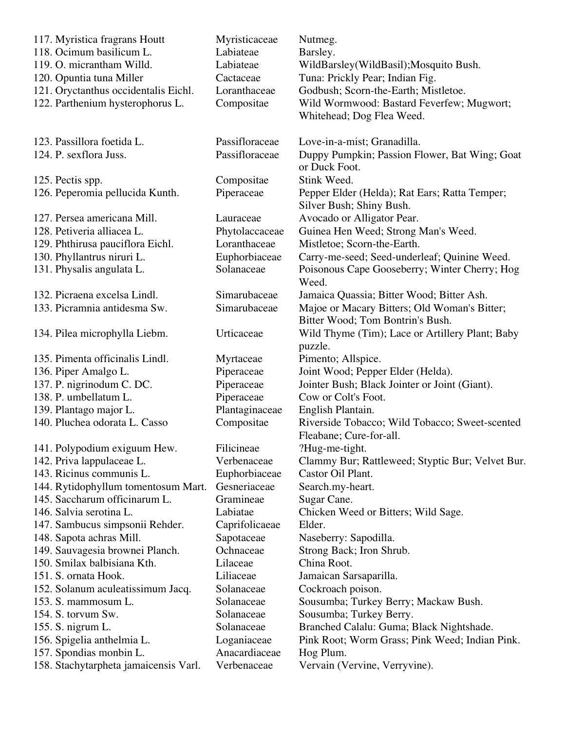| | | |
|---|---|---|
| 117. Myristica fragrans Houtt | Myristicaceae | Nutmeg. |
| 118. Ocimum basilicum L. | Labiateae | Barsley. |
| 119. O. micrantham Willd. | Labiateae | WildBarsley(WildBasil);Mosquito Bush. |
| 120. Opuntia tuna Miller | Cactaceae | Tuna: Prickly Pear; Indian Fig. |
| 121. Oryctanthus occidentalis Eichl. | Loranthaceae | Godbush; Scorn-the-Earth; Mistletoe. |
| 122. Parthenium hysterophorus L. | Compositae | Wild Wormwood: Bastard Feverfew; Mugwort; Whitehead; Dog Flea Weed. |
| 123. Passillora foetida L. | Passifloraceae | Love-in-a-mist; Granadilla. |
| 124. P. sexflora Juss. | Passifloraceae | Duppy Pumpkin; Passion Flower, Bat Wing; Goat or Duck Foot. |
| 125. Pectis spp. | Compositae | Stink Weed. |
| 126. Peperomia pellucida Kunth. | Piperaceae | Pepper Elder (Helda); Rat Ears; Ratta Temper; Silver Bush; Shiny Bush. |
| 127. Persea americana Mill. | Lauraceae | Avocado or Alligator Pear. |
| 128. Petiveria alliacea L. | Phytolaccaceae | Guinea Hen Weed; Strong Man's Weed. |
| 129. Phthirusa pauciflora Eichl. | Loranthaceae | Mistletoe; Scorn-the-Earth. |
| 130. Phyllantrus niruri L. | Euphorbiaceae | Carry-me-seed; Seed-underleaf; Quinine Weed. |
| 131. Physalis angulata L. | Solanaceae | Poisonous Cape Gooseberry; Winter Cherry; Hog Weed. |
| 132. Picraena excelsa Lindl. | Simarubaceae | Jamaica Quassia; Bitter Wood; Bitter Ash. |
| 133. Picramnia antidesma Sw. | Simarubaceae | Majoe or Macary Bitters; Old Woman's Bitter; Bitter Wood; Tom Bontrin's Bush. |
| 134. Pilea microphylla Liebm. | Urticaceae | Wild Thyme (Tim); Lace or Artillery Plant; Baby puzzle. |
| 135. Pimenta officinalis Lindl. | Myrtaceae | Pimento; Allspice. |
| 136. Piper Amalgo L. | Piperaceae | Joint Wood; Pepper Elder (Helda). |
| 137. P. nigrinodum C. DC. | Piperaceae | Jointer Bush; Black Jointer or Joint (Giant). |
| 138. P. umbellatum L. | Piperaceae | Cow or Colt's Foot. |
| 139. Plantago major L. | Plantaginaceae | English Plantain. |
| 140. Pluchea odorata L. Casso | Compositae | Riverside Tobacco; Wild Tobacco; Sweet-scented Fleabane; Cure-for-all. |
| 141. Polypodium exiguum Hew. | Filicineae | ?Hug-me-tight. |
| 142. Priva lappulaceae L. | Verbenaceae | Clammy Bur; Rattleweed; Styptic Bur; Velvet Bur. |
| 143. Ricinus communis L. | Euphorbiaceae | Castor Oil Plant. |
| 144. Rytidophyllum tomentosum Mart. | Gesneriaceae | Search.my-heart. |
| 145. Saccharum officinarum L. | Gramineae | Sugar Cane. |
| 146. Salvia serotina L. | Labiatae | Chicken Weed or Bitters; Wild Sage. |
| 147. Sambucus simpsonii Rehder. | Caprifolicaeae | Elder. |
| 148. Sapota achras Mill. | Sapotaceae | Naseberry: Sapodilla. |
| 149. Sauvagesia brownei Planch. | Ochnaceae | Strong Back; Iron Shrub. |
| 150. Smilax balbisiana Kth. | Lilaceae | China Root. |
| 151. S. ornata Hook. | Liliaceae | Jamaican Sarsaparilla. |
| 152. Solanum aculeatissimum Jacq. | Solanaceae | Cockroach poison. |
| 153. S. mammosum L. | Solanaceae | Sousumba; Turkey Berry; Mackaw Bush. |
| 154. S. torvum Sw. | Solanaceae | Sousumba; Turkey Berry. |
| 155. S. nigrum L. | Solanaceae | Branched Calalu: Guma; Black Nightshade. |
| 156. Spigelia anthelmia L. | Loganiaceae | Pink Root; Worm Grass; Pink Weed; Indian Pink. |
| 157. Spondias monbin L. | Anacardiaceae | Hog Plum. |
| 158. Stachytarpheta jamaicensis Varl. | Verbenaceae | Vervain (Vervine, Verryvine). |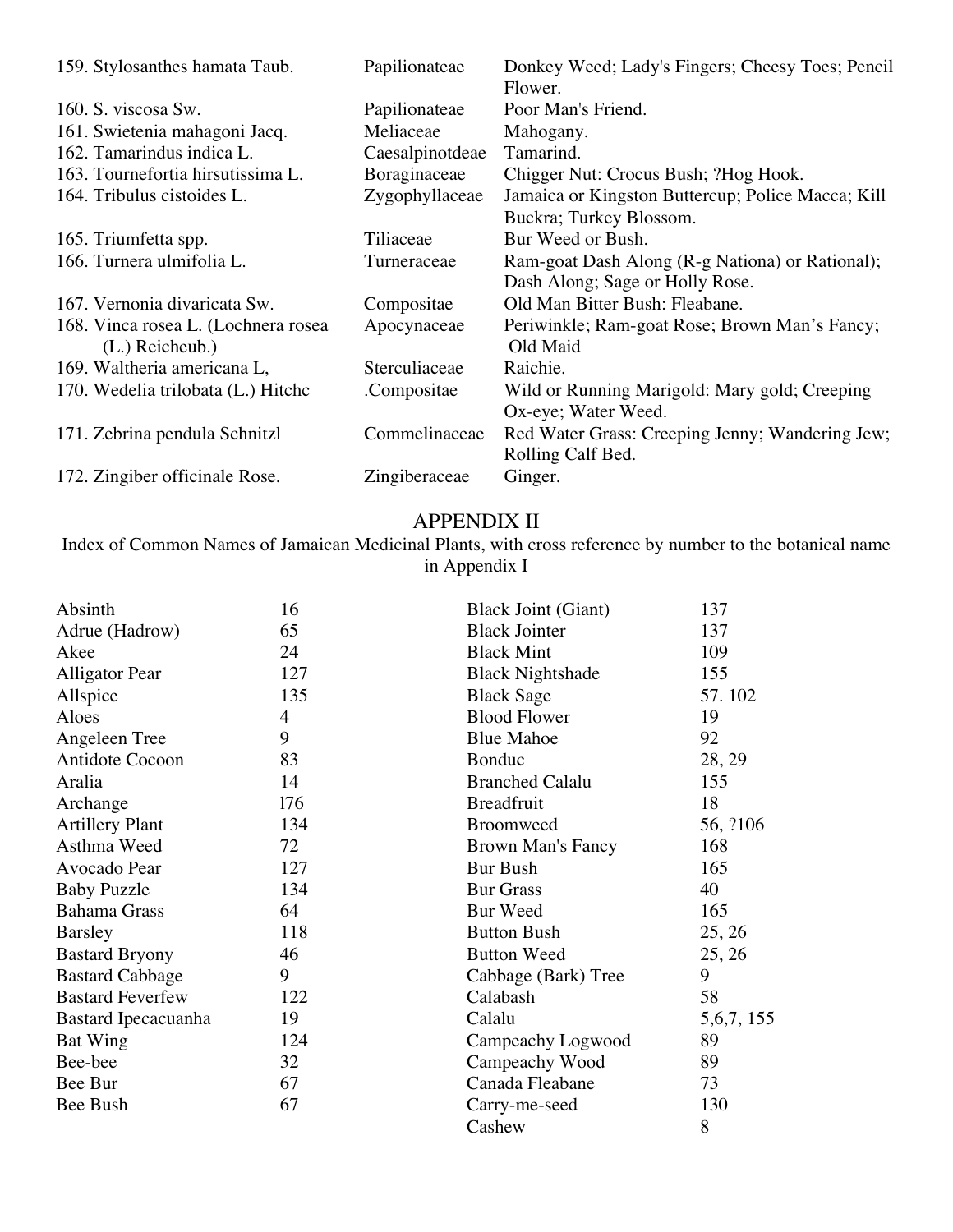| | | |
|---|---|---|
| 159. Stylosanthes hamata Taub. | Papilionateae | Donkey Weed; Lady's Fingers; Cheesy Toes; Pencil Flower. |
| 160. S. viscosa Sw. | Papilionateae | Poor Man's Friend. |
| 161. Swietenia mahagoni Jacq. | Meliaceae | Mahogany. |
| 162. Tamarindus indica L. | Caesalpinotdeae | Tamarind. |
| 163. Tournefortia hirsutissima L. | Boraginaceae | Chigger Nut: Crocus Bush; ?Hog Hook. |
| 164. Tribulus cistoides L. | Zygophyllaceae | Jamaica or Kingston Buttercup; Police Macca; Kill Buckra; Turkey Blossom. |
| 165. Triumfetta spp. | Tiliaceae | Bur Weed or Bush. |
| 166. Turnera ulmifolia L. | Turneraceae | Ram-goat Dash Along (R-g Nationa) or Rational); Dash Along; Sage or Holly Rose. |
| 167. Vernonia divaricata Sw. | Compositae | Old Man Bitter Bush: Fleabane. |
| 168. Vinca rosea L. (Lochnera rosea (L.) Reicheub.) | Apocynaceae | Periwinkle; Ram-goat Rose; Brown Man's Fancy; Old Maid |
| 169. Waltheria americana L, | Sterculiaceae | Raichie. |
| 170. Wedelia trilobata (L.) Hitchc | .Compositae | Wild or Running Marigold: Mary gold; Creeping Ox-eye; Water Weed. |
| 171. Zebrina pendula Schnitzl | Commelinaceae | Red Water Grass: Creeping Jenny; Wandering Jew; Rolling Calf Bed. |
| 172. Zingiber officinale Rose. | Zingiberaceae | Ginger. |

## APPENDIX II

Index of Common Names of Jamaican Medicinal Plants, with cross reference by number to the botanical name in Appendix I

| | |
|---|---|
| Absinth | 16 |
| Adrue (Hadrow) | 65 |
| Akee | 24 |
| Alligator Pear | 127 |
| Allspice | 135 |
| Aloes | 4 |
| Angeleen Tree | 9 |
| Antidote Cocoon | 83 |
| Aralia | 14 |
| Archange | l76 |
| Artillery Plant | 134 |
| Asthma Weed | 72 |
| Avocado Pear | 127 |
| Baby Puzzle | 134 |
| Bahama Grass | 64 |
| Barsley | 118 |
| Bastard Bryony | 46 |
| Bastard Cabbage | 9 |
| Bastard Feverfew | 122 |
| Bastard Ipecacuanha | 19 |
| Bat Wing | 124 |
| Bee-bee | 32 |
| Bee Bur | 67 |
| Bee Bush | 67 |
| Black Joint (Giant) | 137 |
| Black Jointer | 137 |
| Black Mint | 109 |
| Black Nightshade | 155 |
| Black Sage | 57. 102 |
| Blood Flower | 19 |
| Blue Mahoe | 92 |
| Bonduc | 28, 29 |
| Branched Calalu | 155 |
| Breadfruit | 18 |
| Broomweed | 56, ?106 |
| Brown Man's Fancy | 168 |
| Bur Bush | 165 |
| Bur Grass | 40 |
| Bur Weed | 165 |
| Button Bush | 25, 26 |
| Button Weed | 25, 26 |
| Cabbage (Bark) Tree | 9 |
| Calabash | 58 |
| Calalu | 5,6,7, 155 |
| Campeachy Logwood | 89 |
| Campeachy Wood | 89 |
| Canada Fleabane | 73 |
| Carry-me-seed | 130 |
| Cashew | 8 |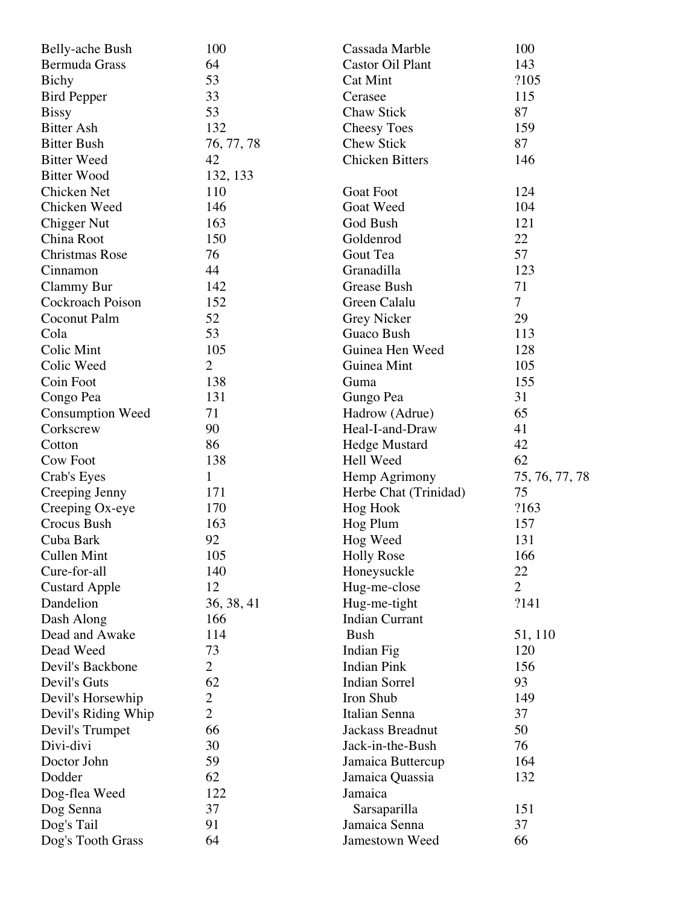| | |
|---|---|
| Belly-ache Bush | 100 |
| Bermuda Grass | 64 |
| Bichy | 53 |
| Bird Pepper | 33 |
| Bissy | 53 |
| Bitter Ash | 132 |
| Bitter Bush | 76, 77, 78 |
| Bitter Weed | 42 |
| Bitter Wood | 132, 133 |
| Chicken Net | 110 |
| Chicken Weed | 146 |
| Chigger Nut | 163 |
| China Root | 150 |
| Christmas Rose | 76 |
| Cinnamon | 44 |
| Clammy Bur | 142 |
| Cockroach Poison | 152 |
| Coconut Palm | 52 |
| Cola | 53 |
| Colic Mint | 105 |
| Colic Weed | 2 |
| Coin Foot | 138 |
| Congo Pea | 131 |
| Consumption Weed | 71 |
| Corkscrew | 90 |
| Cotton | 86 |
| Cow Foot | 138 |
| Crab's Eyes | 1 |
| Creeping Jenny | 171 |
| Creeping Ox-eye | 170 |
| Crocus Bush | 163 |
| Cuba Bark | 92 |
| Cullen Mint | 105 |
| Cure-for-all | 140 |
| Custard Apple | 12 |
| Dandelion | 36, 38, 41 |
| Dash Along | 166 |
| Dead and Awake | 114 |
| Dead Weed | 73 |
| Devil's Backbone | 2 |
| Devil's Guts | 62 |
| Devil's Horsewhip | 2 |
| Devil's Riding Whip | 2 |
| Devil's Trumpet | 66 |
| Divi-divi | 30 |
| Doctor John | 59 |
| Dodder | 62 |
| Dog-flea Weed | 122 |
| Dog Senna | 37 |
| Dog's Tail | 91 |
| Dog's Tooth Grass | 64 |
| Cassada Marble | 100 |
| Castor Oil Plant | 143 |
| Cat Mint | ?105 |
| Cerasee | 115 |
| Chaw Stick | 87 |
| Cheesy Toes | 159 |
| Chew Stick | 87 |
| Chicken Bitters | 146 |
| Goat Foot | 124 |
| Goat Weed | 104 |
| God Bush | 121 |
| Goldenrod | 22 |
| Gout Tea | 57 |
| Granadilla | 123 |
| Grease Bush | 71 |
| Green Calalu | 7 |
| Grey Nicker | 29 |
| Guaco Bush | 113 |
| Guinea Hen Weed | 128 |
| Guinea Mint | 105 |
| Guma | 155 |
| Gungo Pea | 31 |
| Hadrow (Adrue) | 65 |
| Heal-I-and-Draw | 41 |
| Hedge Mustard | 42 |
| Hell Weed | 62 |
| Hemp Agrimony | 75, 76, 77, 78 |
| Herbe Chat (Trinidad) | 75 |
| Hog Hook | ?163 |
| Hog Plum | 157 |
| Hog Weed | 131 |
| Holly Rose | 166 |
| Honeysuckle | 22 |
| Hug-me-close | 2 |
| Hug-me-tight | ?141 |
| Indian Currant Bush | 51, 110 |
| Indian Fig | 120 |
| Indian Pink | 156 |
| Indian Sorrel | 93 |
| Iron Shub | 149 |
| Italian Senna | 37 |
| Jackass Breadnut | 50 |
| Jack-in-the-Bush | 76 |
| Jamaica Buttercup | 164 |
| Jamaica Quassia | 132 |
| Jamaica Sarsaparilla | 151 |
| Jamaica Senna | 37 |
| Jamestown Weed | 66 |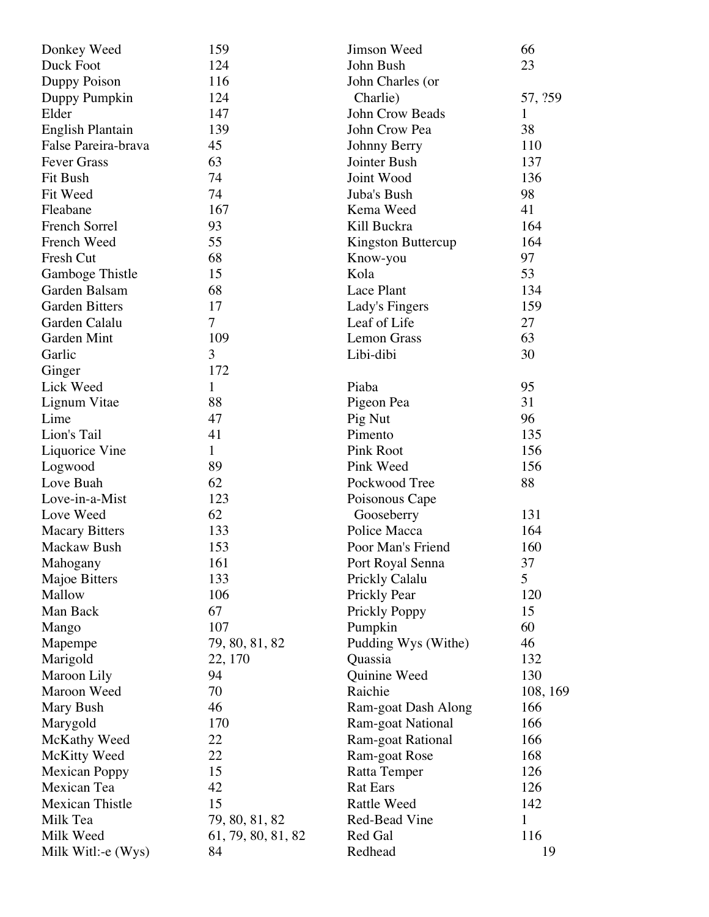| | | | |
|---|---|---|---|
| Donkey Weed | 159 | Jimson Weed | 66 |
| Duck Foot | 124 | John Bush | 23 |
| Duppy Poison | 116 | John Charles (or Charlie) | 57, ?59 |
| Duppy Pumpkin | 124 | John Crow Beads | 1 |
| Elder | 147 | John Crow Pea | 38 |
| English Plantain | 139 | Johnny Berry | 110 |
| False Pareira-brava | 45 | Jointer Bush | 137 |
| Fever Grass | 63 | Joint Wood | 136 |
| Fit Bush | 74 | Juba's Bush | 98 |
| Fit Weed | 74 | Kema Weed | 41 |
| Fleabane | 167 | Kill Buckra | 164 |
| French Sorrel | 93 | Kingston Buttercup | 164 |
| French Weed | 55 | Know-you | 97 |
| Fresh Cut | 68 | Kola | 53 |
| Gamboge Thistle | 15 | Lace Plant | 134 |
| Garden Balsam | 68 | Lady's Fingers | 159 |
| Garden Bitters | 17 | Leaf of Life | 27 |
| Garden Calalu | 7 | Lemon Grass | 63 |
| Garden Mint | 109 | Libi-dibi | 30 |
| Garlic | 3 | | |
| Ginger | 172 | | |
| Lick Weed | 1 | Piaba | 95 |
| Lignum Vitae | 88 | Pigeon Pea | 31 |
| Lime | 47 | Pig Nut | 96 |
| Lion's Tail | 41 | Pimento | 135 |
| Liquorice Vine | 1 | Pink Root | 156 |
| Logwood | 89 | Pink Weed | 156 |
| Love Buah | 62 | Pockwood Tree | 88 |
| Love-in-a-Mist | 123 | Poisonous Cape Gooseberry | 131 |
| Love Weed | 62 | Police Macca | 164 |
| Macary Bitters | 133 | Poor Man's Friend | 160 |
| Mackaw Bush | 153 | Port Royal Senna | 37 |
| Mahogany | 161 | Prickly Calalu | 5 |
| Majoe Bitters | 133 | Prickly Pear | 120 |
| Mallow | 106 | Prickly Poppy | 15 |
| Man Back | 67 | Pumpkin | 60 |
| Mango | 107 | Pudding Wys (Withe) | 46 |
| Mapempe | 79, 80, 81, 82 | Quassia | 132 |
| Marigold | 22, 170 | Quinine Weed | 130 |
| Maroon Lily | 94 | Raichie | 108, 169 |
| Maroon Weed | 70 | Ram-goat Dash Along | 166 |
| Mary Bush | 46 | Ram-goat National | 166 |
| Marygold | 170 | Ram-goat Rational | 166 |
| McKathy Weed | 22 | Ram-goat Rose | 168 |
| McKitty Weed | 22 | Ratta Temper | 126 |
| Mexican Poppy | 15 | Rat Ears | 126 |
| Mexican Tea | 42 | Rattle Weed | 142 |
| Mexican Thistle | 15 | Red-Bead Vine | 1 |
| Milk Tea | 79, 80, 81, 82 | Red Gal | 116 |
| Milk Weed | 61, 79, 80, 81, 82 | Redhead | 19 |
| Milk Witl:-e (Wys) | 84 | | |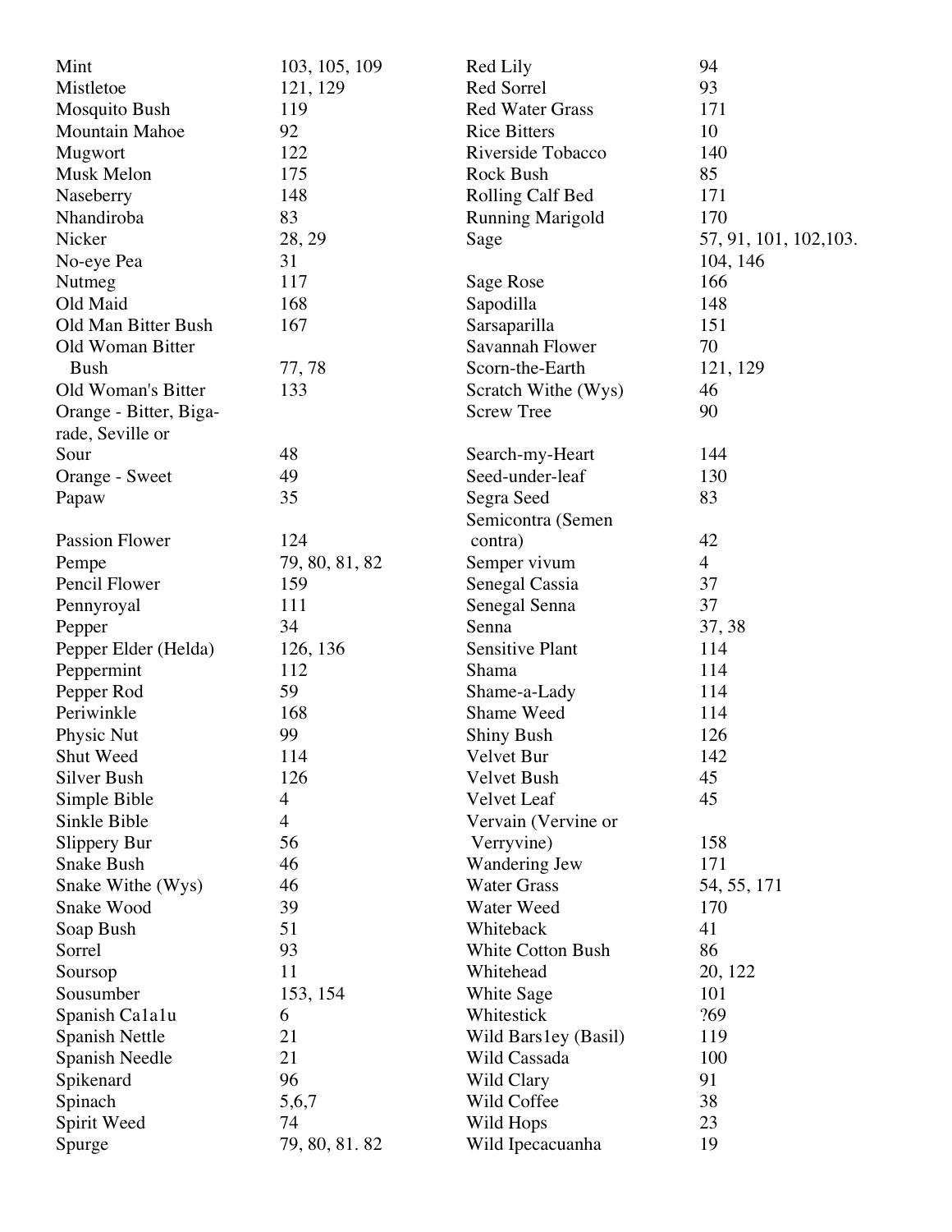| | | | |
|---|---|---|---|
| Mint | 103, 105, 109 | Red Lily | 94 |
| Mistletoe | 121, 129 | Red Sorrel | 93 |
| Mosquito Bush | 119 | Red Water Grass | 171 |
| Mountain Mahoe | 92 | Rice Bitters | 10 |
| Mugwort | 122 | Riverside Tobacco | 140 |
| Musk Melon | 175 | Rock Bush | 85 |
| Naseberry | 148 | Rolling Calf Bed | 171 |
| Nhandiroba | 83 | Running Marigold | 170 |
| Nicker | 28, 29 | Sage | 57, 91, 101, 102,103. 104, 146 |
| No-eye Pea | 31 | | |
| Nutmeg | 117 | Sage Rose | 166 |
| Old Maid | 168 | Sapodilla | 148 |
| Old Man Bitter Bush | 167 | Sarsaparilla | 151 |
| Old Woman Bitter Bush | 77, 78 | Savannah Flower | 70 |
| | | Scorn-the-Earth | 121, 129 |
| Old Woman's Bitter | 133 | Scratch Withe (Wys) | 46 |
| Orange - Bitter, Bigarade, Seville or Sour | 48 | Screw Tree | 90 |
| | | Search-my-Heart | 144 |
| Orange - Sweet | 49 | Seed-under-leaf | 130 |
| Papaw | 35 | Segra Seed | 83 |
| Passion Flower | 124 | Semicontra (Semen contra) | 42 |
| Pempe | 79, 80, 81, 82 | Semper vivum | 4 |
| Pencil Flower | 159 | Senegal Cassia | 37 |
| Pennyroyal | 111 | Senegal Senna | 37 |
| Pepper | 34 | Senna | 37, 38 |
| Pepper Elder (Helda) | 126, 136 | Sensitive Plant | 114 |
| Peppermint | 112 | Shama | 114 |
| Pepper Rod | 59 | Shame-a-Lady | 114 |
| Periwinkle | 168 | Shame Weed | 114 |
| Physic Nut | 99 | Shiny Bush | 126 |
| Shut Weed | 114 | Velvet Bur | 142 |
| Silver Bush | 126 | Velvet Bush | 45 |
| Simple Bible | 4 | Velvet Leaf | 45 |
| Sinkle Bible | 4 | Vervain (Vervine or Verryvine) | 158 |
| Slippery Bur | 56 | | |
| Snake Bush | 46 | Wandering Jew | 171 |
| Snake Withe (Wys) | 46 | Water Grass | 54, 55, 171 |
| Snake Wood | 39 | Water Weed | 170 |
| Soap Bush | 51 | Whiteback | 41 |
| Sorrel | 93 | White Cotton Bush | 86 |
| Soursop | 11 | Whitehead | 20, 122 |
| Sousumber | 153, 154 | White Sage | 101 |
| Spanish Ca1a1u | 6 | Whitestick | ?69 |
| Spanish Nettle | 21 | Wild Bars1ey (Basil) | 119 |
| Spanish Needle | 21 | Wild Cassada | 100 |
| Spikenard | 96 | Wild Clary | 91 |
| Spinach | 5,6,7 | Wild Coffee | 38 |
| Spirit Weed | 74 | Wild Hops | 23 |
| Spurge | 79, 80, 81. 82 | Wild Ipecacuanha | 19 |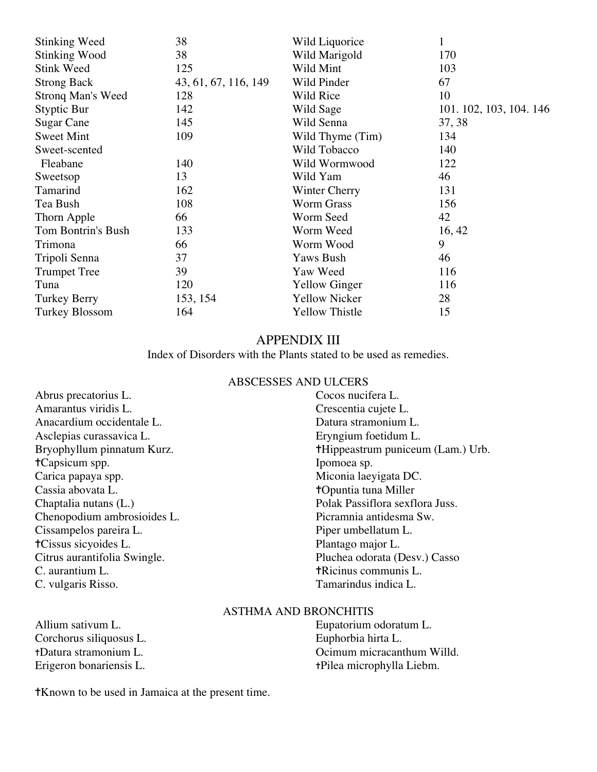| | | | |
|---|---|---|---|
| Stinking Weed | 38 | Wild Liquorice | 1 |
| Stinking Wood | 38 | Wild Marigold | 170 |
| Stink Weed | 125 | Wild Mint | 103 |
| Strong Back | 43, 61, 67, 116, 149 | Wild Pinder | 67 |
| Stronq Man's Weed | 128 | Wild Rice | 10 |
| Styptic Bur | 142 | Wild Sage | 101. 102, 103, 104. 146 |
| Sugar Cane | 145 | Wild Senna | 37, 38 |
| Sweet Mint | 109 | Wild Thyme (Tim) | 134 |
| Sweet-scented Fleabane | 140 | Wild Tobacco | 140 |
| | | Wild Wormwood | 122 |
| Sweetsop | 13 | Wild Yam | 46 |
| Tamarind | 162 | Winter Cherry | 131 |
| Tea Bush | 108 | Worm Grass | 156 |
| Thorn Apple | 66 | Worm Seed | 42 |
| Tom Bontrin's Bush | 133 | Worm Weed | 16, 42 |
| Trimona | 66 | Worm Wood | 9 |
| Tripoli Senna | 37 | Yaws Bush | 46 |
| Trumpet Tree | 39 | Yaw Weed | 116 |
| Tuna | 120 | Yellow Ginger | 116 |
| Turkey Berry | 153, 154 | Yellow Nicker | 28 |
| Turkey Blossom | 164 | Yellow Thistle | 15 |

## APPENDIX III

Index of Disorders with the Plants stated to be used as remedies.

### ABSCESSES AND ULCERS

Abrus precatorius L.
Amarantus viridis L.
Anacardium occidentale L.
Asclepias curassavica L.
Bryophyllum pinnatum Kurz.
†Capsicum spp.
Carica papaya spp.
Cassia abovata L.
Chaptalia nutans (L.)
Chenopodium ambrosioides L.
Cissampelos pareira L.
†Cissus sicyoides L.
Citrus aurantifolia Swingle.
C. aurantium L.
C. vulgaris Risso.
Cocos nucifera L.
Crescentia cujete L.
Datura stramonium L.
Eryngium foetidum L.
†Hippeastrum puniceum (Lam.) Urb.
Ipomoea sp.
Miconia laeyigata DC.
†Opuntia tuna Miller
Polak Passiflora sexflora Juss.
Picramnia antidesma Sw.
Piper umbellatum L.
Plantago major L.
Pluchea odorata (Desv.) Casso
†Ricinus communis L.
Tamarindus indica L.

### ASTHMA AND BRONCHITIS

Allium sativum L.
Corchorus siliquosus L.
†Datura stramonium L.
Erigeron bonariensis L.
Eupatorium odoratum L.
Euphorbia hirta L.
Ocimum micracanthum Willd.
†Pilea microphylla Liebm.

†Known to be used in Jamaica at the present time.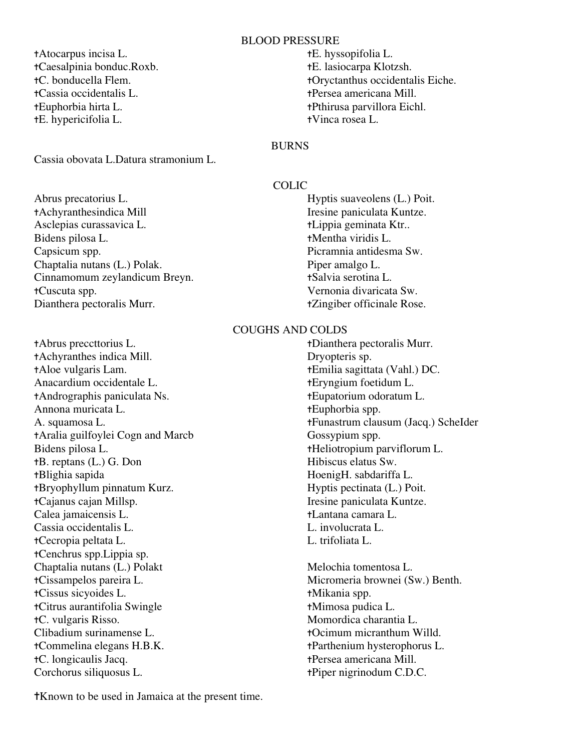## BLOOD PRESSURE

†Atocarpus incisa L.
†Caesalpinia bonduc.Roxb.
†C. bonducella Flem.
†Cassia occidentalis L.
†Euphorbia hirta L.
†E. hypericifolia L.
†E. hyssopifolia L.
†E. lasiocarpa Klotzsh.
†Oryctanthus occidentalis Eiche.
†Persea americana Mill.
†Pthirusa parvillora Eichl.
†Vinca rosea L.

## BURNS

Cassia obovata L.Datura stramonium L.

## COLIC

Abrus precatorius L.
†Achyranthesindica Mill
Asclepias curassavica L.
Bidens pilosa L.
Capsicum spp.
Chaptalia nutans (L.) Polak.
Cinnamomum zeylandicum Breyn.
†Cuscuta spp.
Dianthera pectoralis Murr.
Hyptis suaveolens (L.) Poit.
Iresine paniculata Kuntze.
†Lippia geminata Ktr..
†Mentha viridis L.
Picramnia antidesma Sw.
Piper amalgo L.
†Salvia serotina L.
Vernonia divaricata Sw.
†Zingiber officinale Rose.

## COUGHS AND COLDS

†Abrus preccttorius L.
†Achyranthes indica Mill.
†Aloe vulgaris Lam.
Anacardium occidentale L.
†Andrographis paniculata Ns.
Annona muricata L.
A. squamosa L.
†Aralia guilfoylei Cogn and Marcb
Bidens pilosa L.
†B. reptans (L.) G. Don
†Blighia sapida
†Bryophyllum pinnatum Kurz.
†Cajanus cajan Millsp.
Calea jamaicensis L.
Cassia occidentalis L.
†Cecropia peltata L.
†Cenchrus spp.Lippia sp.
Chaptalia nutans (L.) Polakt
†Cissampelos pareira L.
†Cissus sicyoides L.
†Citrus aurantifolia Swingle
†C. vulgaris Risso.
Clibadium surinamense L.
†Commelina elegans H.B.K.
†C. longicaulis Jacq.
Corchorus siliquosus L.
†Dianthera pectoralis Murr.
Dryopteris sp.
†Emilia sagittata (Vahl.) DC.
†Eryngium foetidum L.
†Eupatorium odoratum L.
†Euphorbia spp.
†Funastrum clausum (Jacq.) ScheIder
Gossypium spp.
†Heliotropium parviflorum L.
Hibiscus elatus Sw.
HoenigH. sabdariffa L.
Hyptis pectinata (L.) Poit.
Iresine paniculata Kuntze.
†Lantana camara L.
L. involucrata L.
L. trifoliata L.

Melochia tomentosa L.
Micromeria brownei (Sw.) Benth.
†Mikania spp.
†Mimosa pudica L.
Momordica charantia L.
†Ocimum micranthum Willd.
†Parthenium hysterophorus L.
†Persea americana Mill.
†Piper nigrinodum C.D.C.

†Known to be used in Jamaica at the present time.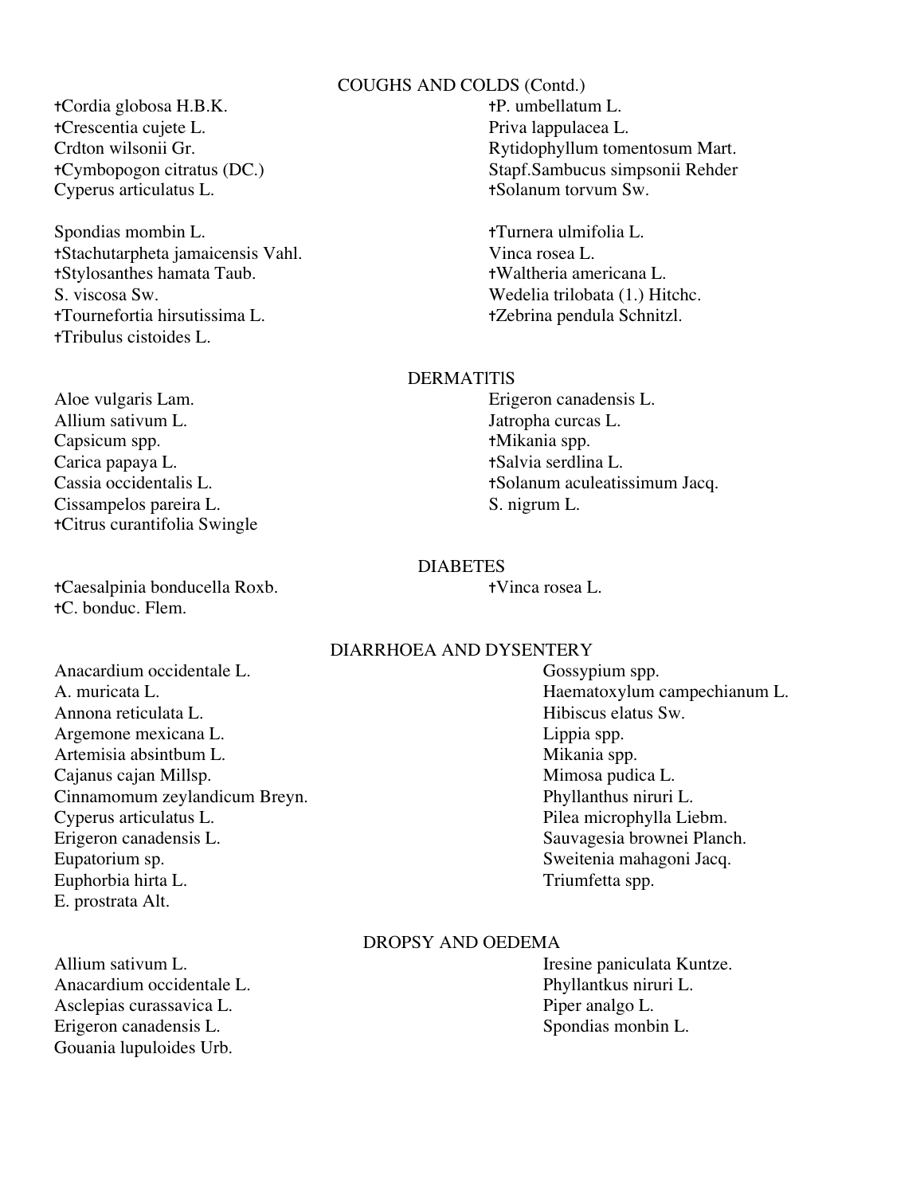## COUGHS AND COLDS (Contd.)

†Cordia globosa H.B.K.
†Crescentia cujete L.
Crdton wilsonii Gr.
†Cymbopogon citratus (DC.)
Cyperus articulatus L.

Spondias mombin L.
†Stachutarpheta jamaicensis Vahl.
†Stylosanthes hamata Taub.
S. viscosa Sw.
†Tournefortia hirsutissima L.
†Tribulus cistoides L.

†P. umbellatum L.
Priva lappulacea L.
Rytidophyllum tomentosum Mart.
Stapf.Sambucus simpsonii Rehder
†Solanum torvum Sw.

†Turnera ulmifolia L.
Vinca rosea L.
†Waltheria americana L.
Wedelia trilobata (1.) Hitchc.
†Zebrina pendula Schnitzl.

## DERMATITIS

Aloe vulgaris Lam.
Allium sativum L.
Capsicum spp.
Carica papaya L.
Cassia occidentalis L.
Cissampelos pareira L.
†Citrus curantifolia Swingle

Erigeron canadensis L.
Jatropha curcas L.
†Mikania spp.
†Salvia serdlina L.
†Solanum aculeatissimum Jacq.
S. nigrum L.

## DIABETES

†Caesalpinia bonducella Roxb.
†C. bonduc. Flem.

†Vinca rosea L.

## DIARRHOEA AND DYSENTERY

Anacardium occidentale L.
A. muricata L.
Annona reticulata L.
Argemone mexicana L.
Artemisia absintbum L.
Cajanus cajan Millsp.
Cinnamomum zeylandicum Breyn.
Cyperus articulatus L.
Erigeron canadensis L.
Eupatorium sp.
Euphorbia hirta L.
E. prostrata Alt.

Gossypium spp.
Haematoxylum campechianum L.
Hibiscus elatus Sw.
Lippia spp.
Mikania spp.
Mimosa pudica L.
Phyllanthus niruri L.
Pilea microphylla Liebm.
Sauvagesia brownei Planch.
Sweitenia mahagoni Jacq.
Triumfetta spp.

## DROPSY AND OEDEMA

Allium sativum L.
Anacardium occidentale L.
Asclepias curassavica L.
Erigeron canadensis L.
Gouania lupuloides Urb.

Iresine paniculata Kuntze.
Phyllantkus niruri L.
Piper analgo L.
Spondias monbin L.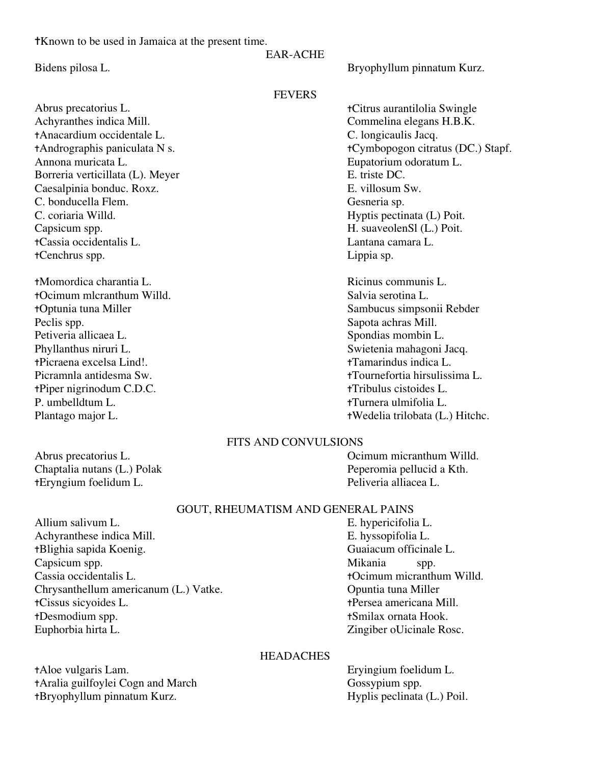†Known to be used in Jamaica at the present time.

## EAR-ACHE

Bidens pilosa L.
Bryophyllum pinnatum Kurz.

## FEVERS

Abrus precatorius L.
Achyranthes indica Mill.
†Anacardium occidentale L.
†Andrographis paniculata N s.
Annona muricata L.
Borreria verticillata (L). Meyer
Caesalpinia bonduc. Roxz.
C. bonducella Flem.
C. coriaria Willd.
Capsicum spp.
†Cassia occidentalis L.
†Cenchrus spp.
†Citrus aurantilolia Swingle
Commelina elegans H.B.K.
C. longicaulis Jacq.
†Cymbopogon citratus (DC.) Stapf.
Eupatorium odoratum L.
E. triste DC.
E. villosum Sw.
Gesneria sp.
Hyptis pectinata (L) Poit.
H. suaveolenSl (L.) Poit.
Lantana camara L.
Lippia sp.

†Momordica charantia L.
†Ocimum mlcranthum Willd.
†Optunia tuna Miller
Peclis spp.
Petiveria allicaea L.
Phyllanthus niruri L.
†Picraena excelsa Lind!.
Picramnla antidesma Sw.
†Piper nigrinodum C.D.C.
P. umbelldtum L.
Plantago major L.
Ricinus communis L.
Salvia serotina L.
Sambucus simpsonii Rebder
Sapota achras Mill.
Spondias mombin L.
Swietenia mahagoni Jacq.
†Tamarindus indica L.
†Tournefortia hirsulissima L.
†Tribulus cistoides L.
†Turnera ulmifolia L.
†Wedelia trilobata (L.) Hitchc.

## FITS AND CONVULSIONS

Abrus precatorius L.
Chaptalia nutans (L.) Polak
†Eryngium foelidum L.
Ocimum micranthum Willd.
Peperomia pellucid a Kth.
Peliveria alliacea L.

## GOUT, RHEUMATISM AND GENERAL PAINS

Allium salivum L.
Achyranthese indica Mill.
†Blighia sapida Koenig.
Capsicum spp.
Cassia occidentalis L.
Chrysanthellum americanum (L.) Vatke.
†Cissus sicyoides L.
†Desmodium spp.
Euphorbia hirta L.
E. hypericifolia L.
E. hyssopifolia L.
Guaiacum officinale L.
Mikania spp.
†Ocimum micranthum Willd.
Opuntia tuna Miller
†Persea americana Mill.
†Smilax ornata Hook.
Zingiber oUicinale Rosc.

## HEADACHES

†Aloe vulgaris Lam.
†Aralia guilfoylei Cogn and March
†Bryophyllum pinnatum Kurz.
Eryingium foelidum L.
Gossypium spp.
Hyplis peclinata (L.) Poil.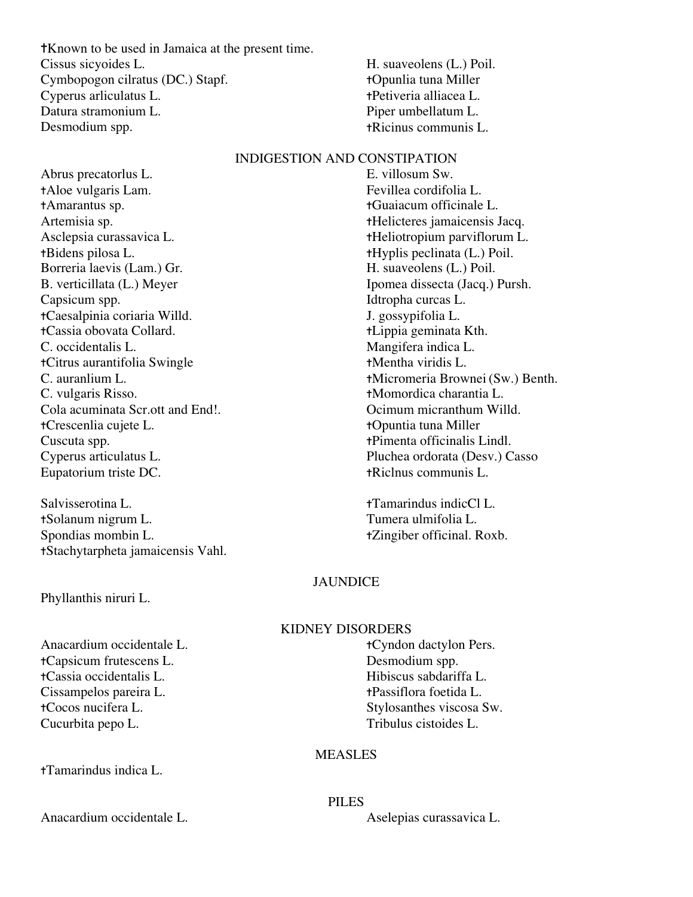†Known to be used in Jamaica at the present time.

Cissus sicyoides L.
Cymbopogon cilratus (DC.) Stapf.
Cyperus arliculatus L.
Datura stramonium L.
Desmodium spp.
H. suaveolens (L.) Poil.
†Opunlia tuna Miller
†Petiveria alliacea L.
Piper umbellatum L.
†Ricinus communis L.

## INDIGESTION AND CONSTIPATION

Abrus precatorlus L.
†Aloe vulgaris Lam.
†Amarantus sp.
Artemisia sp.
Asclepsia curassavica L.
†Bidens pilosa L.
Borreria laevis (Lam.) Gr.
B. verticillata (L.) Meyer
Capsicum spp.
†Caesalpinia coriaria Willd.
†Cassia obovata Collard.
C. occidentalis L.
†Citrus aurantifolia Swingle
C. auranlium L.
C. vulgaris Risso.
Cola acuminata Scr.ott and End!.
†Crescenlia cujete L.
Cuscuta spp.
Cyperus articulatus L.
Eupatorium triste DC.
E. villosum Sw.
Fevillea cordifolia L.
†Guaiacum officinale L.
†Helicteres jamaicensis Jacq.
†Heliotropium parviflorum L.
†Hyplis peclinata (L.) Poil.
H. suaveolens (L.) Poil.
Ipomea dissecta (Jacq.) Pursh.
Idtropha curcas L.
J. gossypifolia L.
†Lippia geminata Kth.
Mangifera indica L.
†Mentha viridis L.
†Micromeria Brownei (Sw.) Benth.
†Momordica charantia L.
Ocimum micranthum Willd.
†Opuntia tuna Miller
†Pimenta officinalis Lindl.
Pluchea ordorata (Desv.) Casso
†Riclnus communis L.
Salvisserotina L.
†Solanum nigrum L.
Spondias mombin L.
†Stachytarpheta jamaicensis Vahl.
†Tamarindus indicCl L.
Tumera ulmifolia L.
†Zingiber officinal. Roxb.

## JAUNDICE

Phyllanthis niruri L.

## KIDNEY DISORDERS

Anacardium occidentale L.
†Capsicum frutescens L.
†Cassia occidentalis L.
Cissampelos pareira L.
†Cocos nucifera L.
Cucurbita pepo L.
†Cyndon dactylon Pers.
Desmodium spp.
Hibiscus sabdariffa L.
†Passiflora foetida L.
Stylosanthes viscosa Sw.
Tribulus cistoides L.

## MEASLES

†Tamarindus indica L.

## PILES

Anacardium occidentale L.
Aselepias curassavica L.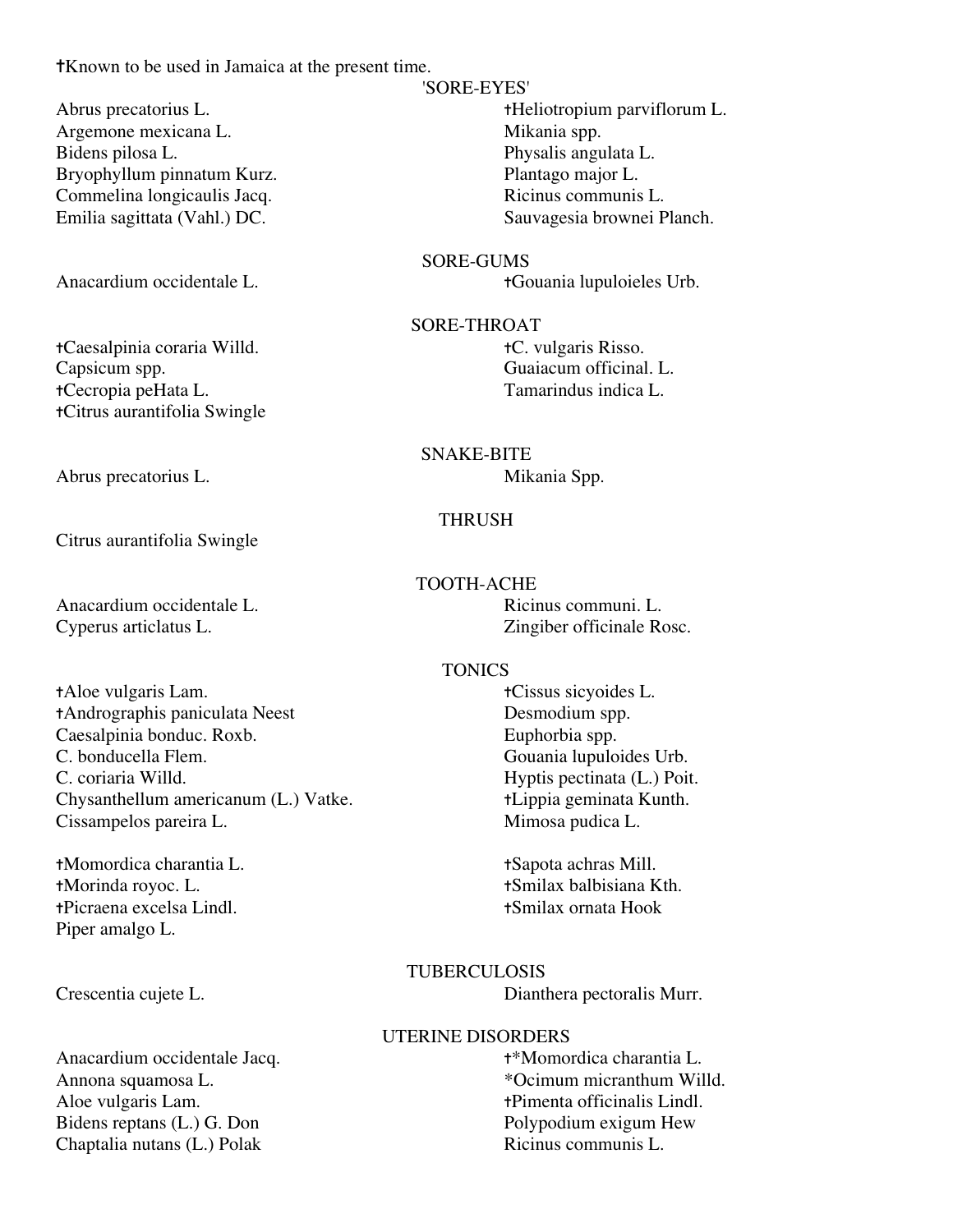†Known to be used in Jamaica at the present time.

## 'SORE-EYES'

Abrus precatorius L.
Argemone mexicana L.
Bidens pilosa L.
Bryophyllum pinnatum Kurz.
Commelina longicaulis Jacq.
Emilia sagittata (Vahl.) DC.
†Heliotropium parviflorum L.
Mikania spp.
Physalis angulata L.
Plantago major L.
Ricinus communis L.
Sauvagesia brownei Planch.

## SORE-GUMS

Anacardium occidentale L.
†Gouania lupuloieles Urb.

## SORE-THROAT

†Caesalpinia coraria Willd.
Capsicum spp.
†Cecropia peHata L.
†Citrus aurantifolia Swingle
†C. vulgaris Risso.
Guaiacum officinal. L.
Tamarindus indica L.

## SNAKE-BITE

Abrus precatorius L.
Mikania Spp.

## THRUSH

Citrus aurantifolia Swingle

## TOOTH-ACHE

Anacardium occidentale L.
Cyperus articlatus L.
Ricinus communi. L.
Zingiber officinale Rosc.

## TONICS

†Aloe vulgaris Lam.
†Andrographis paniculata Neest
Caesalpinia bonduc. Roxb.
C. bonducella Flem.
C. coriaria Willd.
Chysanthellum americanum (L.) Vatke.
Cissampelos pareira L.
†Cissus sicyoides L.
Desmodium spp.
Euphorbia spp.
Gouania lupuloides Urb.
Hyptis pectinata (L.) Poit.
†Lippia geminata Kunth.
Mimosa pudica L.

†Momordica charantia L.
†Morinda royoc. L.
†Picraena excelsa Lindl.
Piper amalgo L.
†Sapota achras Mill.
†Smilax balbisiana Kth.
†Smilax ornata Hook

## TUBERCULOSIS

Crescentia cujete L.
Dianthera pectoralis Murr.

## UTERINE DISORDERS

Anacardium occidentale Jacq.
Annona squamosa L.
Aloe vulgaris Lam.
Bidens reptans (L.) G. Don
Chaptalia nutans (L.) Polak
†*Momordica charantia L.
*Ocimum micranthum Willd.
†Pimenta officinalis Lindl.
Polypodium exigum Hew
Ricinus communis L.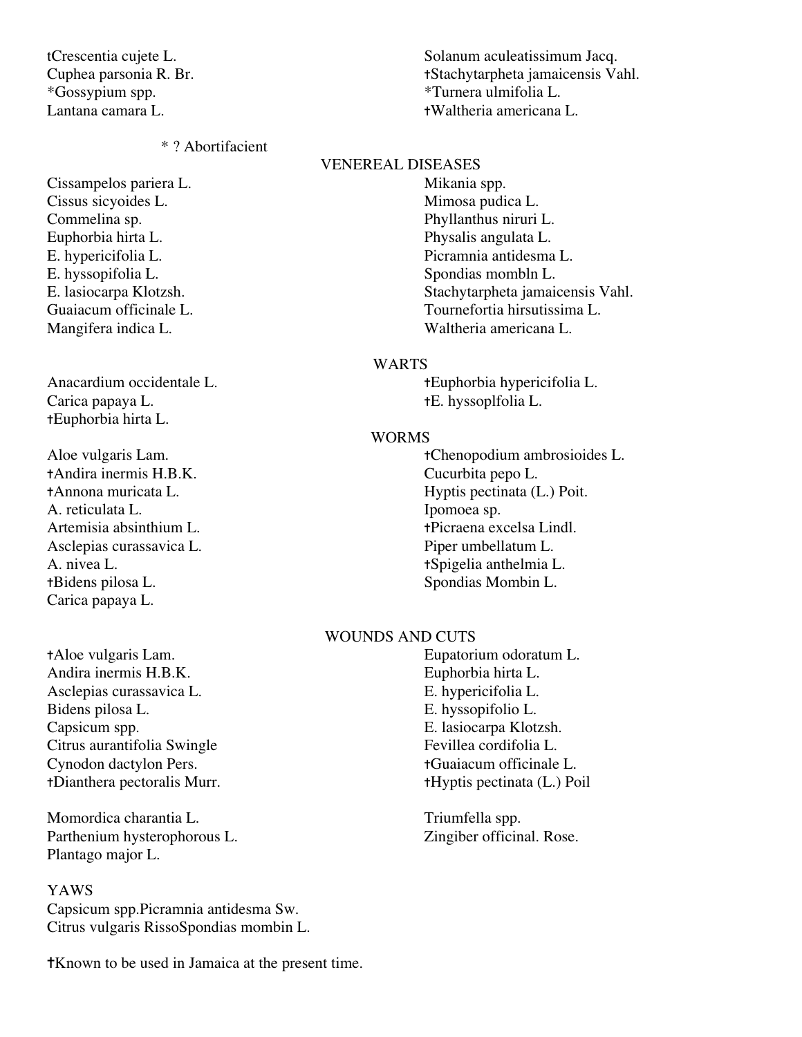tCrescentia cujete L.
Cuphea parsonia R. Br.
*Gossypium spp.
Lantana camara L.
Solanum aculeatissimum Jacq.
†Stachytarpheta jamaicensis Vahl.
*Turnera ulmifolia L.
†Waltheria americana L.

\* ? Abortifacient

Cissampelos pariera L.
Cissus sicyoides L.
Commelina sp.
Euphorbia hirta L.
E. hypericifolia L.
E. hyssopifolia L.
E. lasiocarpa Klotzsh.
Guaiacum officinale L.
Mangifera indica L.

## VENEREAL DISEASES

Mikania spp.
Mimosa pudica L.
Phyllanthus niruri L.
Physalis angulata L.
Picramnia antidesma L.
Spondias mombln L.
Stachytarpheta jamaicensis Vahl.
Tournefortia hirsutissima L.
Waltheria americana L.

Anacardium occidentale L.
Carica papaya L.
†Euphorbia hirta L.

## WARTS

†Euphorbia hypericifolia L.
†E. hyssoplfolia L.

Aloe vulgaris Lam.
†Andira inermis H.B.K.
†Annona muricata L.
A. reticulata L.
Artemisia absinthium L.
Asclepias curassavica L.
A. nivea L.
†Bidens pilosa L.
Carica papaya L.

## WORMS

†Chenopodium ambrosioides L.
Cucurbita pepo L.
Hyptis pectinata (L.) Poit.
Ipomoea sp.
†Picraena excelsa Lindl.
Piper umbellatum L.
†Spigelia anthelmia L.
Spondias Mombin L.

## WOUNDS AND CUTS

†Aloe vulgaris Lam.
Andira inermis H.B.K.
Asclepias curassavica L.
Bidens pilosa L.
Capsicum spp.
Citrus aurantifolia Swingle
Cynodon dactylon Pers.
†Dianthera pectoralis Murr.

Eupatorium odoratum L.
Euphorbia hirta L.
E. hypericifolia L.
E. hyssopifolio L.
E. lasiocarpa Klotzsh.
Fevillea cordifolia L.
†Guaiacum officinale L.
†Hyptis pectinata (L.) Poil

Momordica charantia L.
Parthenium hysterophorous L.
Plantago major L.

Triumfella spp.
Zingiber officinal. Rose.

## YAWS

Capsicum spp.Picramnia antidesma Sw.
Citrus vulgaris RissoSpondias mombin L.

†Known to be used in Jamaica at the present time.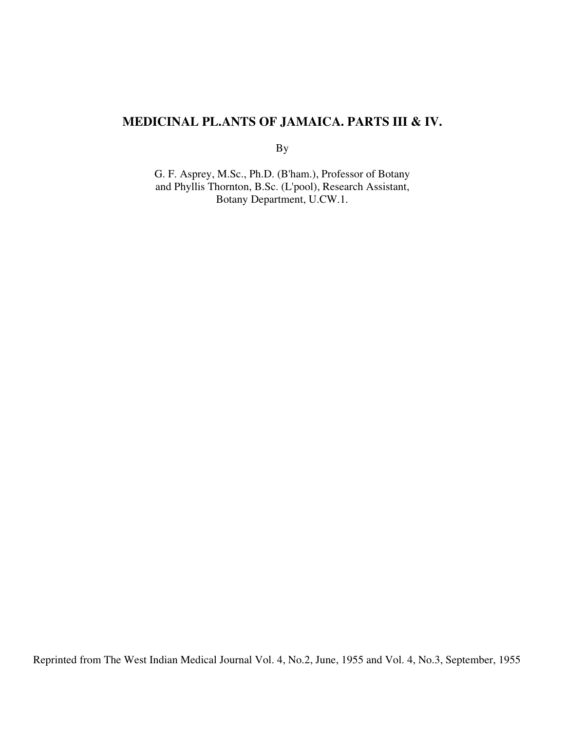# MEDICINAL PL.ANTS OF JAMAICA. PARTS III & IV.

By

G. F. Asprey, M.Sc., Ph.D. (B'ham.), Professor of Botany
and Phyllis Thornton, B.Sc. (L'pool), Research Assistant,
Botany Department, U.CW.1.

Reprinted from The West Indian Medical Journal Vol. 4, No.2, June, 1955 and Vol. 4, No.3, September, 1955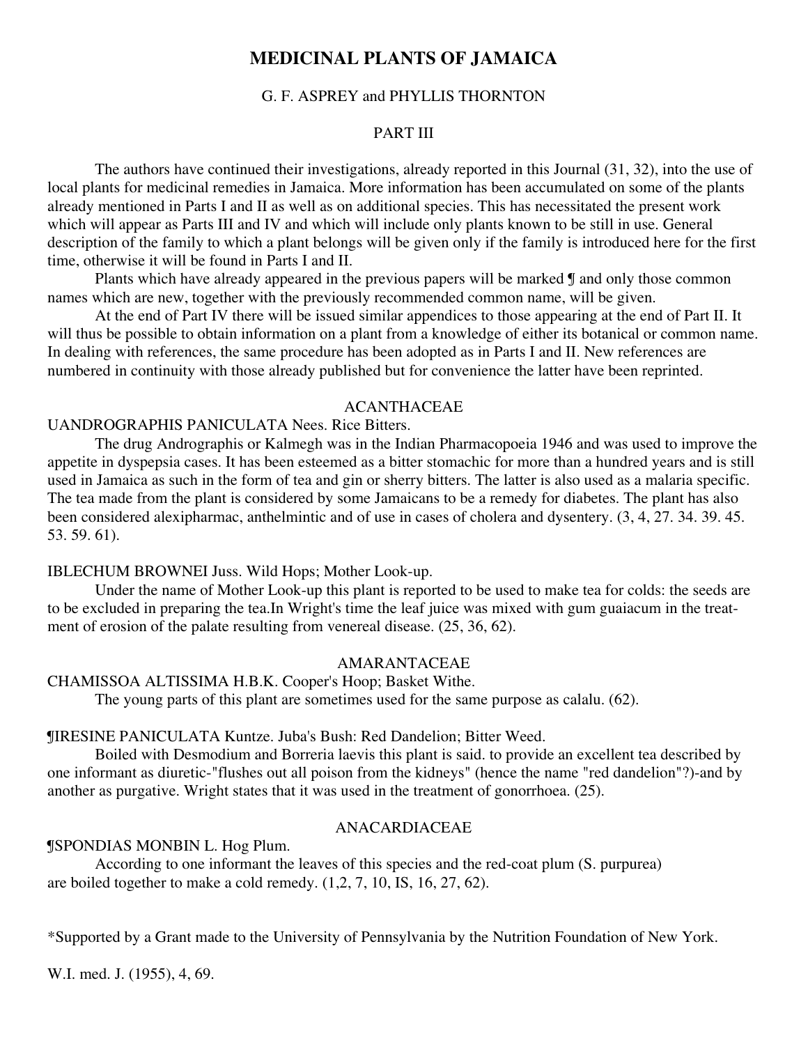# MEDICINAL PLANTS OF JAMAICA

G. F. ASPREY and PHYLLIS THORNTON

PART III

The authors have continued their investigations, already reported in this Journal (31, 32), into the use of local plants for medicinal remedies in Jamaica. More information has been accumulated on some of the plants already mentioned in Parts I and II as well as on additional species. This has necessitated the present work which will appear as Parts III and IV and which will include only plants known to be still in use. General description of the family to which a plant belongs will be given only if the family is introduced here for the first time, otherwise it will be found in Parts I and II.

Plants which have already appeared in the previous papers will be marked ¶ and only those common names which are new, together with the previously recommended common name, will be given.

At the end of Part IV there will be issued similar appendices to those appearing at the end of Part II. It will thus be possible to obtain information on a plant from a knowledge of either its botanical or common name. In dealing with references, the same procedure has been adopted as in Parts I and II. New references are numbered in continuity with those already published but for convenience the latter have been reprinted.

## ACANTHACEAE

UANDROGRAPHIS PANICULATA Nees. Rice Bitters.

The drug Andrographis or Kalmegh was in the Indian Pharmacopoeia 1946 and was used to improve the appetite in dyspepsia cases. It has been esteemed as a bitter stomachic for more than a hundred years and is still used in Jamaica as such in the form of tea and gin or sherry bitters. The latter is also used as a malaria specific. The tea made from the plant is considered by some Jamaicans to be a remedy for diabetes. The plant has also been considered alexipharmac, anthelmintic and of use in cases of cholera and dysentery. (3, 4, 27. 34. 39. 45. 53. 59. 61).

IBLECHUM BROWNEI Juss. Wild Hops; Mother Look-up.

Under the name of Mother Look-up this plant is reported to be used to make tea for colds: the seeds are to be excluded in preparing the tea.In Wright's time the leaf juice was mixed with gum guaiacum in the treatment of erosion of the palate resulting from venereal disease. (25, 36, 62).

## AMARANTACEAE

CHAMISSOA ALTISSIMA H.B.K. Cooper's Hoop; Basket Withe.

The young parts of this plant are sometimes used for the same purpose as calalu. (62).

¶IRESINE PANICULATA Kuntze. Juba's Bush: Red Dandelion; Bitter Weed.

Boiled with Desmodium and Borreria laevis this plant is said. to provide an excellent tea described by one informant as diuretic-"flushes out all poison from the kidneys" (hence the name "red dandelion"?)-and by another as purgative. Wright states that it was used in the treatment of gonorrhoea. (25).

## ANACARDIACEAE

¶SPONDIAS MONBIN L. Hog Plum.

According to one informant the leaves of this species and the red-coat plum (S. purpurea) are boiled together to make a cold remedy. (1,2, 7, 10, IS, 16, 27, 62).

*Supported by a Grant made to the University of Pennsylvania by the Nutrition Foundation of New York.

W.I. med. J. (1955), 4, 69.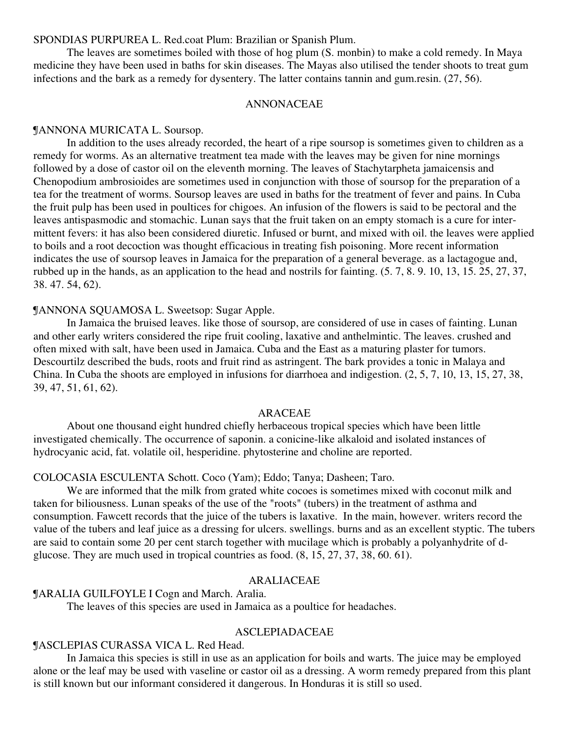SPONDIAS PURPUREA L. Red.coat Plum: Brazilian or Spanish Plum.

The leaves are sometimes boiled with those of hog plum (S. monbin) to make a cold remedy. In Maya medicine they have been used in baths for skin diseases. The Mayas also utilised the tender shoots to treat gum infections and the bark as a remedy for dysentery. The latter contains tannin and gum.resin. (27, 56).

## ANNONACEAE

¶ANNONA MURICATA L. Soursop.

In addition to the uses already recorded, the heart of a ripe soursop is sometimes given to children as a remedy for worms. As an alternative treatment tea made with the leaves may be given for nine mornings followed by a dose of castor oil on the eleventh morning. The leaves of Stachytarpheta jamaicensis and Chenopodium ambrosioides are sometimes used in conjunction with those of soursop for the preparation of a tea for the treatment of worms. Soursop leaves are used in baths for the treatment of fever and pains. In Cuba the fruit pulp has been used in poultices for chigoes. An infusion of the flowers is said to be pectoral and the leaves antispasmodic and stomachic. Lunan says that the fruit taken on an empty stomach is a cure for intermittent fevers: it has also been considered diuretic. Infused or burnt, and mixed with oil. the leaves were applied to boils and a root decoction was thought efficacious in treating fish poisoning. More recent information indicates the use of soursop leaves in Jamaica for the preparation of a general beverage. as a lactagogue and, rubbed up in the hands, as an application to the head and nostrils for fainting. (5. 7, 8. 9. 10, 13, 15. 25, 27, 37, 38. 47. 54, 62).

¶ANNONA SQUAMOSA L. Sweetsop: Sugar Apple.

In Jamaica the bruised leaves. like those of soursop, are considered of use in cases of fainting. Lunan and other early writers considered the ripe fruit cooling, laxative and anthelmintic. The leaves. crushed and often mixed with salt, have been used in Jamaica. Cuba and the East as a maturing plaster for tumors. Descourtilz described the buds, roots and fruit rind as astringent. The bark provides a tonic in Malaya and China. In Cuba the shoots are employed in infusions for diarrhoea and indigestion. (2, 5, 7, 10, 13, 15, 27, 38, 39, 47, 51, 61, 62).

## ARACEAE

About one thousand eight hundred chiefly herbaceous tropical species which have been little investigated chemically. The occurrence of saponin. a conicine-like alkaloid and isolated instances of hydrocyanic acid, fat. volatile oil, hesperidine. phytosterine and choline are reported.

COLOCASIA ESCULENTA Schott. Coco (Yam); Eddo; Tanya; Dasheen; Taro.

We are informed that the milk from grated white cocoes is sometimes mixed with coconut milk and taken for biliousness. Lunan speaks of the use of the "roots" (tubers) in the treatment of asthma and consumption. Fawcett records that the juice of the tubers is laxative. In the main, however. writers record the value of the tubers and leaf juice as a dressing for ulcers. swellings. burns and as an excellent styptic. The tubers are said to contain some 20 per cent starch together with mucilage which is probably a polyanhydrite of d-glucose. They are much used in tropical countries as food. (8, 15, 27, 37, 38, 60. 61).

## ARALIACEAE

¶ARALIA GUILFOYLE I Cogn and March. Aralia.

The leaves of this species are used in Jamaica as a poultice for headaches.

## ASCLEPIADACEAE

¶ASCLEPIAS CURASSA VICA L. Red Head.

In Jamaica this species is still in use as an application for boils and warts. The juice may be employed alone or the leaf may be used with vaseline or castor oil as a dressing. A worm remedy prepared from this plant is still known but our informant considered it dangerous. In Honduras it is still so used.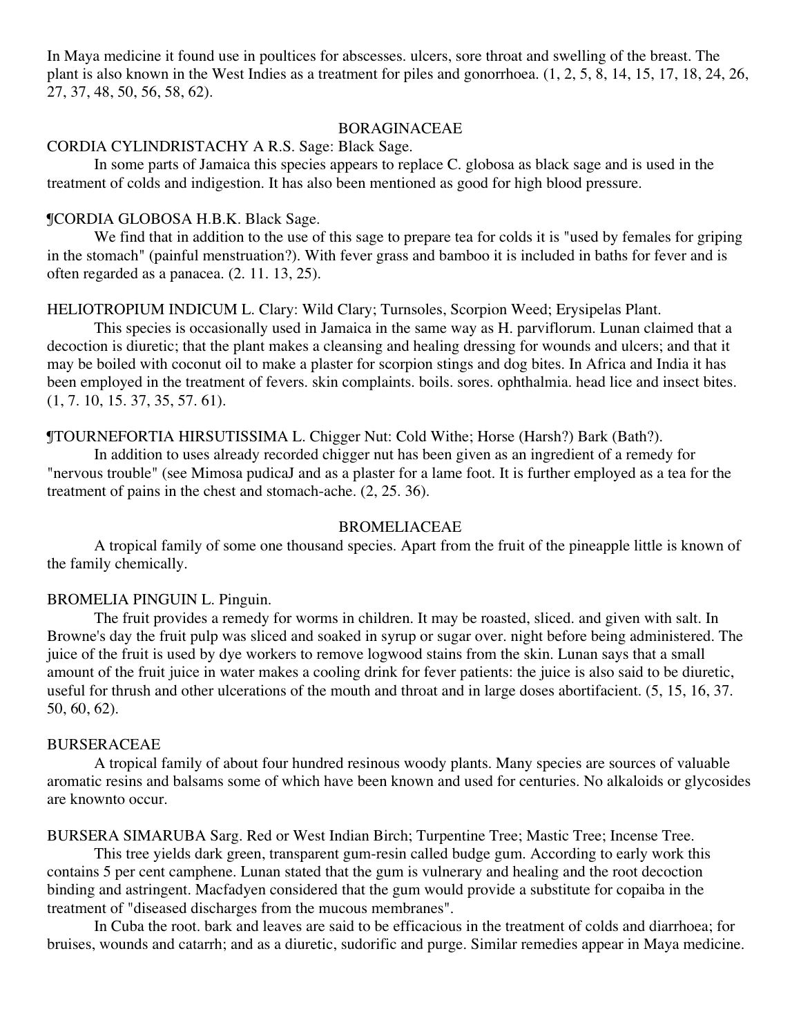In Maya medicine it found use in poultices for abscesses. ulcers, sore throat and swelling of the breast. The plant is also known in the West Indies as a treatment for piles and gonorrhoea. (1, 2, 5, 8, 14, 15, 17, 18, 24, 26, 27, 37, 48, 50, 56, 58, 62).

## BORAGINACEAE

CORDIA CYLINDRISTACHY A R.S. Sage: Black Sage.

In some parts of Jamaica this species appears to replace C. globosa as black sage and is used in the treatment of colds and indigestion. It has also been mentioned as good for high blood pressure.

¶CORDIA GLOBOSA H.B.K. Black Sage.

We find that in addition to the use of this sage to prepare tea for colds it is "used by females for griping in the stomach" (painful menstruation?). With fever grass and bamboo it is included in baths for fever and is often regarded as a panacea. (2. 11. 13, 25).

HELIOTROPIUM INDICUM L. Clary: Wild Clary; Turnsoles, Scorpion Weed; Erysipelas Plant.

This species is occasionally used in Jamaica in the same way as H. parviflorum. Lunan claimed that a decoction is diuretic; that the plant makes a cleansing and healing dressing for wounds and ulcers; and that it may be boiled with coconut oil to make a plaster for scorpion stings and dog bites. In Africa and India it has been employed in the treatment of fevers. skin complaints. boils. sores. ophthalmia. head lice and insect bites. (1, 7. 10, 15. 37, 35, 57. 61).

¶TOURNEFORTIA HIRSUTISSIMA L. Chigger Nut: Cold Withe; Horse (Harsh?) Bark (Bath?).

In addition to uses already recorded chigger nut has been given as an ingredient of a remedy for "nervous trouble" (see Mimosa pudicaJ and as a plaster for a lame foot. It is further employed as a tea for the treatment of pains in the chest and stomach-ache. (2, 25. 36).

## BROMELIACEAE

A tropical family of some one thousand species. Apart from the fruit of the pineapple little is known of the family chemically.

BROMELIA PINGUIN L. Pinguin.

The fruit provides a remedy for worms in children. It may be roasted, sliced. and given with salt. In Browne's day the fruit pulp was sliced and soaked in syrup or sugar over. night before being administered. The juice of the fruit is used by dye workers to remove logwood stains from the skin. Lunan says that a small amount of the fruit juice in water makes a cooling drink for fever patients: the juice is also said to be diuretic, useful for thrush and other ulcerations of the mouth and throat and in large doses abortifacient. (5, 15, 16, 37. 50, 60, 62).

## BURSERACEAE

A tropical family of about four hundred resinous woody plants. Many species are sources of valuable aromatic resins and balsams some of which have been known and used for centuries. No alkaloids or glycosides are knownto occur.

BURSERA SIMARUBA Sarg. Red or West Indian Birch; Turpentine Tree; Mastic Tree; Incense Tree.

This tree yields dark green, transparent gum-resin called budge gum. According to early work this contains 5 per cent camphene. Lunan stated that the gum is vulnerary and healing and the root decoction binding and astringent. Macfadyen considered that the gum would provide a substitute for copaiba in the treatment of "diseased discharges from the mucous membranes".

In Cuba the root. bark and leaves are said to be efficacious in the treatment of colds and diarrhoea; for bruises, wounds and catarrh; and as a diuretic, sudorific and purge. Similar remedies appear in Maya medicine.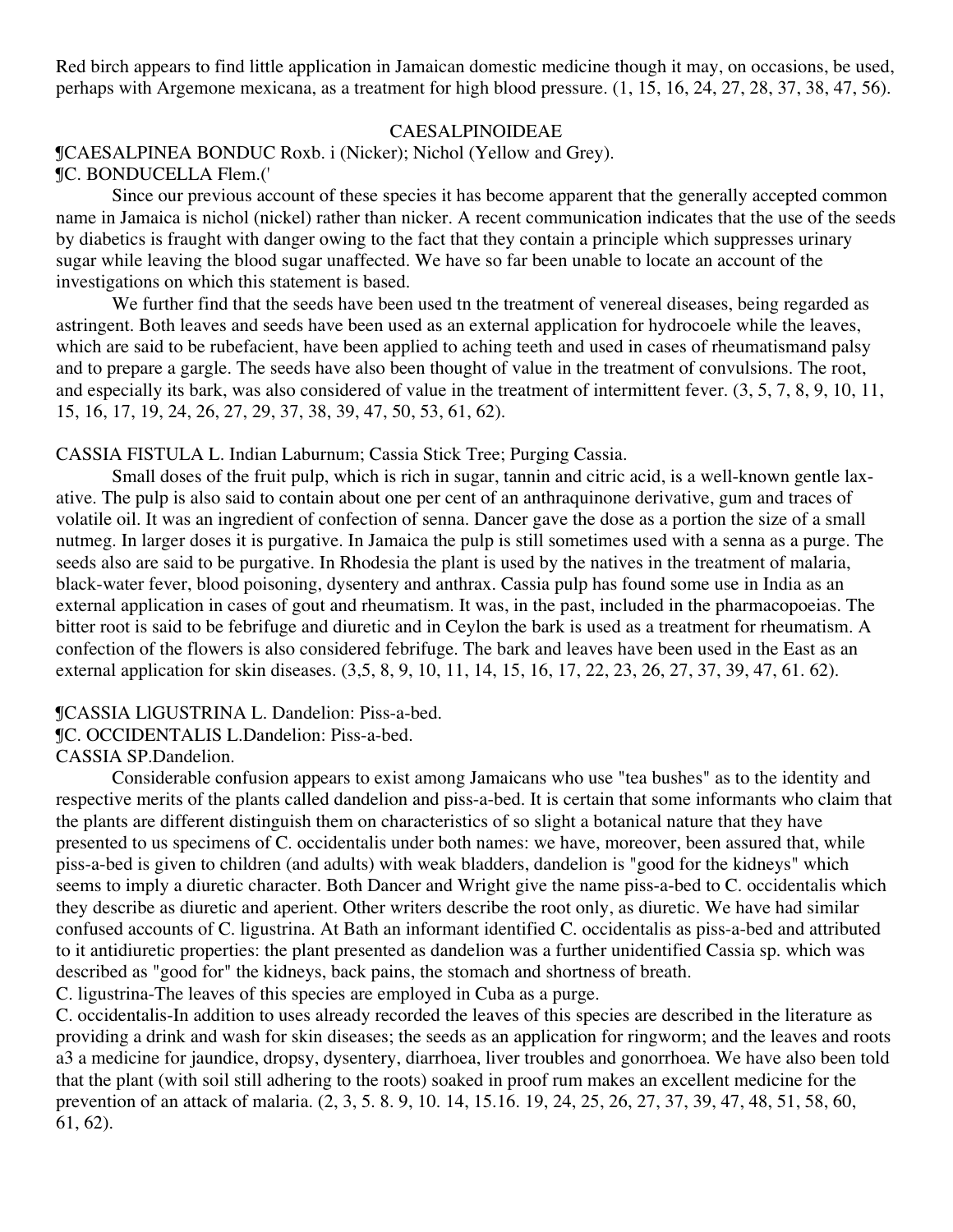Red birch appears to find little application in Jamaican domestic medicine though it may, on occasions, be used, perhaps with Argemone mexicana, as a treatment for high blood pressure. (1, 15, 16, 24, 27, 28, 37, 38, 47, 56).

## CAESALPINOIDEAE

¶CAESALPINEA BONDUC Roxb. i (Nicker); Nichol (Yellow and Grey).
¶C. BONDUCELLA Flem.('

Since our previous account of these species it has become apparent that the generally accepted common name in Jamaica is nichol (nickel) rather than nicker. A recent communication indicates that the use of the seeds by diabetics is fraught with danger owing to the fact that they contain a principle which suppresses urinary sugar while leaving the blood sugar unaffected. We have so far been unable to locate an account of the investigations on which this statement is based.

We further find that the seeds have been used tn the treatment of venereal diseases, being regarded as astringent. Both leaves and seeds have been used as an external application for hydrocoele while the leaves, which are said to be rubefacient, have been applied to aching teeth and used in cases of rheumatismand palsy and to prepare a gargle. The seeds have also been thought of value in the treatment of convulsions. The root, and especially its bark, was also considered of value in the treatment of intermittent fever. (3, 5, 7, 8, 9, 10, 11, 15, 16, 17, 19, 24, 26, 27, 29, 37, 38, 39, 47, 50, 53, 61, 62).

CASSIA FISTULA L. Indian Laburnum; Cassia Stick Tree; Purging Cassia.

Small doses of the fruit pulp, which is rich in sugar, tannin and citric acid, is a well-known gentle laxative. The pulp is also said to contain about one per cent of an anthraquinone derivative, gum and traces of volatile oil. It was an ingredient of confection of senna. Dancer gave the dose as a portion the size of a small nutmeg. In larger doses it is purgative. In Jamaica the pulp is still sometimes used with a senna as a purge. The seeds also are said to be purgative. In Rhodesia the plant is used by the natives in the treatment of malaria, black-water fever, blood poisoning, dysentery and anthrax. Cassia pulp has found some use in India as an external application in cases of gout and rheumatism. It was, in the past, included in the pharmacopoeias. The bitter root is said to be febrifuge and diuretic and in Ceylon the bark is used as a treatment for rheumatism. A confection of the flowers is also considered febrifuge. The bark and leaves have been used in the East as an external application for skin diseases. (3,5, 8, 9, 10, 11, 14, 15, 16, 17, 22, 23, 26, 27, 37, 39, 47, 61. 62).

¶CASSIA LIGUSTRINA L. Dandelion: Piss-a-bed.
¶C. OCCIDENTALIS L.Dandelion: Piss-a-bed.
CASSIA SP.Dandelion.

Considerable confusion appears to exist among Jamaicans who use "tea bushes" as to the identity and respective merits of the plants called dandelion and piss-a-bed. It is certain that some informants who claim that the plants are different distinguish them on characteristics of so slight a botanical nature that they have presented to us specimens of C. occidentalis under both names: we have, moreover, been assured that, while piss-a-bed is given to children (and adults) with weak bladders, dandelion is "good for the kidneys" which seems to imply a diuretic character. Both Dancer and Wright give the name piss-a-bed to C. occidentalis which they describe as diuretic and aperient. Other writers describe the root only, as diuretic. We have had similar confused accounts of C. ligustrina. At Bath an informant identified C. occidentalis as piss-a-bed and attributed to it antidiuretic properties: the plant presented as dandelion was a further unidentified Cassia sp. which was described as "good for" the kidneys, back pains, the stomach and shortness of breath.

C. ligustrina-The leaves of this species are employed in Cuba as a purge.

C. occidentalis-In addition to uses already recorded the leaves of this species are described in the literature as providing a drink and wash for skin diseases; the seeds as an application for ringworm; and the leaves and roots a3 a medicine for jaundice, dropsy, dysentery, diarrhoea, liver troubles and gonorrhoea. We have also been told that the plant (with soil still adhering to the roots) soaked in proof rum makes an excellent medicine for the prevention of an attack of malaria. (2, 3, 5. 8. 9, 10. 14, 15.16. 19, 24, 25, 26, 27, 37, 39, 47, 48, 51, 58, 60, 61, 62).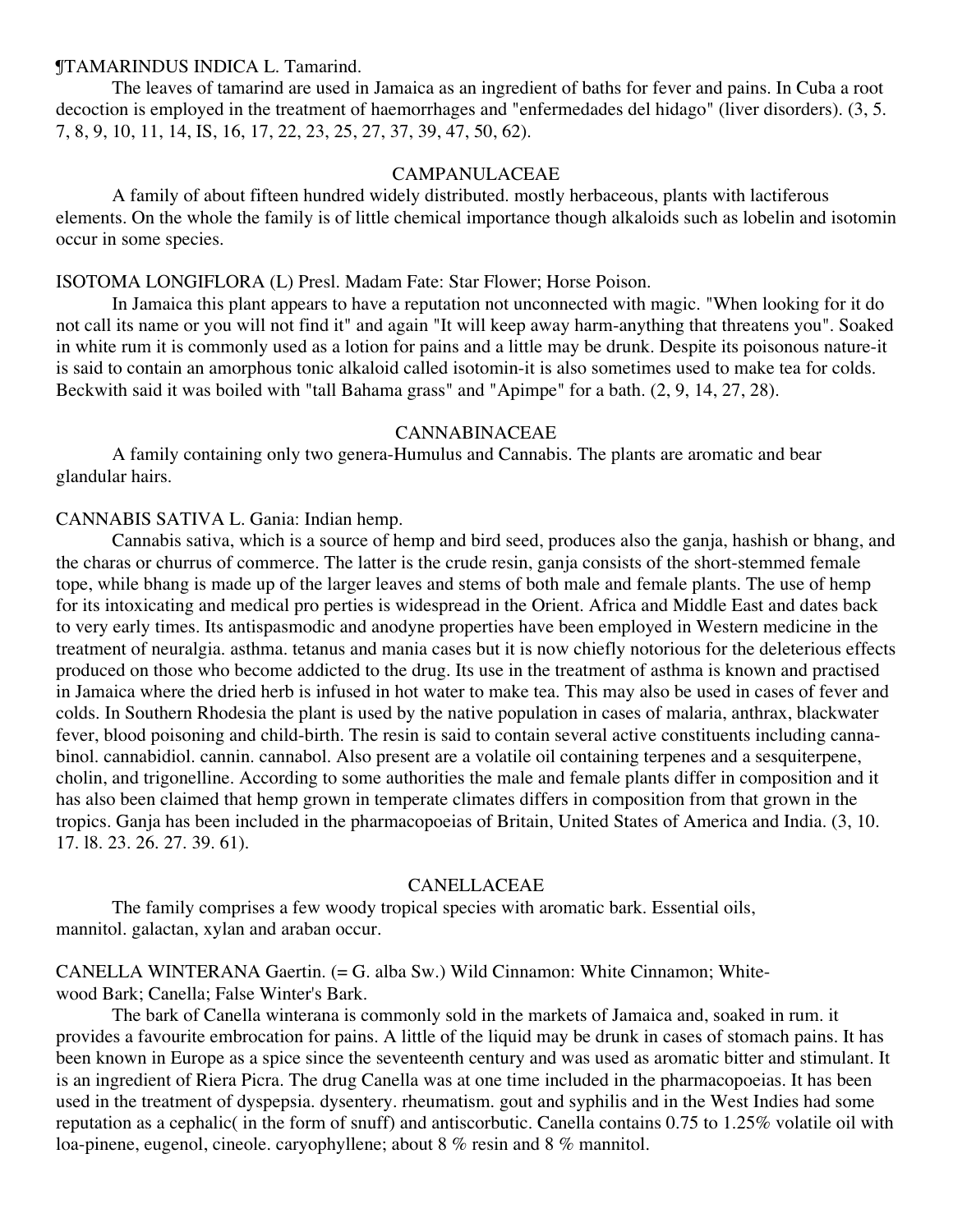¶TAMARINDUS INDICA L. Tamarind.

The leaves of tamarind are used in Jamaica as an ingredient of baths for fever and pains. In Cuba a root decoction is employed in the treatment of haemorrhages and "enfermedades del hidago" (liver disorders). (3, 5. 7, 8, 9, 10, 11, 14, IS, 16, 17, 22, 23, 25, 27, 37, 39, 47, 50, 62).

## CAMPANULACEAE

A family of about fifteen hundred widely distributed. mostly herbaceous, plants with lactiferous elements. On the whole the family is of little chemical importance though alkaloids such as lobelin and isotomin occur in some species.

ISOTOMA LONGIFLORA (L) Presl. Madam Fate: Star Flower; Horse Poison.

In Jamaica this plant appears to have a reputation not unconnected with magic. "When looking for it do not call its name or you will not find it" and again "It will keep away harm-anything that threatens you". Soaked in white rum it is commonly used as a lotion for pains and a little may be drunk. Despite its poisonous nature-it is said to contain an amorphous tonic alkaloid called isotomin-it is also sometimes used to make tea for colds. Beckwith said it was boiled with "tall Bahama grass" and "Apimpe" for a bath. (2, 9, 14, 27, 28).

## CANNABINACEAE

A family containing only two genera-Humulus and Cannabis. The plants are aromatic and bear glandular hairs.

CANNABIS SATIVA L. Gania: Indian hemp.

Cannabis sativa, which is a source of hemp and bird seed, produces also the ganja, hashish or bhang, and the charas or churrus of commerce. The latter is the crude resin, ganja consists of the short-stemmed female tope, while bhang is made up of the larger leaves and stems of both male and female plants. The use of hemp for its intoxicating and medical pro perties is widespread in the Orient. Africa and Middle East and dates back to very early times. Its antispasmodic and anodyne properties have been employed in Western medicine in the treatment of neuralgia. asthma. tetanus and mania cases but it is now chiefly notorious for the deleterious effects produced on those who become addicted to the drug. Its use in the treatment of asthma is known and practised in Jamaica where the dried herb is infused in hot water to make tea. This may also be used in cases of fever and colds. In Southern Rhodesia the plant is used by the native population in cases of malaria, anthrax, blackwater fever, blood poisoning and child-birth. The resin is said to contain several active constituents including canna-binol. cannabidiol. cannin. cannabol. Also present are a volatile oil containing terpenes and a sesquiterpene, cholin, and trigonelline. According to some authorities the male and female plants differ in composition and it has also been claimed that hemp grown in temperate climates differs in composition from that grown in the tropics. Ganja has been included in the pharmacopoeias of Britain, United States of America and India. (3, 10. 17. l8. 23. 26. 27. 39. 61).

## CANELLACEAE

The family comprises a few woody tropical species with aromatic bark. Essential oils, mannitol. galactan, xylan and araban occur.

CANELLA WINTERANA Gaertin. (= G. alba Sw.) Wild Cinnamon: White Cinnamon; White-wood Bark; Canella; False Winter's Bark.

The bark of Canella winterana is commonly sold in the markets of Jamaica and, soaked in rum. it provides a favourite embrocation for pains. A little of the liquid may be drunk in cases of stomach pains. It has been known in Europe as a spice since the seventeenth century and was used as aromatic bitter and stimulant. It is an ingredient of Riera Picra. The drug Canella was at one time included in the pharmacopoeias. It has been used in the treatment of dyspepsia. dysentery. rheumatism. gout and syphilis and in the West Indies had some reputation as a cephalic( in the form of snuff) and antiscorbutic. Canella contains 0.75 to 1.25% volatile oil with loa-pinene, eugenol, cineole. caryophyllene; about 8 % resin and 8 % mannitol.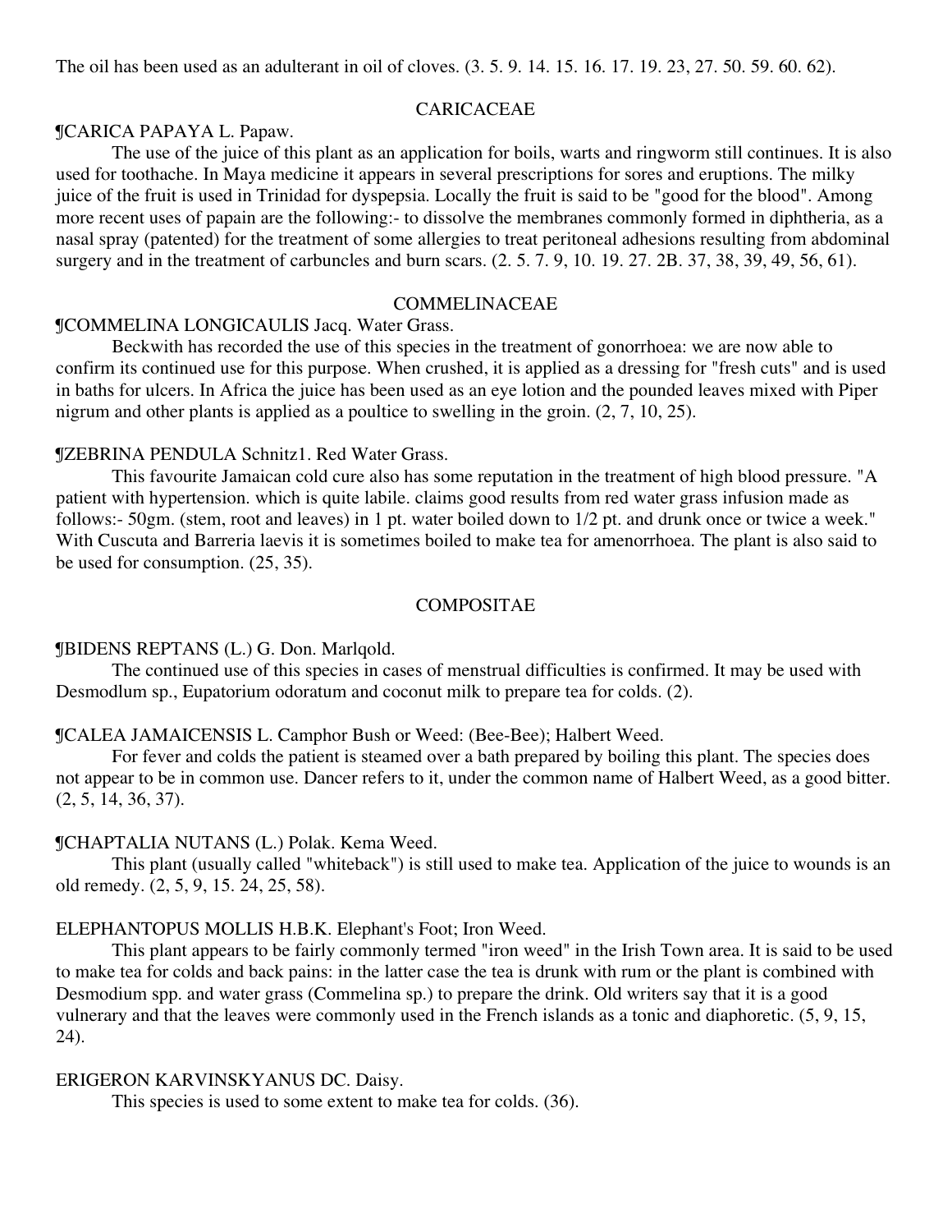The oil has been used as an adulterant in oil of cloves. (3. 5. 9. 14. 15. 16. 17. 19. 23, 27. 50. 59. 60. 62).

## CARICACEAE

¶CARICA PAPAYA L. Papaw.

The use of the juice of this plant as an application for boils, warts and ringworm still continues. It is also used for toothache. In Maya medicine it appears in several prescriptions for sores and eruptions. The milky juice of the fruit is used in Trinidad for dyspepsia. Locally the fruit is said to be "good for the blood". Among more recent uses of papain are the following:- to dissolve the membranes commonly formed in diphtheria, as a nasal spray (patented) for the treatment of some allergies to treat peritoneal adhesions resulting from abdominal surgery and in the treatment of carbuncles and burn scars. (2. 5. 7. 9, 10. 19. 27. 2B. 37, 38, 39, 49, 56, 61).

## COMMELINACEAE

¶COMMELINA LONGICAULIS Jacq. Water Grass.

Beckwith has recorded the use of this species in the treatment of gonorrhoea: we are now able to confirm its continued use for this purpose. When crushed, it is applied as a dressing for "fresh cuts" and is used in baths for ulcers. In Africa the juice has been used as an eye lotion and the pounded leaves mixed with Piper nigrum and other plants is applied as a poultice to swelling in the groin. (2, 7, 10, 25).

¶ZEBRINA PENDULA Schnitz1. Red Water Grass.

This favourite Jamaican cold cure also has some reputation in the treatment of high blood pressure. "A patient with hypertension. which is quite labile. claims good results from red water grass infusion made as follows:- 50gm. (stem, root and leaves) in 1 pt. water boiled down to 1/2 pt. and drunk once or twice a week." With Cuscuta and Barreria laevis it is sometimes boiled to make tea for amenorrhoea. The plant is also said to be used for consumption. (25, 35).

## COMPOSITAE

¶BIDENS REPTANS (L.) G. Don. Marlqold.

The continued use of this species in cases of menstrual difficulties is confirmed. It may be used with Desmodlum sp., Eupatorium odoratum and coconut milk to prepare tea for colds. (2).

¶CALEA JAMAICENSIS L. Camphor Bush or Weed: (Bee-Bee); Halbert Weed.

For fever and colds the patient is steamed over a bath prepared by boiling this plant. The species does not appear to be in common use. Dancer refers to it, under the common name of Halbert Weed, as a good bitter. (2, 5, 14, 36, 37).

¶CHAPTALIA NUTANS (L.) Polak. Kema Weed.

This plant (usually called "whiteback") is still used to make tea. Application of the juice to wounds is an old remedy. (2, 5, 9, 15. 24, 25, 58).

ELEPHANTOPUS MOLLIS H.B.K. Elephant's Foot; Iron Weed.

This plant appears to be fairly commonly termed "iron weed" in the Irish Town area. It is said to be used to make tea for colds and back pains: in the latter case the tea is drunk with rum or the plant is combined with Desmodium spp. and water grass (Commelina sp.) to prepare the drink. Old writers say that it is a good vulnerary and that the leaves were commonly used in the French islands as a tonic and diaphoretic. (5, 9, 15, 24).

ERIGERON KARVINSKYANUS DC. Daisy.

This species is used to some extent to make tea for colds. (36).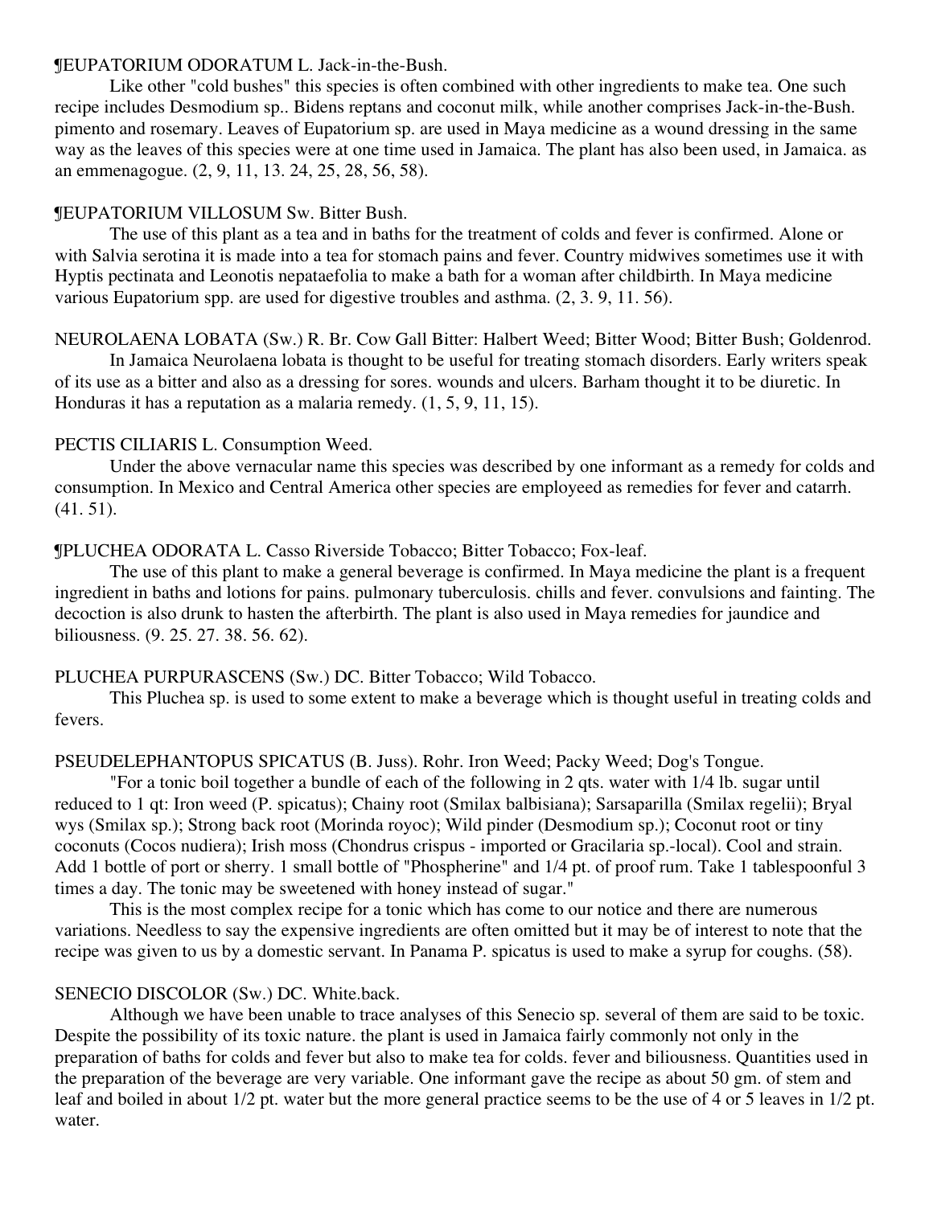¶EUPATORIUM ODORATUM L. Jack-in-the-Bush.

Like other "cold bushes" this species is often combined with other ingredients to make tea. One such recipe includes Desmodium sp.. Bidens reptans and coconut milk, while another comprises Jack-in-the-Bush. pimento and rosemary. Leaves of Eupatorium sp. are used in Maya medicine as a wound dressing in the same way as the leaves of this species were at one time used in Jamaica. The plant has also been used, in Jamaica. as an emmenagogue. (2, 9, 11, 13. 24, 25, 28, 56, 58).

¶EUPATORIUM VILLOSUM Sw. Bitter Bush.

The use of this plant as a tea and in baths for the treatment of colds and fever is confirmed. Alone or with Salvia serotina it is made into a tea for stomach pains and fever. Country midwives sometimes use it with Hyptis pectinata and Leonotis nepataefolia to make a bath for a woman after childbirth. In Maya medicine various Eupatorium spp. are used for digestive troubles and asthma. (2, 3. 9, 11. 56).

NEUROLAENA LOBATA (Sw.) R. Br. Cow Gall Bitter: Halbert Weed; Bitter Wood; Bitter Bush; Goldenrod.

In Jamaica Neurolaena lobata is thought to be useful for treating stomach disorders. Early writers speak of its use as a bitter and also as a dressing for sores. wounds and ulcers. Barham thought it to be diuretic. In Honduras it has a reputation as a malaria remedy. (1, 5, 9, 11, 15).

PECTIS CILIARIS L. Consumption Weed.

Under the above vernacular name this species was described by one informant as a remedy for colds and consumption. In Mexico and Central America other species are employeed as remedies for fever and catarrh. (41. 51).

¶PLUCHEA ODORATA L. Casso Riverside Tobacco; Bitter Tobacco; Fox-leaf.

The use of this plant to make a general beverage is confirmed. In Maya medicine the plant is a frequent ingredient in baths and lotions for pains. pulmonary tuberculosis. chills and fever. convulsions and fainting. The decoction is also drunk to hasten the afterbirth. The plant is also used in Maya remedies for jaundice and biliousness. (9. 25. 27. 38. 56. 62).

PLUCHEA PURPURASCENS (Sw.) DC. Bitter Tobacco; Wild Tobacco.

This Pluchea sp. is used to some extent to make a beverage which is thought useful in treating colds and fevers.

PSEUDELEPHANTOPUS SPICATUS (B. Juss). Rohr. Iron Weed; Packy Weed; Dog's Tongue.

"For a tonic boil together a bundle of each of the following in 2 qts. water with 1/4 lb. sugar until reduced to 1 qt: Iron weed (P. spicatus); Chainy root (Smilax balbisiana); Sarsaparilla (Smilax regelii); Bryal wys (Smilax sp.); Strong back root (Morinda royoc); Wild pinder (Desmodium sp.); Coconut root or tiny coconuts (Cocos nudiera); Irish moss (Chondrus crispus - imported or Gracilaria sp.-local). Cool and strain. Add 1 bottle of port or sherry. 1 small bottle of "Phospherine" and 1/4 pt. of proof rum. Take 1 tablespoonful 3 times a day. The tonic may be sweetened with honey instead of sugar."

This is the most complex recipe for a tonic which has come to our notice and there are numerous variations. Needless to say the expensive ingredients are often omitted but it may be of interest to note that the recipe was given to us by a domestic servant. In Panama P. spicatus is used to make a syrup for coughs. (58).

SENECIO DISCOLOR (Sw.) DC. White.back.

Although we have been unable to trace analyses of this Senecio sp. several of them are said to be toxic. Despite the possibility of its toxic nature. the plant is used in Jamaica fairly commonly not only in the preparation of baths for colds and fever but also to make tea for colds. fever and biliousness. Quantities used in the preparation of the beverage are very variable. One informant gave the recipe as about 50 gm. of stem and leaf and boiled in about 1/2 pt. water but the more general practice seems to be the use of 4 or 5 leaves in 1/2 pt. water.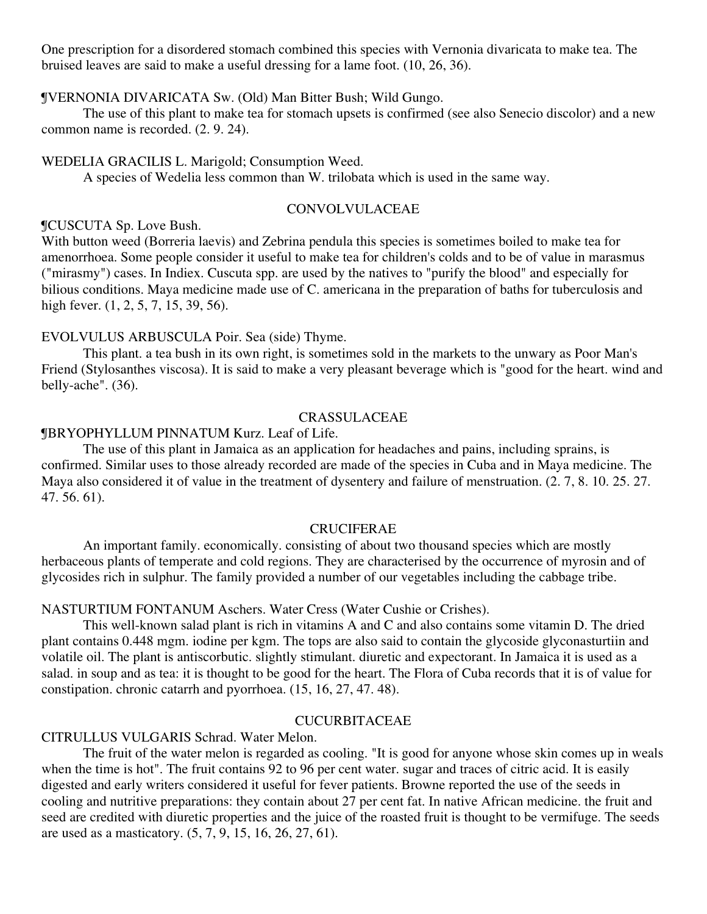One prescription for a disordered stomach combined this species with Vernonia divaricata to make tea. The bruised leaves are said to make a useful dressing for a lame foot. (10, 26, 36).

¶VERNONIA DIVARICATA Sw. (Old) Man Bitter Bush; Wild Gungo.

The use of this plant to make tea for stomach upsets is confirmed (see also Senecio discolor) and a new common name is recorded. (2. 9. 24).

WEDELIA GRACILIS L. Marigold; Consumption Weed.

A species of Wedelia less common than W. trilobata which is used in the same way.

## CONVOLVULACEAE

¶CUSCUTA Sp. Love Bush.

With button weed (Borreria laevis) and Zebrina pendula this species is sometimes boiled to make tea for amenorrhoea. Some people consider it useful to make tea for children's colds and to be of value in marasmus ("mirasmy") cases. In Indiex. Cuscuta spp. are used by the natives to "purify the blood" and especially for bilious conditions. Maya medicine made use of C. americana in the preparation of baths for tuberculosis and high fever. (1, 2, 5, 7, 15, 39, 56).

EVOLVULUS ARBUSCULA Poir. Sea (side) Thyme.

This plant. a tea bush in its own right, is sometimes sold in the markets to the unwary as Poor Man's Friend (Stylosanthes viscosa). It is said to make a very pleasant beverage which is "good for the heart. wind and belly-ache". (36).

## CRASSULACEAE

¶BRYOPHYLLUM PINNATUM Kurz. Leaf of Life.

The use of this plant in Jamaica as an application for headaches and pains, including sprains, is confirmed. Similar uses to those already recorded are made of the species in Cuba and in Maya medicine. The Maya also considered it of value in the treatment of dysentery and failure of menstruation. (2. 7, 8. 10. 25. 27. 47. 56. 61).

## CRUCIFERAE

An important family. economically. consisting of about two thousand species which are mostly herbaceous plants of temperate and cold regions. They are characterised by the occurrence of myrosin and of glycosides rich in sulphur. The family provided a number of our vegetables including the cabbage tribe.

NASTURTIUM FONTANUM Aschers. Water Cress (Water Cushie or Crishes).

This well-known salad plant is rich in vitamins A and C and also contains some vitamin D. The dried plant contains 0.448 mgm. iodine per kgm. The tops are also said to contain the glycoside glyconasturtiin and volatile oil. The plant is antiscorbutic. slightly stimulant. diuretic and expectorant. In Jamaica it is used as a salad. in soup and as tea: it is thought to be good for the heart. The Flora of Cuba records that it is of value for constipation. chronic catarrh and pyorrhoea. (15, 16, 27, 47. 48).

## CUCURBITACEAE

CITRULLUS VULGARIS Schrad. Water Melon.

The fruit of the water melon is regarded as cooling. "It is good for anyone whose skin comes up in weals when the time is hot". The fruit contains 92 to 96 per cent water. sugar and traces of citric acid. It is easily digested and early writers considered it useful for fever patients. Browne reported the use of the seeds in cooling and nutritive preparations: they contain about 27 per cent fat. In native African medicine. the fruit and seed are credited with diuretic properties and the juice of the roasted fruit is thought to be vermifuge. The seeds are used as a masticatory. (5, 7, 9, 15, 16, 26, 27, 61).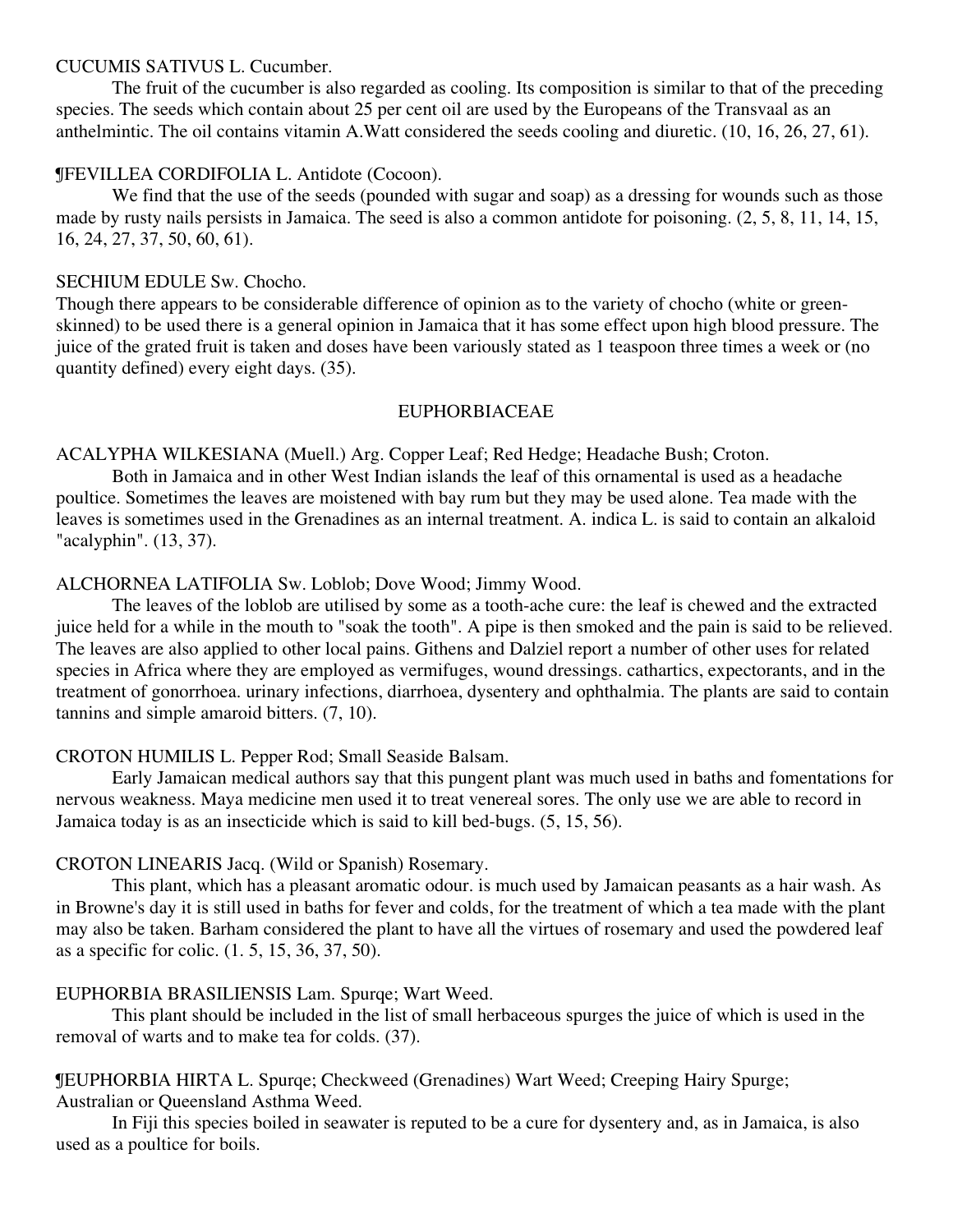CUCUMIS SATIVUS L. Cucumber.

The fruit of the cucumber is also regarded as cooling. Its composition is similar to that of the preceding species. The seeds which contain about 25 per cent oil are used by the Europeans of the Transvaal as an anthelmintic. The oil contains vitamin A.Watt considered the seeds cooling and diuretic. (10, 16, 26, 27, 61).

¶FEVILLEA CORDIFOLIA L. Antidote (Cocoon).

We find that the use of the seeds (pounded with sugar and soap) as a dressing for wounds such as those made by rusty nails persists in Jamaica. The seed is also a common antidote for poisoning. (2, 5, 8, 11, 14, 15, 16, 24, 27, 37, 50, 60, 61).

SECHIUM EDULE Sw. Chocho.

Though there appears to be considerable difference of opinion as to the variety of chocho (white or green-skinned) to be used there is a general opinion in Jamaica that it has some effect upon high blood pressure. The juice of the grated fruit is taken and doses have been variously stated as 1 teaspoon three times a week or (no quantity defined) every eight days. (35).

## EUPHORBIACEAE

ACALYPHA WILKESIANA (Muell.) Arg. Copper Leaf; Red Hedge; Headache Bush; Croton.

Both in Jamaica and in other West Indian islands the leaf of this ornamental is used as a headache poultice. Sometimes the leaves are moistened with bay rum but they may be used alone. Tea made with the leaves is sometimes used in the Grenadines as an internal treatment. A. indica L. is said to contain an alkaloid "acalyphin". (13, 37).

ALCHORNEA LATIFOLIA Sw. Loblob; Dove Wood; Jimmy Wood.

The leaves of the loblob are utilised by some as a tooth-ache cure: the leaf is chewed and the extracted juice held for a while in the mouth to "soak the tooth". A pipe is then smoked and the pain is said to be relieved. The leaves are also applied to other local pains. Githens and Dalziel report a number of other uses for related species in Africa where they are employed as vermifuges, wound dressings. cathartics, expectorants, and in the treatment of gonorrhoea. urinary infections, diarrhoea, dysentery and ophthalmia. The plants are said to contain tannins and simple amaroid bitters. (7, 10).

CROTON HUMILIS L. Pepper Rod; Small Seaside Balsam.

Early Jamaican medical authors say that this pungent plant was much used in baths and fomentations for nervous weakness. Maya medicine men used it to treat venereal sores. The only use we are able to record in Jamaica today is as an insecticide which is said to kill bed-bugs. (5, 15, 56).

CROTON LINEARIS Jacq. (Wild or Spanish) Rosemary.

This plant, which has a pleasant aromatic odour. is much used by Jamaican peasants as a hair wash. As in Browne's day it is still used in baths for fever and colds, for the treatment of which a tea made with the plant may also be taken. Barham considered the plant to have all the virtues of rosemary and used the powdered leaf as a specific for colic. (1. 5, 15, 36, 37, 50).

EUPHORBIA BRASILIENSIS Lam. Spurqe; Wart Weed.

This plant should be included in the list of small herbaceous spurges the juice of which is used in the removal of warts and to make tea for colds. (37).

¶EUPHORBIA HIRTA L. Spurqe; Checkweed (Grenadines) Wart Weed; Creeping Hairy Spurge; Australian or Queensland Asthma Weed.

In Fiji this species boiled in seawater is reputed to be a cure for dysentery and, as in Jamaica, is also used as a poultice for boils.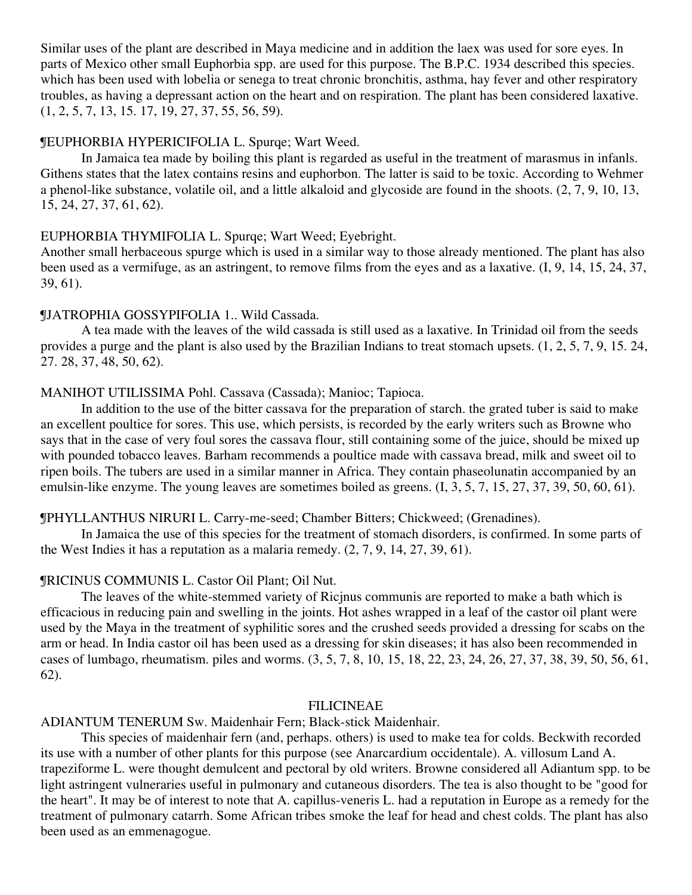Similar uses of the plant are described in Maya medicine and in addition the laex was used for sore eyes. In parts of Mexico other small Euphorbia spp. are used for this purpose. The B.P.C. 1934 described this species. which has been used with lobelia or senega to treat chronic bronchitis, asthma, hay fever and other respiratory troubles, as having a depressant action on the heart and on respiration. The plant has been considered laxative. (1, 2, 5, 7, 13, 15. 17, 19, 27, 37, 55, 56, 59).

¶EUPHORBIA HYPERICIFOLIA L. Spurqe; Wart Weed.

In Jamaica tea made by boiling this plant is regarded as useful in the treatment of marasmus in infanls. Githens states that the latex contains resins and euphorbon. The latter is said to be toxic. According to Wehmer a phenol-like substance, volatile oil, and a little alkaloid and glycoside are found in the shoots. (2, 7, 9, 10, 13, 15, 24, 27, 37, 61, 62).

EUPHORBIA THYMIFOLIA L. Spurqe; Wart Weed; Eyebright.

Another small herbaceous spurge which is used in a similar way to those already mentioned. The plant has also been used as a vermifuge, as an astringent, to remove films from the eyes and as a laxative. (I, 9, 14, 15, 24, 37, 39, 61).

¶JATROPHIA GOSSYPIFOLIA 1.. Wild Cassada.

A tea made with the leaves of the wild cassada is still used as a laxative. In Trinidad oil from the seeds provides a purge and the plant is also used by the Brazilian Indians to treat stomach upsets. (1, 2, 5, 7, 9, 15. 24, 27. 28, 37, 48, 50, 62).

MANIHOT UTILISSIMA Pohl. Cassava (Cassada); Manioc; Tapioca.

In addition to the use of the bitter cassava for the preparation of starch. the grated tuber is said to make an excellent poultice for sores. This use, which persists, is recorded by the early writers such as Browne who says that in the case of very foul sores the cassava flour, still containing some of the juice, should be mixed up with pounded tobacco leaves. Barham recommends a poultice made with cassava bread, milk and sweet oil to ripen boils. The tubers are used in a similar manner in Africa. They contain phaseolunatin accompanied by an emulsin-like enzyme. The young leaves are sometimes boiled as greens. (I, 3, 5, 7, 15, 27, 37, 39, 50, 60, 61).

¶PHYLLANTHUS NIRURI L. Carry-me-seed; Chamber Bitters; Chickweed; (Grenadines).

In Jamaica the use of this species for the treatment of stomach disorders, is confirmed. In some parts of the West Indies it has a reputation as a malaria remedy. (2, 7, 9, 14, 27, 39, 61).

¶RICINUS COMMUNIS L. Castor Oil Plant; Oil Nut.

The leaves of the white-stemmed variety of Ricjnus communis are reported to make a bath which is efficacious in reducing pain and swelling in the joints. Hot ashes wrapped in a leaf of the castor oil plant were used by the Maya in the treatment of syphilitic sores and the crushed seeds provided a dressing for scabs on the arm or head. In India castor oil has been used as a dressing for skin diseases; it has also been recommended in cases of lumbago, rheumatism. piles and worms. (3, 5, 7, 8, 10, 15, 18, 22, 23, 24, 26, 27, 37, 38, 39, 50, 56, 61, 62).

## FILICINEAE

ADIANTUM TENERUM Sw. Maidenhair Fern; Black-stick Maidenhair.

This species of maidenhair fern (and, perhaps. others) is used to make tea for colds. Beckwith recorded its use with a number of other plants for this purpose (see Anarcardium occidentale). A. villosum Land A. trapeziforme L. were thought demulcent and pectoral by old writers. Browne considered all Adiantum spp. to be light astringent vulneraries useful in pulmonary and cutaneous disorders. The tea is also thought to be "good for the heart". It may be of interest to note that A. capillus-veneris L. had a reputation in Europe as a remedy for the treatment of pulmonary catarrh. Some African tribes smoke the leaf for head and chest colds. The plant has also been used as an emmenagogue.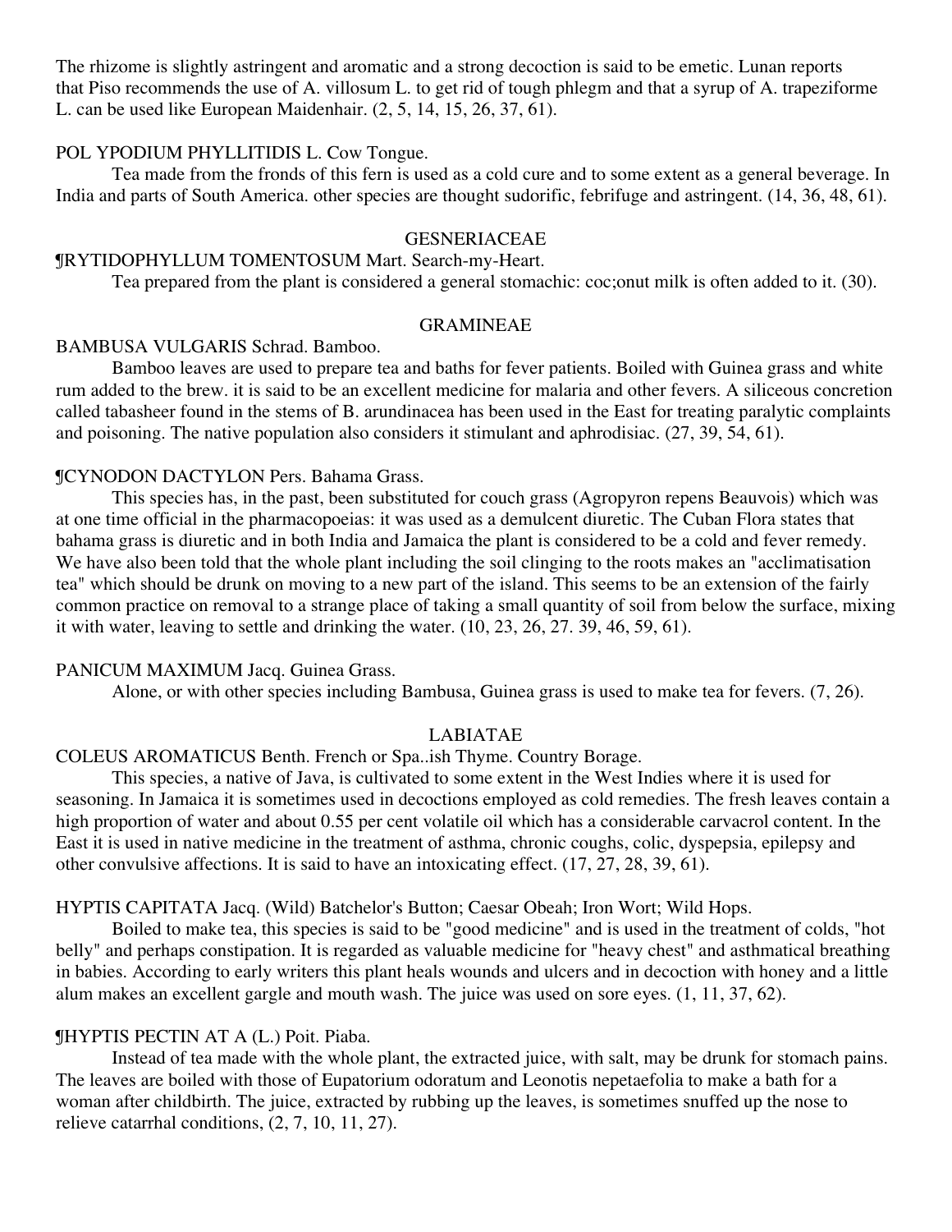The rhizome is slightly astringent and aromatic and a strong decoction is said to be emetic. Lunan reports that Piso recommends the use of A. villosum L. to get rid of tough phlegm and that a syrup of A. trapeziforme L. can be used like European Maidenhair. (2, 5, 14, 15, 26, 37, 61).

POL YPODIUM PHYLLITIDIS L. Cow Tongue.

Tea made from the fronds of this fern is used as a cold cure and to some extent as a general beverage. In India and parts of South America. other species are thought sudorific, febrifuge and astringent. (14, 36, 48, 61).

## GESNERIACEAE

¶RYTIDOPHYLLUM TOMENTOSUM Mart. Search-my-Heart.

Tea prepared from the plant is considered a general stomachic: coc;onut milk is often added to it. (30).

## GRAMINEAE

BAMBUSA VULGARIS Schrad. Bamboo.

Bamboo leaves are used to prepare tea and baths for fever patients. Boiled with Guinea grass and white rum added to the brew. it is said to be an excellent medicine for malaria and other fevers. A siliceous concretion called tabasheer found in the stems of B. arundinacea has been used in the East for treating paralytic complaints and poisoning. The native population also considers it stimulant and aphrodisiac. (27, 39, 54, 61).

¶CYNODON DACTYLON Pers. Bahama Grass.

This species has, in the past, been substituted for couch grass (Agropyron repens Beauvois) which was at one time official in the pharmacopoeias: it was used as a demulcent diuretic. The Cuban Flora states that bahama grass is diuretic and in both India and Jamaica the plant is considered to be a cold and fever remedy. We have also been told that the whole plant including the soil clinging to the roots makes an "acclimatisation tea" which should be drunk on moving to a new part of the island. This seems to be an extension of the fairly common practice on removal to a strange place of taking a small quantity of soil from below the surface, mixing it with water, leaving to settle and drinking the water. (10, 23, 26, 27. 39, 46, 59, 61).

PANICUM MAXIMUM Jacq. Guinea Grass.

Alone, or with other species including Bambusa, Guinea grass is used to make tea for fevers. (7, 26).

## LABIATAE

COLEUS AROMATICUS Benth. French or Spa..ish Thyme. Country Borage.

This species, a native of Java, is cultivated to some extent in the West Indies where it is used for seasoning. In Jamaica it is sometimes used in decoctions employed as cold remedies. The fresh leaves contain a high proportion of water and about 0.55 per cent volatile oil which has a considerable carvacrol content. In the East it is used in native medicine in the treatment of asthma, chronic coughs, colic, dyspepsia, epilepsy and other convulsive affections. It is said to have an intoxicating effect. (17, 27, 28, 39, 61).

HYPTIS CAPITATA Jacq. (Wild) Batchelor's Button; Caesar Obeah; Iron Wort; Wild Hops.

Boiled to make tea, this species is said to be "good medicine" and is used in the treatment of colds, "hot belly" and perhaps constipation. It is regarded as valuable medicine for "heavy chest" and asthmatical breathing in babies. According to early writers this plant heals wounds and ulcers and in decoction with honey and a little alum makes an excellent gargle and mouth wash. The juice was used on sore eyes. (1, 11, 37, 62).

¶HYPTIS PECTIN AT A (L.) Poit. Piaba.

Instead of tea made with the whole plant, the extracted juice, with salt, may be drunk for stomach pains. The leaves are boiled with those of Eupatorium odoratum and Leonotis nepetaefolia to make a bath for a woman after childbirth. The juice, extracted by rubbing up the leaves, is sometimes snuffed up the nose to relieve catarrhal conditions, (2, 7, 10, 11, 27).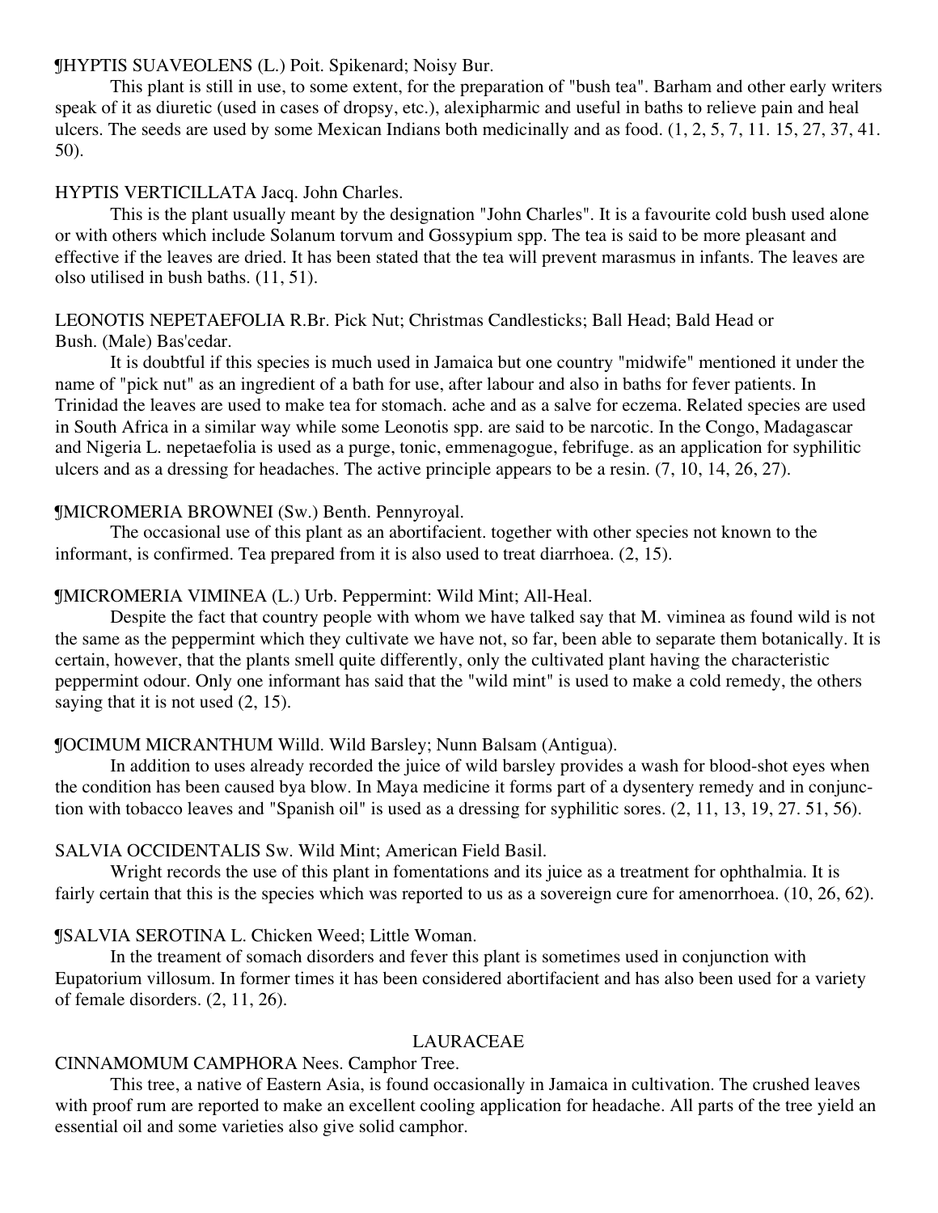¶HYPTIS SUAVEOLENS (L.) Poit. Spikenard; Noisy Bur.

This plant is still in use, to some extent, for the preparation of "bush tea". Barham and other early writers speak of it as diuretic (used in cases of dropsy, etc.), alexipharmic and useful in baths to relieve pain and heal ulcers. The seeds are used by some Mexican Indians both medicinally and as food. (1, 2, 5, 7, 11. 15, 27, 37, 41. 50).

HYPTIS VERTICILLATA Jacq. John Charles.

This is the plant usually meant by the designation "John Charles". It is a favourite cold bush used alone or with others which include Solanum torvum and Gossypium spp. The tea is said to be more pleasant and effective if the leaves are dried. It has been stated that the tea will prevent marasmus in infants. The leaves are olso utilised in bush baths. (11, 51).

LEONOTIS NEPETAEFOLIA R.Br. Pick Nut; Christmas Candlesticks; Ball Head; Bald Head or Bush. (Male) Bas'cedar.

It is doubtful if this species is much used in Jamaica but one country "midwife" mentioned it under the name of "pick nut" as an ingredient of a bath for use, after labour and also in baths for fever patients. In Trinidad the leaves are used to make tea for stomach. ache and as a salve for eczema. Related species are used in South Africa in a similar way while some Leonotis spp. are said to be narcotic. In the Congo, Madagascar and Nigeria L. nepetaefolia is used as a purge, tonic, emmenagogue, febrifuge. as an application for syphilitic ulcers and as a dressing for headaches. The active principle appears to be a resin. (7, 10, 14, 26, 27).

¶MICROMERIA BROWNEI (Sw.) Benth. Pennyroyal.

The occasional use of this plant as an abortifacient. together with other species not known to the informant, is confirmed. Tea prepared from it is also used to treat diarrhoea. (2, 15).

¶MICROMERIA VIMINEA (L.) Urb. Peppermint: Wild Mint; All-Heal.

Despite the fact that country people with whom we have talked say that M. viminea as found wild is not the same as the peppermint which they cultivate we have not, so far, been able to separate them botanically. It is certain, however, that the plants smell quite differently, only the cultivated plant having the characteristic peppermint odour. Only one informant has said that the "wild mint" is used to make a cold remedy, the others saying that it is not used (2, 15).

¶OCIMUM MICRANTHUM Willd. Wild Barsley; Nunn Balsam (Antigua).

In addition to uses already recorded the juice of wild barsley provides a wash for blood-shot eyes when the condition has been caused bya blow. In Maya medicine it forms part of a dysentery remedy and in conjunction with tobacco leaves and "Spanish oil" is used as a dressing for syphilitic sores. (2, 11, 13, 19, 27. 51, 56).

SALVIA OCCIDENTALIS Sw. Wild Mint; American Field Basil.

Wright records the use of this plant in fomentations and its juice as a treatment for ophthalmia. It is fairly certain that this is the species which was reported to us as a sovereign cure for amenorrhoea. (10, 26, 62).

¶SALVIA SEROTINA L. Chicken Weed; Little Woman.

In the treament of somach disorders and fever this plant is sometimes used in conjunction with Eupatorium villosum. In former times it has been considered abortifacient and has also been used for a variety of female disorders. (2, 11, 26).

## LAURACEAE

CINNAMOMUM CAMPHORA Nees. Camphor Tree.

This tree, a native of Eastern Asia, is found occasionally in Jamaica in cultivation. The crushed leaves with proof rum are reported to make an excellent cooling application for headache. All parts of the tree yield an essential oil and some varieties also give solid camphor.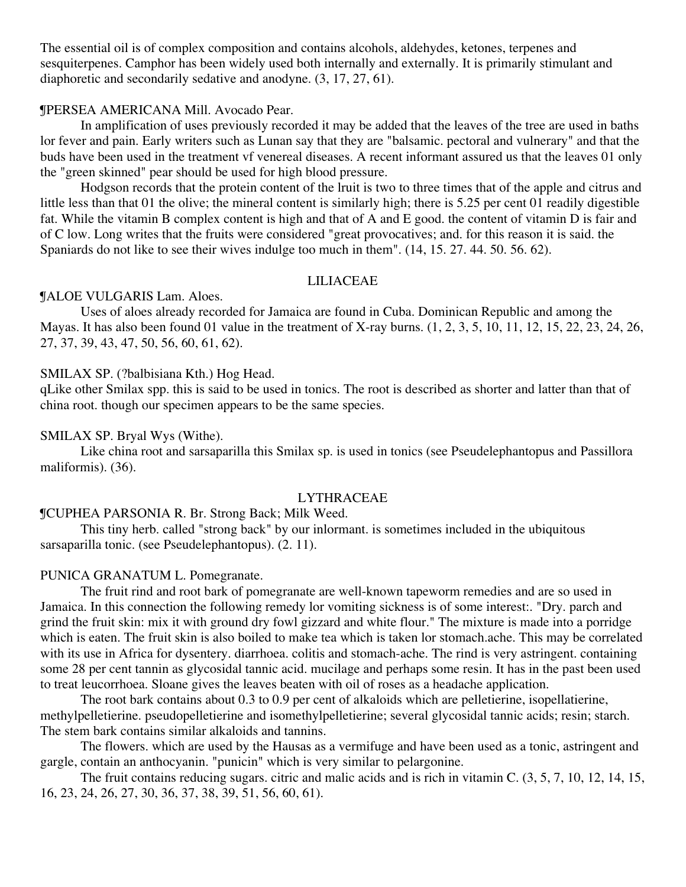The essential oil is of complex composition and contains alcohols, aldehydes, ketones, terpenes and sesquiterpenes. Camphor has been widely used both internally and externally. It is primarily stimulant and diaphoretic and secondarily sedative and anodyne. (3, 17, 27, 61).

¶PERSEA AMERICANA Mill. Avocado Pear.

In amplification of uses previously recorded it may be added that the leaves of the tree are used in baths lor fever and pain. Early writers such as Lunan say that they are "balsamic. pectoral and vulnerary" and that the buds have been used in the treatment vf venereal diseases. A recent informant assured us that the leaves 01 only the "green skinned" pear should be used for high blood pressure.

Hodgson records that the protein content of the lruit is two to three times that of the apple and citrus and little less than that 01 the olive; the mineral content is similarly high; there is 5.25 per cent 01 readily digestible fat. While the vitamin B complex content is high and that of A and E good. the content of vitamin D is fair and of C low. Long writes that the fruits were considered "great provocatives; and. for this reason it is said. the Spaniards do not like to see their wives indulge too much in them". (14, 15. 27. 44. 50. 56. 62).

## LILIACEAE

¶ALOE VULGARIS Lam. Aloes.

Uses of aloes already recorded for Jamaica are found in Cuba. Dominican Republic and among the Mayas. It has also been found 01 value in the treatment of X-ray burns. (1, 2, 3, 5, 10, 11, 12, 15, 22, 23, 24, 26, 27, 37, 39, 43, 47, 50, 56, 60, 61, 62).

SMILAX SP. (?balbisiana Kth.) Hog Head.

qLike other Smilax spp. this is said to be used in tonics. The root is described as shorter and latter than that of china root. though our specimen appears to be the same species.

SMILAX SP. Bryal Wys (Withe).

Like china root and sarsaparilla this Smilax sp. is used in tonics (see Pseudelephantopus and Passillora maliformis). (36).

## LYTHRACEAE

¶CUPHEA PARSONIA R. Br. Strong Back; Milk Weed.

This tiny herb. called "strong back" by our inlormant. is sometimes included in the ubiquitous sarsaparilla tonic. (see Pseudelephantopus). (2. 11).

PUNICA GRANATUM L. Pomegranate.

The fruit rind and root bark of pomegranate are well-known tapeworm remedies and are so used in Jamaica. In this connection the following remedy lor vomiting sickness is of some interest:. "Dry. parch and grind the fruit skin: mix it with ground dry fowl gizzard and white flour." The mixture is made into a porridge which is eaten. The fruit skin is also boiled to make tea which is taken lor stomach.ache. This may be correlated with its use in Africa for dysentery. diarrhoea. colitis and stomach-ache. The rind is very astringent. containing some 28 per cent tannin as glycosidal tannic acid. mucilage and perhaps some resin. It has in the past been used to treat leucorrhoea. Sloane gives the leaves beaten with oil of roses as a headache application.

The root bark contains about 0.3 to 0.9 per cent of alkaloids which are pelletierine, isopellatierine, methylpelletierine. pseudopelletierine and isomethylpelletierine; several glycosidal tannic acids; resin; starch. The stem bark contains similar alkaloids and tannins.

The flowers. which are used by the Hausas as a vermifuge and have been used as a tonic, astringent and gargle, contain an anthocyanin. "punicin" which is very similar to pelargonine.

The fruit contains reducing sugars. citric and malic acids and is rich in vitamin C. (3, 5, 7, 10, 12, 14, 15, 16, 23, 24, 26, 27, 30, 36, 37, 38, 39, 51, 56, 60, 61).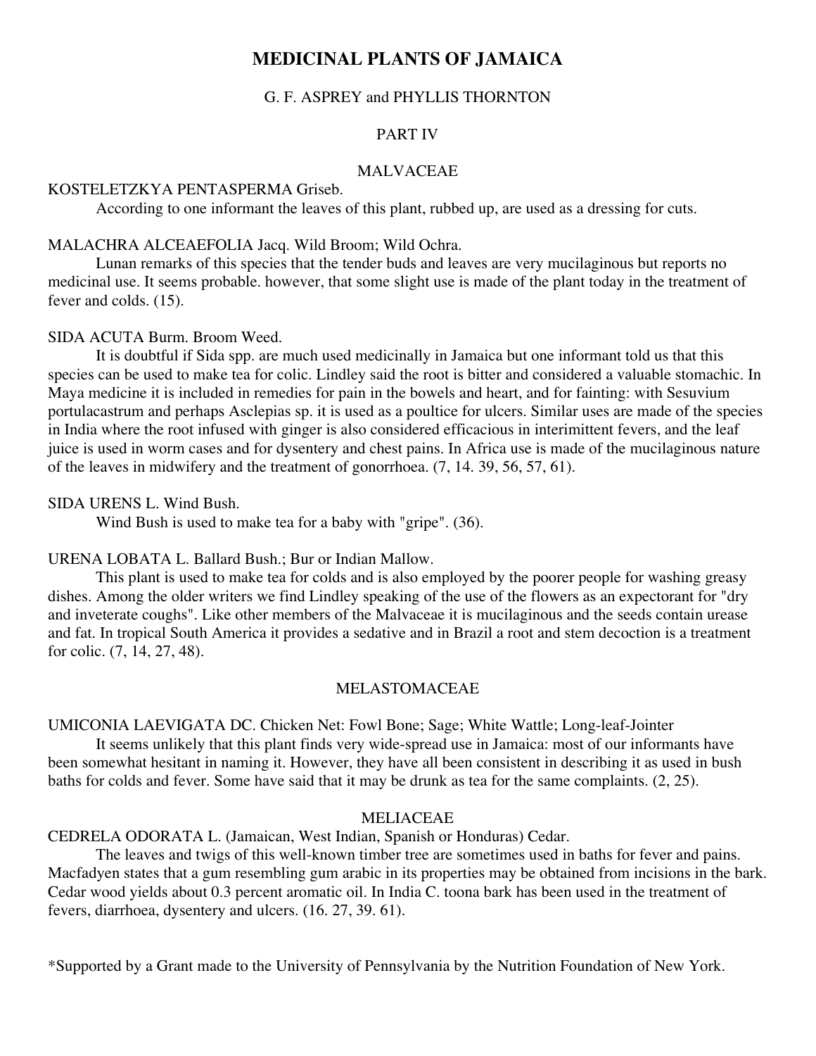# MEDICINAL PLANTS OF JAMAICA

G. F. ASPREY and PHYLLIS THORNTON

PART IV

## MALVACEAE

KOSTELETZKYA PENTASPERMA Griseb.

According to one informant the leaves of this plant, rubbed up, are used as a dressing for cuts.

MALACHRA ALCEAEFOLIA Jacq. Wild Broom; Wild Ochra.

Lunan remarks of this species that the tender buds and leaves are very mucilaginous but reports no medicinal use. It seems probable. however, that some slight use is made of the plant today in the treatment of fever and colds. (15).

SIDA ACUTA Burm. Broom Weed.

It is doubtful if Sida spp. are much used medicinally in Jamaica but one informant told us that this species can be used to make tea for colic. Lindley said the root is bitter and considered a valuable stomachic. In Maya medicine it is included in remedies for pain in the bowels and heart, and for fainting: with Sesuvium portulacastrum and perhaps Asclepias sp. it is used as a poultice for ulcers. Similar uses are made of the species in India where the root infused with ginger is also considered efficacious in interimittent fevers, and the leaf juice is used in worm cases and for dysentery and chest pains. In Africa use is made of the mucilaginous nature of the leaves in midwifery and the treatment of gonorrhoea. (7, 14. 39, 56, 57, 61).

SIDA URENS L. Wind Bush.

Wind Bush is used to make tea for a baby with "gripe". (36).

URENA LOBATA L. Ballard Bush.; Bur or Indian Mallow.

This plant is used to make tea for colds and is also employed by the poorer people for washing greasy dishes. Among the older writers we find Lindley speaking of the use of the flowers as an expectorant for "dry and inveterate coughs". Like other members of the Malvaceae it is mucilaginous and the seeds contain urease and fat. In tropical South America it provides a sedative and in Brazil a root and stem decoction is a treatment for colic. (7, 14, 27, 48).

## MELASTOMACEAE

UMICONIA LAEVIGATA DC. Chicken Net: Fowl Bone; Sage; White Wattle; Long-leaf-Jointer

It seems unlikely that this plant finds very wide-spread use in Jamaica: most of our informants have been somewhat hesitant in naming it. However, they have all been consistent in describing it as used in bush baths for colds and fever. Some have said that it may be drunk as tea for the same complaints. (2, 25).

## MELIACEAE

CEDRELA ODORATA L. (Jamaican, West Indian, Spanish or Honduras) Cedar.

The leaves and twigs of this well-known timber tree are sometimes used in baths for fever and pains. Macfadyen states that a gum resembling gum arabic in its properties may be obtained from incisions in the bark. Cedar wood yields about 0.3 percent aromatic oil. In India C. toona bark has been used in the treatment of fevers, diarrhoea, dysentery and ulcers. (16. 27, 39. 61).

*Supported by a Grant made to the University of Pennsylvania by the Nutrition Foundation of New York.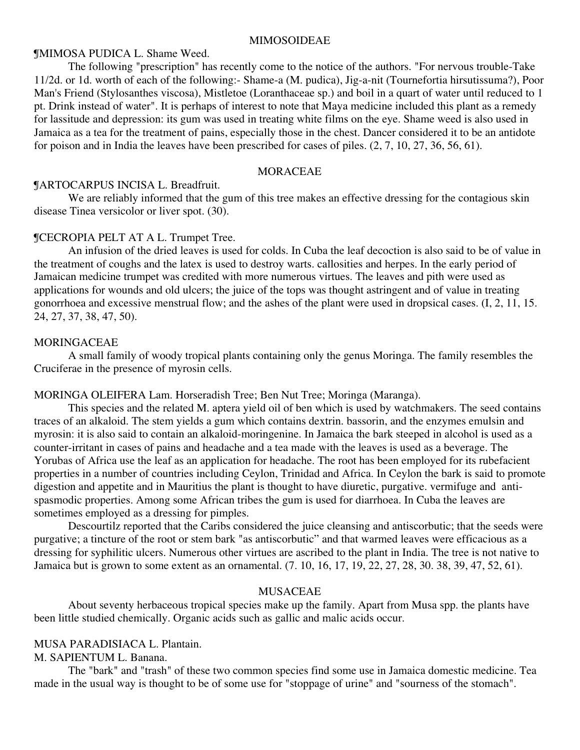## MIMOSOIDEAE

¶MIMOSA PUDICA L. Shame Weed.

The following "prescription" has recently come to the notice of the authors. "For nervous trouble-Take 11/2d. or 1d. worth of each of the following:- Shame-a (M. pudica), Jig-a-nit (Tournefortia hirsutissuma?), Poor Man's Friend (Stylosanthes viscosa), Mistletoe (Loranthaceae sp.) and boil in a quart of water until reduced to 1 pt. Drink instead of water". It is perhaps of interest to note that Maya medicine included this plant as a remedy for lassitude and depression: its gum was used in treating white films on the eye. Shame weed is also used in Jamaica as a tea for the treatment of pains, especially those in the chest. Dancer considered it to be an antidote for poison and in India the leaves have been prescribed for cases of piles. (2, 7, 10, 27, 36, 56, 61).

## MORACEAE

¶ARTOCARPUS INCISA L. Breadfruit.

We are reliably informed that the gum of this tree makes an effective dressing for the contagious skin disease Tinea versicolor or liver spot. (30).

¶CECROPIA PELT AT A L. Trumpet Tree.

An infusion of the dried leaves is used for colds. In Cuba the leaf decoction is also said to be of value in the treatment of coughs and the latex is used to destroy warts. callosities and herpes. In the early period of Jamaican medicine trumpet was credited with more numerous virtues. The leaves and pith were used as applications for wounds and old ulcers; the juice of the tops was thought astringent and of value in treating gonorrhoea and excessive menstrual flow; and the ashes of the plant were used in dropsical cases. (I, 2, 11, 15. 24, 27, 37, 38, 47, 50).

## MORINGACEAE

A small family of woody tropical plants containing only the genus Moringa. The family resembles the Cruciferae in the presence of myrosin cells.

MORINGA OLEIFERA Lam. Horseradish Tree; Ben Nut Tree; Moringa (Maranga).

This species and the related M. aptera yield oil of ben which is used by watchmakers. The seed contains traces of an alkaloid. The stem yields a gum which contains dextrin. bassorin, and the enzymes emulsin and myrosin: it is also said to contain an alkaloid-moringenine. In Jamaica the bark steeped in alcohol is used as a counter-irritant in cases of pains and headache and a tea made with the leaves is used as a beverage. The Yorubas of Africa use the leaf as an application for headache. The root has been employed for its rubefacient properties in a number of countries including Ceylon, Trinidad and Africa. In Ceylon the bark is said to promote digestion and appetite and in Mauritius the plant is thought to have diuretic, purgative. vermifuge and anti-spasmodic properties. Among some African tribes the gum is used for diarrhoea. In Cuba the leaves are sometimes employed as a dressing for pimples.

Descourtilz reported that the Caribs considered the juice cleansing and antiscorbutic; that the seeds were purgative; a tincture of the root or stem bark "as antiscorbutic" and that warmed leaves were efficacious as a dressing for syphilitic ulcers. Numerous other virtues are ascribed to the plant in India. The tree is not native to Jamaica but is grown to some extent as an ornamental. (7. 10, 16, 17, 19, 22, 27, 28, 30. 38, 39, 47, 52, 61).

## MUSACEAE

About seventy herbaceous tropical species make up the family. Apart from Musa spp. the plants have been little studied chemically. Organic acids such as gallic and malic acids occur.

MUSA PARADISIACA L. Plantain.

M. SAPIENTUM L. Banana.

The "bark" and "trash" of these two common species find some use in Jamaica domestic medicine. Tea made in the usual way is thought to be of some use for "stoppage of urine" and "sourness of the stomach".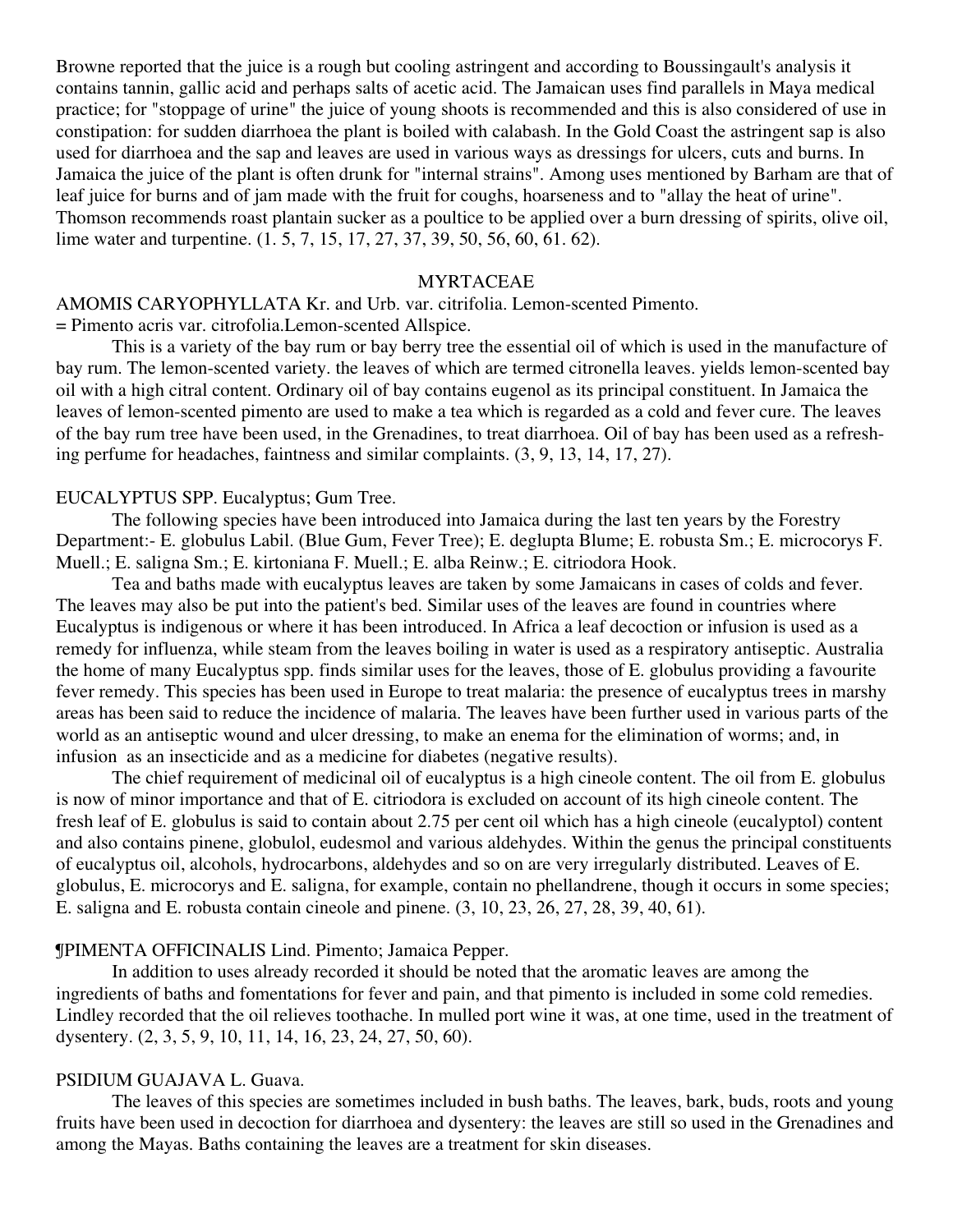Browne reported that the juice is a rough but cooling astringent and according to Boussingault's analysis it contains tannin, gallic acid and perhaps salts of acetic acid. The Jamaican uses find parallels in Maya medical practice; for "stoppage of urine" the juice of young shoots is recommended and this is also considered of use in constipation: for sudden diarrhoea the plant is boiled with calabash. In the Gold Coast the astringent sap is also used for diarrhoea and the sap and leaves are used in various ways as dressings for ulcers, cuts and burns. In Jamaica the juice of the plant is often drunk for "internal strains". Among uses mentioned by Barham are that of leaf juice for burns and of jam made with the fruit for coughs, hoarseness and to "allay the heat of urine". Thomson recommends roast plantain sucker as a poultice to be applied over a burn dressing of spirits, olive oil, lime water and turpentine. (1. 5, 7, 15, 17, 27, 37, 39, 50, 56, 60, 61. 62).

## MYRTACEAE

AMOMIS CARYOPHYLLATA Kr. and Urb. var. citrifolia. Lemon-scented Pimento.
= Pimento acris var. citrofolia.Lemon-scented Allspice.

This is a variety of the bay rum or bay berry tree the essential oil of which is used in the manufacture of bay rum. The lemon-scented variety. the leaves of which are termed citronella leaves. yields lemon-scented bay oil with a high citral content. Ordinary oil of bay contains eugenol as its principal constituent. In Jamaica the leaves of lemon-scented pimento are used to make a tea which is regarded as a cold and fever cure. The leaves of the bay rum tree have been used, in the Grenadines, to treat diarrhoea. Oil of bay has been used as a refreshing perfume for headaches, faintness and similar complaints. (3, 9, 13, 14, 17, 27).

EUCALYPTUS SPP. Eucalyptus; Gum Tree.

The following species have been introduced into Jamaica during the last ten years by the Forestry Department:- E. globulus Labil. (Blue Gum, Fever Tree); E. deglupta Blume; E. robusta Sm.; E. microcorys F. Muell.; E. saligna Sm.; E. kirtoniana F. Muell.; E. alba Reinw.; E. citriodora Hook.

Tea and baths made with eucalyptus leaves are taken by some Jamaicans in cases of colds and fever. The leaves may also be put into the patient's bed. Similar uses of the leaves are found in countries where Eucalyptus is indigenous or where it has been introduced. In Africa a leaf decoction or infusion is used as a remedy for influenza, while steam from the leaves boiling in water is used as a respiratory antiseptic. Australia the home of many Eucalyptus spp. finds similar uses for the leaves, those of E. globulus providing a favourite fever remedy. This species has been used in Europe to treat malaria: the presence of eucalyptus trees in marshy areas has been said to reduce the incidence of malaria. The leaves have been further used in various parts of the world as an antiseptic wound and ulcer dressing, to make an enema for the elimination of worms; and, in infusion as an insecticide and as a medicine for diabetes (negative results).

The chief requirement of medicinal oil of eucalyptus is a high cineole content. The oil from E. globulus is now of minor importance and that of E. citriodora is excluded on account of its high cineole content. The fresh leaf of E. globulus is said to contain about 2.75 per cent oil which has a high cineole (eucalyptol) content and also contains pinene, globulol, eudesmol and various aldehydes. Within the genus the principal constituents of eucalyptus oil, alcohols, hydrocarbons, aldehydes and so on are very irregularly distributed. Leaves of E. globulus, E. microcorys and E. saligna, for example, contain no phellandrene, though it occurs in some species; E. saligna and E. robusta contain cineole and pinene. (3, 10, 23, 26, 27, 28, 39, 40, 61).

¶PIMENTA OFFICINALIS Lind. Pimento; Jamaica Pepper.

In addition to uses already recorded it should be noted that the aromatic leaves are among the ingredients of baths and fomentations for fever and pain, and that pimento is included in some cold remedies. Lindley recorded that the oil relieves toothache. In mulled port wine it was, at one time, used in the treatment of dysentery. (2, 3, 5, 9, 10, 11, 14, 16, 23, 24, 27, 50, 60).

PSIDIUM GUAJAVA L. Guava.

The leaves of this species are sometimes included in bush baths. The leaves, bark, buds, roots and young fruits have been used in decoction for diarrhoea and dysentery: the leaves are still so used in the Grenadines and among the Mayas. Baths containing the leaves are a treatment for skin diseases.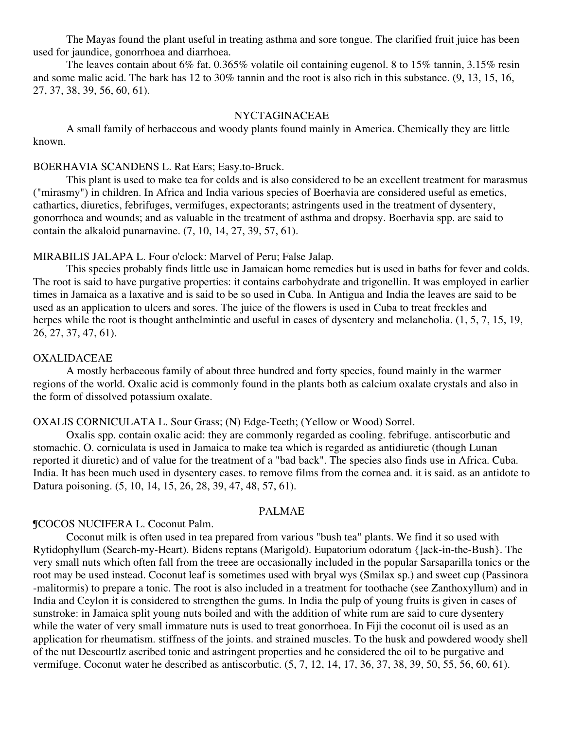The Mayas found the plant useful in treating asthma and sore tongue. The clarified fruit juice has been used for jaundice, gonorrhoea and diarrhoea.

The leaves contain about 6% fat. 0.365% volatile oil containing eugenol. 8 to 15% tannin, 3.15% resin and some malic acid. The bark has 12 to 30% tannin and the root is also rich in this substance. (9, 13, 15, 16, 27, 37, 38, 39, 56, 60, 61).

## NYCTAGINACEAE

A small family of herbaceous and woody plants found mainly in America. Chemically they are little known.

BOERHAVIA SCANDENS L. Rat Ears; Easy.to-Bruck.

This plant is used to make tea for colds and is also considered to be an excellent treatment for marasmus ("mirasmy") in children. In Africa and India various species of Boerhavia are considered useful as emetics, cathartics, diuretics, febrifuges, vermifuges, expectorants; astringents used in the treatment of dysentery, gonorrhoea and wounds; and as valuable in the treatment of asthma and dropsy. Boerhavia spp. are said to contain the alkaloid punarnavine. (7, 10, 14, 27, 39, 57, 61).

MIRABILIS JALAPA L. Four o'clock: Marvel of Peru; False Jalap.

This species probably finds little use in Jamaican home remedies but is used in baths for fever and colds. The root is said to have purgative properties: it contains carbohydrate and trigonellin. It was employed in earlier times in Jamaica as a laxative and is said to be so used in Cuba. In Antigua and India the leaves are said to be used as an application to ulcers and sores. The juice of the flowers is used in Cuba to treat freckles and herpes while the root is thought anthelmintic and useful in cases of dysentery and melancholia. (1, 5, 7, 15, 19, 26, 27, 37, 47, 61).

## OXALIDACEAE

A mostly herbaceous family of about three hundred and forty species, found mainly in the warmer regions of the world. Oxalic acid is commonly found in the plants both as calcium oxalate crystals and also in the form of dissolved potassium oxalate.

OXALIS CORNICULATA L. Sour Grass; (N) Edge-Teeth; (Yellow or Wood) Sorrel.

Oxalis spp. contain oxalic acid: they are commonly regarded as cooling. febrifuge. antiscorbutic and stomachic. O. corniculata is used in Jamaica to make tea which is regarded as antidiuretic (though Lunan reported it diuretic) and of value for the treatment of a "bad back". The species also finds use in Africa. Cuba. India. It has been much used in dysentery cases. to remove films from the cornea and. it is said. as an antidote to Datura poisoning. (5, 10, 14, 15, 26, 28, 39, 47, 48, 57, 61).

## PALMAE

¶COCOS NUCIFERA L. Coconut Palm.

Coconut milk is often used in tea prepared from various "bush tea" plants. We find it so used with Rytidophyllum (Search-my-Heart). Bidens reptans (Marigold). Eupatorium odoratum {]ack-in-the-Bush}. The very small nuts which often fall from the treee are occasionally included in the popular Sarsaparilla tonics or the root may be used instead. Coconut leaf is sometimes used with bryal wys (Smilax sp.) and sweet cup (Passinora -malitormis) to prepare a tonic. The root is also included in a treatment for toothache (see Zanthoxyllum) and in India and Ceylon it is considered to strengthen the gums. In India the pulp of young fruits is given in cases of sunstroke: in Jamaica split young nuts boiled and with the addition of white rum are said to cure dysentery while the water of very small immature nuts is used to treat gonorrhoea. In Fiji the coconut oil is used as an application for rheumatism. stiffness of the joints. and strained muscles. To the husk and powdered woody shell of the nut Descourtlz ascribed tonic and astringent properties and he considered the oil to be purgative and vermifuge. Coconut water he described as antiscorbutic. (5, 7, 12, 14, 17, 36, 37, 38, 39, 50, 55, 56, 60, 61).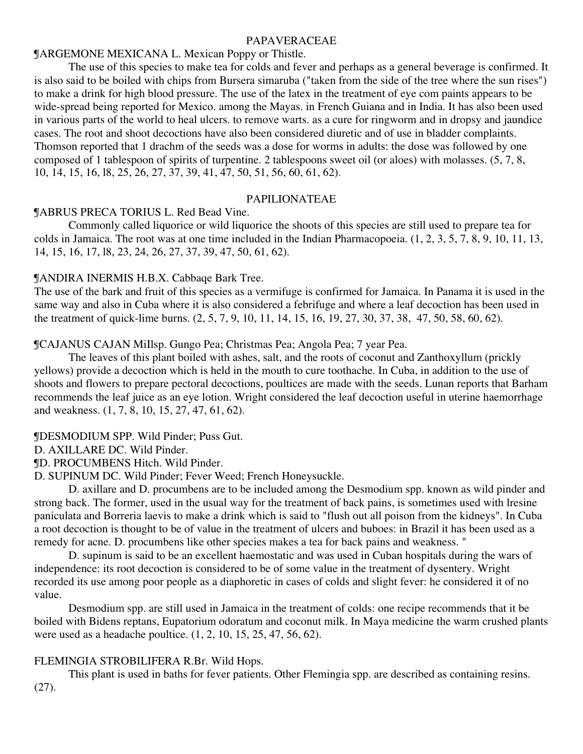## PAPAVERACEAE

¶ARGEMONE MEXICANA L. Mexican Poppy or Thistle.

The use of this species to make tea for colds and fever and perhaps as a general beverage is confirmed. It is also said to be boiled with chips from Bursera simaruba ("taken from the side of the tree where the sun rises") to make a drink for high blood pressure. The use of the latex in the treatment of eye com paints appears to be wide-spread being reported for Mexico. among the Mayas. in French Guiana and in India. It has also been used in various parts of the world to heal ulcers. to remove warts. as a cure for ringworm and in dropsy and jaundice cases. The root and shoot decoctions have also been considered diuretic and of use in bladder complaints. Thomson reported that 1 drachm of the seeds was a dose for worms in adults: the dose was followed by one composed of 1 tablespoon of spirits of turpentine. 2 tablespoons sweet oil (or aloes) with molasses. (5, 7, 8, 10, 14, 15, 16, l8, 25, 26, 27, 37, 39, 41, 47, 50, 51, 56, 60, 61, 62).

## PAPILIONATEAE

¶ABRUS PRECA TORIUS L. Red Bead Vine.

Commonly called liquorice or wild liquorice the shoots of this species are still used to prepare tea for colds in Jamaica. The root was at one time included in the Indian Pharmacopoeia. (1, 2, 3, 5, 7, 8, 9, 10, 11, 13, 14, 15, 16, 17, l8, 23, 24, 26, 27, 37, 39, 47, 50, 61, 62).

¶ANDIRA INERMIS H.B.X. Cabbaqe Bark Tree.

The use of the bark and fruit of this species as a vermifuge is confirmed for Jamaica. In Panama it is used in the same way and also in Cuba where it is also considered a febrifuge and where a leaf decoction has been used in the treatment of quick-lime burns. (2, 5, 7, 9, 10, 11, 14, 15, 16, 19, 27, 30, 37, 38, 47, 50, 58, 60, 62).

¶CAJANUS CAJAN MiIlsp. Gungo Pea; Christmas Pea; Angola Pea; 7 year Pea.

The leaves of this plant boiled with ashes, salt, and the roots of coconut and Zanthoxyllum (prickly yellows) provide a decoction which is held in the mouth to cure toothache. In Cuba, in addition to the use of shoots and flowers to prepare pectoral decoctions, poultices are made with the seeds. Lunan reports that Barham recommends the leaf juice as an eye lotion. Wright considered the leaf decoction useful in uterine haemorrhage and weakness. (1, 7, 8, 10, 15, 27, 47, 61, 62).

¶DESMODIUM SPP. Wild Pinder; Puss Gut.

D. AXILLARE DC. Wild Pinder.

¶D. PROCUMBENS Hitch. Wild Pinder.

D. SUPINUM DC. Wild Pinder; Fever Weed; French Honeysuckle.

D. axillare and D. procumbens are to be included among the Desmodium spp. known as wild pinder and strong back. The former, used in the usual way for the treatment of back pains, is sometimes used with lresine paniculata and Borreria laevis to make a drink which is said to "flush out all poison from the kidneys". In Cuba a root decoction is thought to be of value in the treatment of ulcers and buboes: in Brazil it has been used as a remedy for acne. D. procumbens like other species makes a tea for back pains and weakness. "

D. supinum is said to be an excellent haemostatic and was used in Cuban hospitals during the wars of independence: its root decoction is considered to be of some value in the treatment of dysentery. Wright recorded its use among poor people as a diaphoretic in cases of colds and slight fever: he considered it of no value.

Desmodium spp. are still used in Jamaica in the treatment of colds: one recipe recommends that it be boiled with Bidens reptans, Eupatorium odoratum and coconut milk. In Maya medicine the warm crushed plants were used as a headache poultice. (1, 2, 10, 15, 25, 47, 56, 62).

FLEMINGIA STROBILIFERA R.Br. Wild Hops.

This plant is used in baths for fever patients. Other Flemingia spp. are described as containing resins. (27).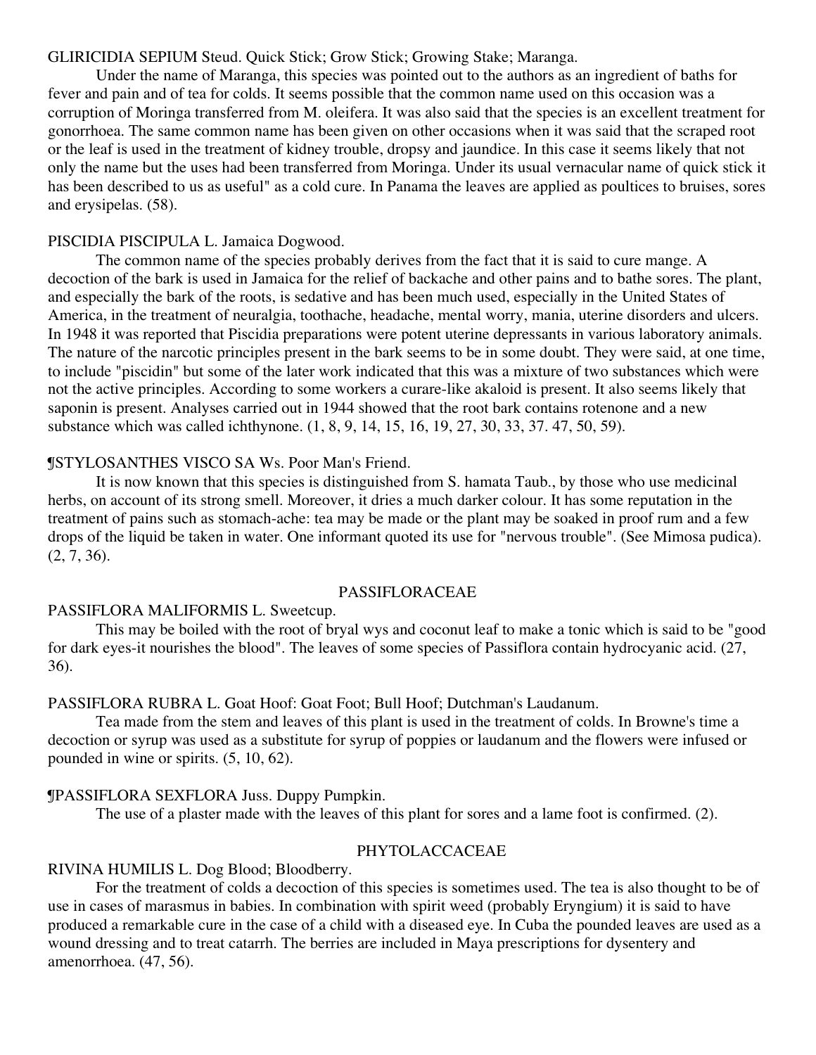GLIRICIDIA SEPIUM Steud. Quick Stick; Grow Stick; Growing Stake; Maranga.

Under the name of Maranga, this species was pointed out to the authors as an ingredient of baths for fever and pain and of tea for colds. It seems possible that the common name used on this occasion was a corruption of Moringa transferred from M. oleifera. It was also said that the species is an excellent treatment for gonorrhoea. The same common name has been given on other occasions when it was said that the scraped root or the leaf is used in the treatment of kidney trouble, dropsy and jaundice. In this case it seems likely that not only the name but the uses had been transferred from Moringa. Under its usual vernacular name of quick stick it has been described to us as useful" as a cold cure. In Panama the leaves are applied as poultices to bruises, sores and erysipelas. (58).

PISCIDIA PISCIPULA L. Jamaica Dogwood.

The common name of the species probably derives from the fact that it is said to cure mange. A decoction of the bark is used in Jamaica for the relief of backache and other pains and to bathe sores. The plant, and especially the bark of the roots, is sedative and has been much used, especially in the United States of America, in the treatment of neuralgia, toothache, headache, mental worry, mania, uterine disorders and ulcers. In 1948 it was reported that Piscidia preparations were potent uterine depressants in various laboratory animals. The nature of the narcotic principles present in the bark seems to be in some doubt. They were said, at one time, to include "piscidin" but some of the later work indicated that this was a mixture of two substances which were not the active principles. According to some workers a curare-like akaloid is present. It also seems likely that saponin is present. Analyses carried out in 1944 showed that the root bark contains rotenone and a new substance which was called ichthynone. (1, 8, 9, 14, 15, 16, 19, 27, 30, 33, 37. 47, 50, 59).

¶STYLOSANTHES VISCO SA Ws. Poor Man's Friend.

It is now known that this species is distinguished from S. hamata Taub., by those who use medicinal herbs, on account of its strong smell. Moreover, it dries a much darker colour. It has some reputation in the treatment of pains such as stomach-ache: tea may be made or the plant may be soaked in proof rum and a few drops of the liquid be taken in water. One informant quoted its use for "nervous trouble". (See Mimosa pudica). (2, 7, 36).

## PASSIFLORACEAE

PASSIFLORA MALIFORMIS L. Sweetcup.

This may be boiled with the root of bryal wys and coconut leaf to make a tonic which is said to be "good for dark eyes-it nourishes the blood". The leaves of some species of Passiflora contain hydrocyanic acid. (27, 36).

PASSIFLORA RUBRA L. Goat Hoof: Goat Foot; Bull Hoof; Dutchman's Laudanum.

Tea made from the stem and leaves of this plant is used in the treatment of colds. In Browne's time a decoction or syrup was used as a substitute for syrup of poppies or laudanum and the flowers were infused or pounded in wine or spirits. (5, 10, 62).

¶PASSIFLORA SEXFLORA Juss. Duppy Pumpkin.

The use of a plaster made with the leaves of this plant for sores and a lame foot is confirmed. (2).

## PHYTOLACCACEAE

RIVINA HUMILIS L. Dog Blood; Bloodberry.

For the treatment of colds a decoction of this species is sometimes used. The tea is also thought to be of use in cases of marasmus in babies. In combination with spirit weed (probably Eryngium) it is said to have produced a remarkable cure in the case of a child with a diseased eye. In Cuba the pounded leaves are used as a wound dressing and to treat catarrh. The berries are included in Maya prescriptions for dysentery and amenorrhoea. (47, 56).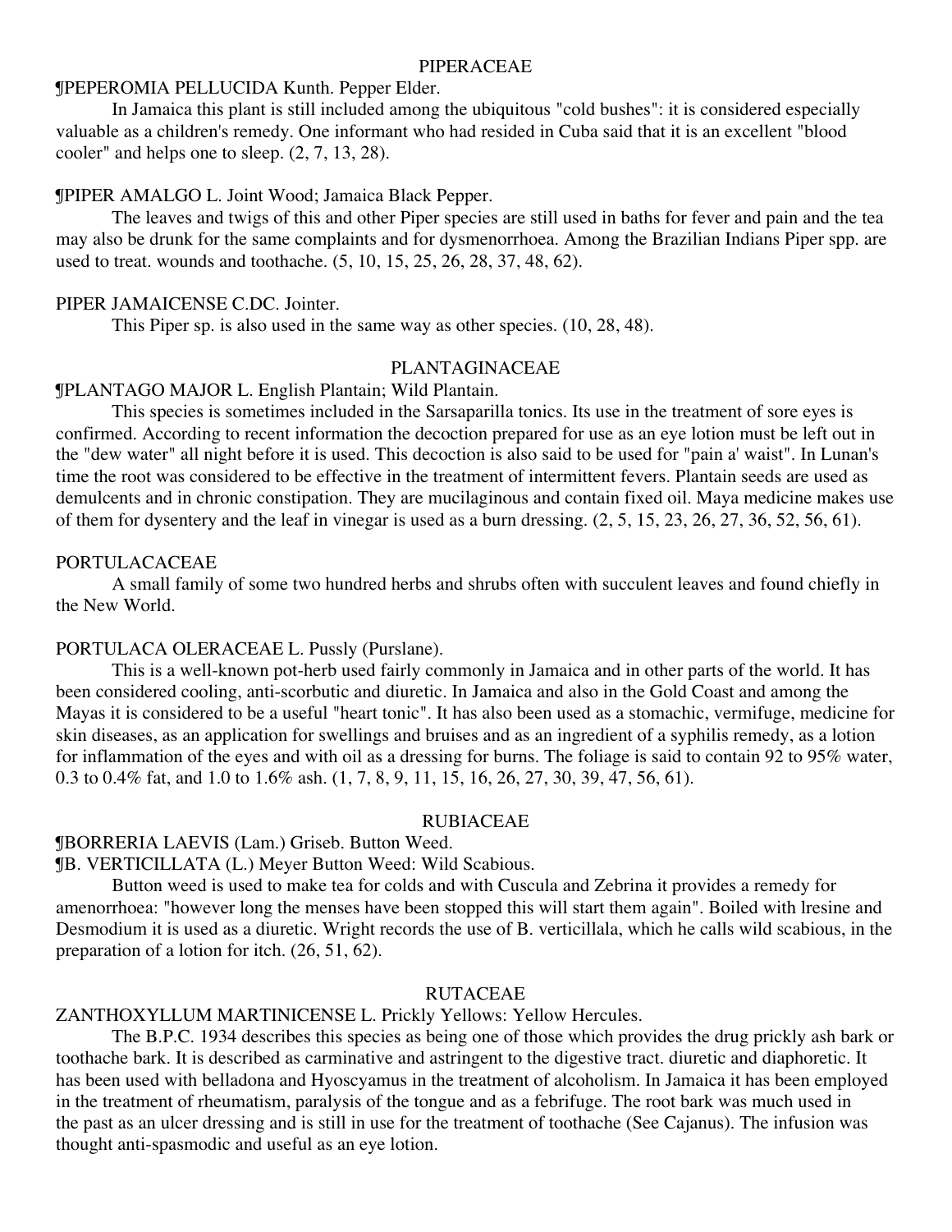## PIPERACEAE

¶PEPEROMIA PELLUCIDA Kunth. Pepper Elder.

In Jamaica this plant is still included among the ubiquitous "cold bushes": it is considered especially valuable as a children's remedy. One informant who had resided in Cuba said that it is an excellent "blood cooler" and helps one to sleep. (2, 7, 13, 28).

¶PIPER AMALGO L. Joint Wood; Jamaica Black Pepper.

The leaves and twigs of this and other Piper species are still used in baths for fever and pain and the tea may also be drunk for the same complaints and for dysmenorrhoea. Among the Brazilian Indians Piper spp. are used to treat. wounds and toothache. (5, 10, 15, 25, 26, 28, 37, 48, 62).

PIPER JAMAICENSE C.DC. Jointer.

This Piper sp. is also used in the same way as other species. (10, 28, 48).

## PLANTAGINACEAE

¶PLANTAGO MAJOR L. English Plantain; Wild Plantain.

This species is sometimes included in the Sarsaparilla tonics. Its use in the treatment of sore eyes is confirmed. According to recent information the decoction prepared for use as an eye lotion must be left out in the "dew water" all night before it is used. This decoction is also said to be used for "pain a' waist". In Lunan's time the root was considered to be effective in the treatment of intermittent fevers. Plantain seeds are used as demulcents and in chronic constipation. They are mucilaginous and contain fixed oil. Maya medicine makes use of them for dysentery and the leaf in vinegar is used as a burn dressing. (2, 5, 15, 23, 26, 27, 36, 52, 56, 61).

## PORTULACACEAE

A small family of some two hundred herbs and shrubs often with succulent leaves and found chiefly in the New World.

PORTULACA OLERACEAE L. Pussly (Purslane).

This is a well-known pot-herb used fairly commonly in Jamaica and in other parts of the world. It has been considered cooling, anti-scorbutic and diuretic. In Jamaica and also in the Gold Coast and among the Mayas it is considered to be a useful "heart tonic". It has also been used as a stomachic, vermifuge, medicine for skin diseases, as an application for swellings and bruises and as an ingredient of a syphilis remedy, as a lotion for inflammation of the eyes and with oil as a dressing for burns. The foliage is said to contain 92 to 95% water, 0.3 to 0.4% fat, and 1.0 to 1.6% ash. (1, 7, 8, 9, 11, 15, 16, 26, 27, 30, 39, 47, 56, 61).

## RUBIACEAE

¶BORRERIA LAEVIS (Lam.) Griseb. Button Weed.

¶B. VERTICILLATA (L.) Meyer Button Weed: Wild Scabious.

Button weed is used to make tea for colds and with Cuscula and Zebrina it provides a remedy for amenorrhoea: "however long the menses have been stopped this will start them again". Boiled with lresine and Desmodium it is used as a diuretic. Wright records the use of B. verticillala, which he calls wild scabious, in the preparation of a lotion for itch. (26, 51, 62).

## RUTACEAE

ZANTHOXYLLUM MARTINICENSE L. Prickly Yellows: Yellow Hercules.

The B.P.C. 1934 describes this species as being one of those which provides the drug prickly ash bark or toothache bark. It is described as carminative and astringent to the digestive tract. diuretic and diaphoretic. It has been used with belladona and Hyoscyamus in the treatment of alcoholism. In Jamaica it has been employed in the treatment of rheumatism, paralysis of the tongue and as a febrifuge. The root bark was much used in the past as an ulcer dressing and is still in use for the treatment of toothache (See Cajanus). The infusion was thought anti-spasmodic and useful as an eye lotion.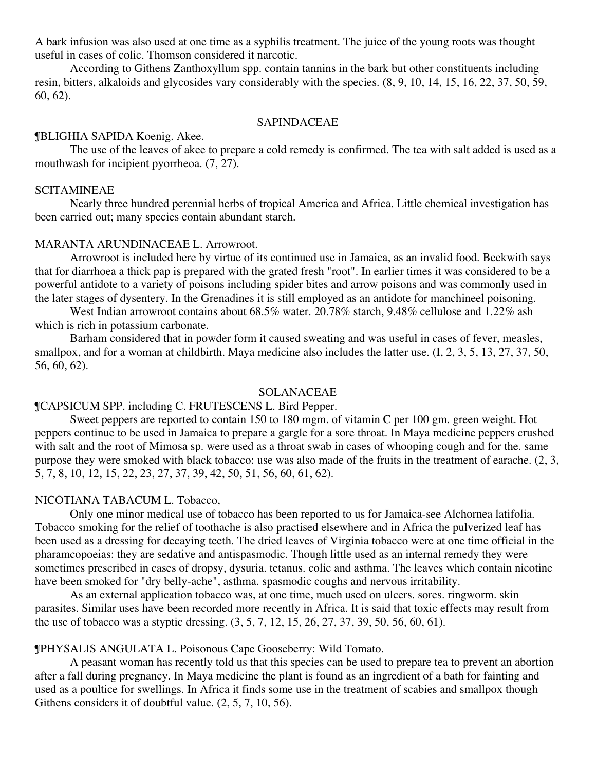A bark infusion was also used at one time as a syphilis treatment. The juice of the young roots was thought useful in cases of colic. Thomson considered it narcotic.

According to Githens Zanthoxyllum spp. contain tannins in the bark but other constituents including resin, bitters, alkaloids and glycosides vary considerably with the species. (8, 9, 10, 14, 15, 16, 22, 37, 50, 59, 60, 62).

## SAPINDACEAE

¶BLIGHIA SAPIDA Koenig. Akee.

The use of the leaves of akee to prepare a cold remedy is confirmed. The tea with salt added is used as a mouthwash for incipient pyorrheoa. (7, 27).

## SCITAMINEAE

Nearly three hundred perennial herbs of tropical America and Africa. Little chemical investigation has been carried out; many species contain abundant starch.

MARANTA ARUNDINACEAE L. Arrowroot.

Arrowroot is included here by virtue of its continued use in Jamaica, as an invalid food. Beckwith says that for diarrhoea a thick pap is prepared with the grated fresh "root". In earlier times it was considered to be a powerful antidote to a variety of poisons including spider bites and arrow poisons and was commonly used in the later stages of dysentery. In the Grenadines it is still employed as an antidote for manchineel poisoning.

West Indian arrowroot contains about 68.5% water. 20.78% starch, 9.48% cellulose and 1.22% ash which is rich in potassium carbonate.

Barham considered that in powder form it caused sweating and was useful in cases of fever, measles, smallpox, and for a woman at childbirth. Maya medicine also includes the latter use. (I, 2, 3, 5, 13, 27, 37, 50, 56, 60, 62).

## SOLANACEAE

¶CAPSICUM SPP. including C. FRUTESCENS L. Bird Pepper.

Sweet peppers are reported to contain 150 to 180 mgm. of vitamin C per 100 gm. green weight. Hot peppers continue to be used in Jamaica to prepare a gargle for a sore throat. In Maya medicine peppers crushed with salt and the root of Mimosa sp. were used as a throat swab in cases of whooping cough and for the. same purpose they were smoked with black tobacco: use was also made of the fruits in the treatment of earache. (2, 3, 5, 7, 8, 10, 12, 15, 22, 23, 27, 37, 39, 42, 50, 51, 56, 60, 61, 62).

NICOTIANA TABACUM L. Tobacco,

Only one minor medical use of tobacco has been reported to us for Jamaica-see Alchornea latifolia. Tobacco smoking for the relief of toothache is also practised elsewhere and in Africa the pulverized leaf has been used as a dressing for decaying teeth. The dried leaves of Virginia tobacco were at one time official in the pharamcopoeias: they are sedative and antispasmodic. Though little used as an internal remedy they were sometimes prescribed in cases of dropsy, dysuria. tetanus. colic and asthma. The leaves which contain nicotine have been smoked for "dry belly-ache", asthma. spasmodic coughs and nervous irritability.

As an external application tobacco was, at one time, much used on ulcers. sores. ringworm. skin parasites. Similar uses have been recorded more recently in Africa. It is said that toxic effects may result from the use of tobacco was a styptic dressing. (3, 5, 7, 12, 15, 26, 27, 37, 39, 50, 56, 60, 61).

¶PHYSALIS ANGULATA L. Poisonous Cape Gooseberry: Wild Tomato.

A peasant woman has recently told us that this species can be used to prepare tea to prevent an abortion after a fall during pregnancy. In Maya medicine the plant is found as an ingredient of a bath for fainting and used as a poultice for swellings. In Africa it finds some use in the treatment of scabies and smallpox though Githens considers it of doubtful value. (2, 5, 7, 10, 56).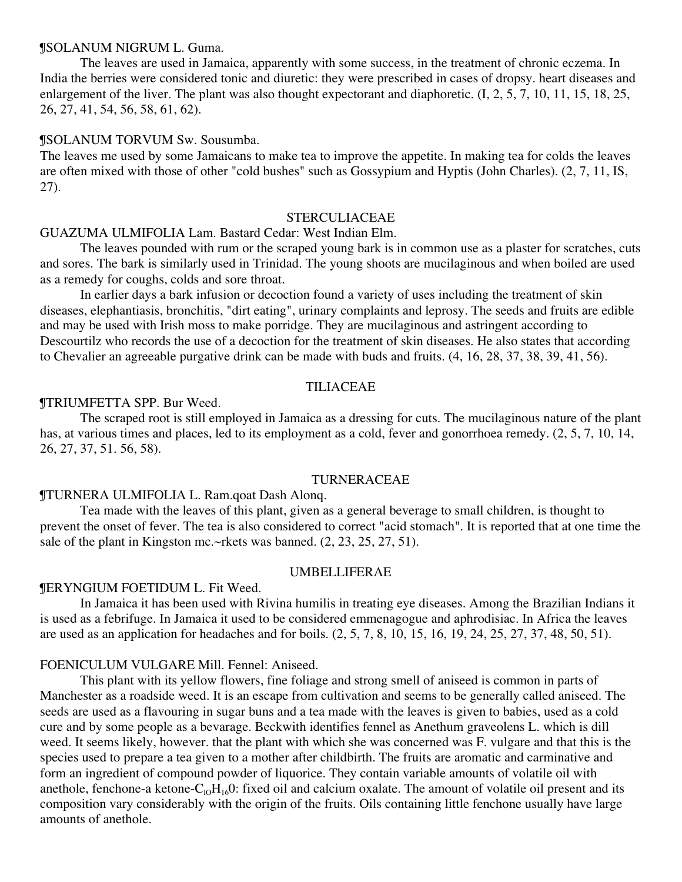¶SOLANUM NIGRUM L. Guma.

The leaves are used in Jamaica, apparently with some success, in the treatment of chronic eczema. In India the berries were considered tonic and diuretic: they were prescribed in cases of dropsy. heart diseases and enlargement of the liver. The plant was also thought expectorant and diaphoretic. (I, 2, 5, 7, 10, 11, 15, 18, 25, 26, 27, 41, 54, 56, 58, 61, 62).

¶SOLANUM TORVUM Sw. Sousumba.

The leaves me used by some Jamaicans to make tea to improve the appetite. In making tea for colds the leaves are often mixed with those of other "cold bushes" such as Gossypium and Hyptis (John Charles). (2, 7, 11, IS, 27).

## STERCULIACEAE

GUAZUMA ULMIFOLIA Lam. Bastard Cedar: West Indian Elm.

The leaves pounded with rum or the scraped young bark is in common use as a plaster for scratches, cuts and sores. The bark is similarly used in Trinidad. The young shoots are mucilaginous and when boiled are used as a remedy for coughs, colds and sore throat.

In earlier days a bark infusion or decoction found a variety of uses including the treatment of skin diseases, elephantiasis, bronchitis, "dirt eating", urinary complaints and leprosy. The seeds and fruits are edible and may be used with Irish moss to make porridge. They are mucilaginous and astringent according to Descourtilz who records the use of a decoction for the treatment of skin diseases. He also states that according to Chevalier an agreeable purgative drink can be made with buds and fruits. (4, 16, 28, 37, 38, 39, 41, 56).

## TILIACEAE

¶TRIUMFETTA SPP. Bur Weed.

The scraped root is still employed in Jamaica as a dressing for cuts. The mucilaginous nature of the plant has, at various times and places, led to its employment as a cold, fever and gonorrhoea remedy. (2, 5, 7, 10, 14, 26, 27, 37, 51. 56, 58).

## TURNERACEAE

¶TURNERA ULMIFOLIA L. Ram.qoat Dash Alonq.

Tea made with the leaves of this plant, given as a general beverage to small children, is thought to prevent the onset of fever. The tea is also considered to correct "acid stomach". It is reported that at one time the sale of the plant in Kingston mc.~rkets was banned. (2, 23, 25, 27, 51).

## UMBELLIFERAE

¶ERYNGIUM FOETIDUM L. Fit Weed.

In Jamaica it has been used with Rivina humilis in treating eye diseases. Among the Brazilian Indians it is used as a febrifuge. In Jamaica it used to be considered emmenagogue and aphrodisiac. In Africa the leaves are used as an application for headaches and for boils. (2, 5, 7, 8, 10, 15, 16, 19, 24, 25, 27, 37, 48, 50, 51).

FOENICULUM VULGARE Mill. Fennel: Aniseed.

This plant with its yellow flowers, fine foliage and strong smell of aniseed is common in parts of Manchester as a roadside weed. It is an escape from cultivation and seems to be generally called aniseed. The seeds are used as a flavouring in sugar buns and a tea made with the leaves is given to babies, used as a cold cure and by some people as a bevarage. Beckwith identifies fennel as Anethum graveolens L. which is dill weed. It seems likely, however. that the plant with which she was concerned was F. vulgare and that this is the species used to prepare a tea given to a mother after childbirth. The fruits are aromatic and carminative and form an ingredient of compound powder of liquorice. They contain variable amounts of volatile oil with anethole, fenchone-a ketone-$C_{10}H_{16}O$: fixed oil and calcium oxalate. The amount of volatile oil present and its composition vary considerably with the origin of the fruits. Oils containing little fenchone usually have large amounts of anethole.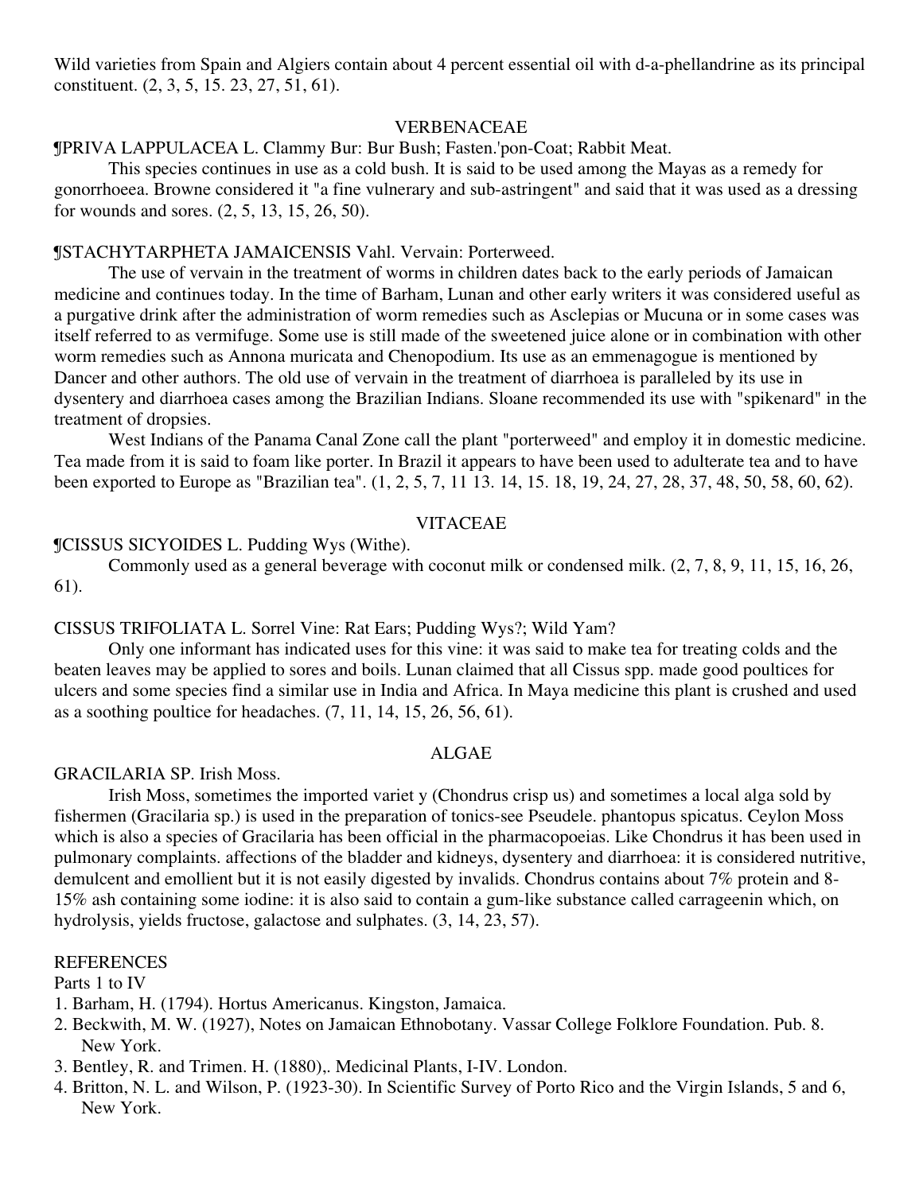Wild varieties from Spain and Algiers contain about 4 percent essential oil with d-a-phellandrine as its principal constituent. (2, 3, 5, 15. 23, 27, 51, 61).

## VERBENACEAE

¶PRIVA LAPPULACEA L. Clammy Bur: Bur Bush; Fasten.'pon-Coat; Rabbit Meat.

This species continues in use as a cold bush. It is said to be used among the Mayas as a remedy for gonorrhoeea. Browne considered it "a fine vulnerary and sub-astringent" and said that it was used as a dressing for wounds and sores. (2, 5, 13, 15, 26, 50).

¶STACHYTARPHETA JAMAICENSIS Vahl. Vervain: Porterweed.

The use of vervain in the treatment of worms in children dates back to the early periods of Jamaican medicine and continues today. In the time of Barham, Lunan and other early writers it was considered useful as a purgative drink after the administration of worm remedies such as Asclepias or Mucuna or in some cases was itself referred to as vermifuge. Some use is still made of the sweetened juice alone or in combination with other worm remedies such as Annona muricata and Chenopodium. Its use as an emmenagogue is mentioned by Dancer and other authors. The old use of vervain in the treatment of diarrhoea is paralleled by its use in dysentery and diarrhoea cases among the Brazilian Indians. Sloane recommended its use with "spikenard" in the treatment of dropsies.

West Indians of the Panama Canal Zone call the plant "porterweed" and employ it in domestic medicine. Tea made from it is said to foam like porter. In Brazil it appears to have been used to adulterate tea and to have been exported to Europe as "Brazilian tea". (1, 2, 5, 7, 11 13. 14, 15. 18, 19, 24, 27, 28, 37, 48, 50, 58, 60, 62).

## VITACEAE

¶CISSUS SICYOIDES L. Pudding Wys (Withe).

Commonly used as a general beverage with coconut milk or condensed milk. (2, 7, 8, 9, 11, 15, 16, 26, 61).

CISSUS TRIFOLIATA L. Sorrel Vine: Rat Ears; Pudding Wys?; Wild Yam?

Only one informant has indicated uses for this vine: it was said to make tea for treating colds and the beaten leaves may be applied to sores and boils. Lunan claimed that all Cissus spp. made good poultices for ulcers and some species find a similar use in India and Africa. In Maya medicine this plant is crushed and used as a soothing poultice for headaches. (7, 11, 14, 15, 26, 56, 61).

## ALGAE

GRACILARIA SP. Irish Moss.

Irish Moss, sometimes the imported variet y (Chondrus crisp us) and sometimes a local alga sold by fishermen (Gracilaria sp.) is used in the preparation of tonics-see Pseudele. phantopus spicatus. Ceylon Moss which is also a species of Gracilaria has been official in the pharmacopoeias. Like Chondrus it has been used in pulmonary complaints. affections of the bladder and kidneys, dysentery and diarrhoea: it is considered nutritive, demulcent and emollient but it is not easily digested by invalids. Chondrus contains about 7% protein and 8-15% ash containing some iodine: it is also said to contain a gum-like substance called carrageenin which, on hydrolysis, yields fructose, galactose and sulphates. (3, 14, 23, 57).

## REFERENCES

Parts 1 to IV

1. Barham, H. (1794). Hortus Americanus. Kingston, Jamaica.
2. Beckwith, M. W. (1927), Notes on Jamaican Ethnobotany. Vassar College Folklore Foundation. Pub. 8. New York.
3. Bentley, R. and Trimen. H. (1880),. Medicinal Plants, I-IV. London.
4. Britton, N. L. and Wilson, P. (1923-30). In Scientific Survey of Porto Rico and the Virgin Islands, 5 and 6, New York.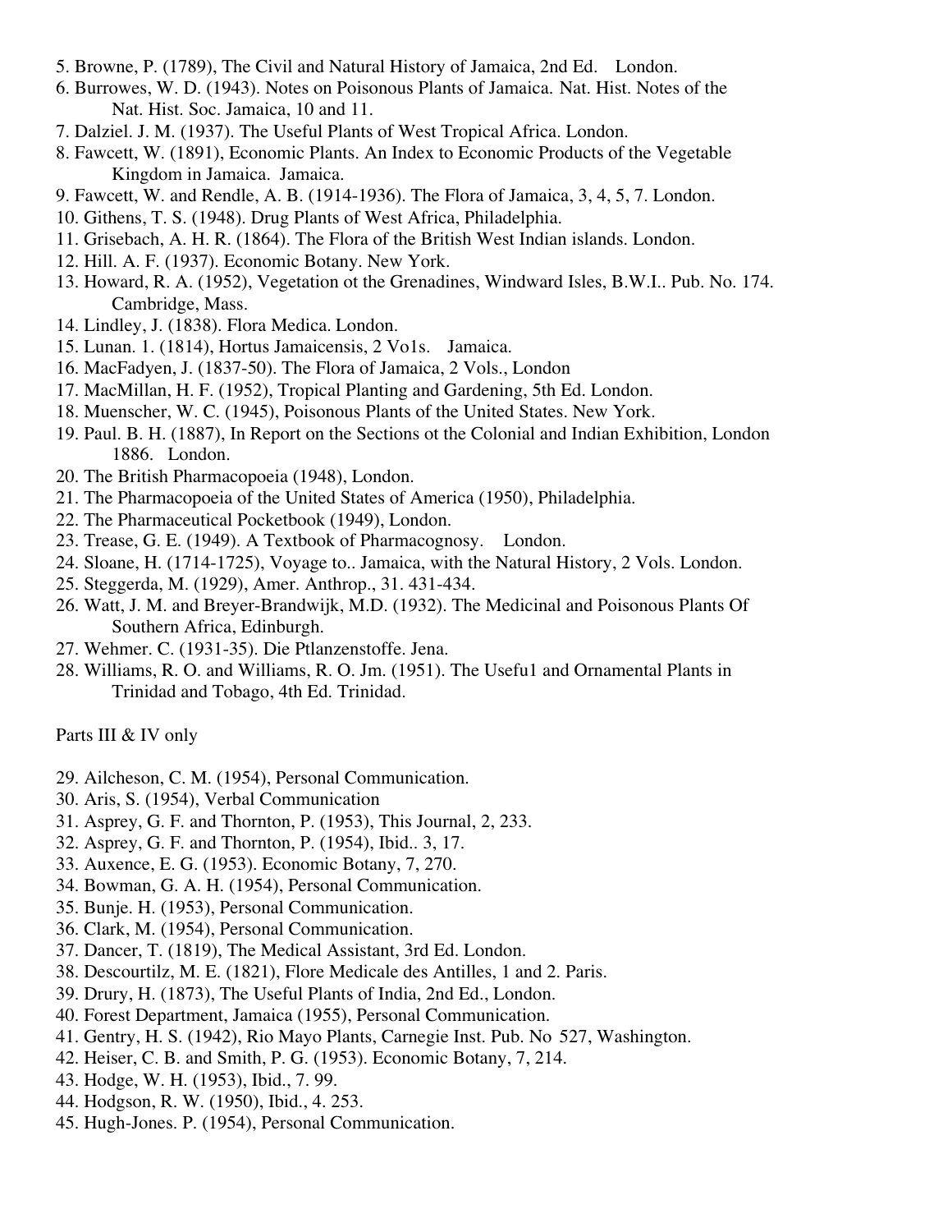5. Browne, P. (1789), The Civil and Natural History of Jamaica, 2nd Ed. London.
6. Burrowes, W. D. (1943). Notes on Poisonous Plants of Jamaica. Nat. Hist. Notes of the Nat. Hist. Soc. Jamaica, 10 and 11.
7. Dalziel. J. M. (1937). The Useful Plants of West Tropical Africa. London.
8. Fawcett, W. (1891), Economic Plants. An Index to Economic Products of the Vegetable Kingdom in Jamaica. Jamaica.
9. Fawcett, W. and Rendle, A. B. (1914-1936). The Flora of Jamaica, 3, 4, 5, 7. London.
10. Githens, T. S. (1948). Drug Plants of West Africa, Philadelphia.
11. Grisebach, A. H. R. (1864). The Flora of the British West Indian islands. London.
12. Hill. A. F. (1937). Economic Botany. New York.
13. Howard, R. A. (1952), Vegetation ot the Grenadines, Windward Isles, B.W.I.. Pub. No. 174. Cambridge, Mass.
14. Lindley, J. (1838). Flora Medica. London.
15. Lunan. 1. (1814), Hortus Jamaicensis, 2 Vo1s. Jamaica.
16. MacFadyen, J. (1837-50). The Flora of Jamaica, 2 Vols., London
17. MacMillan, H. F. (1952), Tropical Planting and Gardening, 5th Ed. London.
18. Muenscher, W. C. (1945), Poisonous Plants of the United States. New York.
19. Paul. B. H. (1887), In Report on the Sections ot the Colonial and Indian Exhibition, London 1886. London.
20. The British Pharmacopoeia (1948), London.
21. The Pharmacopoeia of the United States of America (1950), Philadelphia.
22. The Pharmaceutical Pocketbook (1949), London.
23. Trease, G. E. (1949). A Textbook of Pharmacognosy. London.
24. Sloane, H. (1714-1725), Voyage to.. Jamaica, with the Natural History, 2 Vols. London.
25. Steggerda, M. (1929), Amer. Anthrop., 31. 431-434.
26. Watt, J. M. and Breyer-Brandwijk, M.D. (1932). The Medicinal and Poisonous Plants Of Southern Africa, Edinburgh.
27. Wehmer. C. (1931-35). Die Ptlanzenstoffe. Jena.
28. Williams, R. O. and Williams, R. O. Jm. (1951). The Usefu1 and Ornamental Plants in Trinidad and Tobago, 4th Ed. Trinidad.

Parts III & IV only

29. Ailcheson, C. M. (1954), Personal Communication.
30. Aris, S. (1954), Verbal Communication
31. Asprey, G. F. and Thornton, P. (1953), This Journal, 2, 233.
32. Asprey, G. F. and Thornton, P. (1954), Ibid.. 3, 17.
33. Auxence, E. G. (1953). Economic Botany, 7, 270.
34. Bowman, G. A. H. (1954), Personal Communication.
35. Bunje. H. (1953), Personal Communication.
36. Clark, M. (1954), Personal Communication.
37. Dancer, T. (1819), The Medical Assistant, 3rd Ed. London.
38. Descourtilz, M. E. (1821), Flore Medicale des Antilles, 1 and 2. Paris.
39. Drury, H. (1873), The Useful Plants of India, 2nd Ed., London.
40. Forest Department, Jamaica (1955), Personal Communication.
41. Gentry, H. S. (1942), Rio Mayo Plants, Carnegie Inst. Pub. No 527, Washington.
42. Heiser, C. B. and Smith, P. G. (1953). Economic Botany, 7, 214.
43. Hodge, W. H. (1953), Ibid., 7. 99.
44. Hodgson, R. W. (1950), Ibid., 4. 253.
45. Hugh-Jones. P. (1954), Personal Communication.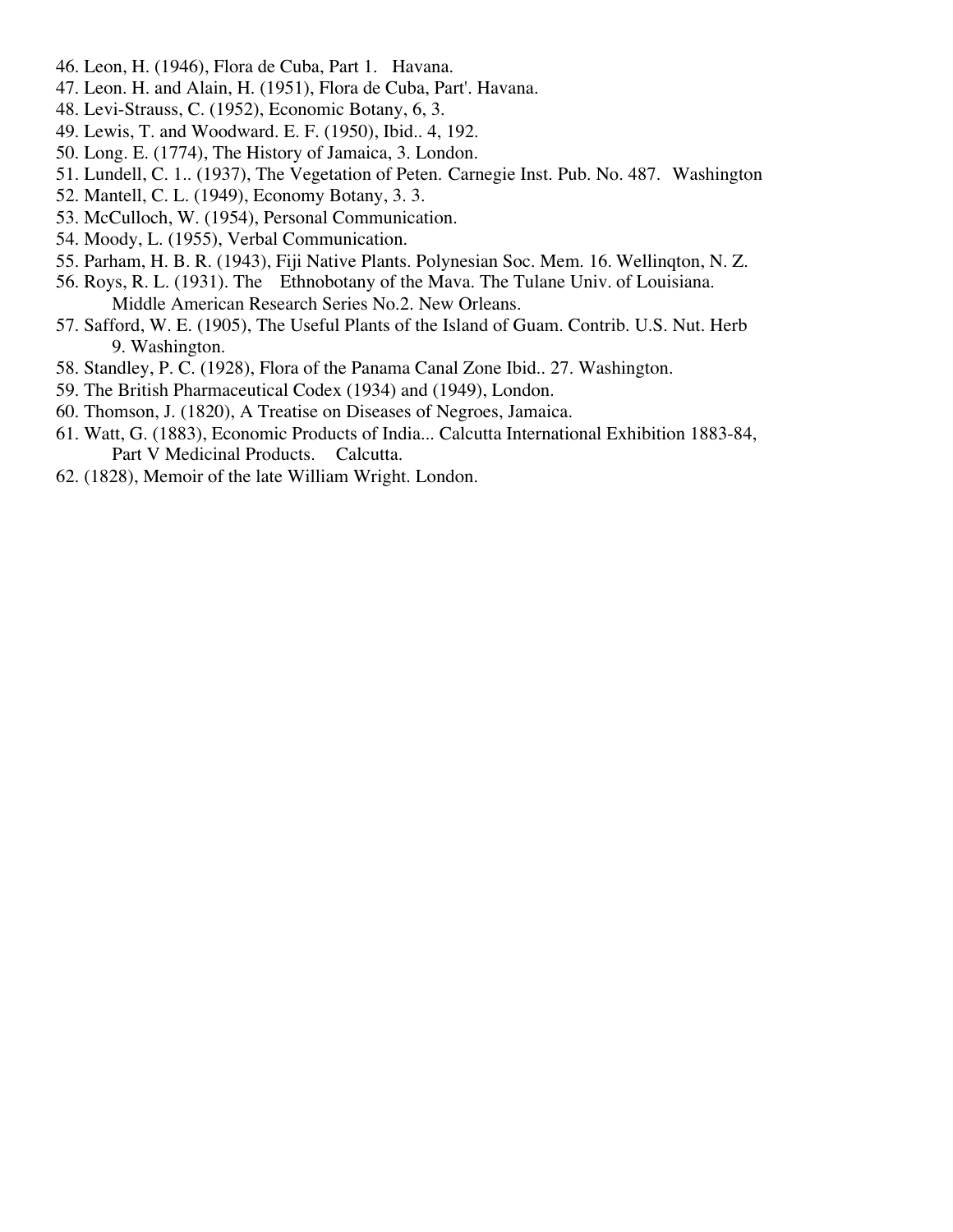46. Leon, H. (1946), Flora de Cuba, Part 1. Havana.
47. Leon. H. and Alain, H. (1951), Flora de Cuba, Part'. Havana.
48. Levi-Strauss, C. (1952), Economic Botany, 6, 3.
49. Lewis, T. and Woodward. E. F. (1950), Ibid.. 4, 192.
50. Long. E. (1774), The History of Jamaica, 3. London.
51. Lundell, C. 1.. (1937), The Vegetation of Peten. Carnegie Inst. Pub. No. 487. Washington
52. Mantell, C. L. (1949), Economy Botany, 3. 3.
53. McCulloch, W. (1954), Personal Communication.
54. Moody, L. (1955), Verbal Communication.
55. Parham, H. B. R. (1943), Fiji Native Plants. Polynesian Soc. Mem. 16. Wellinqton, N. Z.
56. Roys, R. L. (1931). The Ethnobotany of the Mava. The Tulane Univ. of Louisiana. Middle American Research Series No.2. New Orleans.
57. Safford, W. E. (1905), The Useful Plants of the Island of Guam. Contrib. U.S. Nut. Herb 9. Washington.
58. Standley, P. C. (1928), Flora of the Panama Canal Zone Ibid.. 27. Washington.
59. The British Pharmaceutical Codex (1934) and (1949), London.
60. Thomson, J. (1820), A Treatise on Diseases of Negroes, Jamaica.
61. Watt, G. (1883), Economic Products of India... Calcutta International Exhibition 1883-84, Part V Medicinal Products. Calcutta.
62. (1828), Memoir of the late William Wright. London.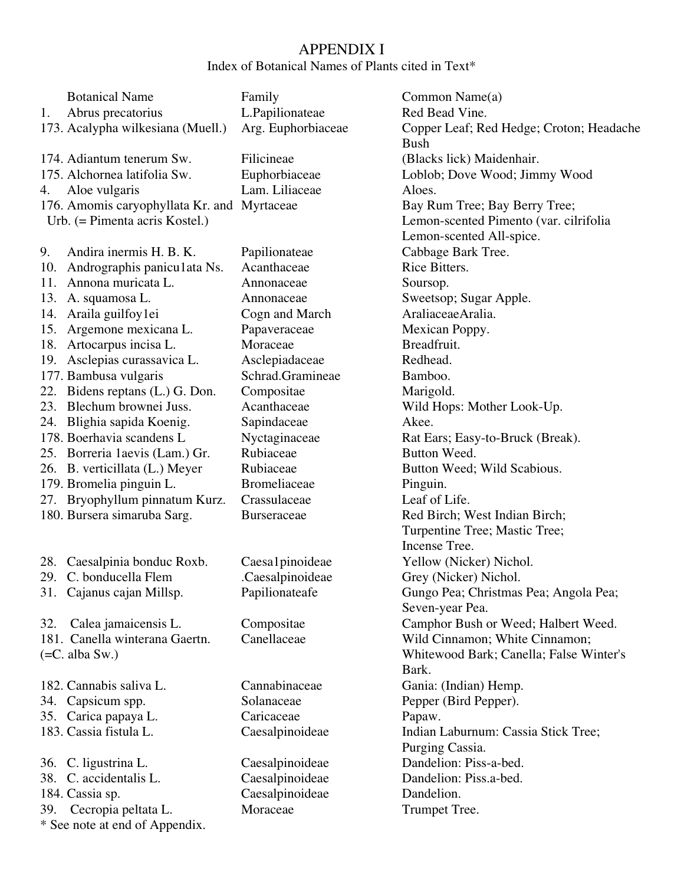# APPENDIX I

Index of Botanical Names of Plants cited in Text*

| | Botanical Name | Family | Common Name(a) |
|---|---|---|---|
| 1. | Abrus precatorius | L.Papilionateae | Red Bead Vine. |
| 173. | Acalypha wilkesiana (Muell.) | Arg. Euphorbiaceae | Copper Leaf; Red Hedge; Croton; Headache Bush |
| 174. | Adiantum tenerum Sw. | Filicineae | (Blacks lick) Maidenhair. |
| 175. | Alchornea latifolia Sw. | Euphorbiaceae | Loblob; Dove Wood; Jimmy Wood |
| 4. | Aloe vulgaris | Lam. Liliaceae | Aloes. |
| 176. | Amomis caryophyllata Kr. and Urb. (= Pimenta acris Kostel.) | Myrtaceae | Bay Rum Tree; Bay Berry Tree; Lemon-scented Pimento (var. cilrifolia Lemon-scented All-spice. |
| 9. | Andira inermis H. B. K. | Papilionateae | Cabbage Bark Tree. |
| 10. | Andrographis panicu1ata Ns. | Acanthaceae | Rice Bitters. |
| 11. | Annona muricata L. | Annonaceae | Soursop. |
| 13. | A. squamosa L. | Annonaceae | Sweetsop; Sugar Apple. |
| 14. | Araila guilfoy1ei | Cogn and March | AraliaceaeAralia. |
| 15. | Argemone mexicana L. | Papaveraceae | Mexican Poppy. |
| 18. | Artocarpus incisa L. | Moraceae | Breadfruit. |
| 19. | Asclepias curassavica L. | Asclepiadaceae | Redhead. |
| 177. | Bambusa vulgaris | Schrad.Gramineae | Bamboo. |
| 22. | Bidens reptans (L.) G. Don. | Compositae | Marigold. |
| 23. | Blechum brownei Juss. | Acanthaceae | Wild Hops: Mother Look-Up. |
| 24. | Blighia sapida Koenig. | Sapindaceae | Akee. |
| 178. | Boerhavia scandens L | Nyctaginaceae | Rat Ears; Easy-to-Bruck (Break). |
| 25. | Borreria 1aevis (Lam.) Gr. | Rubiaceae | Button Weed. |
| 26. | B. verticillata (L.) Meyer | Rubiaceae | Button Weed; Wild Scabious. |
| 179. | Bromelia pinguin L. | Bromeliaceae | Pinguin. |
| 27. | Bryophyllum pinnatum Kurz. | Crassulaceae | Leaf of Life. |
| 180. | Bursera simaruba Sarg. | Burseraceae | Red Birch; West Indian Birch; Turpentine Tree; Mastic Tree; Incense Tree. |
| 28. | Caesalpinia bonduc Roxb. | Caesa1pinoideae | Yellow (Nicker) Nichol. |
| 29. | C. bonducella Flem | .Caesalpinoideae | Grey (Nicker) Nichol. |
| 31. | Cajanus cajan Millsp. | Papilionateafe | Gungo Pea; Christmas Pea; Angola Pea; Seven-year Pea. |
| 32. | Calea jamaicensis L. | Compositae | Camphor Bush or Weed; Halbert Weed. |
| 181. | Canella winterana Gaertn. (=C. alba Sw.) | Canellaceae | Wild Cinnamon; White Cinnamon; Whitewood Bark; Canella; False Winter's Bark. |
| 182. | Cannabis saliva L. | Cannabinaceae | Gania: (Indian) Hemp. |
| 34. | Capsicum spp. | Solanaceae | Pepper (Bird Pepper). |
| 35. | Carica papaya L. | Caricaceae | Papaw. |
| 183. | Cassia fistula L. | Caesalpinoideae | Indian Laburnum: Cassia Stick Tree; Purging Cassia. |
| 36. | C. ligustrina L. | Caesalpinoideae | Dandelion: Piss-a-bed. |
| 38. | C. accidentalis L. | Caesalpinoideae | Dandelion: Piss.a-bed. |
| 184. | Cassia sp. | Caesalpinoideae | Dandelion. |
| 39. | Cecropia peltata L. | Moraceae | Trumpet Tree. |

\* See note at end of Appendix.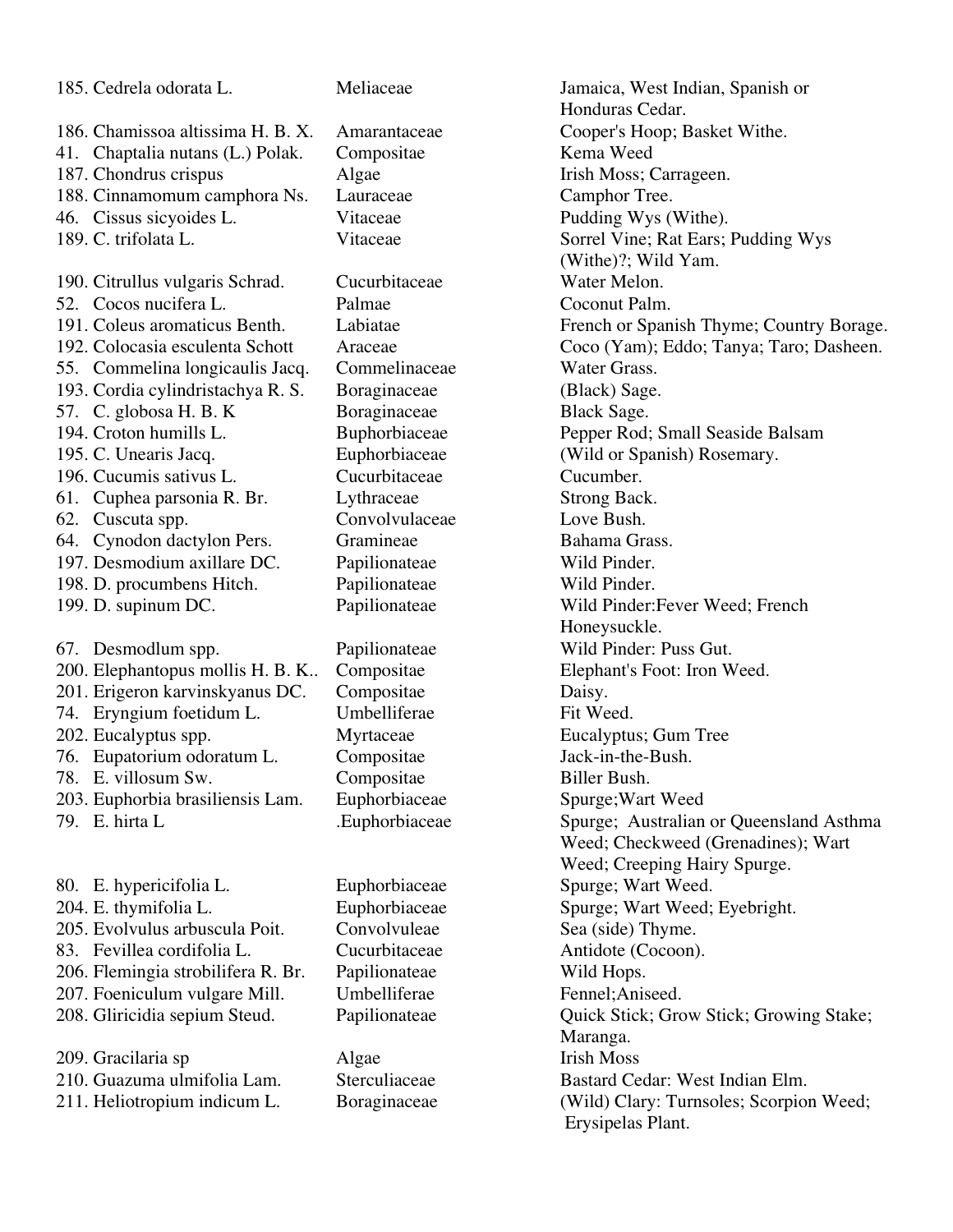| | | |
|---|---|---|
| 185. Cedrela odorata L. | Meliaceae | Jamaica, West Indian, Spanish or Honduras Cedar. |
| 186. Chamissoa altissima H. B. X. | Amarantaceae | Cooper's Hoop; Basket Withe. |
| 41. Chaptalia nutans (L.) Polak. | Compositae | Kema Weed |
| 187. Chondrus crispus | Algae | Irish Moss; Carrageen. |
| 188. Cinnamomum camphora Ns. | Lauraceae | Camphor Tree. |
| 46. Cissus sicyoides L. | Vitaceae | Pudding Wys (Withe). |
| 189. C. trifolata L. | Vitaceae | Sorrel Vine; Rat Ears; Pudding Wys (Withe)?; Wild Yam. |
| 190. Citrullus vulgaris Schrad. | Cucurbitaceae | Water Melon. |
| 52. Cocos nucifera L. | Palmae | Coconut Palm. |
| 191. Coleus aromaticus Benth. | Labiatae | French or Spanish Thyme; Country Borage. |
| 192. Colocasia esculenta Schott | Araceae | Coco (Yam); Eddo; Tanya; Taro; Dasheen. |
| 55. Commelina longicaulis Jacq. | Commelinaceae | Water Grass. |
| 193. Cordia cylindristachya R. S. | Boraginaceae | (Black) Sage. |
| 57. C. globosa H. B. K | Boraginaceae | Black Sage. |
| 194. Croton humills L. | Buphorbiaceae | Pepper Rod; Small Seaside Balsam |
| 195. C. Unearis Jacq. | Euphorbiaceae | (Wild or Spanish) Rosemary. |
| 196. Cucumis sativus L. | Cucurbitaceae | Cucumber. |
| 61. Cuphea parsonia R. Br. | Lythraceae | Strong Back. |
| 62. Cuscuta spp. | Convolvulaceae | Love Bush. |
| 64. Cynodon dactylon Pers. | Gramineae | Bahama Grass. |
| 197. Desmodium axillare DC. | Papilionateae | Wild Pinder. |
| 198. D. procumbens Hitch. | Papilionateae | Wild Pinder. |
| 199. D. supinum DC. | Papilionateae | Wild Pinder:Fever Weed; French Honeysuckle. |
| 67. Desmodlum spp. | Papilionateae | Wild Pinder: Puss Gut. |
| 200. Elephantopus mollis H. B. K.. | Compositae | Elephant's Foot: Iron Weed. |
| 201. Erigeron karvinskyanus DC. | Compositae | Daisy. |
| 74. Eryngium foetidum L. | Umbelliferae | Fit Weed. |
| 202. Eucalyptus spp. | Myrtaceae | Eucalyptus; Gum Tree |
| 76. Eupatorium odoratum L. | Compositae | Jack-in-the-Bush. |
| 78. E. villosum Sw. | Compositae | Biller Bush. |
| 203. Euphorbia brasiliensis Lam. | Euphorbiaceae | Spurge;Wart Weed |
| 79. E. hirta L | .Euphorbiaceae | Spurge; Australian or Queensland Asthma Weed; Checkweed (Grenadines); Wart Weed; Creeping Hairy Spurge. |
| 80. E. hypericifolia L. | Euphorbiaceae | Spurge; Wart Weed. |
| 204. E. thymifolia L. | Euphorbiaceae | Spurge; Wart Weed; Eyebright. |
| 205. Evolvulus arbuscula Poit. | Convolvuleae | Sea (side) Thyme. |
| 83. Fevillea cordifolia L. | Cucurbitaceae | Antidote (Cocoon). |
| 206. Flemingia strobilifera R. Br. | Papilionateae | Wild Hops. |
| 207. Foeniculum vulgare Mill. | Umbelliferae | Fennel;Aniseed. |
| 208. Gliricidia sepium Steud. | Papilionateae | Quick Stick; Grow Stick; Growing Stake; Maranga. |
| 209. Gracilaria sp | Algae | Irish Moss |
| 210. Guazuma ulmifolia Lam. | Sterculiaceae | Bastard Cedar: West Indian Elm. |
| 211. Heliotropium indicum L. | Boraginaceae | (Wild) Clary: Turnsoles; Scorpion Weed; Erysipelas Plant. |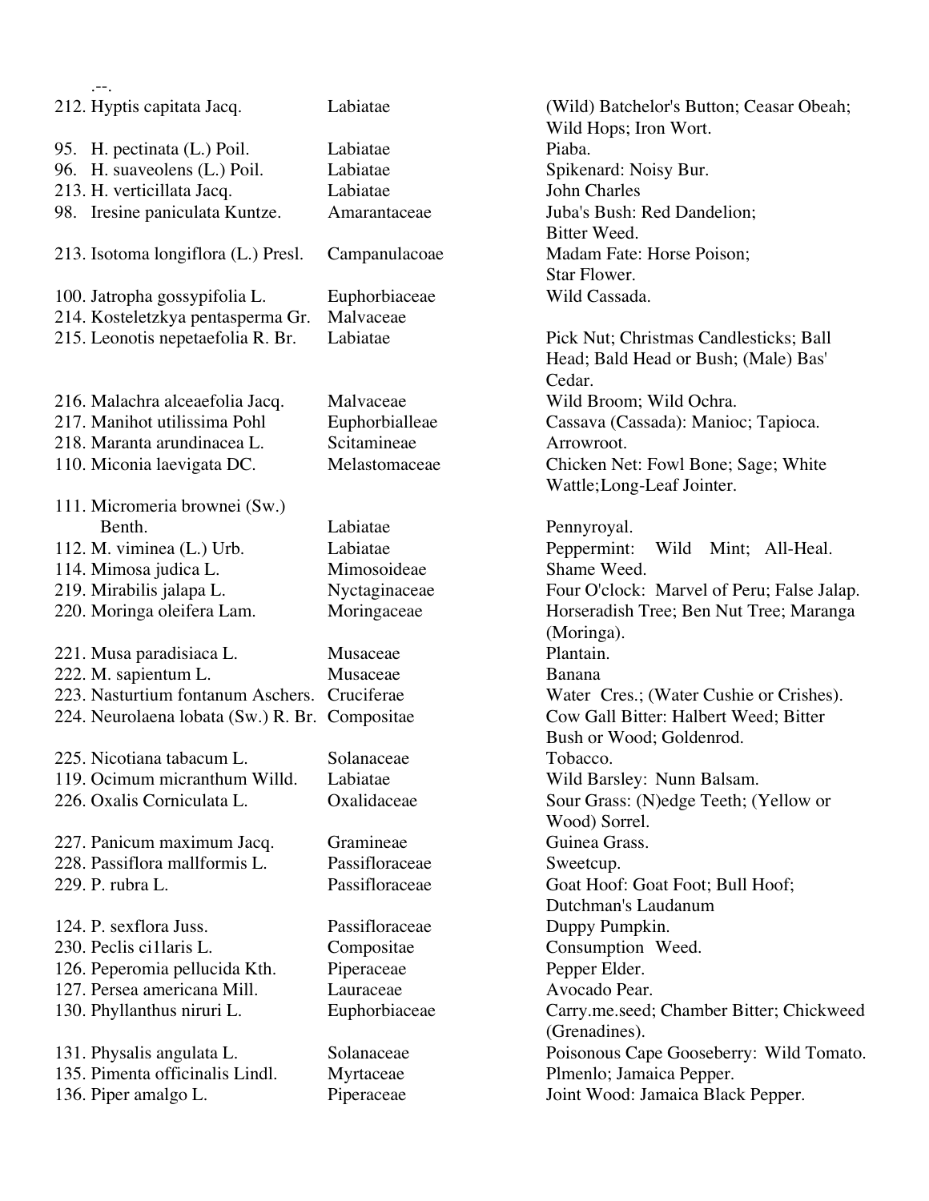.--.

| | | |
|---|---|---|
| 212. Hyptis capitata Jacq. | Labiatae | (Wild) Batchelor's Button; Ceasar Obeah; Wild Hops; Iron Wort. |
| 95. H. pectinata (L.) Poil. | Labiatae | Piaba. |
| 96. H. suaveolens (L.) Poil. | Labiatae | Spikenard: Noisy Bur. |
| 213. H. verticillata Jacq. | Labiatae | John Charles |
| 98. Iresine paniculata Kuntze. | Amarantaceae | Juba's Bush: Red Dandelion; Bitter Weed. |
| 213. Isotoma longiflora (L.) Presl. | Campanulacoae | Madam Fate: Horse Poison; Star Flower. |
| 100. Jatropha gossypifolia L. | Euphorbiaceae | Wild Cassada. |
| 214. Kosteletzkya pentasperma Gr. | Malvaceae | |
| 215. Leonotis nepetaefolia R. Br. | Labiatae | Pick Nut; Christmas Candlesticks; Ball Head; Bald Head or Bush; (Male) Bas' Cedar. |
| 216. Malachra alceaefolia Jacq. | Malvaceae | Wild Broom; Wild Ochra. |
| 217. Manihot utilissima Pohl | Euphorbialleae | Cassava (Cassada): Manioc; Tapioca. |
| 218. Maranta arundinacea L. | Scitamineae | Arrowroot. |
| 110. Miconia laevigata DC. | Melastomaceae | Chicken Net: Fowl Bone; Sage; White Wattle;Long-Leaf Jointer. |
| 111. Micromeria brownei (Sw.) Benth. | Labiatae | Pennyroyal. |
| 112. M. viminea (L.) Urb. | Labiatae | Peppermint: Wild Mint; All-Heal. |
| 114. Mimosa judica L. | Mimosoideae | Shame Weed. |
| 219. Mirabilis jalapa L. | Nyctaginaceae | Four O'clock: Marvel of Peru; False Jalap. |
| 220. Moringa oleifera Lam. | Moringaceae | Horseradish Tree; Ben Nut Tree; Maranga (Moringa). |
| 221. Musa paradisiaca L. | Musaceae | Plantain. |
| 222. M. sapientum L. | Musaceae | Banana |
| 223. Nasturtium fontanum Aschers. | Cruciferae | Water Cres.; (Water Cushie or Crishes). |
| 224. Neurolaena lobata (Sw.) R. Br. | Compositae | Cow Gall Bitter: Halbert Weed; Bitter Bush or Wood; Goldenrod. |
| 225. Nicotiana tabacum L. | Solanaceae | Tobacco. |
| 119. Ocimum micranthum Willd. | Labiatae | Wild Barsley: Nunn Balsam. |
| 226. Oxalis Corniculata L. | Oxalidaceae | Sour Grass: (N)edge Teeth; (Yellow or Wood) Sorrel. |
| 227. Panicum maximum Jacq. | Gramineae | Guinea Grass. |
| 228. Passiflora mallformis L. | Passifloraceae | Sweetcup. |
| 229. P. rubra L. | Passifloraceae | Goat Hoof: Goat Foot; Bull Hoof; Dutchman's Laudanum |
| 124. P. sexflora Juss. | Passifloraceae | Duppy Pumpkin. |
| 230. Peclis ci1laris L. | Compositae | Consumption Weed. |
| 126. Peperomia pellucida Kth. | Piperaceae | Pepper Elder. |
| 127. Persea americana Mill. | Lauraceae | Avocado Pear. |
| 130. Phyllanthus niruri L. | Euphorbiaceae | Carry.me.seed; Chamber Bitter; Chickweed (Grenadines). |
| 131. Physalis angulata L. | Solanaceae | Poisonous Cape Gooseberry: Wild Tomato. |
| 135. Pimenta officinalis Lindl. | Myrtaceae | Plmenlo; Jamaica Pepper. |
| 136. Piper amalgo L. | Piperaceae | Joint Wood: Jamaica Black Pepper. |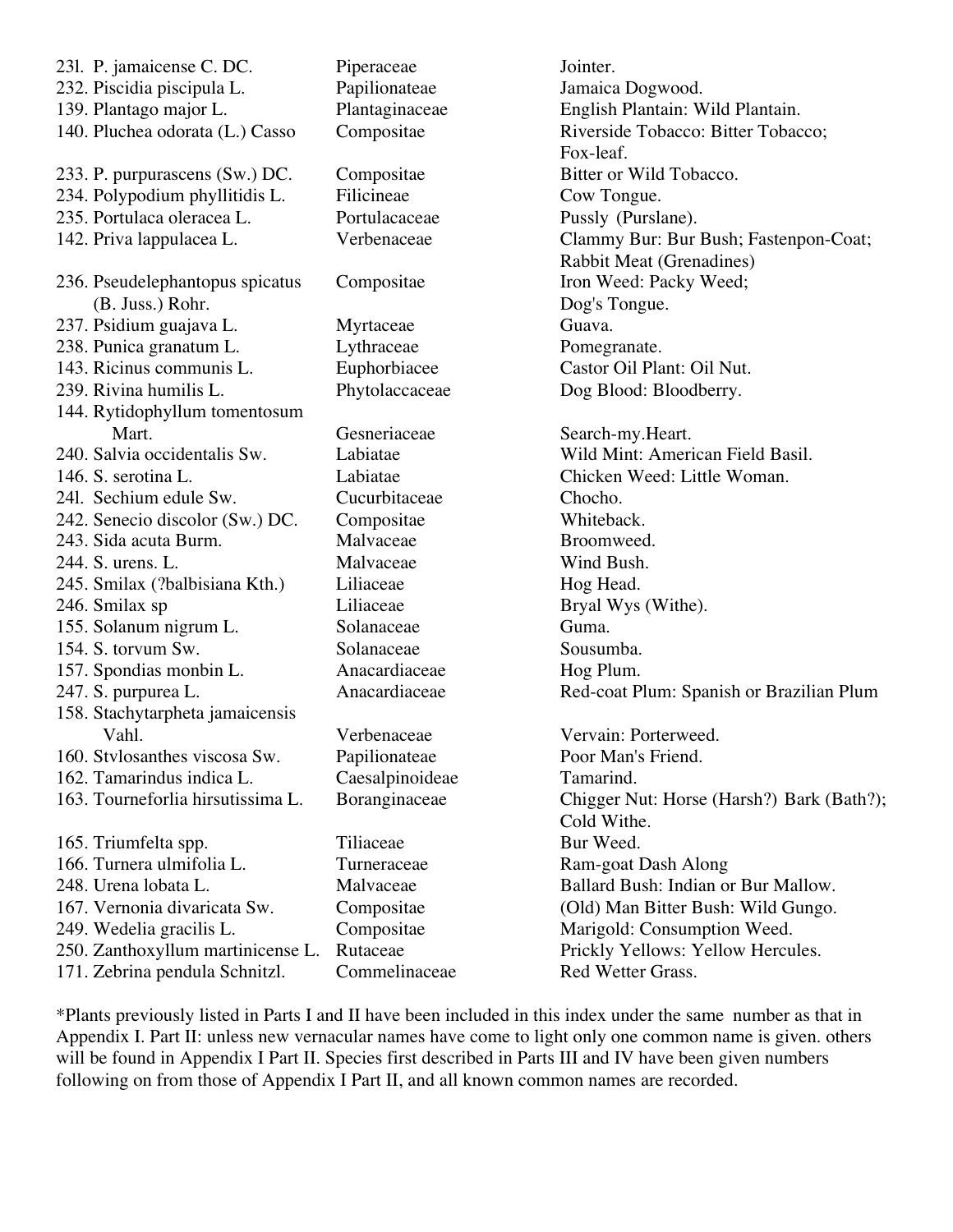| | | |
|---|---|---|
| 23l. P. jamaicense C. DC. | Piperaceae | Jointer. |
| 232. Piscidia piscipula L. | Papilionateae | Jamaica Dogwood. |
| 139. Plantago major L. | Plantaginaceae | English Plantain: Wild Plantain. |
| 140. Pluchea odorata (L.) Casso | Compositae | Riverside Tobacco: Bitter Tobacco; Fox-leaf. |
| 233. P. purpurascens (Sw.) DC. | Compositae | Bitter or Wild Tobacco. |
| 234. Polypodium phyllitidis L. | Filicineae | Cow Tongue. |
| 235. Portulaca oleracea L. | Portulacaceae | Pussly (Purslane). |
| 142. Priva lappulacea L. | Verbenaceae | Clammy Bur: Bur Bush; Fastenpon-Coat; Rabbit Meat (Grenadines) |
| 236. Pseudelephantopus spicatus (B. Juss.) Rohr. | Compositae | Iron Weed: Packy Weed; Dog's Tongue. |
| 237. Psidium guajava L. | Myrtaceae | Guava. |
| 238. Punica granatum L. | Lythraceae | Pomegranate. |
| 143. Ricinus communis L. | Euphorbiacee | Castor Oil Plant: Oil Nut. |
| 239. Rivina humilis L. | Phytolaccaceae | Dog Blood: Bloodberry. |
| 144. Rytidophyllum tomentosum Mart. | Gesneriaceae | Search-my.Heart. |
| 240. Salvia occidentalis Sw. | Labiatae | Wild Mint: American Field Basil. |
| 146. S. serotina L. | Labiatae | Chicken Weed: Little Woman. |
| 24l. Sechium edule Sw. | Cucurbitaceae | Chocho. |
| 242. Senecio discolor (Sw.) DC. | Compositae | Whiteback. |
| 243. Sida acuta Burm. | Malvaceae | Broomweed. |
| 244. S. urens. L. | Malvaceae | Wind Bush. |
| 245. Smilax (?balbisiana Kth.) | Liliaceae | Hog Head. |
| 246. Smilax sp | Liliaceae | Bryal Wys (Withe). |
| 155. Solanum nigrum L. | Solanaceae | Guma. |
| 154. S. torvum Sw. | Solanaceae | Sousumba. |
| 157. Spondias monbin L. | Anacardiaceae | Hog Plum. |
| 247. S. purpurea L. | Anacardiaceae | Red-coat Plum: Spanish or Brazilian Plum |
| 158. Stachytarpheta jamaicensis Vahl. | Verbenaceae | Vervain: Porterweed. |
| 160. Stvlosanthes viscosa Sw. | Papilionateae | Poor Man's Friend. |
| 162. Tamarindus indica L. | Caesalpinoideae | Tamarind. |
| 163. Tourneforlia hirsutissima L. | Boranginaceae | Chigger Nut: Horse (Harsh?) Bark (Bath?); Cold Withe. |
| 165. Triumfelta spp. | Tiliaceae | Bur Weed. |
| 166. Turnera ulmifolia L. | Turneraceae | Ram-goat Dash Along |
| 248. Urena lobata L. | Malvaceae | Ballard Bush: Indian or Bur Mallow. |
| 167. Vernonia divaricata Sw. | Compositae | (Old) Man Bitter Bush: Wild Gungo. |
| 249. Wedelia gracilis L. | Compositae | Marigold: Consumption Weed. |
| 250. Zanthoxyllum martinicense L. | Rutaceae | Prickly Yellows: Yellow Hercules. |
| 171. Zebrina pendula Schnitzl. | Commelinaceae | Red Wetter Grass. |

*Plants previously listed in Parts I and II have been included in this index under the same number as that in Appendix I. Part II: unless new vernacular names have come to light only one common name is given. others will be found in Appendix I Part II. Species first described in Parts III and IV have been given numbers following on from those of Appendix I Part II, and all known common names are recorded.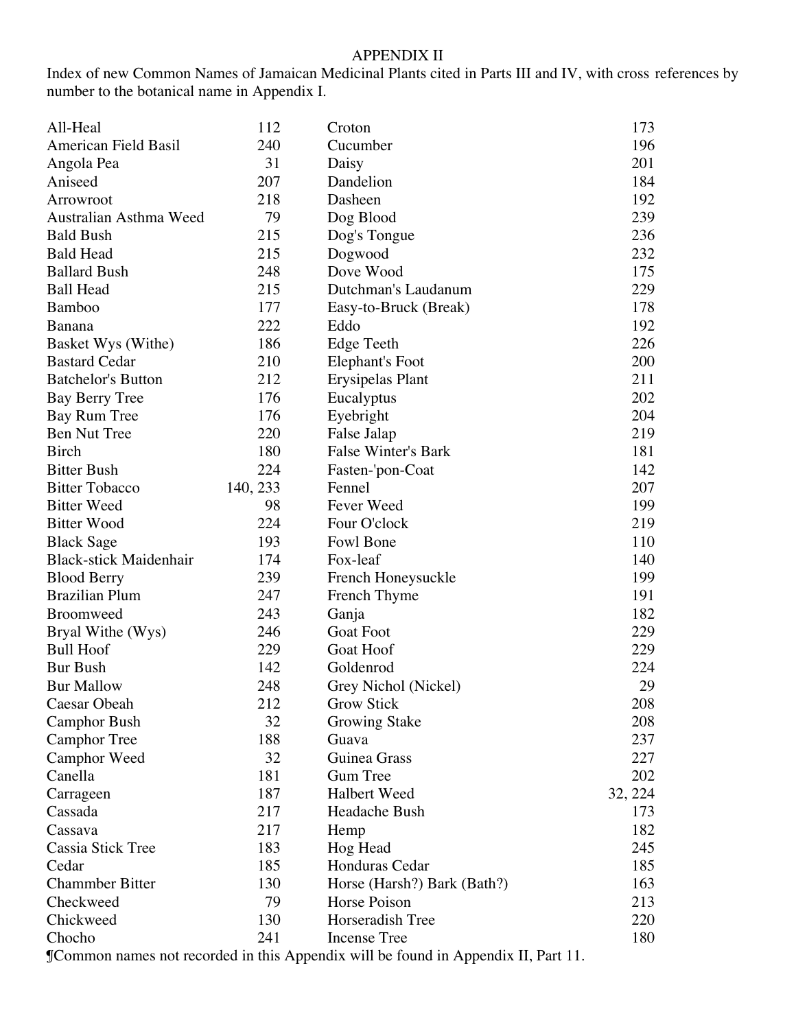# APPENDIX II

Index of new Common Names of Jamaican Medicinal Plants cited in Parts III and IV, with cross references by number to the botanical name in Appendix I.

| Common Name | No. |
|---|---|
| All-Heal | 112 |
| American Field Basil | 240 |
| Angola Pea | 31 |
| Aniseed | 207 |
| Arrowroot | 218 |
| Australian Asthma Weed | 79 |
| Bald Bush | 215 |
| Bald Head | 215 |
| Ballard Bush | 248 |
| Ball Head | 215 |
| Bamboo | 177 |
| Banana | 222 |
| Basket Wys (Withe) | 186 |
| Bastard Cedar | 210 |
| Batchelor's Button | 212 |
| Bay Berry Tree | 176 |
| Bay Rum Tree | 176 |
| Ben Nut Tree | 220 |
| Birch | 180 |
| Bitter Bush | 224 |
| Bitter Tobacco | 140, 233 |
| Bitter Weed | 98 |
| Bitter Wood | 224 |
| Black Sage | 193 |
| Black-stick Maidenhair | 174 |
| Blood Berry | 239 |
| Brazilian Plum | 247 |
| Broomweed | 243 |
| Bryal Withe (Wys) | 246 |
| Bull Hoof | 229 |
| Bur Bush | 142 |
| Bur Mallow | 248 |
| Caesar Obeah | 212 |
| Camphor Bush | 32 |
| Camphor Tree | 188 |
| Camphor Weed | 32 |
| Canella | 181 |
| Carrageen | 187 |
| Cassada | 217 |
| Cassava | 217 |
| Cassia Stick Tree | 183 |
| Cedar | 185 |
| Chammber Bitter | 130 |
| Checkweed | 79 |
| Chickweed | 130 |
| Chocho | 241 |
| Croton | 173 |
| Cucumber | 196 |
| Daisy | 201 |
| Dandelion | 184 |
| Dasheen | 192 |
| Dog Blood | 239 |
| Dog's Tongue | 236 |
| Dogwood | 232 |
| Dove Wood | 175 |
| Dutchman's Laudanum | 229 |
| Easy-to-Bruck (Break) | 178 |
| Eddo | 192 |
| Edge Teeth | 226 |
| Elephant's Foot | 200 |
| Erysipelas Plant | 211 |
| Eucalyptus | 202 |
| Eyebright | 204 |
| False Jalap | 219 |
| False Winter's Bark | 181 |
| Fasten-'pon-Coat | 142 |
| Fennel | 207 |
| Fever Weed | 199 |
| Four O'clock | 219 |
| Fowl Bone | 110 |
| Fox-leaf | 140 |
| French Honeysuckle | 199 |
| French Thyme | 191 |
| Ganja | 182 |
| Goat Foot | 229 |
| Goat Hoof | 229 |
| Goldenrod | 224 |
| Grey Nichol (Nickel) | 29 |
| Grow Stick | 208 |
| Growing Stake | 208 |
| Guava | 237 |
| Guinea Grass | 227 |
| Gum Tree | 202 |
| Halbert Weed | 32, 224 |
| Headache Bush | 173 |
| Hemp | 182 |
| Hog Head | 245 |
| Honduras Cedar | 185 |
| Horse (Harsh?) Bark (Bath?) | 163 |
| Horse Poison | 213 |
| Horseradish Tree | 220 |
| Incense Tree | 180 |

¶Common names not recorded in this Appendix will be found in Appendix II, Part 11.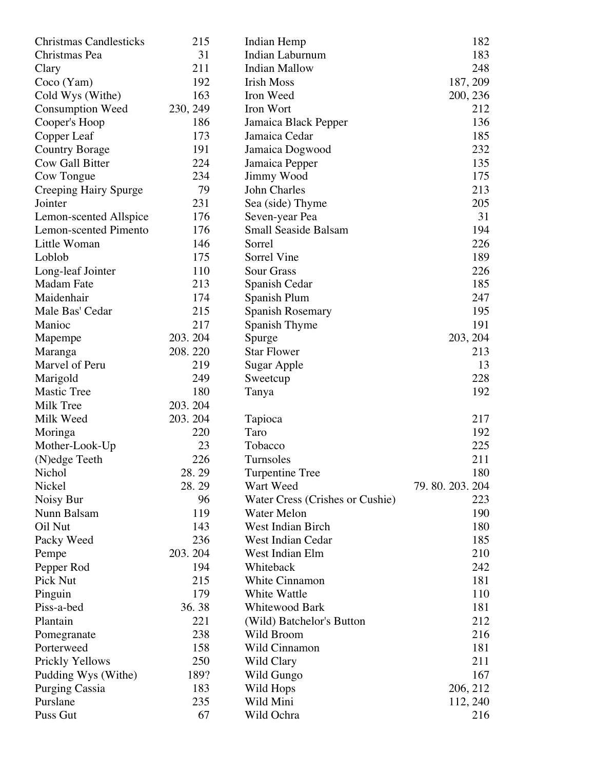| | |
|---|---|
| Christmas Candlesticks | 215 |
| Christmas Pea | 31 |
| Clary | 211 |
| Coco (Yam) | 192 |
| Cold Wys (Withe) | 163 |
| Consumption Weed | 230, 249 |
| Cooper's Hoop | 186 |
| Copper Leaf | 173 |
| Country Borage | 191 |
| Cow Gall Bitter | 224 |
| Cow Tongue | 234 |
| Creeping Hairy Spurge | 79 |
| Jointer | 231 |
| Lemon-scented Allspice | 176 |
| Lemon-scented Pimento | 176 |
| Little Woman | 146 |
| Loblob | 175 |
| Long-leaf Jointer | 110 |
| Madam Fate | 213 |
| Maidenhair | 174 |
| Male Bas' Cedar | 215 |
| Manioc | 217 |
| Mapempe | 203. 204 |
| Maranga | 208. 220 |
| Marvel of Peru | 219 |
| Marigold | 249 |
| Mastic Tree | 180 |
| Milk Tree | 203. 204 |
| Milk Weed | 203. 204 |
| Moringa | 220 |
| Mother-Look-Up | 23 |
| (N)edge Teeth | 226 |
| Nichol | 28. 29 |
| Nickel | 28. 29 |
| Noisy Bur | 96 |
| Nunn Balsam | 119 |
| Oil Nut | 143 |
| Packy Weed | 236 |
| Pempe | 203. 204 |
| Pepper Rod | 194 |
| Pick Nut | 215 |
| Pinguin | 179 |
| Piss-a-bed | 36. 38 |
| Plantain | 221 |
| Pomegranate | 238 |
| Porterweed | 158 |
| Prickly Yellows | 250 |
| Pudding Wys (Withe) | 189? |
| Purging Cassia | 183 |
| Purslane | 235 |
| Puss Gut | 67 |
| Indian Hemp | 182 |
| Indian Laburnum | 183 |
| Indian Mallow | 248 |
| Irish Moss | 187, 209 |
| Iron Weed | 200, 236 |
| Iron Wort | 212 |
| Jamaica Black Pepper | 136 |
| Jamaica Cedar | 185 |
| Jamaica Dogwood | 232 |
| Jamaica Pepper | 135 |
| Jimmy Wood | 175 |
| John Charles | 213 |
| Sea (side) Thyme | 205 |
| Seven-year Pea | 31 |
| Small Seaside Balsam | 194 |
| Sorrel | 226 |
| Sorrel Vine | 189 |
| Sour Grass | 226 |
| Spanish Cedar | 185 |
| Spanish Plum | 247 |
| Spanish Rosemary | 195 |
| Spanish Thyme | 191 |
| Spurge | 203, 204 |
| Star Flower | 213 |
| Sugar Apple | 13 |
| Sweetcup | 228 |
| Tanya | 192 |
| Tapioca | 217 |
| Taro | 192 |
| Tobacco | 225 |
| Turnsoles | 211 |
| Turpentine Tree | 180 |
| Wart Weed | 79. 80. 203. 204 |
| Water Cress (Crishes or Cushie) | 223 |
| Water Melon | 190 |
| West Indian Birch | 180 |
| West Indian Cedar | 185 |
| West Indian Elm | 210 |
| Whiteback | 242 |
| White Cinnamon | 181 |
| White Wattle | 110 |
| Whitewood Bark | 181 |
| (Wild) Batchelor's Button | 212 |
| Wild Broom | 216 |
| Wild Cinnamon | 181 |
| Wild Clary | 211 |
| Wild Gungo | 167 |
| Wild Hops | 206, 212 |
| Wild Mini | 112, 240 |
| Wild Ochra | 216 |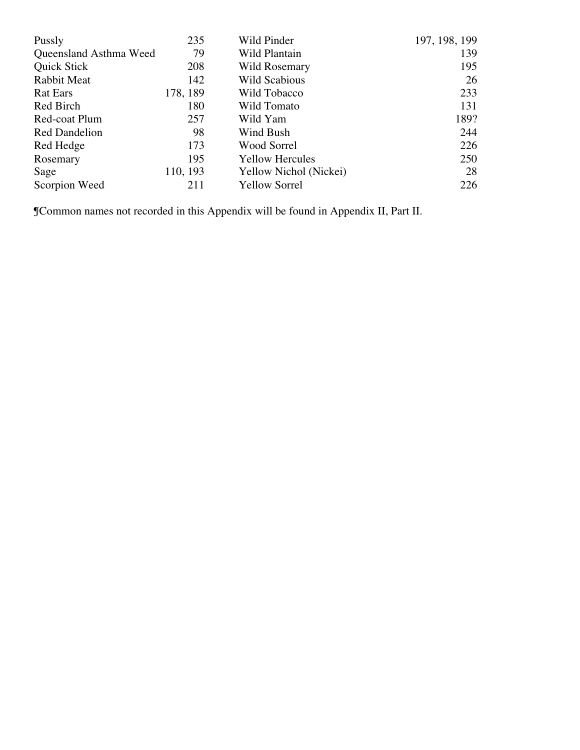| | | | |
|---|---|---|---|
| Pussly | 235 | Wild Pinder | 197, 198, 199 |
| Queensland Asthma Weed | 79 | Wild Plantain | 139 |
| Quick Stick | 208 | Wild Rosemary | 195 |
| Rabbit Meat | 142 | Wild Scabious | 26 |
| Rat Ears | 178, 189 | Wild Tobacco | 233 |
| Red Birch | 180 | Wild Tomato | 131 |
| Red-coat Plum | 257 | Wild Yam | 189? |
| Red Dandelion | 98 | Wind Bush | 244 |
| Red Hedge | 173 | Wood Sorrel | 226 |
| Rosemary | 195 | Yellow Hercules | 250 |
| Sage | 110, 193 | Yellow Nichol (Nickei) | 28 |
| Scorpion Weed | 211 | Yellow Sorrel | 226 |

¶Common names not recorded in this Appendix will be found in Appendix II, Part II.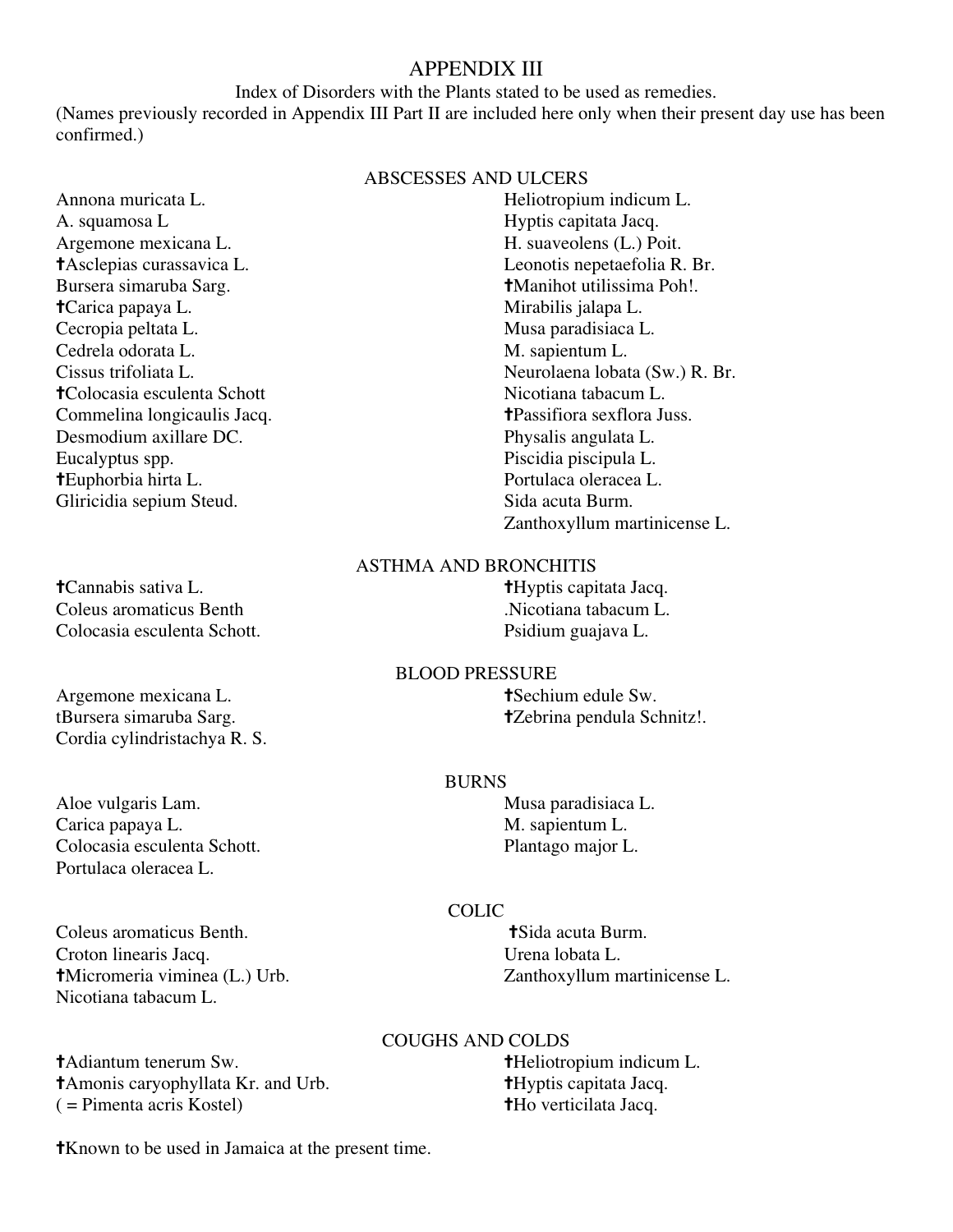# APPENDIX III

Index of Disorders with the Plants stated to be used as remedies.

(Names previously recorded in Appendix III Part II are included here only when their present day use has been confirmed.)

## ABSCESSES AND ULCERS

Annona muricata L.
A. squamosa L
Argemone mexicana L.
†Asclepias curassavica L.
Bursera simaruba Sarg.
†Carica papaya L.
Cecropia peltata L.
Cedrela odorata L.
Cissus trifoliata L.
†Colocasia esculenta Schott
Commelina longicaulis Jacq.
Desmodium axillare DC.
Eucalyptus spp.
†Euphorbia hirta L.
Gliricidia sepium Steud.
Heliotropium indicum L.
Hyptis capitata Jacq.
H. suaveolens (L.) Poit.
Leonotis nepetaefolia R. Br.
†Manihot utilissima Poh!.
Mirabilis jalapa L.
Musa paradisiaca L.
M. sapientum L.
Neurolaena lobata (Sw.) R. Br.
Nicotiana tabacum L.
†Passiflora sexflora Juss.
Physalis angulata L.
Piscidia piscipula L.
Portulaca oleracea L.
Sida acuta Burm.
Zanthoxyllum martinicense L.

## ASTHMA AND BRONCHITIS

†Cannabis sativa L.
Coleus aromaticus Benth
Colocasia esculenta Schott.
†Hyptis capitata Jacq.
.Nicotiana tabacum L.
Psidium guajava L.

## BLOOD PRESSURE

Argemone mexicana L.
tBursera simaruba Sarg.
Cordia cylindristachya R. S.
†Sechium edule Sw.
†Zebrina pendula Schnitz!.

## BURNS

Aloe vulgaris Lam.
Carica papaya L.
Colocasia esculenta Schott.
Portulaca oleracea L.
Musa paradisiaca L.
M. sapientum L.
Plantago major L.

## COLIC

Coleus aromaticus Benth.
Croton linearis Jacq.
†Micromeria viminea (L.) Urb.
Nicotiana tabacum L.
†Sida acuta Burm.
Urena lobata L.
Zanthoxyllum martinicense L.

## COUGHS AND COLDS

†Adiantum tenerum Sw.
†Amonis caryophyllata Kr. and Urb.
( = Pimenta acris Kostel)
†Heliotropium indicum L.
†Hyptis capitata Jacq.
†Ho verticilata Jacq.

†Known to be used in Jamaica at the present time.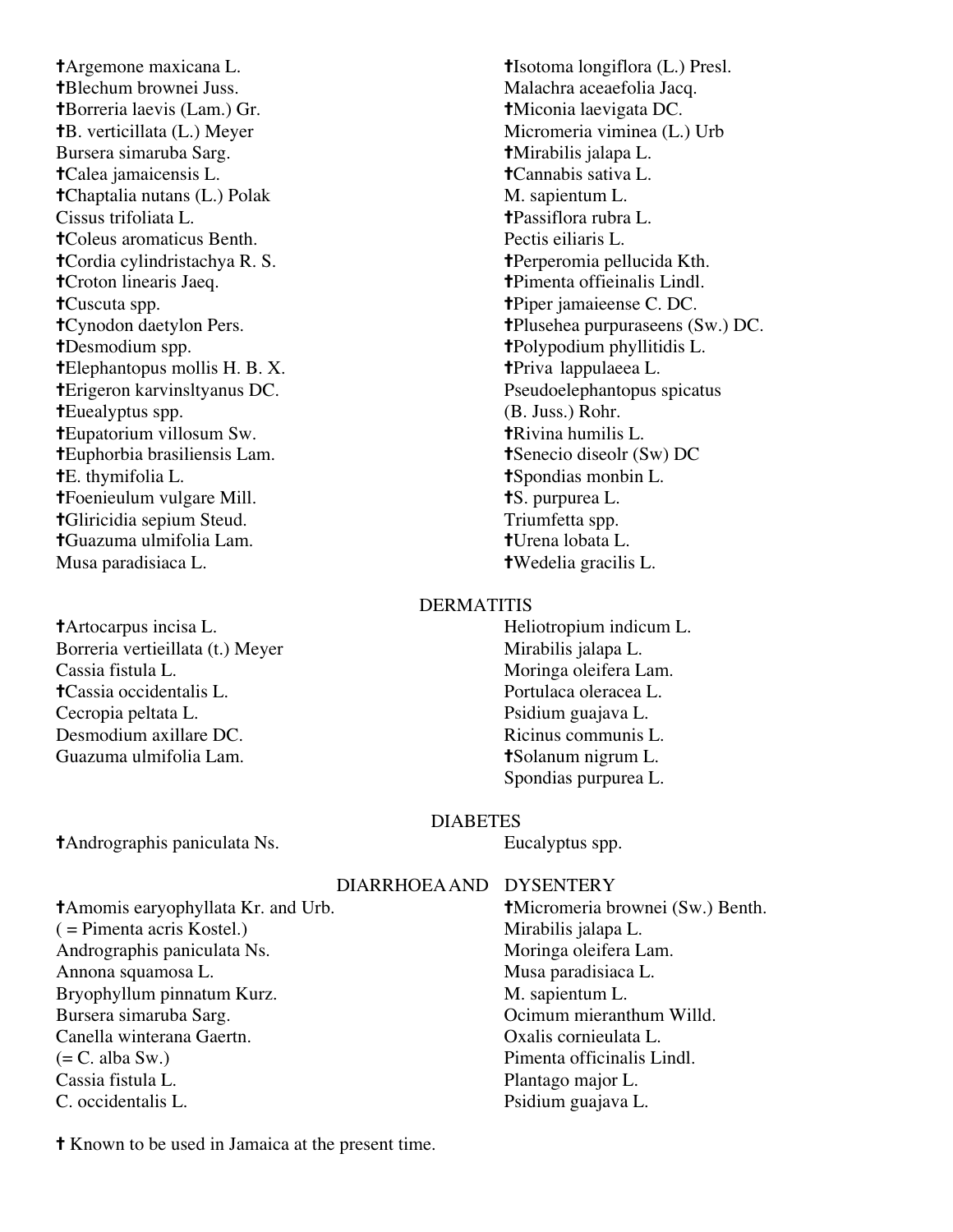†Argemone maxicana L.
†Blechum brownei Juss.
†Borreria laevis (Lam.) Gr.
†B. verticillata (L.) Meyer
Bursera simaruba Sarg.
†Calea jamaicensis L.
†Chaptalia nutans (L.) Polak
Cissus trifoliata L.
†Coleus aromaticus Benth.
†Cordia cylindristachya R. S.
†Croton linearis Jaeq.
†Cuscuta spp.
†Cynodon daetylon Pers.
†Desmodium spp.
†Elephantopus mollis H. B. X.
†Erigeron karvinsltyanus DC.
†Euealyptus spp.
†Eupatorium villosum Sw.
†Euphorbia brasiliensis Lam.
†E. thymifolia L.
†Foenieulum vulgare Mill.
†Gliricidia sepium Steud.
†Guazuma ulmifolia Lam.
Musa paradisiaca L.
†Isotoma longiflora (L.) Presl.
Malachra aceaefolia Jacq.
†Miconia laevigata DC.
Micromeria viminea (L.) Urb
†Mirabilis jalapa L.
†Cannabis sativa L.
M. sapientum L.
†Passiflora rubra L.
Pectis eiliaris L.
†Perperomia pellucida Kth.
†Pimenta offieinalis Lindl.
†Piper jamaieense C. DC.
†Plusehea purpuraseens (Sw.) DC.
†Polypodium phyllitidis L.
†Priva lappulaeea L.
Pseudoelephantopus spicatus (B. Juss.) Rohr.
†Rivina humilis L.
†Senecio diseolr (Sw) DC
†Spondias monbin L.
†S. purpurea L.
Triumfetta spp.
†Urena lobata L.
†Wedelia gracilis L.

## DERMATITIS

†Artocarpus incisa L.
Borreria vertieillata (t.) Meyer
Cassia fistula L.
†Cassia occidentalis L.
Cecropia peltata L.
Desmodium axillare DC.
Guazuma ulmifolia Lam.
Heliotropium indicum L.
Mirabilis jalapa L.
Moringa oleifera Lam.
Portulaca oleracea L.
Psidium guajava L.
Ricinus communis L.
†Solanum nigrum L.
Spondias purpurea L.

## DIABETES

†Andrographis paniculata Ns.
Eucalyptus spp.

## DIARRHOEA AND DYSENTERY

†Amomis earyophyllata Kr. and Urb.
( = Pimenta acris Kostel.)
Andrographis paniculata Ns.
Annona squamosa L.
Bryophyllum pinnatum Kurz.
Bursera simaruba Sarg.
Canella winterana Gaertn.
(= C. alba Sw.)
Cassia fistula L.
C. occidentalis L.
†Micromeria brownei (Sw.) Benth.
Mirabilis jalapa L.
Moringa oleifera Lam.
Musa paradisiaca L.
M. sapientum L.
Ocimum mieranthum Willd.
Oxalis cornieulata L.
Pimenta officinalis Lindl.
Plantago major L.
Psidium guajava L.

† Known to be used in Jamaica at the present time.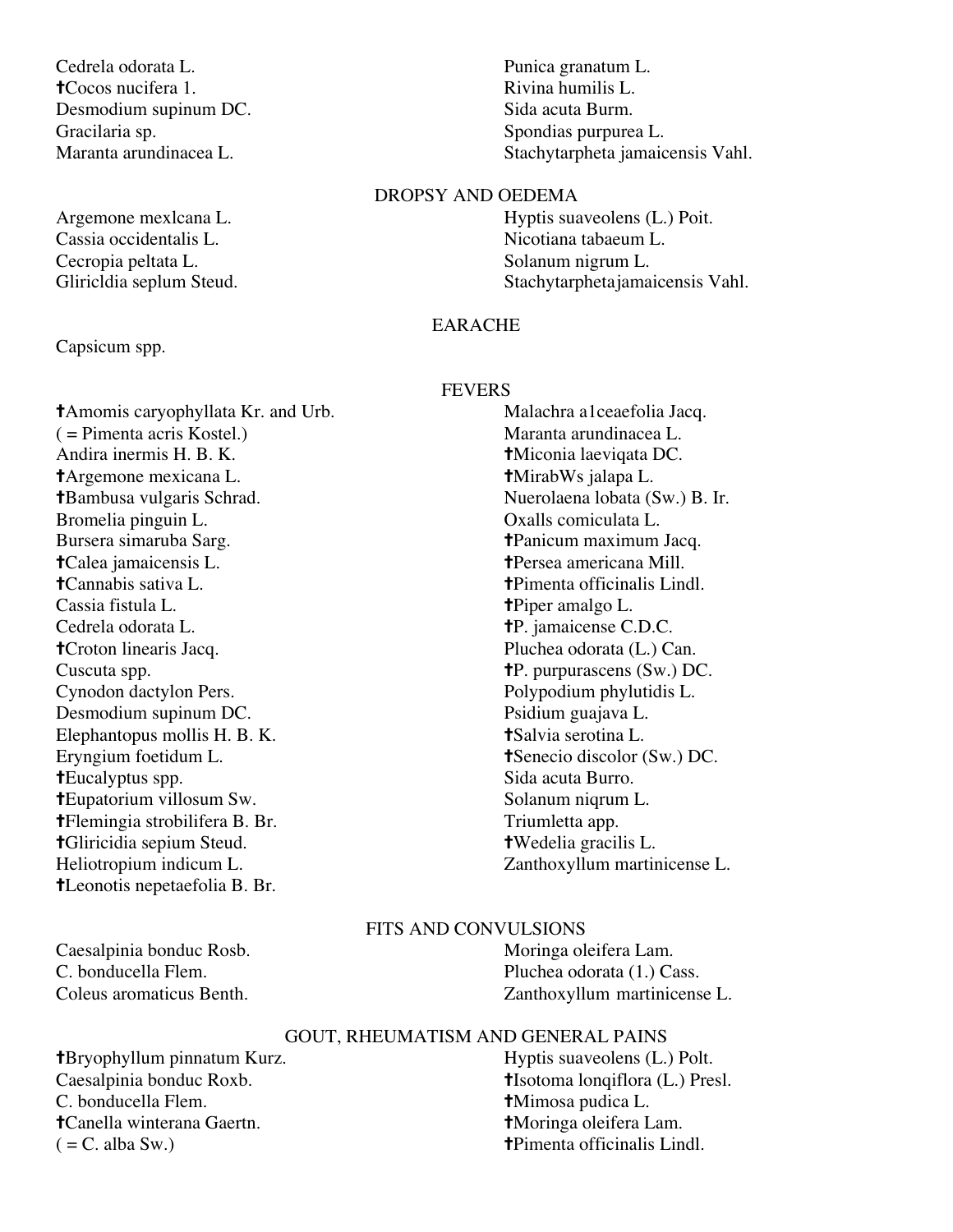Cedrela odorata L.
†Cocos nucifera 1.
Desmodium supinum DC.
Gracilaria sp.
Maranta arundinacea L.
Punica granatum L.
Rivina humilis L.
Sida acuta Burm.
Spondias purpurea L.
Stachytarpheta jamaicensis Vahl.

## DROPSY AND OEDEMA

Argemone mexlcana L.
Cassia occidentalis L.
Cecropia peltata L.
Gliricldia seplum Steud.
Hyptis suaveolens (L.) Poit.
Nicotiana tabaeum L.
Solanum nigrum L.
Stachytarphetajamaicensis Vahl.

## EARACHE

Capsicum spp.

## FEVERS

†Amomis caryophyllata Kr. and Urb.
( = Pimenta acris Kostel.)
Andira inermis H. B. K.
†Argemone mexicana L.
†Bambusa vulgaris Schrad.
Bromelia pinguin L.
Bursera simaruba Sarg.
†Calea jamaicensis L.
†Cannabis sativa L.
Cassia fistula L.
Cedrela odorata L.
†Croton linearis Jacq.
Cuscuta spp.
Cynodon dactylon Pers.
Desmodium supinum DC.
Elephantopus mollis H. B. K.
Eryngium foetidum L.
†Eucalyptus spp.
†Eupatorium villosum Sw.
†Flemingia strobilifera B. Br.
†Gliricidia sepium Steud.
Heliotropium indicum L.
†Leonotis nepetaefolia B. Br.
Malachra a1ceaefolia Jacq.
Maranta arundinacea L.
†Miconia laeviqata DC.
†MirabWs jalapa L.
Nuerolaena lobata (Sw.) B. Ir.
Oxalls comiculata L.
†Panicum maximum Jacq.
†Persea americana Mill.
†Pimenta officinalis Lindl.
†Piper amalgo L.
†P. jamaicense C.D.C.
Pluchea odorata (L.) Can.
†P. purpurascens (Sw.) DC.
Polypodium phylutidis L.
Psidium guajava L.
†Salvia serotina L.
†Senecio discolor (Sw.) DC.
Sida acuta Burro.
Solanum niqrum L.
Triumletta app.
†Wedelia gracilis L.
Zanthoxyllum martinicense L.

## FITS AND CONVULSIONS

Caesalpinia bonduc Rosb.
C. bonducella Flem.
Coleus aromaticus Benth.
Moringa oleifera Lam.
Pluchea odorata (1.) Cass.
Zanthoxyllum martinicense L.

## GOUT, RHEUMATISM AND GENERAL PAINS

†Bryophyllum pinnatum Kurz.
Caesalpinia bonduc Roxb.
C. bonducella Flem.
†Canella winterana Gaertn.
( = C. alba Sw.)
Hyptis suaveolens (L.) Polt.
†Isotoma lonqiflora (L.) Presl.
†Mimosa pudica L.
†Moringa oleifera Lam.
†Pimenta officinalis Lindl.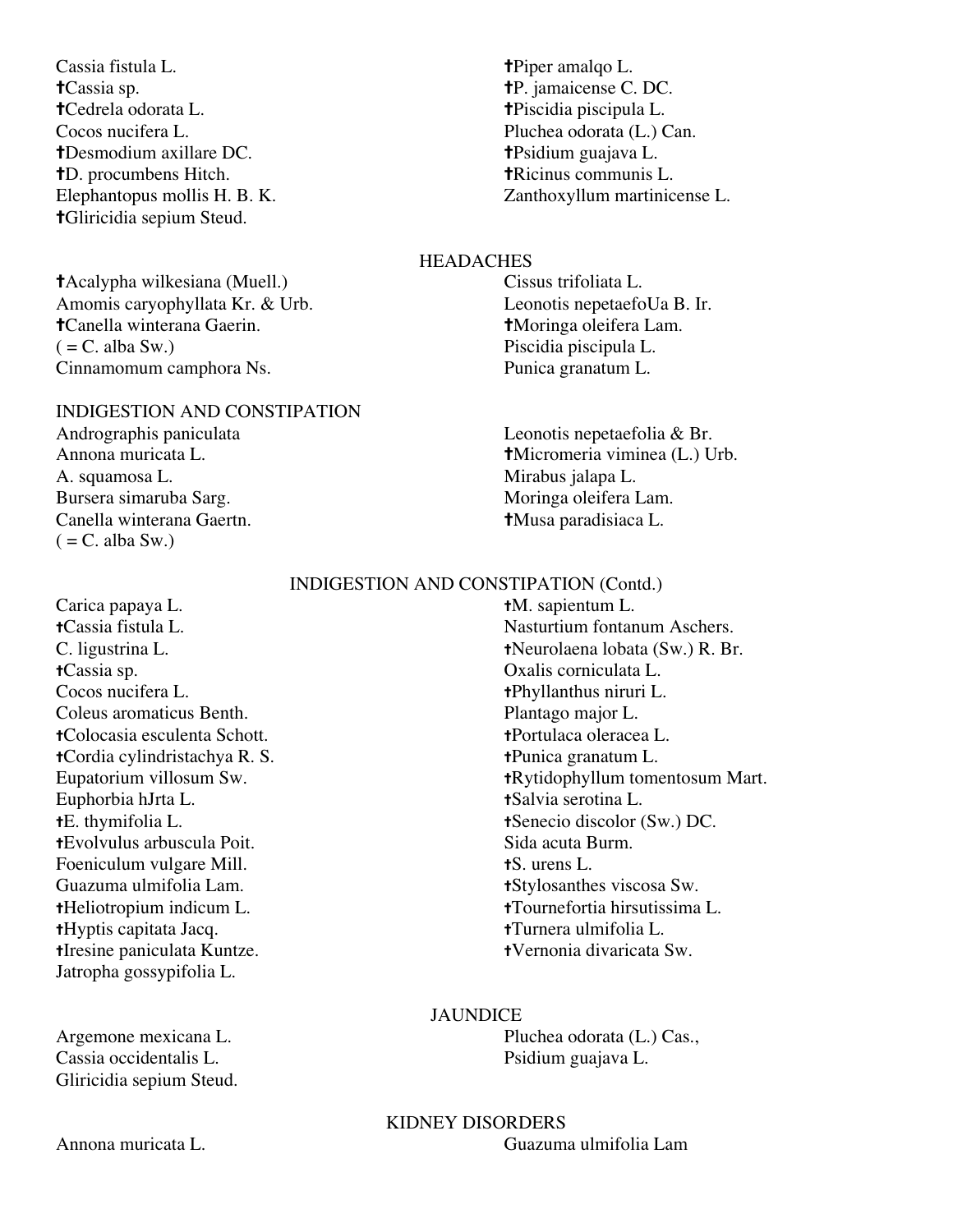Cassia fistula L.
✝Cassia sp.
✝Cedrela odorata L.
Cocos nucifera L.
✝Desmodium axillare DC.
✝D. procumbens Hitch.
Elephantopus mollis H. B. K.
✝Gliricidia sepium Steud.
✝Piper amalqo L.
✝P. jamaicense C. DC.
✝Piscidia piscipula L.
Pluchea odorata (L.) Can.
✝Psidium guajava L.
✝Ricinus communis L.
Zanthoxyllum martinicense L.

## HEADACHES

✝Acalypha wilkesiana (Muell.)
Amomis caryophyllata Kr. & Urb.
✝Canella winterana Gaerin.
( = C. alba Sw.)
Cinnamomum camphora Ns.
Cissus trifoliata L.
Leonotis nepetaefoUa B. Ir.
✝Moringa oleifera Lam.
Piscidia piscipula L.
Punica granatum L.

## INDIGESTION AND CONSTIPATION

Andrographis paniculata
Annona muricata L.
A. squamosa L.
Bursera simaruba Sarg.
Canella winterana Gaertn.
( = C. alba Sw.)
Leonotis nepetaefolia & Br.
✝Micromeria viminea (L.) Urb.
Mirabus jalapa L.
Moringa oleifera Lam.
✝Musa paradisiaca L.

## INDIGESTION AND CONSTIPATION (Contd.)

Carica papaya L.
✝Cassia fistula L.
C. ligustrina L.
✝Cassia sp.
Cocos nucifera L.
Coleus aromaticus Benth.
✝Colocasia esculenta Schott.
✝Cordia cylindristachya R. S.
Eupatorium villosum Sw.
Euphorbia hJrta L.
✝E. thymifolia L.
✝Evolvulus arbuscula Poit.
Foeniculum vulgare Mill.
Guazuma ulmifolia Lam.
✝Heliotropium indicum L.
✝Hyptis capitata Jacq.
✝Iresine paniculata Kuntze.
Jatropha gossypifolia L.
✝M. sapientum L.
Nasturtium fontanum Aschers.
✝Neurolaena lobata (Sw.) R. Br.
Oxalis corniculata L.
✝Phyllanthus niruri L.
Plantago major L.
✝Portulaca oleracea L.
✝Punica granatum L.
✝Rytidophyllum tomentosum Mart.
✝Salvia serotina L.
✝Senecio discolor (Sw.) DC.
Sida acuta Burm.
✝S. urens L.
✝Stylosanthes viscosa Sw.
✝Tournefortia hirsutissima L.
✝Turnera ulmifolia L.
✝Vernonia divaricata Sw.

## JAUNDICE

Argemone mexicana L.
Cassia occidentalis L.
Gliricidia sepium Steud.
Pluchea odorata (L.) Cas.,
Psidium guajava L.

## KIDNEY DISORDERS

Annona muricata L.
Guazuma ulmifolia Lam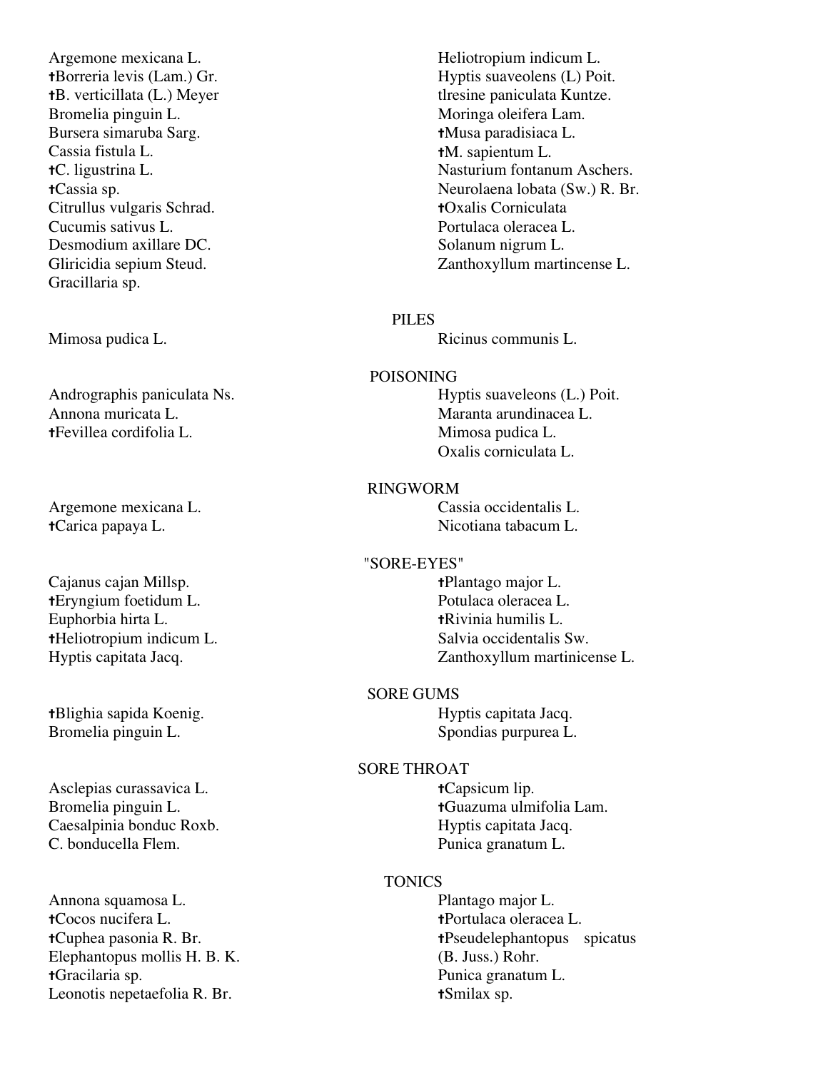Argemone mexicana L.
†Borreria levis (Lam.) Gr.
†B. verticillata (L.) Meyer
Bromelia pinguin L.
Bursera simaruba Sarg.
Cassia fistula L.
†C. ligustrina L.
†Cassia sp.
Citrullus vulgaris Schrad.
Cucumis sativus L.
Desmodium axillare DC.
Gliricidia sepium Steud.
Gracillaria sp.

Mimosa pudica L.

Andrographis paniculata Ns.
Annona muricata L.
†Fevillea cordifolia L.

Argemone mexicana L.
†Carica papaya L.

Cajanus cajan Millsp.
†Eryngium foetidum L.
Euphorbia hirta L.
†Heliotropium indicum L.
Hyptis capitata Jacq.

†Blighia sapida Koenig.
Bromelia pinguin L.

Asclepias curassavica L.
Bromelia pinguin L.
Caesalpinia bonduc Roxb.
C. bonducella Flem.

Annona squamosa L.
†Cocos nucifera L.
†Cuphea pasonia R. Br.
Elephantopus mollis H. B. K.
†Gracilaria sp.
Leonotis nepetaefolia R. Br.

Heliotropium indicum L.
Hyptis suaveolens (L) Poit.
tlresine paniculata Kuntze.
Moringa oleifera Lam.
†Musa paradisiaca L.
†M. sapientum L.
Nasturium fontanum Aschers.
Neurolaena lobata (Sw.) R. Br.
†Oxalis Corniculata
Portulaca oleracea L.
Solanum nigrum L.
Zanthoxyllum martincense L.

PILES

Ricinus communis L.

POISONING

Hyptis suaveleons (L.) Poit.
Maranta arundinacea L.
Mimosa pudica L.
Oxalis corniculata L.

RINGWORM

Cassia occidentalis L.
Nicotiana tabacum L.

"SORE-EYES"

†Plantago major L.
Potulaca oleracea L.
†Rivinia humilis L.
Salvia occidentalis Sw.
Zanthoxyllum martinicense L.

SORE GUMS

Hyptis capitata Jacq.
Spondias purpurea L.

SORE THROAT

†Capsicum lip.
†Guazuma ulmifolia Lam.
Hyptis capitata Jacq.
Punica granatum L.

TONICS

Plantago major L.
†Portulaca oleracea L.
†Pseudelephantopus spicatus (B. Juss.) Rohr.
Punica granatum L.
†Smilax sp.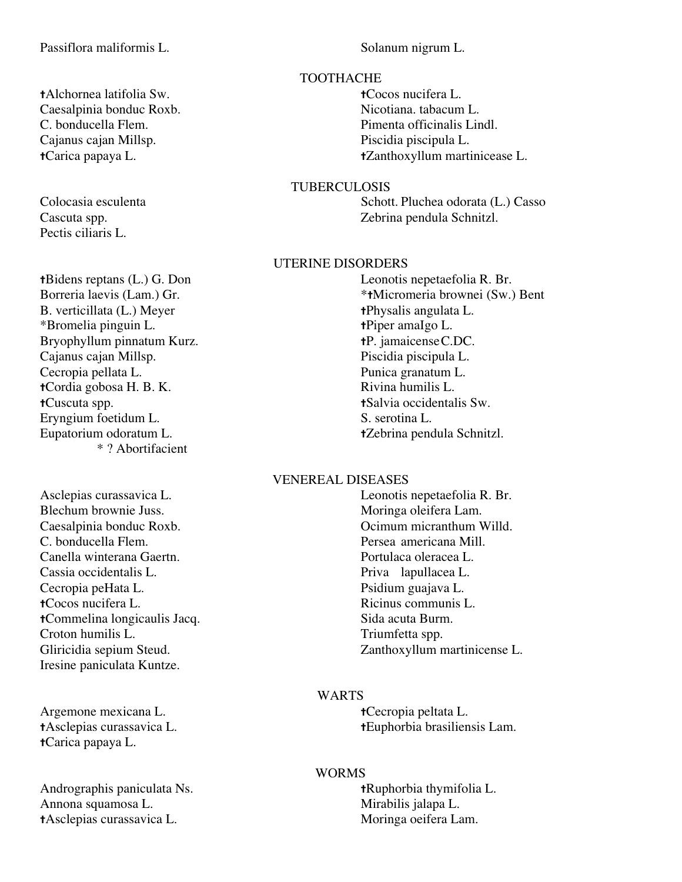Passiflora maliformis L.
Solanum nigrum L.

## TOOTHACHE

†Alchornea latifolia Sw.
Caesalpinia bonduc Roxb.
C. bonducella Flem.
Cajanus cajan Millsp.
†Carica papaya L.
†Cocos nucifera L.
Nicotiana. tabacum L.
Pimenta officinalis Lindl.
Piscidia piscipula L.
†Zanthoxyllum martinicease L.

## TUBERCULOSIS

Colocasia esculenta
Cascuta spp.
Pectis ciliaris L.
Schott. Pluchea odorata (L.) Casso
Zebrina pendula Schnitzl.

## UTERINE DISORDERS

†Bidens reptans (L.) G. Don
Borreria laevis (Lam.) Gr.
B. verticillata (L.) Meyer
*Bromelia pinguin L.
Bryophyllum pinnatum Kurz.
Cajanus cajan Millsp.
Cecropia pellata L.
†Cordia gobosa H. B. K.
†Cuscuta spp.
Eryngium foetidum L.
Eupatorium odoratum L.
Leonotis nepetaefolia R. Br.
*†Micromeria brownei (Sw.) Bent
†Physalis angulata L.
†Piper amaIgo L.
†P. jamaicense C.DC.
Piscidia piscipula L.
Punica granatum L.
Rivina humilis L.
†Salvia occidentalis Sw.
S. serotina L.
†Zebrina pendula Schnitzl.

\* ? Abortifacient

## VENEREAL DISEASES

Asclepias curassavica L.
Blechum brownie Juss.
Caesalpinia bonduc Roxb.
C. bonducella Flem.
Canella winterana Gaertn.
Cassia occidentalis L.
Cecropia peHata L.
†Cocos nucifera L.
†Commelina longicaulis Jacq.
Croton humilis L.
Gliricidia sepium Steud.
Iresine paniculata Kuntze.
Leonotis nepetaefolia R. Br.
Moringa oleifera Lam.
Ocimum micranthum Willd.
Persea americana Mill.
Portulaca oleracea L.
Priva lapullacea L.
Psidium guajava L.
Ricinus communis L.
Sida acuta Burm.
Triumfetta spp.
Zanthoxyllum martinicense L.

## WARTS

Argemone mexicana L.
†Asclepias curassavica L.
†Carica papaya L.
†Cecropia peltata L.
†Euphorbia brasiliensis Lam.

## WORMS

Andrographis paniculata Ns.
Annona squamosa L.
†Asclepias curassavica L.
†Ruphorbia thymifolia L.
Mirabilis jalapa L.
Moringa oeifera Lam.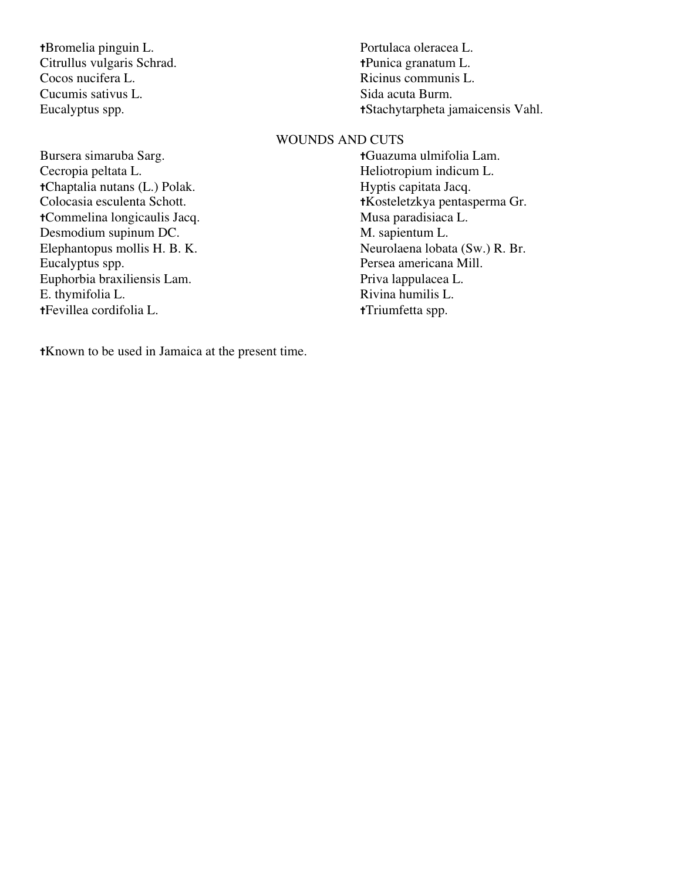†Bromelia pinguin L.
Citrullus vulgaris Schrad.
Cocos nucifera L.
Cucumis sativus L.
Eucalyptus spp.
Portulaca oleracea L.
†Punica granatum L.
Ricinus communis L.
Sida acuta Burm.
†Stachytarpheta jamaicensis Vahl.

## WOUNDS AND CUTS

Bursera simaruba Sarg.
Cecropia peltata L.
†Chaptalia nutans (L.) Polak.
Colocasia esculenta Schott.
†Commelina longicaulis Jacq.
Desmodium supinum DC.
Elephantopus mollis H. B. K.
Eucalyptus spp.
Euphorbia braxiliensis Lam.
E. thymifolia L.
†Fevillea cordifolia L.
†Guazuma ulmifolia Lam.
Heliotropium indicum L.
Hyptis capitata Jacq.
†Kosteletzkya pentasperma Gr.
Musa paradisiaca L.
M. sapientum L.
Neurolaena lobata (Sw.) R. Br.
Persea americana Mill.
Priva lappulacea L.
Rivina humilis L.
†Triumfetta spp.

†Known to be used in Jamaica at the present time.